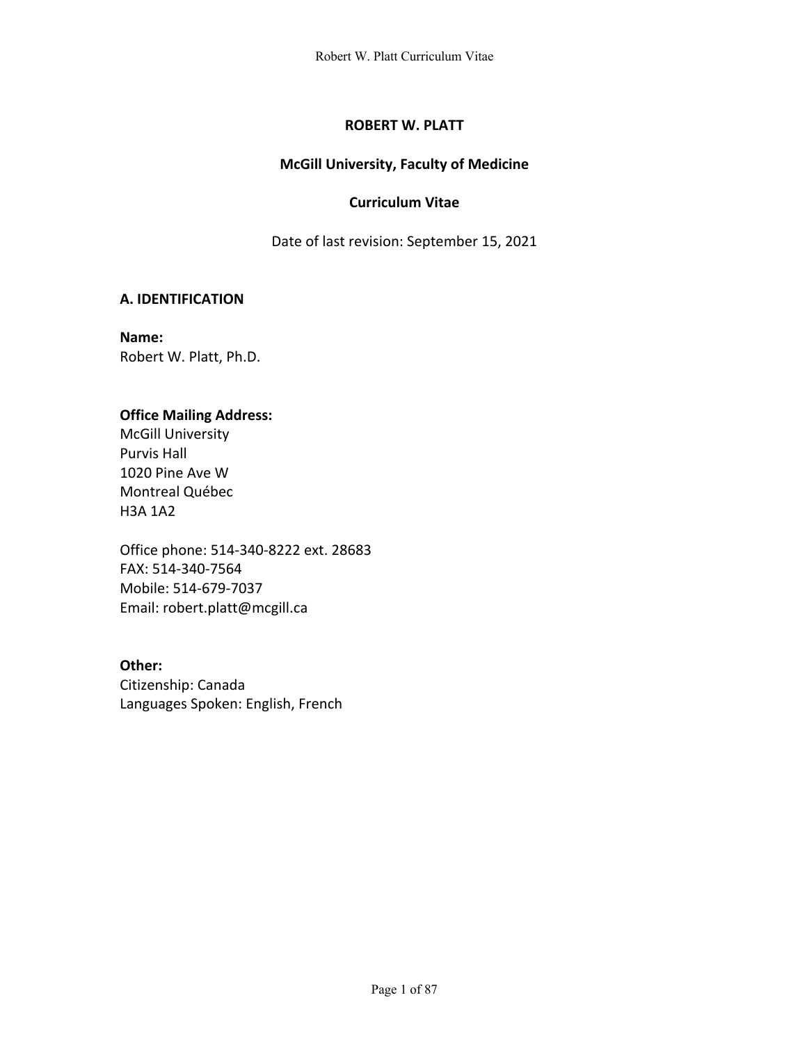# ROBERT W. PLATT

## McGill University, Faculty of Medicine

## Curriculum Vitae

Date of last revision: September 15, 2021

## A. IDENTIFICATION

**Name:**
Robert W. Platt, Ph.D.

**Office Mailing Address:**
McGill University
Purvis Hall
1020 Pine Ave W
Montreal Québec
H3A 1A2

Office phone: 514-340-8222 ext. 28683
FAX: 514-340-7564
Mobile: 514-679-7037
Email: robert.platt@mcgill.ca

**Other:**
Citizenship: Canada
Languages Spoken: English, French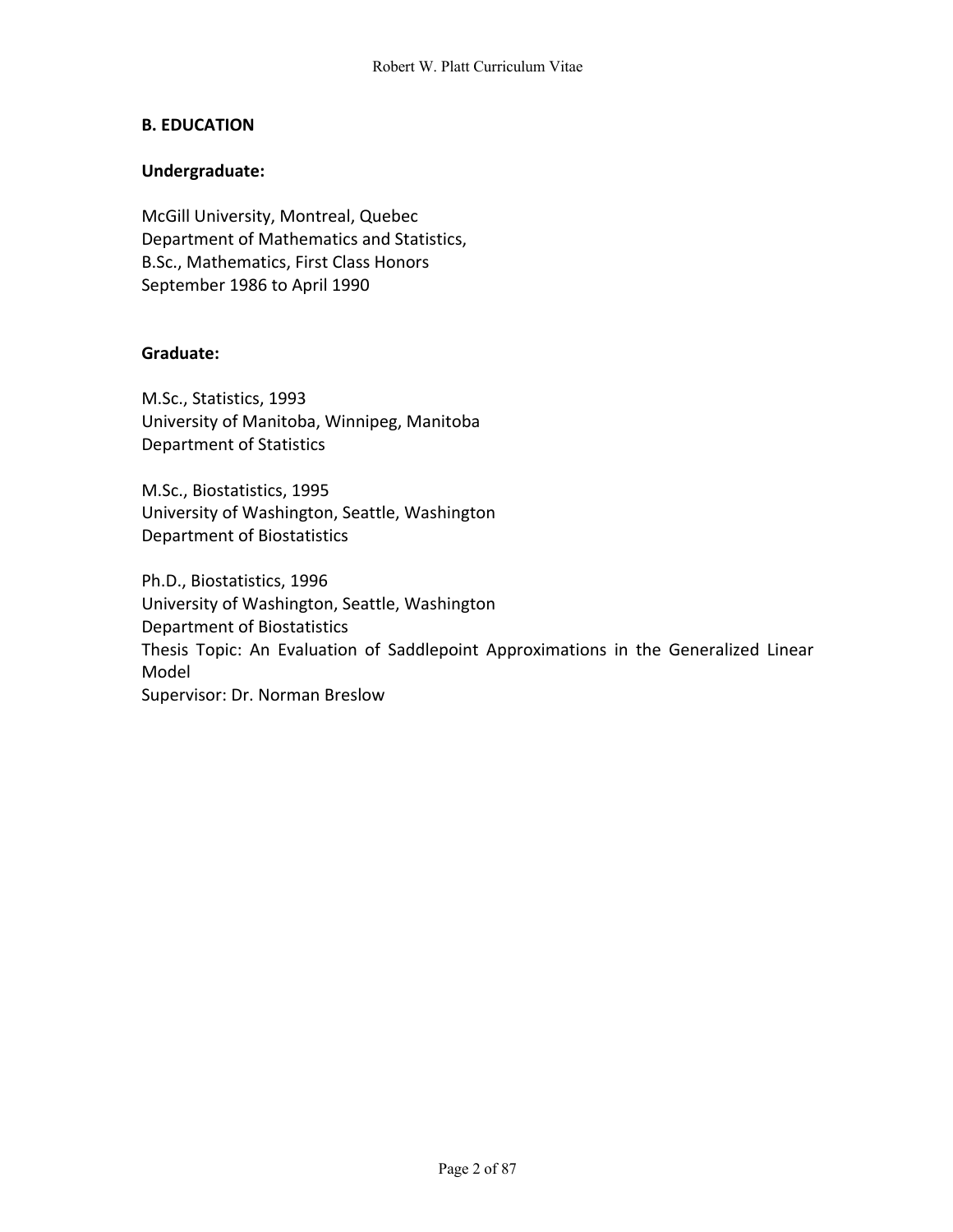## B. EDUCATION

### Undergraduate:

McGill University, Montreal, Quebec
Department of Mathematics and Statistics,
B.Sc., Mathematics, First Class Honors
September 1986 to April 1990

### Graduate:

M.Sc., Statistics, 1993
University of Manitoba, Winnipeg, Manitoba
Department of Statistics

M.Sc., Biostatistics, 1995
University of Washington, Seattle, Washington
Department of Biostatistics

Ph.D., Biostatistics, 1996
University of Washington, Seattle, Washington
Department of Biostatistics
Thesis Topic: An Evaluation of Saddlepoint Approximations in the Generalized Linear Model
Supervisor: Dr. Norman Breslow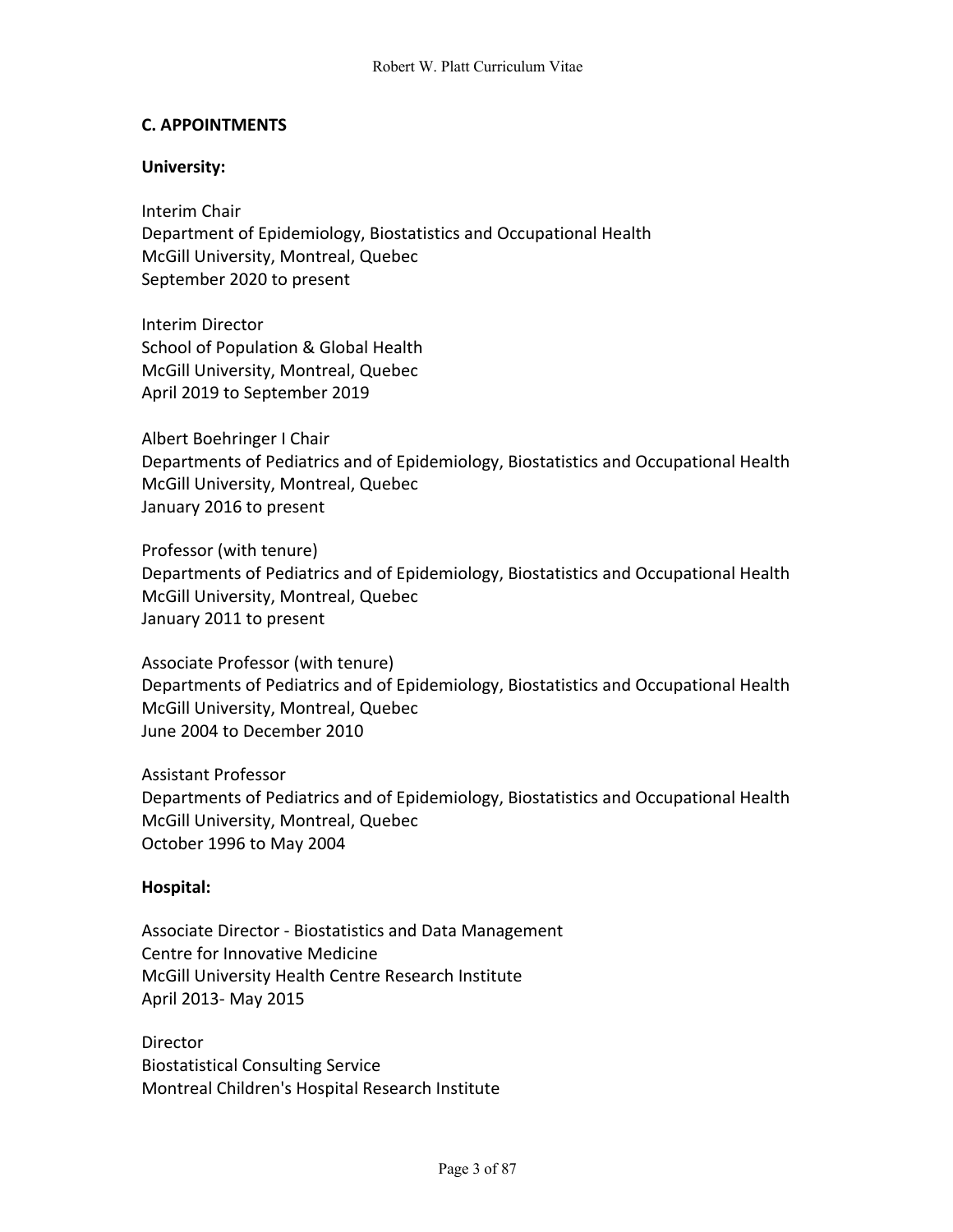## C. APPOINTMENTS

**University:**

Interim Chair
Department of Epidemiology, Biostatistics and Occupational Health
McGill University, Montreal, Quebec
September 2020 to present

Interim Director
School of Population & Global Health
McGill University, Montreal, Quebec
April 2019 to September 2019

Albert Boehringer I Chair
Departments of Pediatrics and of Epidemiology, Biostatistics and Occupational Health
McGill University, Montreal, Quebec
January 2016 to present

Professor (with tenure)
Departments of Pediatrics and of Epidemiology, Biostatistics and Occupational Health
McGill University, Montreal, Quebec
January 2011 to present

Associate Professor (with tenure)
Departments of Pediatrics and of Epidemiology, Biostatistics and Occupational Health
McGill University, Montreal, Quebec
June 2004 to December 2010

Assistant Professor
Departments of Pediatrics and of Epidemiology, Biostatistics and Occupational Health
McGill University, Montreal, Quebec
October 1996 to May 2004

**Hospital:**

Associate Director - Biostatistics and Data Management
Centre for Innovative Medicine
McGill University Health Centre Research Institute
April 2013- May 2015

Director
Biostatistical Consulting Service
Montreal Children's Hospital Research Institute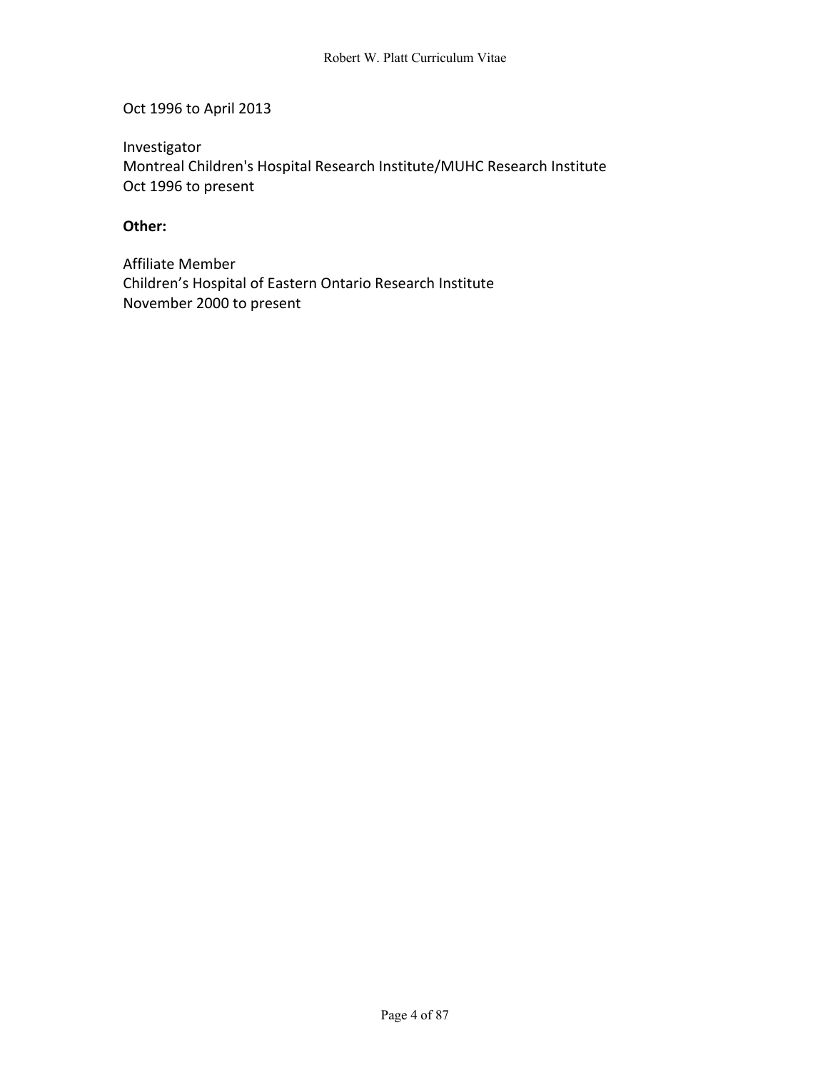Oct 1996 to April 2013

Investigator
Montreal Children's Hospital Research Institute/MUHC Research Institute
Oct 1996 to present

**Other:**

Affiliate Member
Children's Hospital of Eastern Ontario Research Institute
November 2000 to present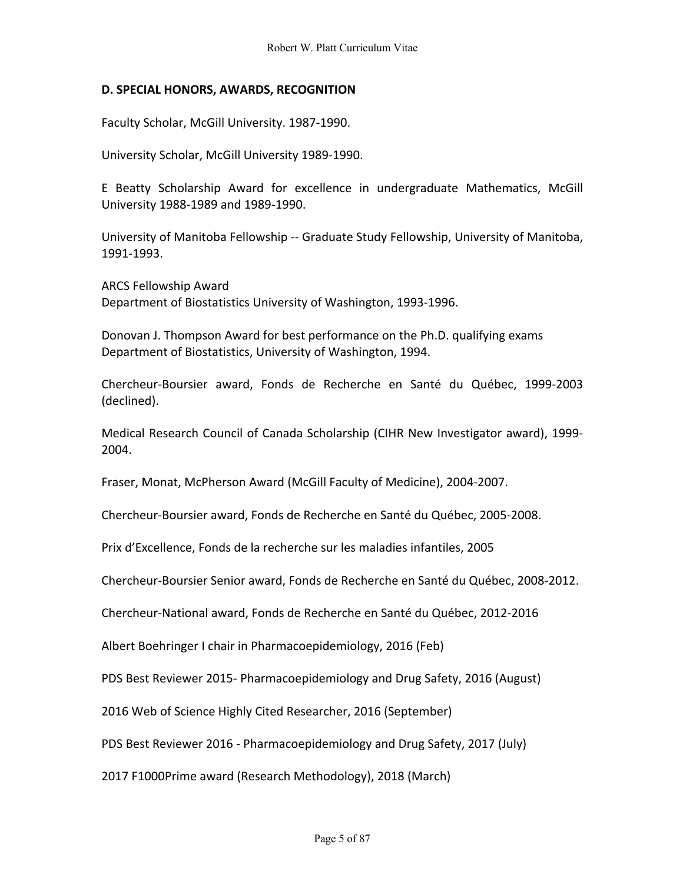## D. SPECIAL HONORS, AWARDS, RECOGNITION

Faculty Scholar, McGill University. 1987-1990.

University Scholar, McGill University 1989-1990.

E Beatty Scholarship Award for excellence in undergraduate Mathematics, McGill University 1988-1989 and 1989-1990.

University of Manitoba Fellowship -- Graduate Study Fellowship, University of Manitoba, 1991-1993.

ARCS Fellowship Award
Department of Biostatistics University of Washington, 1993-1996.

Donovan J. Thompson Award for best performance on the Ph.D. qualifying exams
Department of Biostatistics, University of Washington, 1994.

Chercheur-Boursier award, Fonds de Recherche en Santé du Québec, 1999-2003 (declined).

Medical Research Council of Canada Scholarship (CIHR New Investigator award), 1999-2004.

Fraser, Monat, McPherson Award (McGill Faculty of Medicine), 2004-2007.

Chercheur-Boursier award, Fonds de Recherche en Santé du Québec, 2005-2008.

Prix d'Excellence, Fonds de la recherche sur les maladies infantiles, 2005

Chercheur-Boursier Senior award, Fonds de Recherche en Santé du Québec, 2008-2012.

Chercheur-National award, Fonds de Recherche en Santé du Québec, 2012-2016

Albert Boehringer I chair in Pharmacoepidemiology, 2016 (Feb)

PDS Best Reviewer 2015- Pharmacoepidemiology and Drug Safety, 2016 (August)

2016 Web of Science Highly Cited Researcher, 2016 (September)

PDS Best Reviewer 2016 - Pharmacoepidemiology and Drug Safety, 2017 (July)

2017 F1000Prime award (Research Methodology), 2018 (March)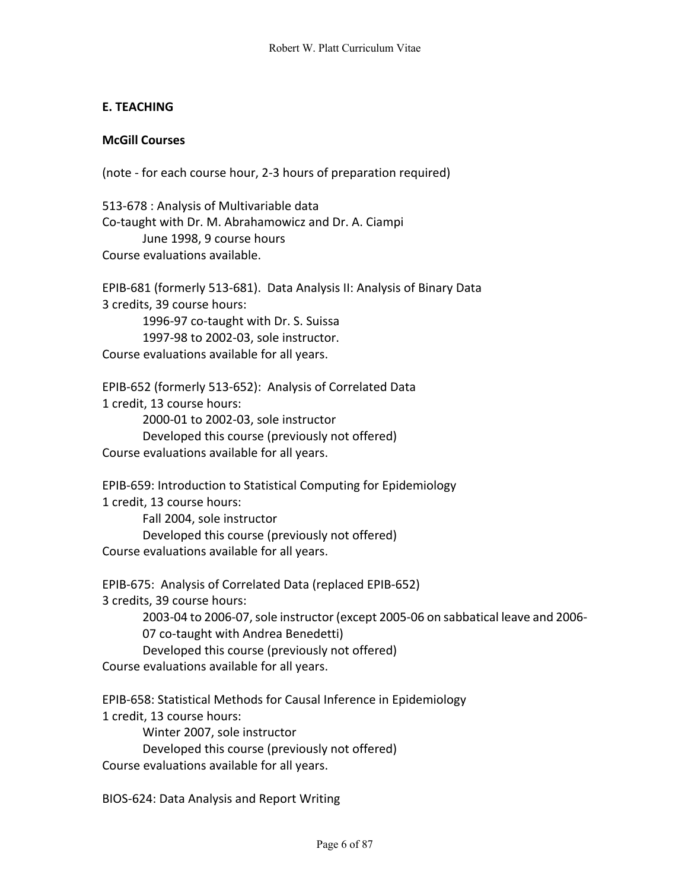## E. TEACHING

### McGill Courses

(note - for each course hour, 2-3 hours of preparation required)

513-678 : Analysis of Multivariable data
Co-taught with Dr. M. Abrahamowicz and Dr. A. Ciampi
    June 1998, 9 course hours
Course evaluations available.

EPIB-681 (formerly 513-681). Data Analysis II: Analysis of Binary Data
3 credits, 39 course hours:
    1996-97 co-taught with Dr. S. Suissa
    1997-98 to 2002-03, sole instructor.
Course evaluations available for all years.

EPIB-652 (formerly 513-652): Analysis of Correlated Data
1 credit, 13 course hours:
    2000-01 to 2002-03, sole instructor
    Developed this course (previously not offered)
Course evaluations available for all years.

EPIB-659: Introduction to Statistical Computing for Epidemiology
1 credit, 13 course hours:
    Fall 2004, sole instructor
    Developed this course (previously not offered)
Course evaluations available for all years.

EPIB-675: Analysis of Correlated Data (replaced EPIB-652)
3 credits, 39 course hours:
    2003-04 to 2006-07, sole instructor (except 2005-06 on sabbatical leave and 2006-07 co-taught with Andrea Benedetti)
    Developed this course (previously not offered)
Course evaluations available for all years.

EPIB-658: Statistical Methods for Causal Inference in Epidemiology
1 credit, 13 course hours:
    Winter 2007, sole instructor
    Developed this course (previously not offered)
Course evaluations available for all years.

BIOS-624: Data Analysis and Report Writing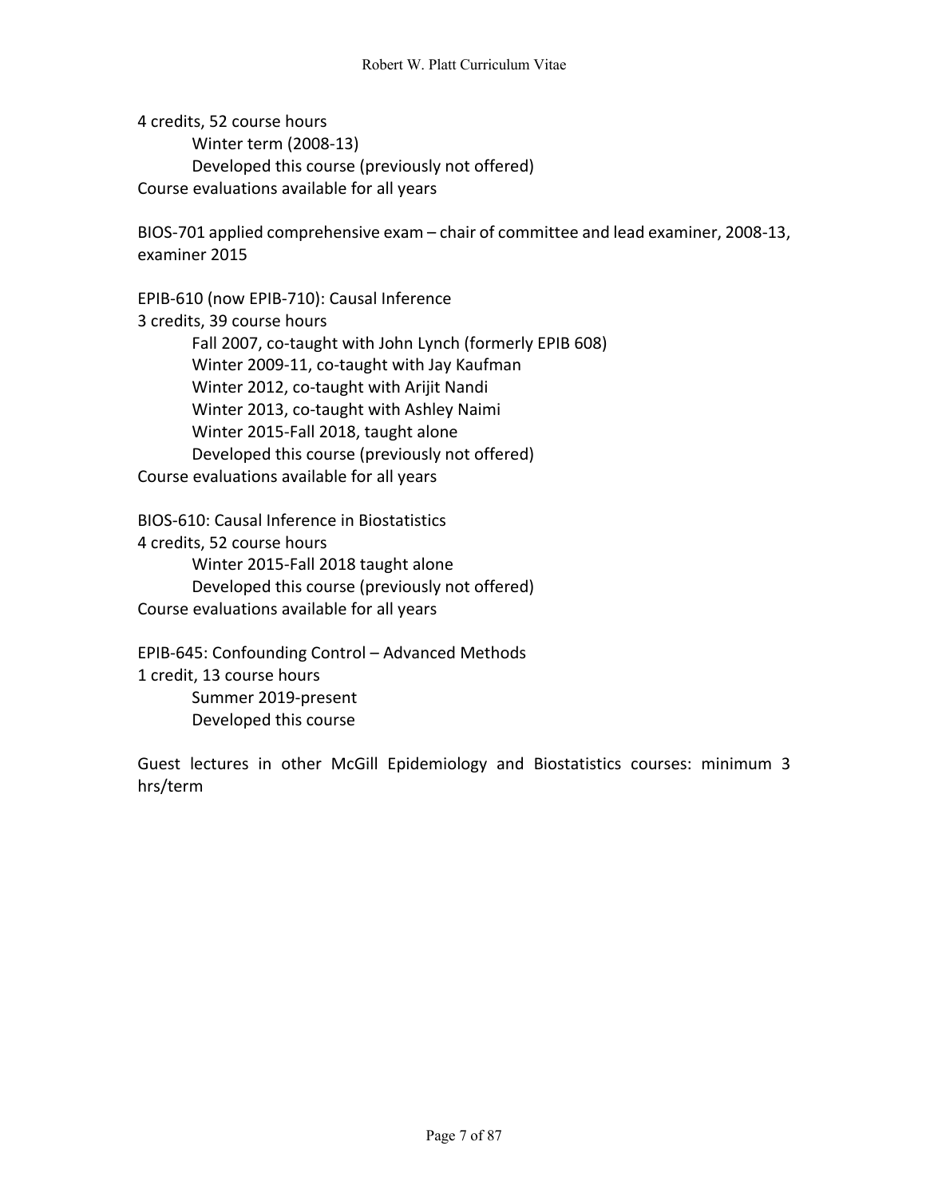4 credits, 52 course hours

Winter term (2008-13)

Developed this course (previously not offered)

Course evaluations available for all years

BIOS-701 applied comprehensive exam – chair of committee and lead examiner, 2008-13, examiner 2015

EPIB-610 (now EPIB-710): Causal Inference

3 credits, 39 course hours

Fall 2007, co-taught with John Lynch (formerly EPIB 608)

Winter 2009-11, co-taught with Jay Kaufman

Winter 2012, co-taught with Arijit Nandi

Winter 2013, co-taught with Ashley Naimi

Winter 2015-Fall 2018, taught alone

Developed this course (previously not offered)

Course evaluations available for all years

BIOS-610: Causal Inference in Biostatistics

4 credits, 52 course hours

Winter 2015-Fall 2018 taught alone

Developed this course (previously not offered)

Course evaluations available for all years

EPIB-645: Confounding Control – Advanced Methods

1 credit, 13 course hours

Summer 2019-present

Developed this course

Guest lectures in other McGill Epidemiology and Biostatistics courses: minimum 3 hrs/term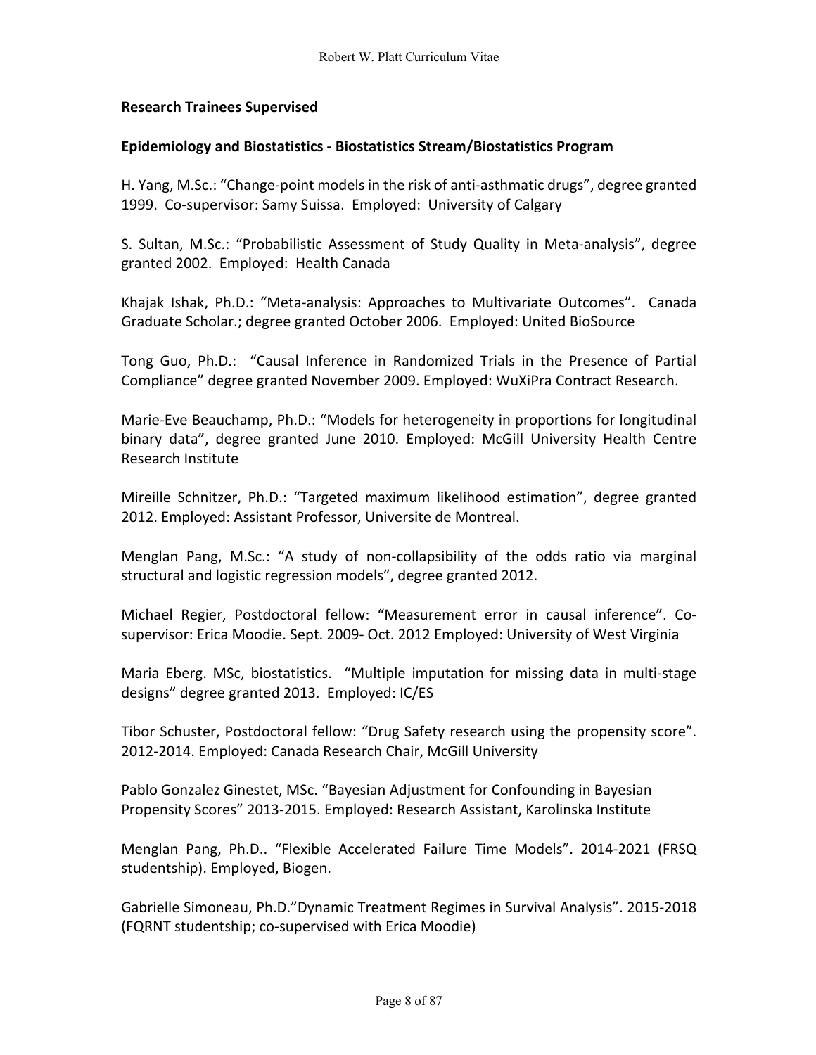## Research Trainees Supervised

### Epidemiology and Biostatistics - Biostatistics Stream/Biostatistics Program

H. Yang, M.Sc.: "Change-point models in the risk of anti-asthmatic drugs", degree granted 1999. Co-supervisor: Samy Suissa. Employed: University of Calgary

S. Sultan, M.Sc.: "Probabilistic Assessment of Study Quality in Meta-analysis", degree granted 2002. Employed: Health Canada

Khajak Ishak, Ph.D.: "Meta-analysis: Approaches to Multivariate Outcomes". Canada Graduate Scholar.; degree granted October 2006. Employed: United BioSource

Tong Guo, Ph.D.: "Causal Inference in Randomized Trials in the Presence of Partial Compliance" degree granted November 2009. Employed: WuXiPra Contract Research.

Marie-Eve Beauchamp, Ph.D.: "Models for heterogeneity in proportions for longitudinal binary data", degree granted June 2010. Employed: McGill University Health Centre Research Institute

Mireille Schnitzer, Ph.D.: "Targeted maximum likelihood estimation", degree granted 2012. Employed: Assistant Professor, Universite de Montreal.

Menglan Pang, M.Sc.: "A study of non-collapsibility of the odds ratio via marginal structural and logistic regression models", degree granted 2012.

Michael Regier, Postdoctoral fellow: "Measurement error in causal inference". Co-supervisor: Erica Moodie. Sept. 2009- Oct. 2012 Employed: University of West Virginia

Maria Eberg. MSc, biostatistics. "Multiple imputation for missing data in multi-stage designs" degree granted 2013. Employed: IC/ES

Tibor Schuster, Postdoctoral fellow: "Drug Safety research using the propensity score". 2012-2014. Employed: Canada Research Chair, McGill University

Pablo Gonzalez Ginestet, MSc. "Bayesian Adjustment for Confounding in Bayesian Propensity Scores" 2013-2015. Employed: Research Assistant, Karolinska Institute

Menglan Pang, Ph.D.. "Flexible Accelerated Failure Time Models". 2014-2021 (FRSQ studentship). Employed, Biogen.

Gabrielle Simoneau, Ph.D."Dynamic Treatment Regimes in Survival Analysis". 2015-2018 (FQRNT studentship; co-supervised with Erica Moodie)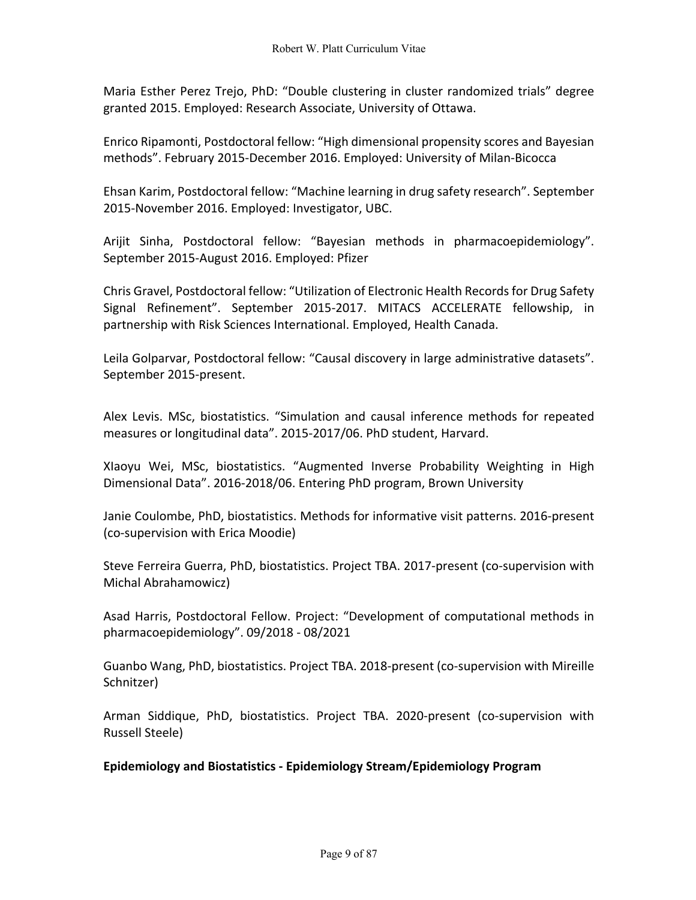Maria Esther Perez Trejo, PhD: “Double clustering in cluster randomized trials” degree granted 2015. Employed: Research Associate, University of Ottawa.

Enrico Ripamonti, Postdoctoral fellow: “High dimensional propensity scores and Bayesian methods”. February 2015-December 2016. Employed: University of Milan-Bicocca

Ehsan Karim, Postdoctoral fellow: “Machine learning in drug safety research”. September 2015-November 2016. Employed: Investigator, UBC.

Arijit Sinha, Postdoctoral fellow: “Bayesian methods in pharmacoepidemiology”. September 2015-August 2016. Employed: Pfizer

Chris Gravel, Postdoctoral fellow: “Utilization of Electronic Health Records for Drug Safety Signal Refinement”. September 2015-2017. MITACS ACCELERATE fellowship, in partnership with Risk Sciences International. Employed, Health Canada.

Leila Golparvar, Postdoctoral fellow: “Causal discovery in large administrative datasets”. September 2015-present.

Alex Levis. MSc, biostatistics. “Simulation and causal inference methods for repeated measures or longitudinal data”. 2015-2017/06. PhD student, Harvard.

XIaoyu Wei, MSc, biostatistics. “Augmented Inverse Probability Weighting in High Dimensional Data”. 2016-2018/06. Entering PhD program, Brown University

Janie Coulombe, PhD, biostatistics. Methods for informative visit patterns. 2016-present (co-supervision with Erica Moodie)

Steve Ferreira Guerra, PhD, biostatistics. Project TBA. 2017-present (co-supervision with Michal Abrahamowicz)

Asad Harris, Postdoctoral Fellow. Project: “Development of computational methods in pharmacoepidemiology”. 09/2018 - 08/2021

Guanbo Wang, PhD, biostatistics. Project TBA. 2018-present (co-supervision with Mireille Schnitzer)

Arman Siddique, PhD, biostatistics. Project TBA. 2020-present (co-supervision with Russell Steele)

**Epidemiology and Biostatistics - Epidemiology Stream/Epidemiology Program**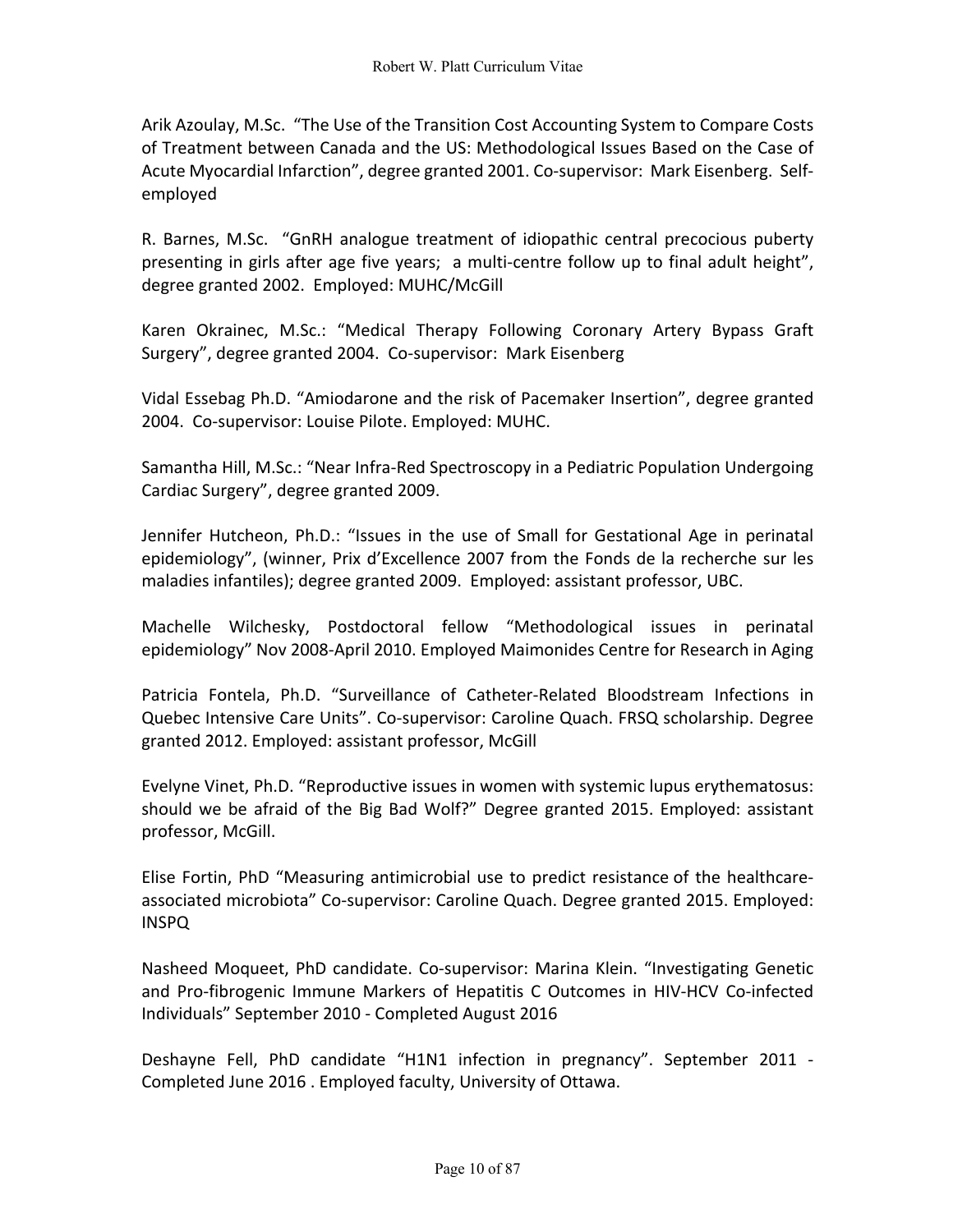Arik Azoulay, M.Sc. "The Use of the Transition Cost Accounting System to Compare Costs of Treatment between Canada and the US: Methodological Issues Based on the Case of Acute Myocardial Infarction", degree granted 2001. Co-supervisor: Mark Eisenberg. Self-employed

R. Barnes, M.Sc. "GnRH analogue treatment of idiopathic central precocious puberty presenting in girls after age five years; a multi-centre follow up to final adult height", degree granted 2002. Employed: MUHC/McGill

Karen Okrainec, M.Sc.: "Medical Therapy Following Coronary Artery Bypass Graft Surgery", degree granted 2004. Co-supervisor: Mark Eisenberg

Vidal Essebag Ph.D. "Amiodarone and the risk of Pacemaker Insertion", degree granted 2004. Co-supervisor: Louise Pilote. Employed: MUHC.

Samantha Hill, M.Sc.: "Near Infra-Red Spectroscopy in a Pediatric Population Undergoing Cardiac Surgery", degree granted 2009.

Jennifer Hutcheon, Ph.D.: "Issues in the use of Small for Gestational Age in perinatal epidemiology", (winner, Prix d'Excellence 2007 from the Fonds de la recherche sur les maladies infantiles); degree granted 2009. Employed: assistant professor, UBC.

Machelle Wilchesky, Postdoctoral fellow "Methodological issues in perinatal epidemiology" Nov 2008-April 2010. Employed Maimonides Centre for Research in Aging

Patricia Fontela, Ph.D. "Surveillance of Catheter-Related Bloodstream Infections in Quebec Intensive Care Units". Co-supervisor: Caroline Quach. FRSQ scholarship. Degree granted 2012. Employed: assistant professor, McGill

Evelyne Vinet, Ph.D. "Reproductive issues in women with systemic lupus erythematosus: should we be afraid of the Big Bad Wolf?" Degree granted 2015. Employed: assistant professor, McGill.

Elise Fortin, PhD "Measuring antimicrobial use to predict resistance of the healthcare-associated microbiota" Co-supervisor: Caroline Quach. Degree granted 2015. Employed: INSPQ

Nasheed Moqueet, PhD candidate. Co-supervisor: Marina Klein. "Investigating Genetic and Pro-fibrogenic Immune Markers of Hepatitis C Outcomes in HIV-HCV Co-infected Individuals" September 2010 - Completed August 2016

Deshayne Fell, PhD candidate "H1N1 infection in pregnancy". September 2011 - Completed June 2016 . Employed faculty, University of Ottawa.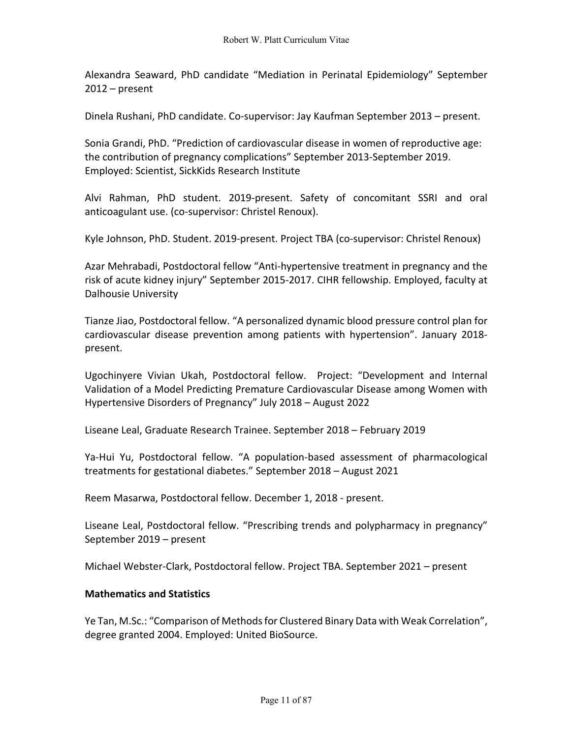Alexandra Seaward, PhD candidate "Mediation in Perinatal Epidemiology" September 2012 – present

Dinela Rushani, PhD candidate. Co-supervisor: Jay Kaufman September 2013 – present.

Sonia Grandi, PhD. "Prediction of cardiovascular disease in women of reproductive age: the contribution of pregnancy complications" September 2013-September 2019. Employed: Scientist, SickKids Research Institute

Alvi Rahman, PhD student. 2019-present. Safety of concomitant SSRI and oral anticoagulant use. (co-supervisor: Christel Renoux).

Kyle Johnson, PhD. Student. 2019-present. Project TBA (co-supervisor: Christel Renoux)

Azar Mehrabadi, Postdoctoral fellow "Anti-hypertensive treatment in pregnancy and the risk of acute kidney injury" September 2015-2017. CIHR fellowship. Employed, faculty at Dalhousie University

Tianze Jiao, Postdoctoral fellow. "A personalized dynamic blood pressure control plan for cardiovascular disease prevention among patients with hypertension". January 2018-present.

Ugochinyere Vivian Ukah, Postdoctoral fellow. Project: "Development and Internal Validation of a Model Predicting Premature Cardiovascular Disease among Women with Hypertensive Disorders of Pregnancy" July 2018 – August 2022

Liseane Leal, Graduate Research Trainee. September 2018 – February 2019

Ya-Hui Yu, Postdoctoral fellow. "A population-based assessment of pharmacological treatments for gestational diabetes." September 2018 – August 2021

Reem Masarwa, Postdoctoral fellow. December 1, 2018 - present.

Liseane Leal, Postdoctoral fellow. "Prescribing trends and polypharmacy in pregnancy" September 2019 – present

Michael Webster-Clark, Postdoctoral fellow. Project TBA. September 2021 – present

**Mathematics and Statistics**

Ye Tan, M.Sc.: "Comparison of Methods for Clustered Binary Data with Weak Correlation", degree granted 2004. Employed: United BioSource.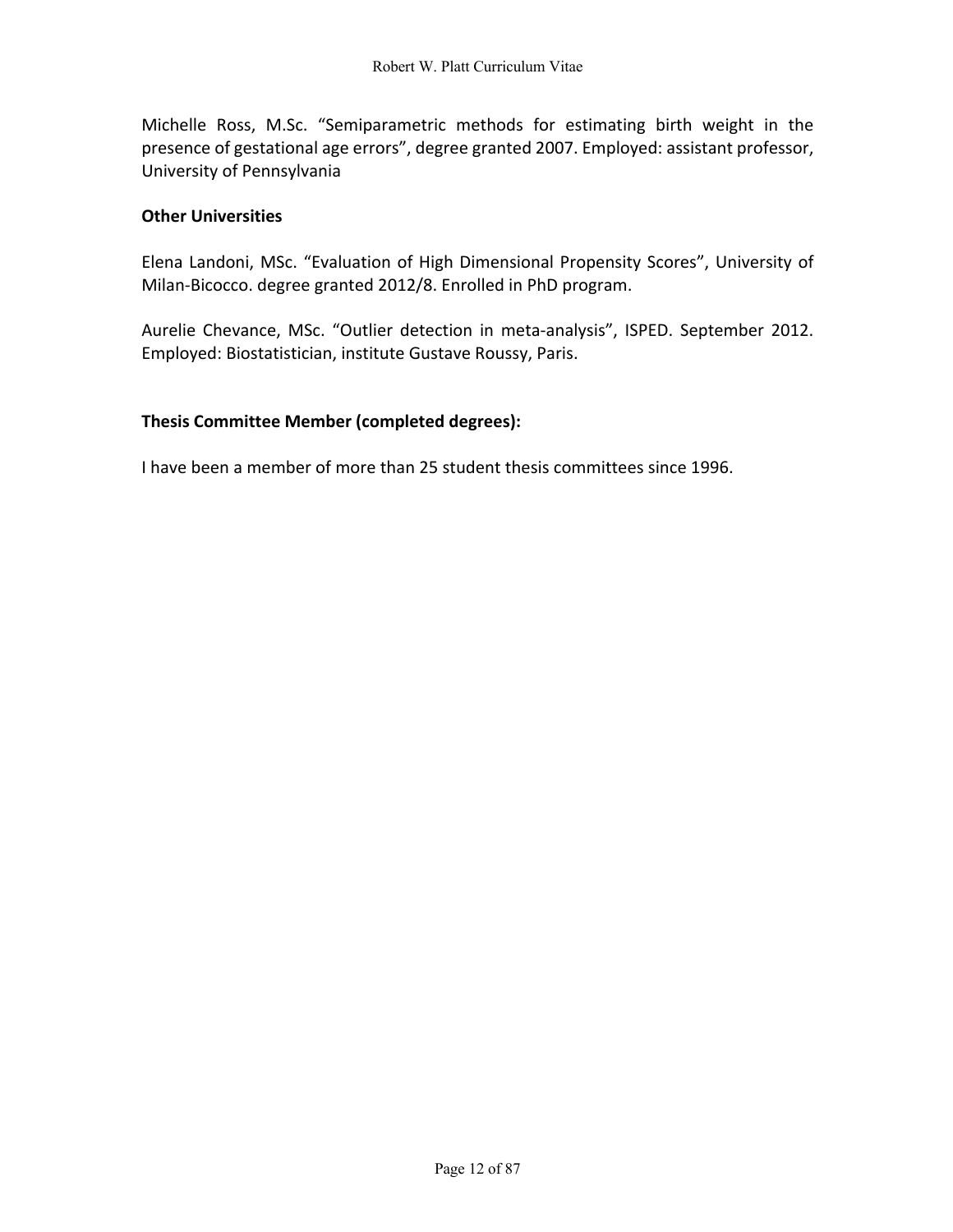Michelle Ross, M.Sc. “Semiparametric methods for estimating birth weight in the presence of gestational age errors”, degree granted 2007. Employed: assistant professor, University of Pennsylvania

**Other Universities**

Elena Landoni, MSc. “Evaluation of High Dimensional Propensity Scores”, University of Milan-Bicocco. degree granted 2012/8. Enrolled in PhD program.

Aurelie Chevance, MSc. “Outlier detection in meta-analysis”, ISPED. September 2012. Employed: Biostatistician, institute Gustave Roussy, Paris.

**Thesis Committee Member (completed degrees):**

I have been a member of more than 25 student thesis committees since 1996.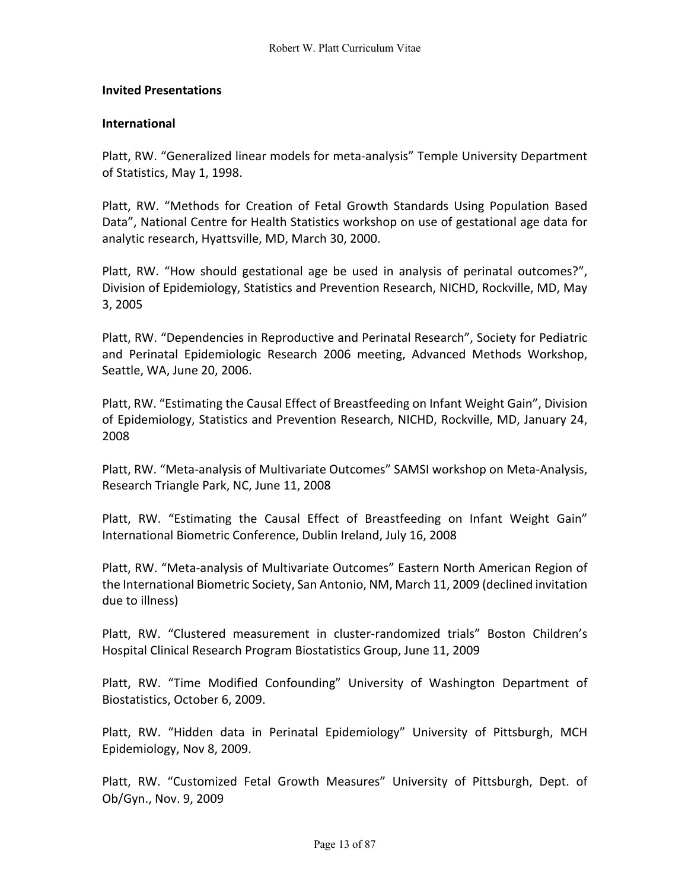## Invited Presentations

### International

Platt, RW. “Generalized linear models for meta-analysis” Temple University Department of Statistics, May 1, 1998.

Platt, RW. “Methods for Creation of Fetal Growth Standards Using Population Based Data”, National Centre for Health Statistics workshop on use of gestational age data for analytic research, Hyattsville, MD, March 30, 2000.

Platt, RW. “How should gestational age be used in analysis of perinatal outcomes?”, Division of Epidemiology, Statistics and Prevention Research, NICHD, Rockville, MD, May 3, 2005

Platt, RW. “Dependencies in Reproductive and Perinatal Research”, Society for Pediatric and Perinatal Epidemiologic Research 2006 meeting, Advanced Methods Workshop, Seattle, WA, June 20, 2006.

Platt, RW. “Estimating the Causal Effect of Breastfeeding on Infant Weight Gain”, Division of Epidemiology, Statistics and Prevention Research, NICHD, Rockville, MD, January 24, 2008

Platt, RW. “Meta-analysis of Multivariate Outcomes” SAMSI workshop on Meta-Analysis, Research Triangle Park, NC, June 11, 2008

Platt, RW. “Estimating the Causal Effect of Breastfeeding on Infant Weight Gain” International Biometric Conference, Dublin Ireland, July 16, 2008

Platt, RW. “Meta-analysis of Multivariate Outcomes” Eastern North American Region of the International Biometric Society, San Antonio, NM, March 11, 2009 (declined invitation due to illness)

Platt, RW. “Clustered measurement in cluster-randomized trials” Boston Children’s Hospital Clinical Research Program Biostatistics Group, June 11, 2009

Platt, RW. “Time Modified Confounding” University of Washington Department of Biostatistics, October 6, 2009.

Platt, RW. “Hidden data in Perinatal Epidemiology” University of Pittsburgh, MCH Epidemiology, Nov 8, 2009.

Platt, RW. “Customized Fetal Growth Measures” University of Pittsburgh, Dept. of Ob/Gyn., Nov. 9, 2009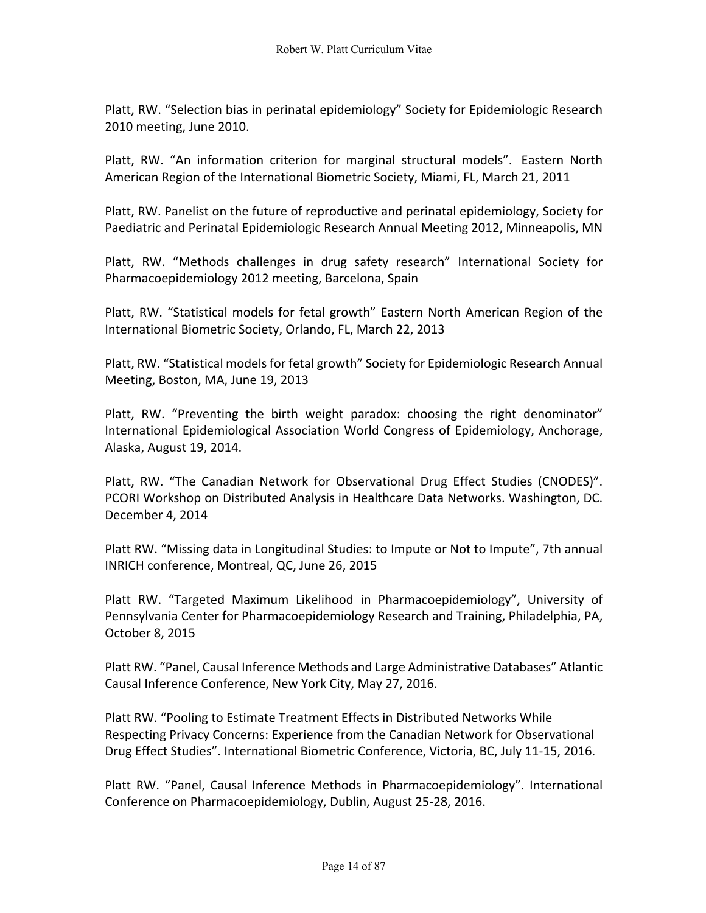Platt, RW. “Selection bias in perinatal epidemiology” Society for Epidemiologic Research 2010 meeting, June 2010.

Platt, RW. “An information criterion for marginal structural models”. Eastern North American Region of the International Biometric Society, Miami, FL, March 21, 2011

Platt, RW. Panelist on the future of reproductive and perinatal epidemiology, Society for Paediatric and Perinatal Epidemiologic Research Annual Meeting 2012, Minneapolis, MN

Platt, RW. “Methods challenges in drug safety research” International Society for Pharmacoepidemiology 2012 meeting, Barcelona, Spain

Platt, RW. “Statistical models for fetal growth” Eastern North American Region of the International Biometric Society, Orlando, FL, March 22, 2013

Platt, RW. “Statistical models for fetal growth” Society for Epidemiologic Research Annual Meeting, Boston, MA, June 19, 2013

Platt, RW. “Preventing the birth weight paradox: choosing the right denominator” International Epidemiological Association World Congress of Epidemiology, Anchorage, Alaska, August 19, 2014.

Platt, RW. “The Canadian Network for Observational Drug Effect Studies (CNODES)”. PCORI Workshop on Distributed Analysis in Healthcare Data Networks. Washington, DC. December 4, 2014

Platt RW. “Missing data in Longitudinal Studies: to Impute or Not to Impute”, 7th annual INRICH conference, Montreal, QC, June 26, 2015

Platt RW. “Targeted Maximum Likelihood in Pharmacoepidemiology”, University of Pennsylvania Center for Pharmacoepidemiology Research and Training, Philadelphia, PA, October 8, 2015

Platt RW. “Panel, Causal Inference Methods and Large Administrative Databases” Atlantic Causal Inference Conference, New York City, May 27, 2016.

Platt RW. “Pooling to Estimate Treatment Effects in Distributed Networks While Respecting Privacy Concerns: Experience from the Canadian Network for Observational Drug Effect Studies”. International Biometric Conference, Victoria, BC, July 11-15, 2016.

Platt RW. “Panel, Causal Inference Methods in Pharmacoepidemiology”. International Conference on Pharmacoepidemiology, Dublin, August 25-28, 2016.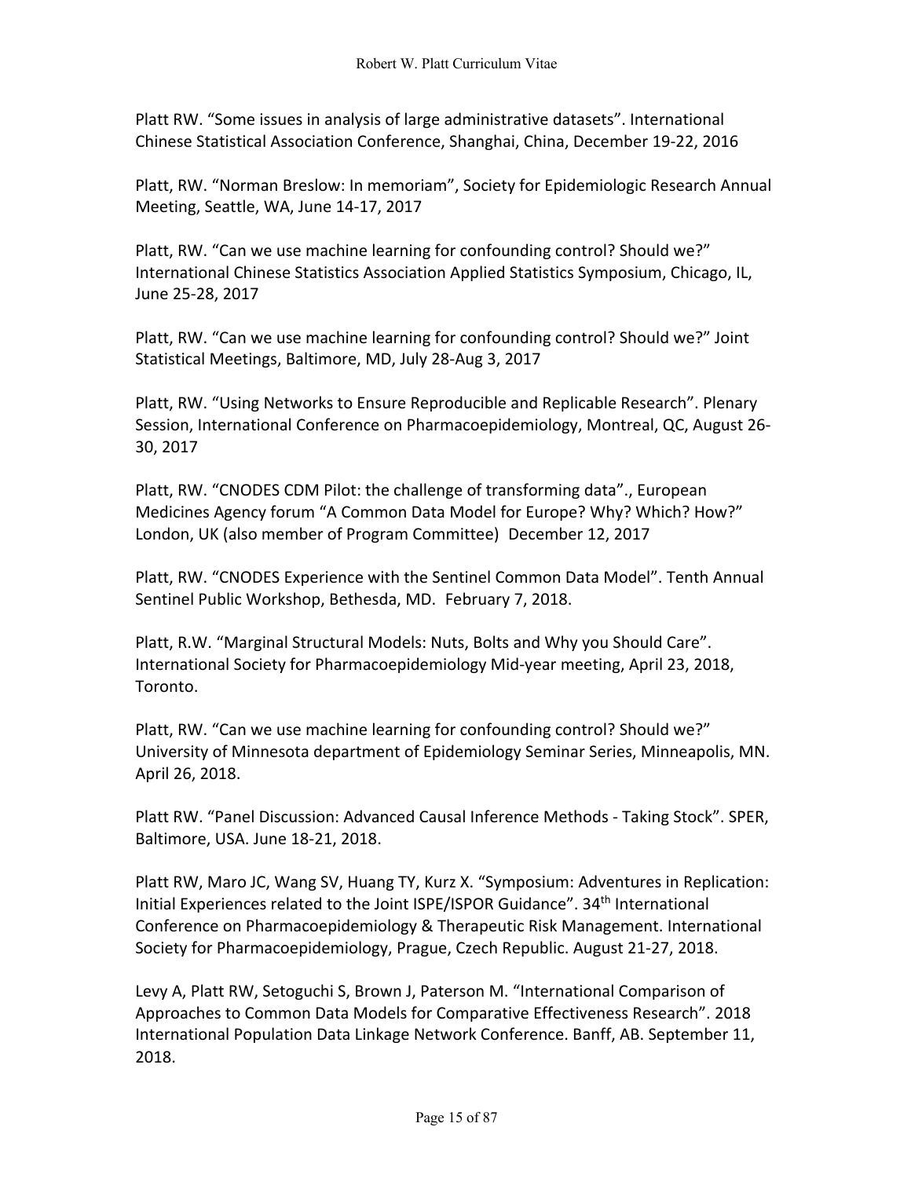Platt RW. “Some issues in analysis of large administrative datasets”. International Chinese Statistical Association Conference, Shanghai, China, December 19-22, 2016

Platt, RW. “Norman Breslow: In memoriam”, Society for Epidemiologic Research Annual Meeting, Seattle, WA, June 14-17, 2017

Platt, RW. “Can we use machine learning for confounding control? Should we?” International Chinese Statistics Association Applied Statistics Symposium, Chicago, IL, June 25-28, 2017

Platt, RW. “Can we use machine learning for confounding control? Should we?” Joint Statistical Meetings, Baltimore, MD, July 28-Aug 3, 2017

Platt, RW. “Using Networks to Ensure Reproducible and Replicable Research”. Plenary Session, International Conference on Pharmacoepidemiology, Montreal, QC, August 26-30, 2017

Platt, RW. “CNODES CDM Pilot: the challenge of transforming data”., European Medicines Agency forum “A Common Data Model for Europe? Why? Which? How?” London, UK (also member of Program Committee) December 12, 2017

Platt, RW. “CNODES Experience with the Sentinel Common Data Model”. Tenth Annual Sentinel Public Workshop, Bethesda, MD. February 7, 2018.

Platt, R.W. “Marginal Structural Models: Nuts, Bolts and Why you Should Care”. International Society for Pharmacoepidemiology Mid-year meeting, April 23, 2018, Toronto.

Platt, RW. “Can we use machine learning for confounding control? Should we?” University of Minnesota department of Epidemiology Seminar Series, Minneapolis, MN. April 26, 2018.

Platt RW. “Panel Discussion: Advanced Causal Inference Methods - Taking Stock”. SPER, Baltimore, USA. June 18-21, 2018.

Platt RW, Maro JC, Wang SV, Huang TY, Kurz X. “Symposium: Adventures in Replication: Initial Experiences related to the Joint ISPE/ISPOR Guidance”. 34th International Conference on Pharmacoepidemiology & Therapeutic Risk Management. International Society for Pharmacoepidemiology, Prague, Czech Republic. August 21-27, 2018.

Levy A, Platt RW, Setoguchi S, Brown J, Paterson M. “International Comparison of Approaches to Common Data Models for Comparative Effectiveness Research”. 2018 International Population Data Linkage Network Conference. Banff, AB. September 11, 2018.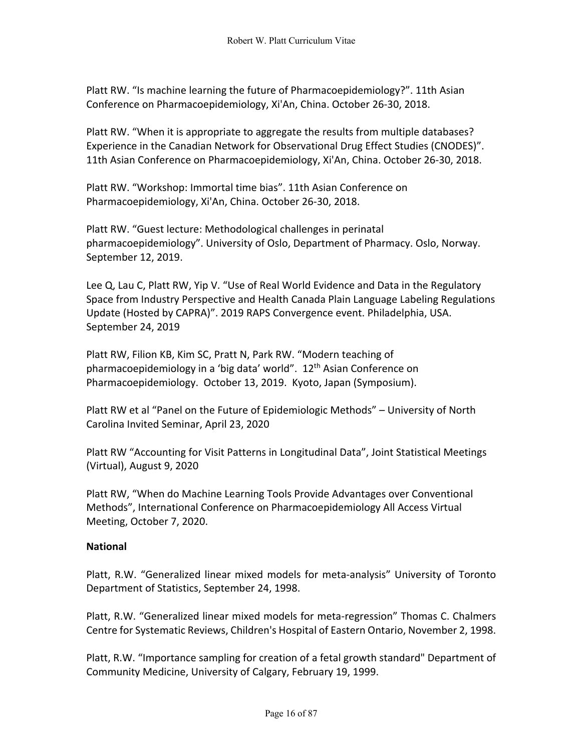Platt RW. “Is machine learning the future of Pharmacoepidemiology?”. 11th Asian Conference on Pharmacoepidemiology, Xi'An, China. October 26-30, 2018.

Platt RW. “When it is appropriate to aggregate the results from multiple databases? Experience in the Canadian Network for Observational Drug Effect Studies (CNODES)”. 11th Asian Conference on Pharmacoepidemiology, Xi'An, China. October 26-30, 2018.

Platt RW. “Workshop: Immortal time bias”. 11th Asian Conference on Pharmacoepidemiology, Xi'An, China. October 26-30, 2018.

Platt RW. “Guest lecture: Methodological challenges in perinatal pharmacoepidemiology”. University of Oslo, Department of Pharmacy. Oslo, Norway. September 12, 2019.

Lee Q, Lau C, Platt RW, Yip V. “Use of Real World Evidence and Data in the Regulatory Space from Industry Perspective and Health Canada Plain Language Labeling Regulations Update (Hosted by CAPRA)”. 2019 RAPS Convergence event. Philadelphia, USA. September 24, 2019

Platt RW, Filion KB, Kim SC, Pratt N, Park RW. “Modern teaching of pharmacoepidemiology in a ‘big data’ world”. 12th Asian Conference on Pharmacoepidemiology. October 13, 2019. Kyoto, Japan (Symposium).

Platt RW et al “Panel on the Future of Epidemiologic Methods” – University of North Carolina Invited Seminar, April 23, 2020

Platt RW “Accounting for Visit Patterns in Longitudinal Data”, Joint Statistical Meetings (Virtual), August 9, 2020

Platt RW, “When do Machine Learning Tools Provide Advantages over Conventional Methods”, International Conference on Pharmacoepidemiology All Access Virtual Meeting, October 7, 2020.

**National**

Platt, R.W. “Generalized linear mixed models for meta-analysis” University of Toronto Department of Statistics, September 24, 1998.

Platt, R.W. “Generalized linear mixed models for meta-regression” Thomas C. Chalmers Centre for Systematic Reviews, Children's Hospital of Eastern Ontario, November 2, 1998.

Platt, R.W. “Importance sampling for creation of a fetal growth standard" Department of Community Medicine, University of Calgary, February 19, 1999.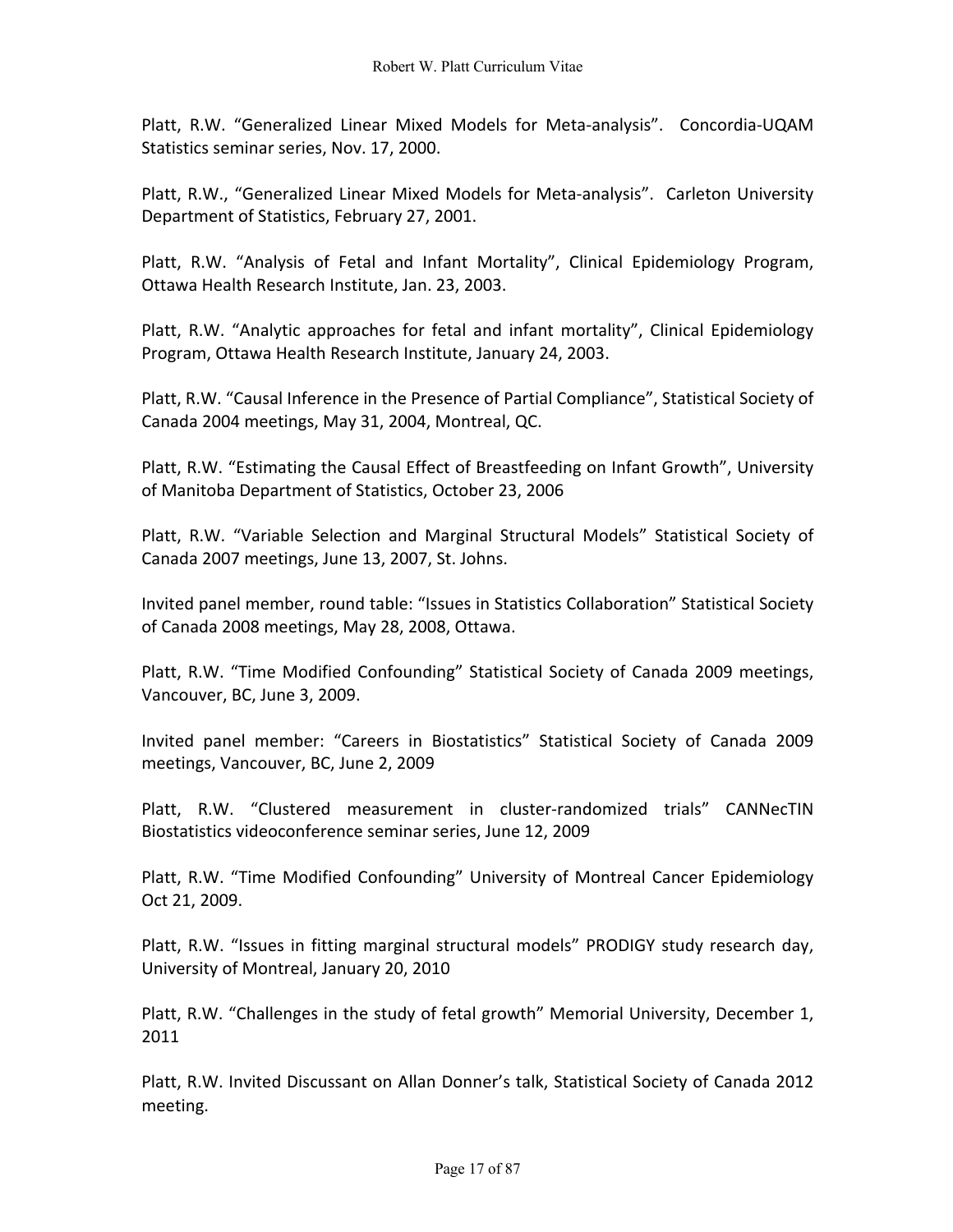Platt, R.W. "Generalized Linear Mixed Models for Meta-analysis". Concordia-UQAM Statistics seminar series, Nov. 17, 2000.

Platt, R.W., "Generalized Linear Mixed Models for Meta-analysis". Carleton University Department of Statistics, February 27, 2001.

Platt, R.W. "Analysis of Fetal and Infant Mortality", Clinical Epidemiology Program, Ottawa Health Research Institute, Jan. 23, 2003.

Platt, R.W. "Analytic approaches for fetal and infant mortality", Clinical Epidemiology Program, Ottawa Health Research Institute, January 24, 2003.

Platt, R.W. "Causal Inference in the Presence of Partial Compliance", Statistical Society of Canada 2004 meetings, May 31, 2004, Montreal, QC.

Platt, R.W. "Estimating the Causal Effect of Breastfeeding on Infant Growth", University of Manitoba Department of Statistics, October 23, 2006

Platt, R.W. "Variable Selection and Marginal Structural Models" Statistical Society of Canada 2007 meetings, June 13, 2007, St. Johns.

Invited panel member, round table: "Issues in Statistics Collaboration" Statistical Society of Canada 2008 meetings, May 28, 2008, Ottawa.

Platt, R.W. "Time Modified Confounding" Statistical Society of Canada 2009 meetings, Vancouver, BC, June 3, 2009.

Invited panel member: "Careers in Biostatistics" Statistical Society of Canada 2009 meetings, Vancouver, BC, June 2, 2009

Platt, R.W. "Clustered measurement in cluster-randomized trials" CANNecTIN Biostatistics videoconference seminar series, June 12, 2009

Platt, R.W. "Time Modified Confounding" University of Montreal Cancer Epidemiology Oct 21, 2009.

Platt, R.W. "Issues in fitting marginal structural models" PRODIGY study research day, University of Montreal, January 20, 2010

Platt, R.W. "Challenges in the study of fetal growth" Memorial University, December 1, 2011

Platt, R.W. Invited Discussant on Allan Donner's talk, Statistical Society of Canada 2012 meeting.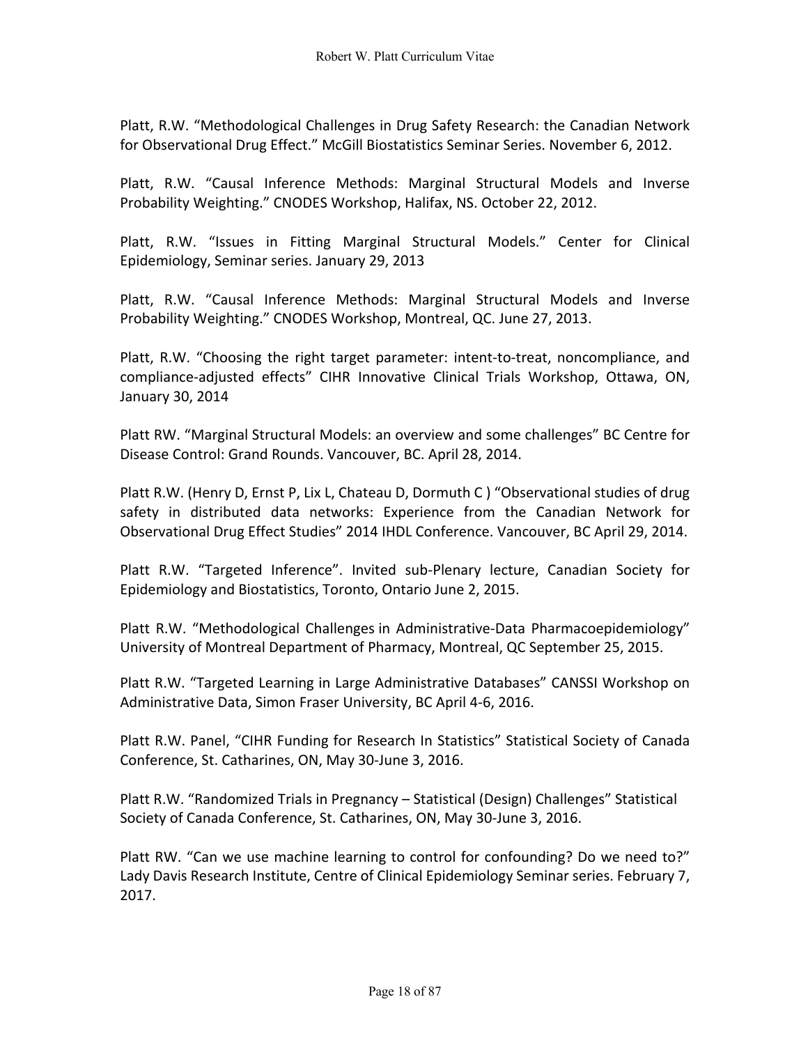Platt, R.W. “Methodological Challenges in Drug Safety Research: the Canadian Network for Observational Drug Effect.” McGill Biostatistics Seminar Series. November 6, 2012.

Platt, R.W. “Causal Inference Methods: Marginal Structural Models and Inverse Probability Weighting.” CNODES Workshop, Halifax, NS. October 22, 2012.

Platt, R.W. “Issues in Fitting Marginal Structural Models.” Center for Clinical Epidemiology, Seminar series. January 29, 2013

Platt, R.W. “Causal Inference Methods: Marginal Structural Models and Inverse Probability Weighting.” CNODES Workshop, Montreal, QC. June 27, 2013.

Platt, R.W. “Choosing the right target parameter: intent-to-treat, noncompliance, and compliance-adjusted effects” CIHR Innovative Clinical Trials Workshop, Ottawa, ON, January 30, 2014

Platt RW. “Marginal Structural Models: an overview and some challenges” BC Centre for Disease Control: Grand Rounds. Vancouver, BC. April 28, 2014.

Platt R.W. (Henry D, Ernst P, Lix L, Chateau D, Dormuth C ) “Observational studies of drug safety in distributed data networks: Experience from the Canadian Network for Observational Drug Effect Studies” 2014 IHDL Conference. Vancouver, BC April 29, 2014.

Platt R.W. “Targeted Inference”. Invited sub-Plenary lecture, Canadian Society for Epidemiology and Biostatistics, Toronto, Ontario June 2, 2015.

Platt R.W. “Methodological Challenges in Administrative-Data Pharmacoepidemiology” University of Montreal Department of Pharmacy, Montreal, QC September 25, 2015.

Platt R.W. “Targeted Learning in Large Administrative Databases” CANSSI Workshop on Administrative Data, Simon Fraser University, BC April 4-6, 2016.

Platt R.W. Panel, “CIHR Funding for Research In Statistics” Statistical Society of Canada Conference, St. Catharines, ON, May 30-June 3, 2016.

Platt R.W. “Randomized Trials in Pregnancy – Statistical (Design) Challenges” Statistical Society of Canada Conference, St. Catharines, ON, May 30-June 3, 2016.

Platt RW. “Can we use machine learning to control for confounding? Do we need to?” Lady Davis Research Institute, Centre of Clinical Epidemiology Seminar series. February 7, 2017.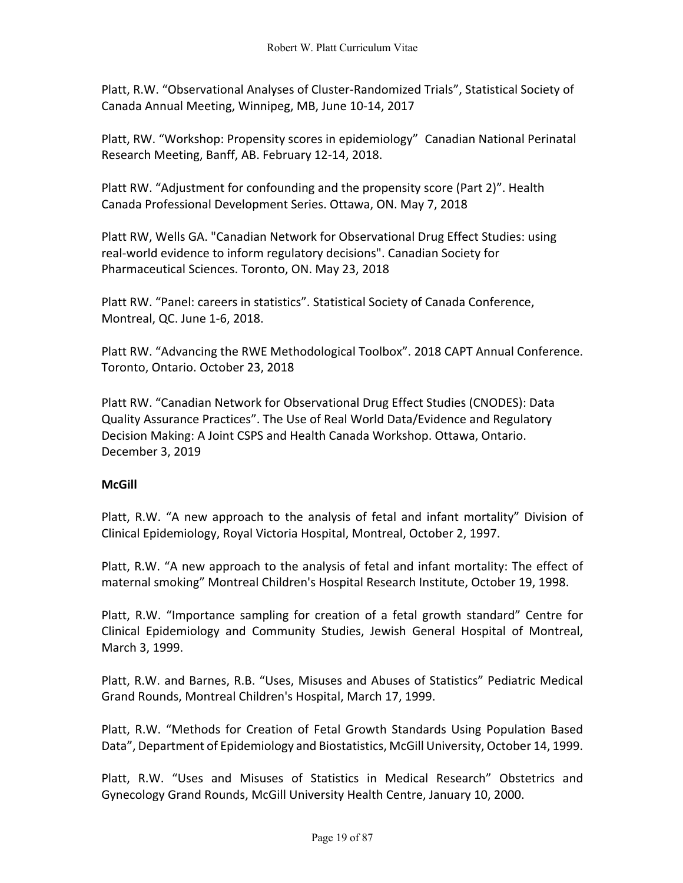Platt, R.W. “Observational Analyses of Cluster-Randomized Trials”, Statistical Society of Canada Annual Meeting, Winnipeg, MB, June 10-14, 2017

Platt, RW. “Workshop: Propensity scores in epidemiology” Canadian National Perinatal Research Meeting, Banff, AB. February 12-14, 2018.

Platt RW. “Adjustment for confounding and the propensity score (Part 2)”. Health Canada Professional Development Series. Ottawa, ON. May 7, 2018

Platt RW, Wells GA. "Canadian Network for Observational Drug Effect Studies: using real-world evidence to inform regulatory decisions". Canadian Society for Pharmaceutical Sciences. Toronto, ON. May 23, 2018

Platt RW. “Panel: careers in statistics”. Statistical Society of Canada Conference, Montreal, QC. June 1-6, 2018.

Platt RW. “Advancing the RWE Methodological Toolbox”. 2018 CAPT Annual Conference. Toronto, Ontario. October 23, 2018

Platt RW. “Canadian Network for Observational Drug Effect Studies (CNODES): Data Quality Assurance Practices”. The Use of Real World Data/Evidence and Regulatory Decision Making: A Joint CSPS and Health Canada Workshop. Ottawa, Ontario. December 3, 2019

**McGill**

Platt, R.W. “A new approach to the analysis of fetal and infant mortality” Division of Clinical Epidemiology, Royal Victoria Hospital, Montreal, October 2, 1997.

Platt, R.W. “A new approach to the analysis of fetal and infant mortality: The effect of maternal smoking” Montreal Children's Hospital Research Institute, October 19, 1998.

Platt, R.W. “Importance sampling for creation of a fetal growth standard” Centre for Clinical Epidemiology and Community Studies, Jewish General Hospital of Montreal, March 3, 1999.

Platt, R.W. and Barnes, R.B. “Uses, Misuses and Abuses of Statistics” Pediatric Medical Grand Rounds, Montreal Children's Hospital, March 17, 1999.

Platt, R.W. “Methods for Creation of Fetal Growth Standards Using Population Based Data”, Department of Epidemiology and Biostatistics, McGill University, October 14, 1999.

Platt, R.W. “Uses and Misuses of Statistics in Medical Research” Obstetrics and Gynecology Grand Rounds, McGill University Health Centre, January 10, 2000.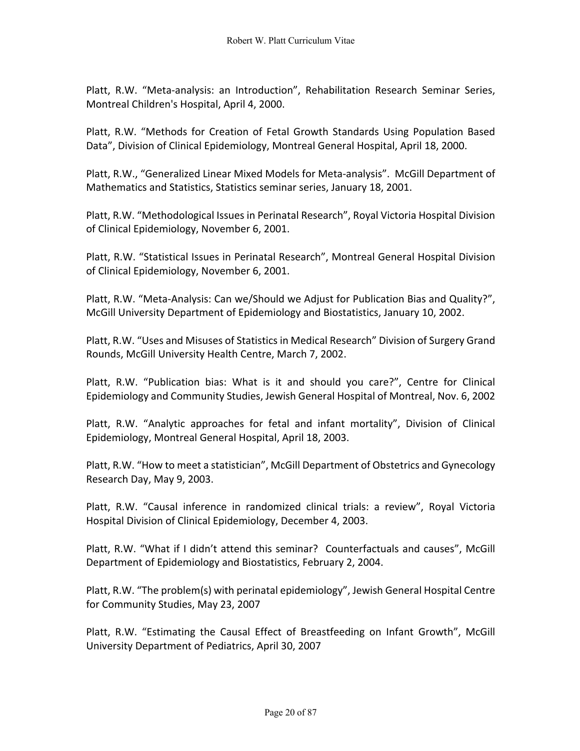Platt, R.W. “Meta-analysis: an Introduction”, Rehabilitation Research Seminar Series, Montreal Children's Hospital, April 4, 2000.

Platt, R.W. “Methods for Creation of Fetal Growth Standards Using Population Based Data”, Division of Clinical Epidemiology, Montreal General Hospital, April 18, 2000.

Platt, R.W., “Generalized Linear Mixed Models for Meta-analysis”. McGill Department of Mathematics and Statistics, Statistics seminar series, January 18, 2001.

Platt, R.W. “Methodological Issues in Perinatal Research”, Royal Victoria Hospital Division of Clinical Epidemiology, November 6, 2001.

Platt, R.W. “Statistical Issues in Perinatal Research”, Montreal General Hospital Division of Clinical Epidemiology, November 6, 2001.

Platt, R.W. “Meta-Analysis: Can we/Should we Adjust for Publication Bias and Quality?”, McGill University Department of Epidemiology and Biostatistics, January 10, 2002.

Platt, R.W. “Uses and Misuses of Statistics in Medical Research” Division of Surgery Grand Rounds, McGill University Health Centre, March 7, 2002.

Platt, R.W. “Publication bias: What is it and should you care?”, Centre for Clinical Epidemiology and Community Studies, Jewish General Hospital of Montreal, Nov. 6, 2002

Platt, R.W. “Analytic approaches for fetal and infant mortality”, Division of Clinical Epidemiology, Montreal General Hospital, April 18, 2003.

Platt, R.W. “How to meet a statistician”, McGill Department of Obstetrics and Gynecology Research Day, May 9, 2003.

Platt, R.W. “Causal inference in randomized clinical trials: a review”, Royal Victoria Hospital Division of Clinical Epidemiology, December 4, 2003.

Platt, R.W. “What if I didn’t attend this seminar? Counterfactuals and causes”, McGill Department of Epidemiology and Biostatistics, February 2, 2004.

Platt, R.W. “The problem(s) with perinatal epidemiology”, Jewish General Hospital Centre for Community Studies, May 23, 2007

Platt, R.W. “Estimating the Causal Effect of Breastfeeding on Infant Growth”, McGill University Department of Pediatrics, April 30, 2007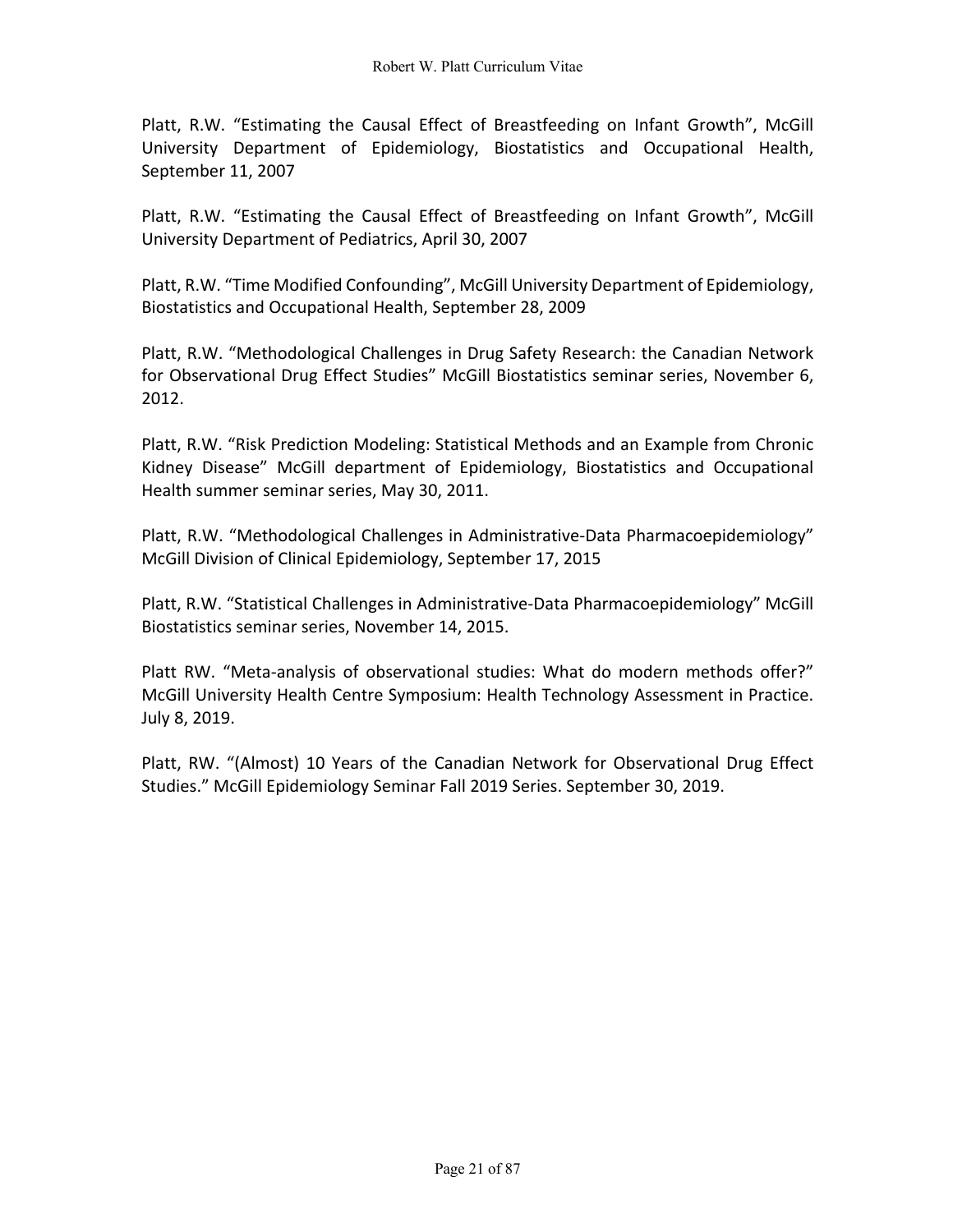Platt, R.W. “Estimating the Causal Effect of Breastfeeding on Infant Growth”, McGill University Department of Epidemiology, Biostatistics and Occupational Health, September 11, 2007

Platt, R.W. “Estimating the Causal Effect of Breastfeeding on Infant Growth”, McGill University Department of Pediatrics, April 30, 2007

Platt, R.W. “Time Modified Confounding”, McGill University Department of Epidemiology, Biostatistics and Occupational Health, September 28, 2009

Platt, R.W. “Methodological Challenges in Drug Safety Research: the Canadian Network for Observational Drug Effect Studies” McGill Biostatistics seminar series, November 6, 2012.

Platt, R.W. “Risk Prediction Modeling: Statistical Methods and an Example from Chronic Kidney Disease” McGill department of Epidemiology, Biostatistics and Occupational Health summer seminar series, May 30, 2011.

Platt, R.W. “Methodological Challenges in Administrative-Data Pharmacoepidemiology” McGill Division of Clinical Epidemiology, September 17, 2015

Platt, R.W. “Statistical Challenges in Administrative-Data Pharmacoepidemiology” McGill Biostatistics seminar series, November 14, 2015.

Platt RW. “Meta-analysis of observational studies: What do modern methods offer?” McGill University Health Centre Symposium: Health Technology Assessment in Practice. July 8, 2019.

Platt, RW. “(Almost) 10 Years of the Canadian Network for Observational Drug Effect Studies.” McGill Epidemiology Seminar Fall 2019 Series. September 30, 2019.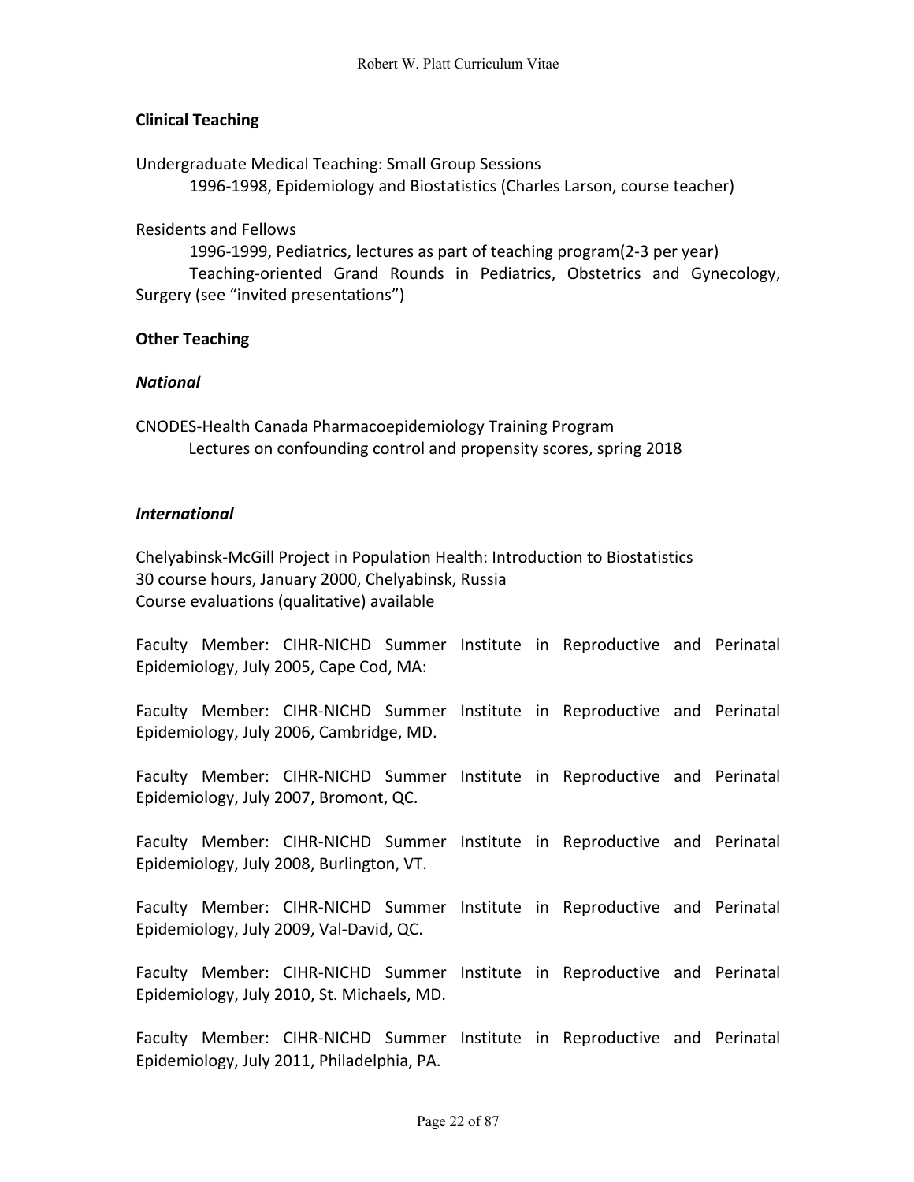**Clinical Teaching**

Undergraduate Medical Teaching: Small Group Sessions
1996-1998, Epidemiology and Biostatistics (Charles Larson, course teacher)

Residents and Fellows
1996-1999, Pediatrics, lectures as part of teaching program(2-3 per year)
Teaching-oriented Grand Rounds in Pediatrics, Obstetrics and Gynecology, Surgery (see “invited presentations”)

**Other Teaching**

***National***

CNODES-Health Canada Pharmacoepidemiology Training Program
Lectures on confounding control and propensity scores, spring 2018

***International***

Chelyabinsk-McGill Project in Population Health: Introduction to Biostatistics
30 course hours, January 2000, Chelyabinsk, Russia
Course evaluations (qualitative) available

Faculty Member: CIHR-NICHD Summer Institute in Reproductive and Perinatal Epidemiology, July 2005, Cape Cod, MA:

Faculty Member: CIHR-NICHD Summer Institute in Reproductive and Perinatal Epidemiology, July 2006, Cambridge, MD.

Faculty Member: CIHR-NICHD Summer Institute in Reproductive and Perinatal Epidemiology, July 2007, Bromont, QC.

Faculty Member: CIHR-NICHD Summer Institute in Reproductive and Perinatal Epidemiology, July 2008, Burlington, VT.

Faculty Member: CIHR-NICHD Summer Institute in Reproductive and Perinatal Epidemiology, July 2009, Val-David, QC.

Faculty Member: CIHR-NICHD Summer Institute in Reproductive and Perinatal Epidemiology, July 2010, St. Michaels, MD.

Faculty Member: CIHR-NICHD Summer Institute in Reproductive and Perinatal Epidemiology, July 2011, Philadelphia, PA.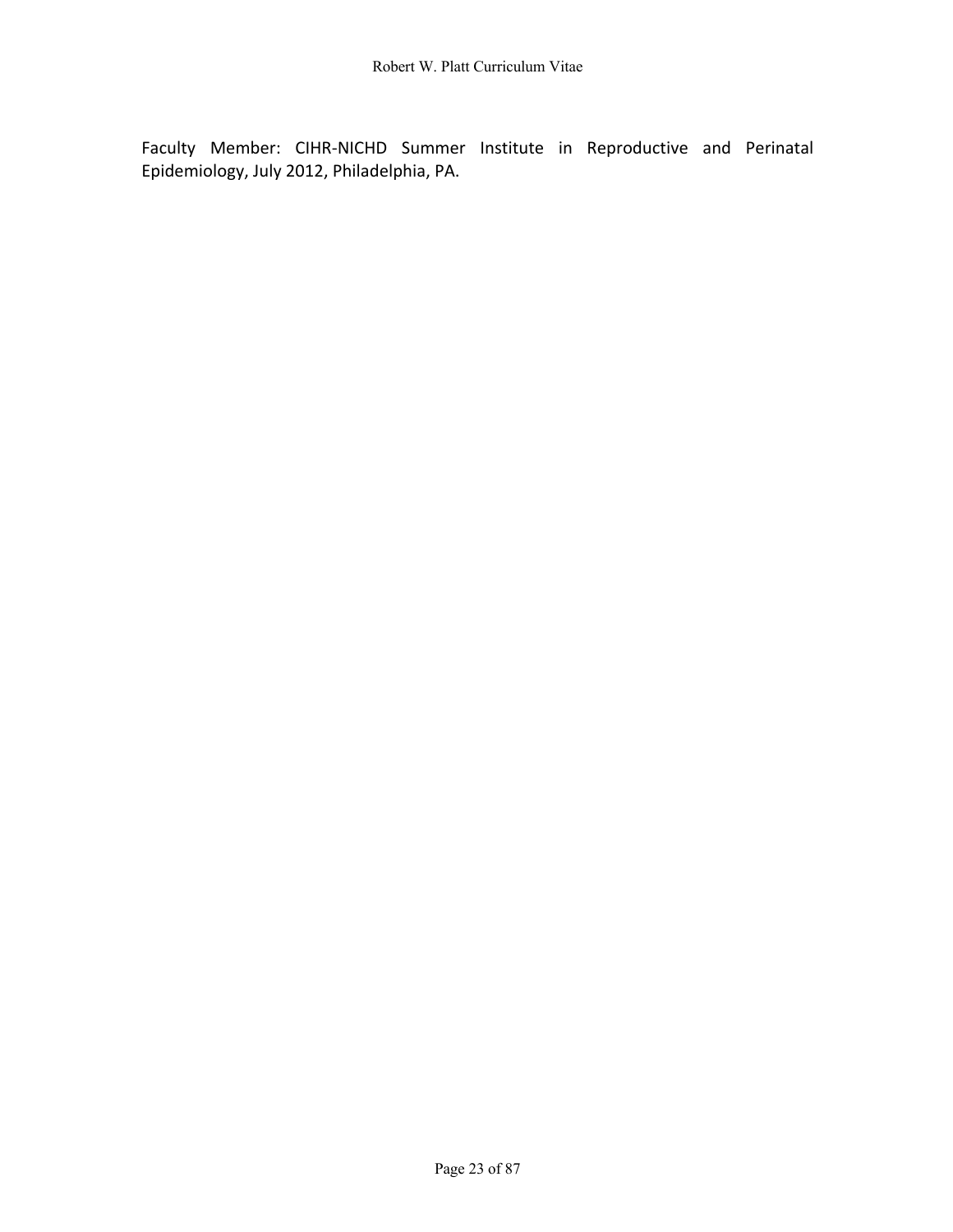Faculty Member: CIHR-NICHD Summer Institute in Reproductive and Perinatal Epidemiology, July 2012, Philadelphia, PA.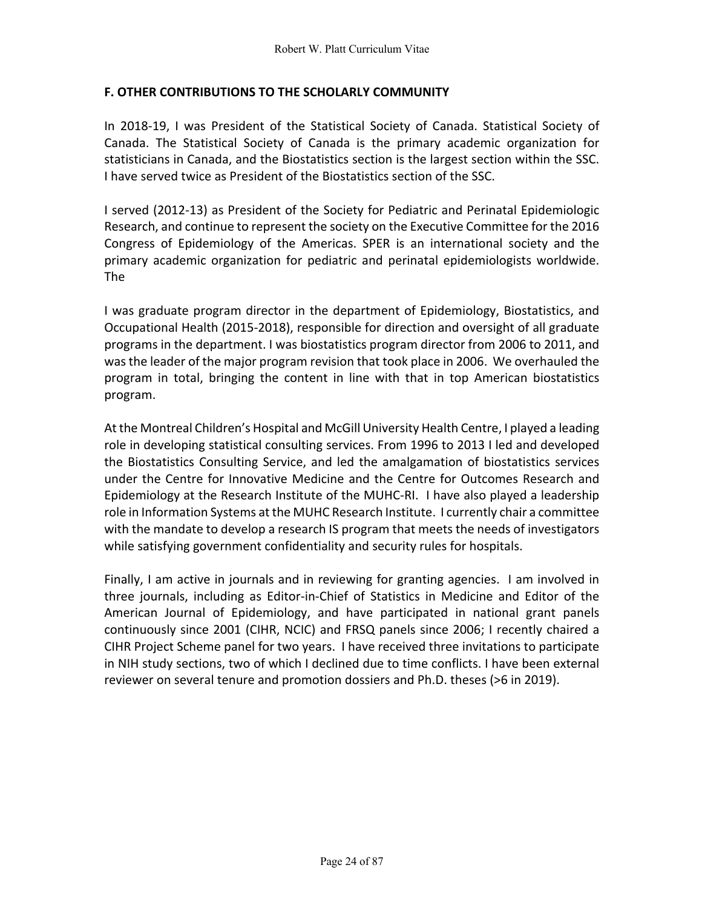## F. OTHER CONTRIBUTIONS TO THE SCHOLARLY COMMUNITY

In 2018-19, I was President of the Statistical Society of Canada. Statistical Society of Canada. The Statistical Society of Canada is the primary academic organization for statisticians in Canada, and the Biostatistics section is the largest section within the SSC. I have served twice as President of the Biostatistics section of the SSC.

I served (2012-13) as President of the Society for Pediatric and Perinatal Epidemiologic Research, and continue to represent the society on the Executive Committee for the 2016 Congress of Epidemiology of the Americas. SPER is an international society and the primary academic organization for pediatric and perinatal epidemiologists worldwide. The

I was graduate program director in the department of Epidemiology, Biostatistics, and Occupational Health (2015-2018), responsible for direction and oversight of all graduate programs in the department. I was biostatistics program director from 2006 to 2011, and was the leader of the major program revision that took place in 2006. We overhauled the program in total, bringing the content in line with that in top American biostatistics program.

At the Montreal Children's Hospital and McGill University Health Centre, I played a leading role in developing statistical consulting services. From 1996 to 2013 I led and developed the Biostatistics Consulting Service, and led the amalgamation of biostatistics services under the Centre for Innovative Medicine and the Centre for Outcomes Research and Epidemiology at the Research Institute of the MUHC-RI. I have also played a leadership role in Information Systems at the MUHC Research Institute. I currently chair a committee with the mandate to develop a research IS program that meets the needs of investigators while satisfying government confidentiality and security rules for hospitals.

Finally, I am active in journals and in reviewing for granting agencies. I am involved in three journals, including as Editor-in-Chief of Statistics in Medicine and Editor of the American Journal of Epidemiology, and have participated in national grant panels continuously since 2001 (CIHR, NCIC) and FRSQ panels since 2006; I recently chaired a CIHR Project Scheme panel for two years. I have received three invitations to participate in NIH study sections, two of which I declined due to time conflicts. I have been external reviewer on several tenure and promotion dossiers and Ph.D. theses (>6 in 2019).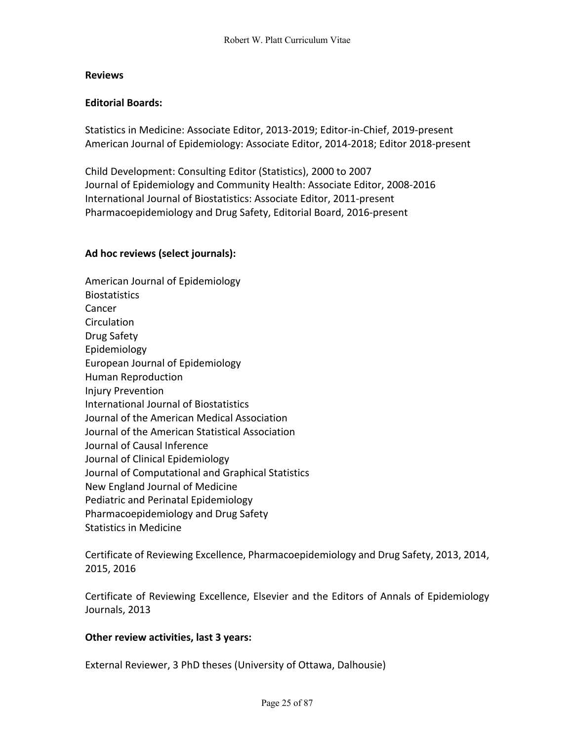**Reviews**

**Editorial Boards:**

Statistics in Medicine: Associate Editor, 2013-2019; Editor-in-Chief, 2019-present
American Journal of Epidemiology: Associate Editor, 2014-2018; Editor 2018-present

Child Development: Consulting Editor (Statistics), 2000 to 2007
Journal of Epidemiology and Community Health: Associate Editor, 2008-2016
International Journal of Biostatistics: Associate Editor, 2011-present
Pharmacoepidemiology and Drug Safety, Editorial Board, 2016-present

**Ad hoc reviews (select journals):**

American Journal of Epidemiology
Biostatistics
Cancer
Circulation
Drug Safety
Epidemiology
European Journal of Epidemiology
Human Reproduction
Injury Prevention
International Journal of Biostatistics
Journal of the American Medical Association
Journal of the American Statistical Association
Journal of Causal Inference
Journal of Clinical Epidemiology
Journal of Computational and Graphical Statistics
New England Journal of Medicine
Pediatric and Perinatal Epidemiology
Pharmacoepidemiology and Drug Safety
Statistics in Medicine

Certificate of Reviewing Excellence, Pharmacoepidemiology and Drug Safety, 2013, 2014, 2015, 2016

Certificate of Reviewing Excellence, Elsevier and the Editors of Annals of Epidemiology Journals, 2013

**Other review activities, last 3 years:**

External Reviewer, 3 PhD theses (University of Ottawa, Dalhousie)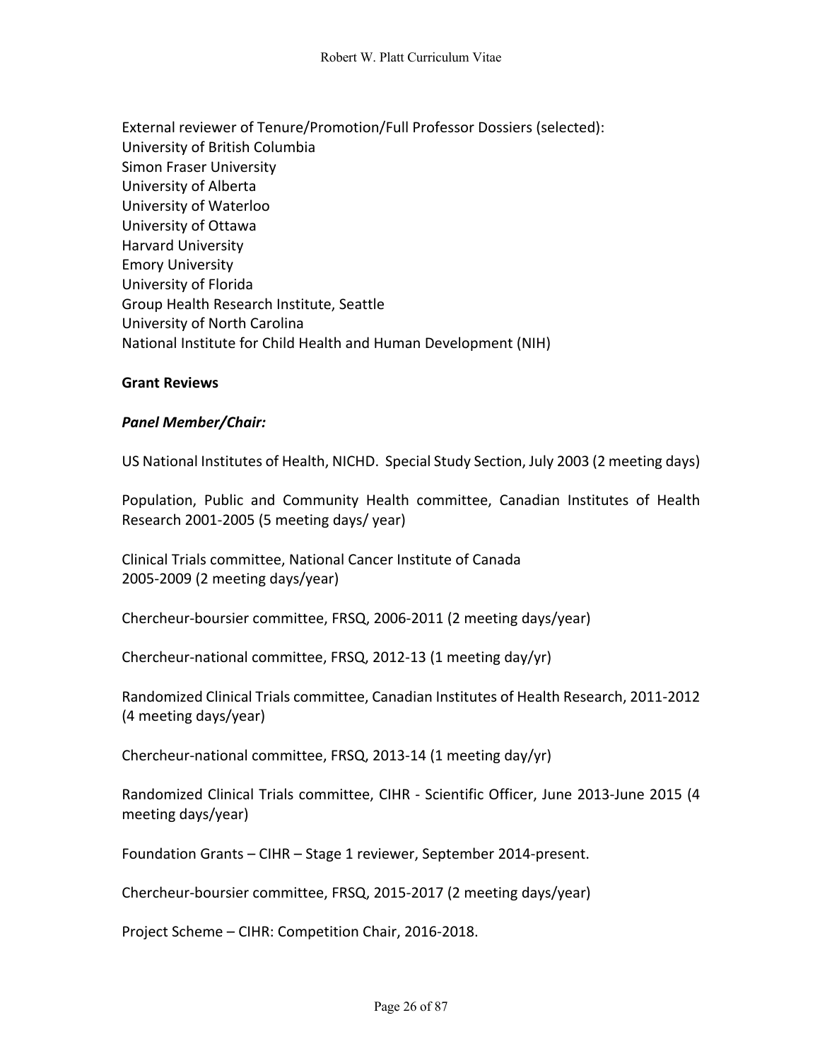External reviewer of Tenure/Promotion/Full Professor Dossiers (selected):
University of British Columbia
Simon Fraser University
University of Alberta
University of Waterloo
University of Ottawa
Harvard University
Emory University
University of Florida
Group Health Research Institute, Seattle
University of North Carolina
National Institute for Child Health and Human Development (NIH)

**Grant Reviews**

***Panel Member/Chair:***

US National Institutes of Health, NICHD. Special Study Section, July 2003 (2 meeting days)

Population, Public and Community Health committee, Canadian Institutes of Health Research 2001-2005 (5 meeting days/ year)

Clinical Trials committee, National Cancer Institute of Canada
2005-2009 (2 meeting days/year)

Chercheur-boursier committee, FRSQ, 2006-2011 (2 meeting days/year)

Chercheur-national committee, FRSQ, 2012-13 (1 meeting day/yr)

Randomized Clinical Trials committee, Canadian Institutes of Health Research, 2011-2012 (4 meeting days/year)

Chercheur-national committee, FRSQ, 2013-14 (1 meeting day/yr)

Randomized Clinical Trials committee, CIHR - Scientific Officer, June 2013-June 2015 (4 meeting days/year)

Foundation Grants – CIHR – Stage 1 reviewer, September 2014-present.

Chercheur-boursier committee, FRSQ, 2015-2017 (2 meeting days/year)

Project Scheme – CIHR: Competition Chair, 2016-2018.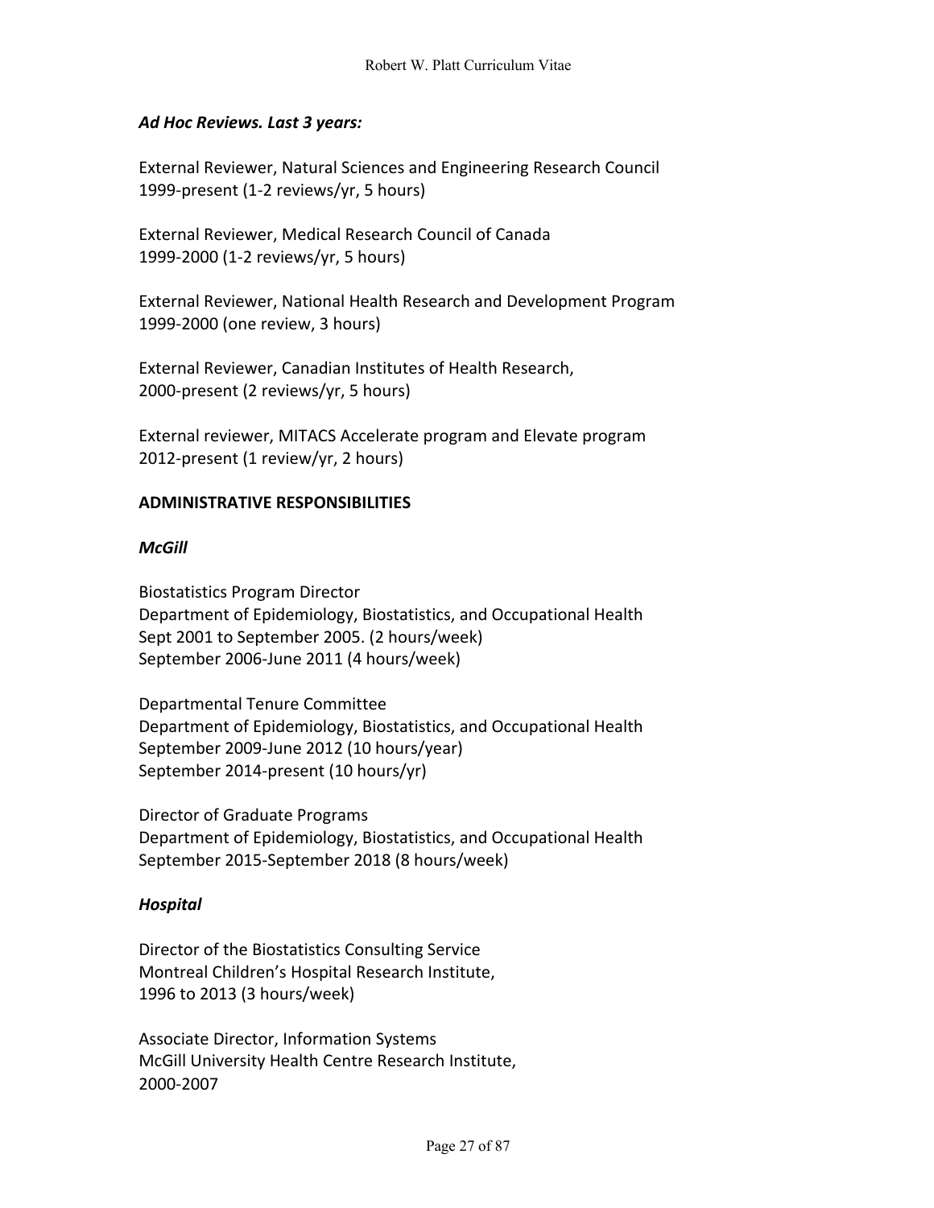### *Ad Hoc Reviews. Last 3 years:*

External Reviewer, Natural Sciences and Engineering Research Council
1999-present (1-2 reviews/yr, 5 hours)

External Reviewer, Medical Research Council of Canada
1999-2000 (1-2 reviews/yr, 5 hours)

External Reviewer, National Health Research and Development Program
1999-2000 (one review, 3 hours)

External Reviewer, Canadian Institutes of Health Research,
2000-present (2 reviews/yr, 5 hours)

External reviewer, MITACS Accelerate program and Elevate program
2012-present (1 review/yr, 2 hours)

## ADMINISTRATIVE RESPONSIBILITIES

### *McGill*

Biostatistics Program Director
Department of Epidemiology, Biostatistics, and Occupational Health
Sept 2001 to September 2005. (2 hours/week)
September 2006-June 2011 (4 hours/week)

Departmental Tenure Committee
Department of Epidemiology, Biostatistics, and Occupational Health
September 2009-June 2012 (10 hours/year)
September 2014-present (10 hours/yr)

Director of Graduate Programs
Department of Epidemiology, Biostatistics, and Occupational Health
September 2015-September 2018 (8 hours/week)

### *Hospital*

Director of the Biostatistics Consulting Service
Montreal Children's Hospital Research Institute,
1996 to 2013 (3 hours/week)

Associate Director, Information Systems
McGill University Health Centre Research Institute,
2000-2007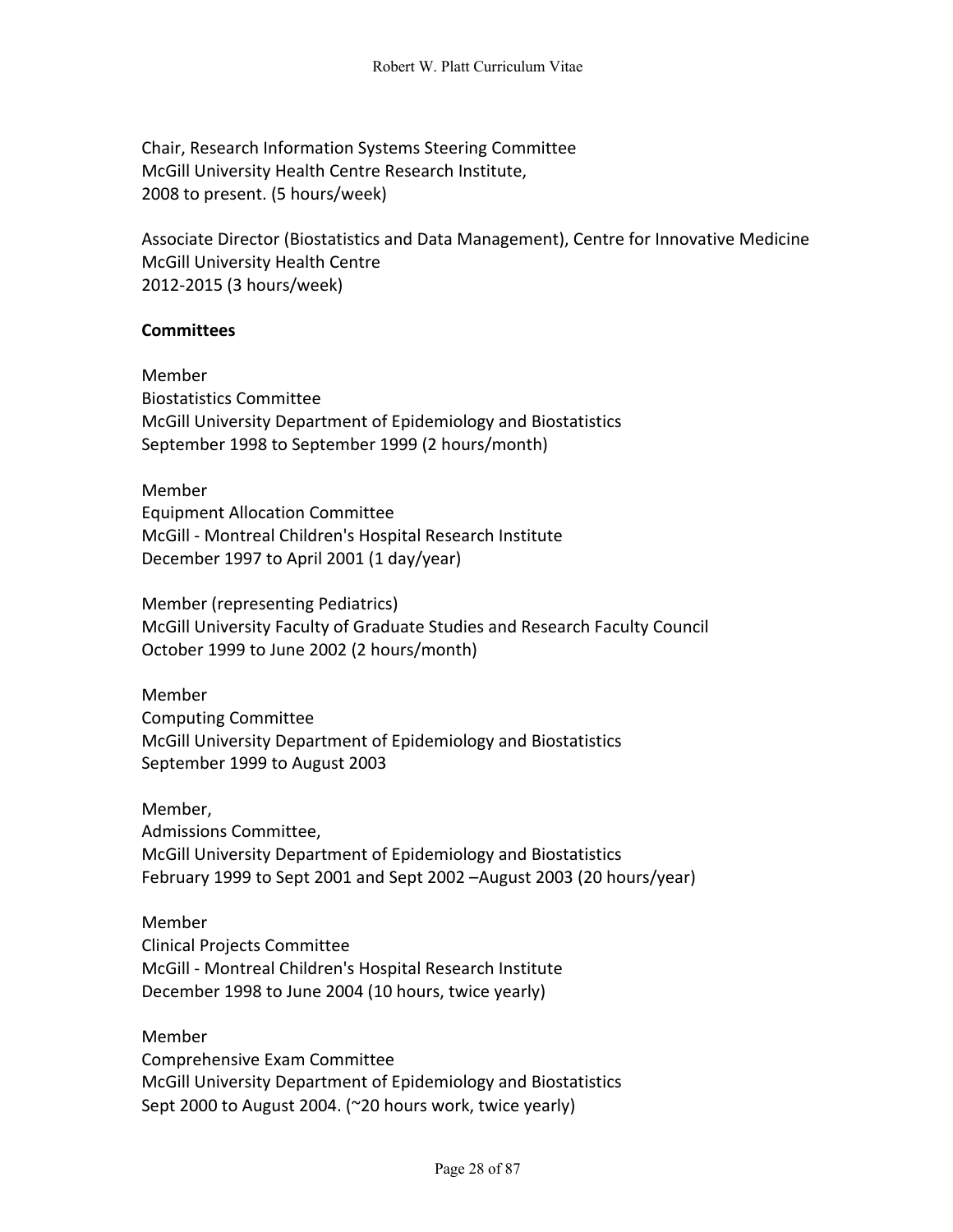Chair, Research Information Systems Steering Committee
McGill University Health Centre Research Institute,
2008 to present. (5 hours/week)

Associate Director (Biostatistics and Data Management), Centre for Innovative Medicine
McGill University Health Centre
2012-2015 (3 hours/week)

**Committees**

Member
Biostatistics Committee
McGill University Department of Epidemiology and Biostatistics
September 1998 to September 1999 (2 hours/month)

Member
Equipment Allocation Committee
McGill - Montreal Children's Hospital Research Institute
December 1997 to April 2001 (1 day/year)

Member (representing Pediatrics)
McGill University Faculty of Graduate Studies and Research Faculty Council
October 1999 to June 2002 (2 hours/month)

Member
Computing Committee
McGill University Department of Epidemiology and Biostatistics
September 1999 to August 2003

Member,
Admissions Committee,
McGill University Department of Epidemiology and Biostatistics
February 1999 to Sept 2001 and Sept 2002 –August 2003 (20 hours/year)

Member
Clinical Projects Committee
McGill - Montreal Children's Hospital Research Institute
December 1998 to June 2004 (10 hours, twice yearly)

Member
Comprehensive Exam Committee
McGill University Department of Epidemiology and Biostatistics
Sept 2000 to August 2004. (~20 hours work, twice yearly)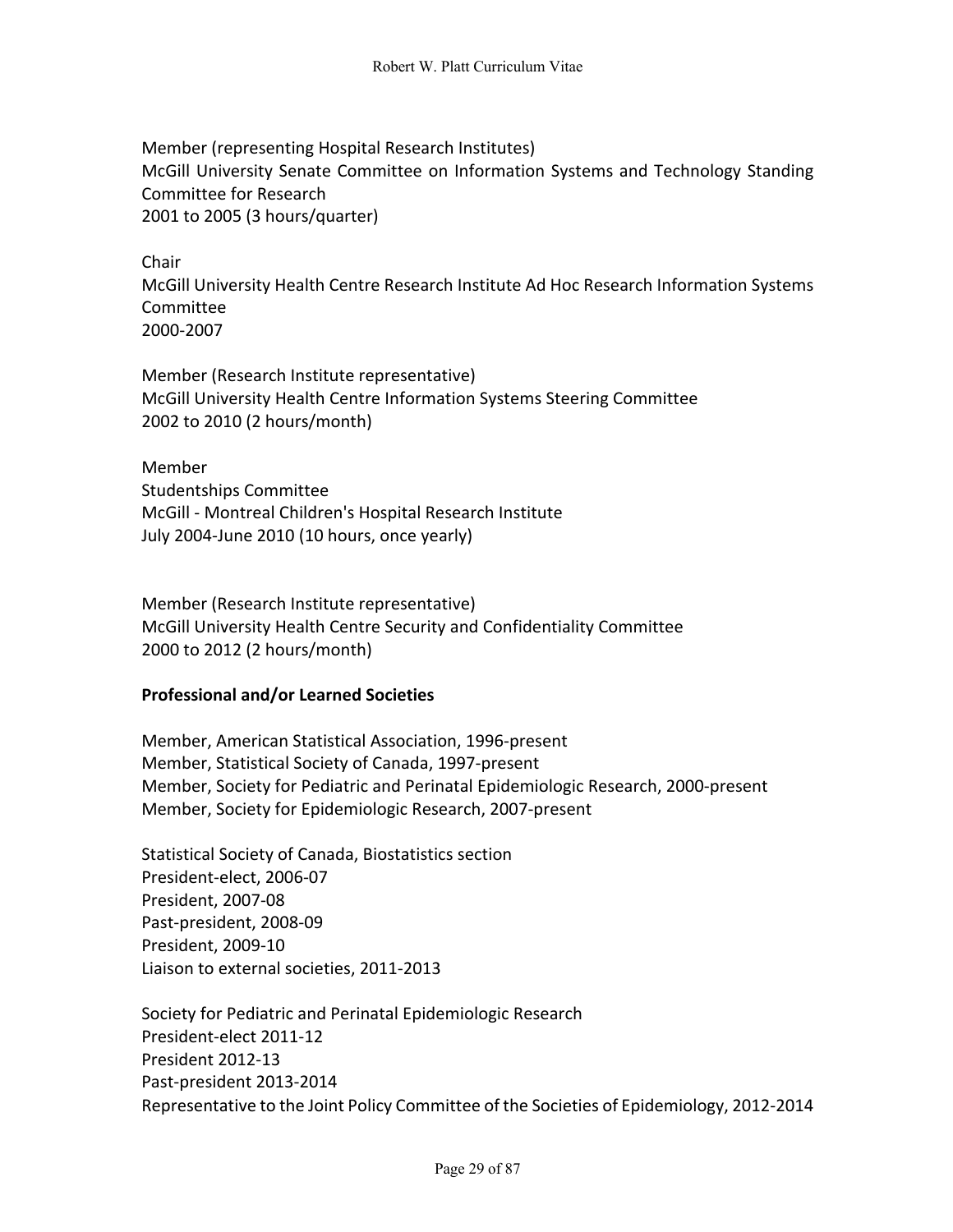Member (representing Hospital Research Institutes)
McGill University Senate Committee on Information Systems and Technology Standing Committee for Research
2001 to 2005 (3 hours/quarter)

Chair
McGill University Health Centre Research Institute Ad Hoc Research Information Systems Committee
2000-2007

Member (Research Institute representative)
McGill University Health Centre Information Systems Steering Committee
2002 to 2010 (2 hours/month)

Member
Studentships Committee
McGill - Montreal Children's Hospital Research Institute
July 2004-June 2010 (10 hours, once yearly)

Member (Research Institute representative)
McGill University Health Centre Security and Confidentiality Committee
2000 to 2012 (2 hours/month)

**Professional and/or Learned Societies**

Member, American Statistical Association, 1996-present
Member, Statistical Society of Canada, 1997-present
Member, Society for Pediatric and Perinatal Epidemiologic Research, 2000-present
Member, Society for Epidemiologic Research, 2007-present

Statistical Society of Canada, Biostatistics section
President-elect, 2006-07
President, 2007-08
Past-president, 2008-09
President, 2009-10
Liaison to external societies, 2011-2013

Society for Pediatric and Perinatal Epidemiologic Research
President-elect 2011-12
President 2012-13
Past-president 2013-2014
Representative to the Joint Policy Committee of the Societies of Epidemiology, 2012-2014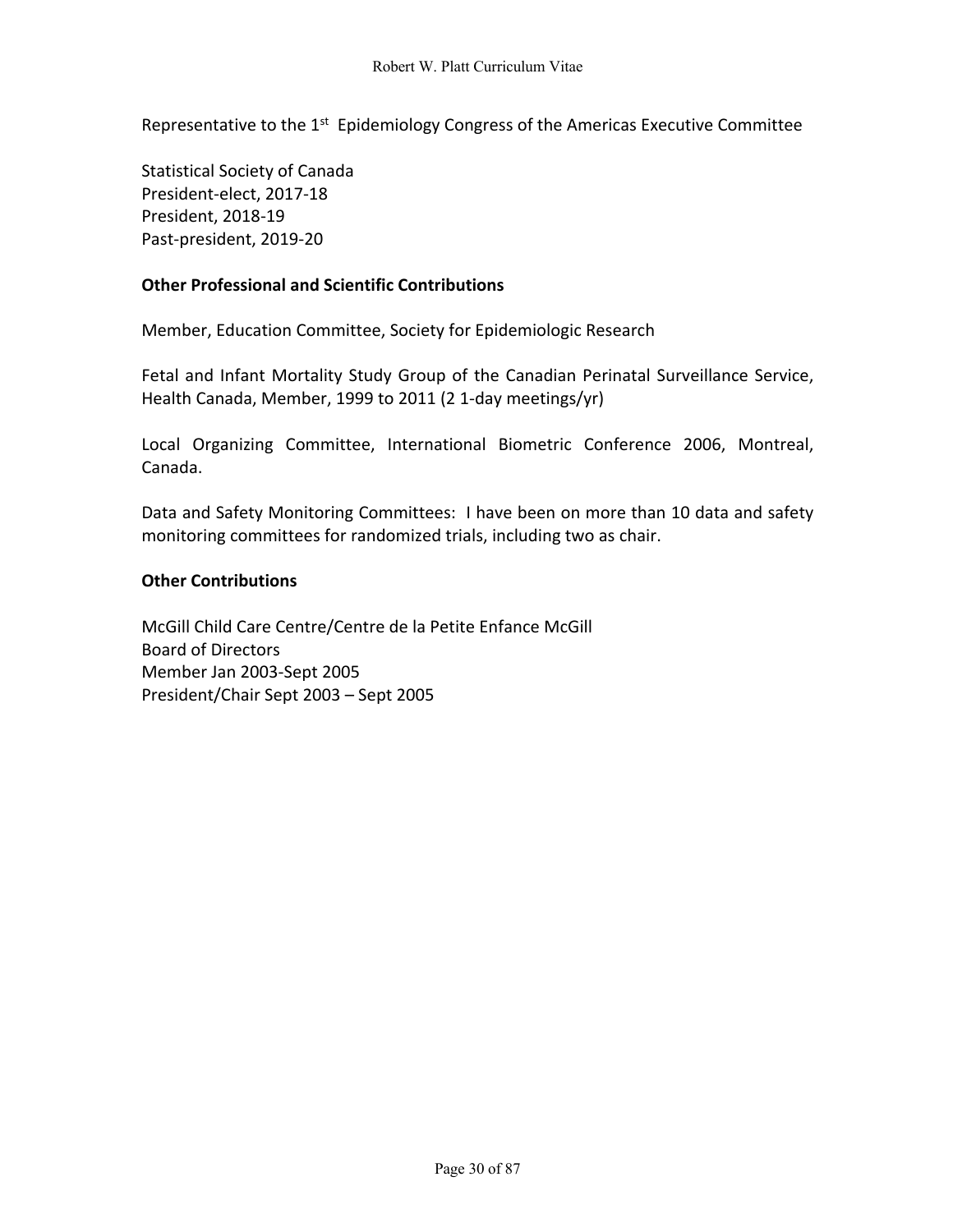Representative to the 1st Epidemiology Congress of the Americas Executive Committee

Statistical Society of Canada
President-elect, 2017-18
President, 2018-19
Past-president, 2019-20

**Other Professional and Scientific Contributions**

Member, Education Committee, Society for Epidemiologic Research

Fetal and Infant Mortality Study Group of the Canadian Perinatal Surveillance Service, Health Canada, Member, 1999 to 2011 (2 1-day meetings/yr)

Local Organizing Committee, International Biometric Conference 2006, Montreal, Canada.

Data and Safety Monitoring Committees: I have been on more than 10 data and safety monitoring committees for randomized trials, including two as chair.

**Other Contributions**

McGill Child Care Centre/Centre de la Petite Enfance McGill
Board of Directors
Member Jan 2003-Sept 2005
President/Chair Sept 2003 – Sept 2005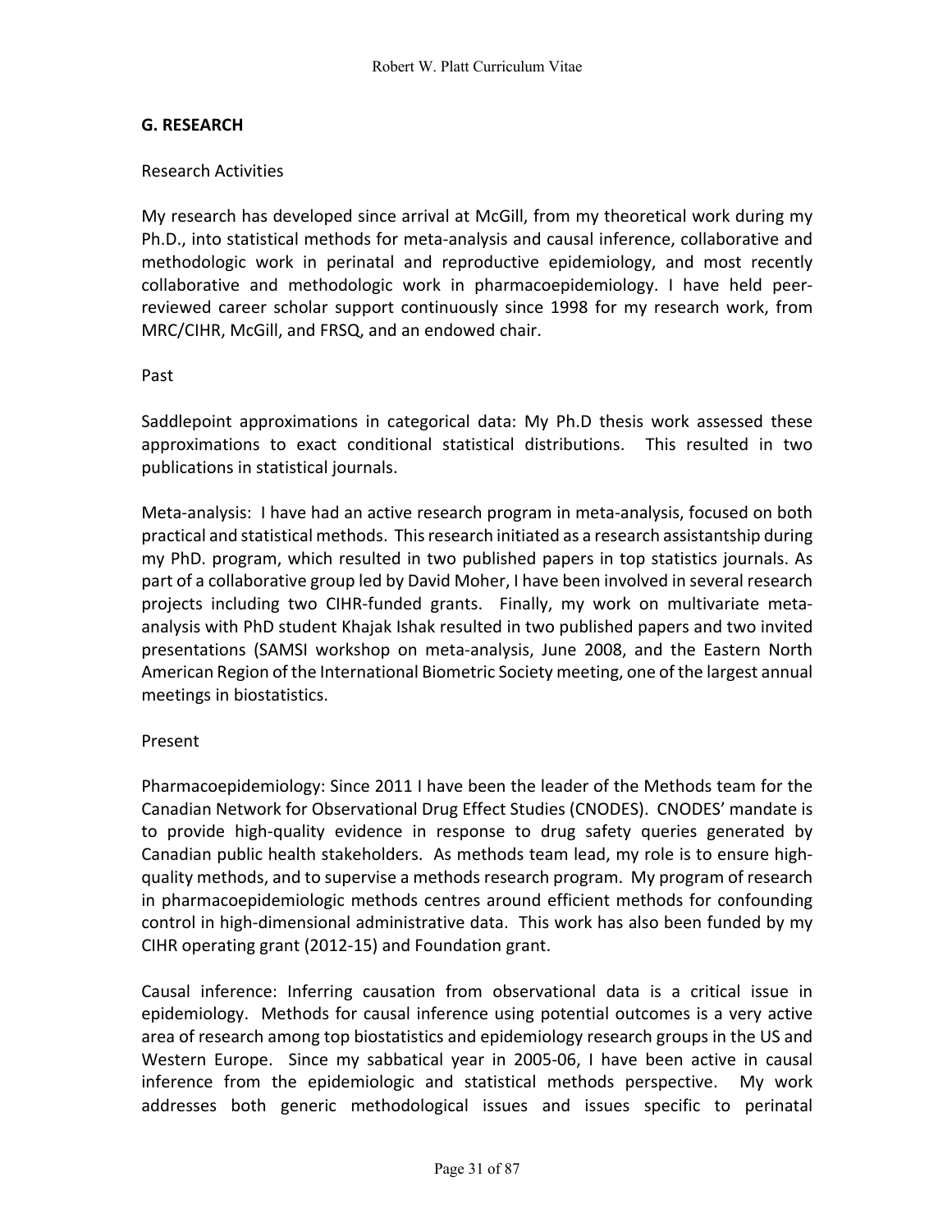## G. RESEARCH

Research Activities

My research has developed since arrival at McGill, from my theoretical work during my Ph.D., into statistical methods for meta-analysis and causal inference, collaborative and methodologic work in perinatal and reproductive epidemiology, and most recently collaborative and methodologic work in pharmacoepidemiology. I have held peer-reviewed career scholar support continuously since 1998 for my research work, from MRC/CIHR, McGill, and FRSQ, and an endowed chair.

Past

Saddlepoint approximations in categorical data: My Ph.D thesis work assessed these approximations to exact conditional statistical distributions. This resulted in two publications in statistical journals.

Meta-analysis: I have had an active research program in meta-analysis, focused on both practical and statistical methods. This research initiated as a research assistantship during my PhD. program, which resulted in two published papers in top statistics journals. As part of a collaborative group led by David Moher, I have been involved in several research projects including two CIHR-funded grants. Finally, my work on multivariate meta-analysis with PhD student Khajak Ishak resulted in two published papers and two invited presentations (SAMSI workshop on meta-analysis, June 2008, and the Eastern North American Region of the International Biometric Society meeting, one of the largest annual meetings in biostatistics.

Present

Pharmacoepidemiology: Since 2011 I have been the leader of the Methods team for the Canadian Network for Observational Drug Effect Studies (CNODES). CNODES' mandate is to provide high-quality evidence in response to drug safety queries generated by Canadian public health stakeholders. As methods team lead, my role is to ensure high-quality methods, and to supervise a methods research program. My program of research in pharmacoepidemiologic methods centres around efficient methods for confounding control in high-dimensional administrative data. This work has also been funded by my CIHR operating grant (2012-15) and Foundation grant.

Causal inference: Inferring causation from observational data is a critical issue in epidemiology. Methods for causal inference using potential outcomes is a very active area of research among top biostatistics and epidemiology research groups in the US and Western Europe. Since my sabbatical year in 2005-06, I have been active in causal inference from the epidemiologic and statistical methods perspective. My work addresses both generic methodological issues and issues specific to perinatal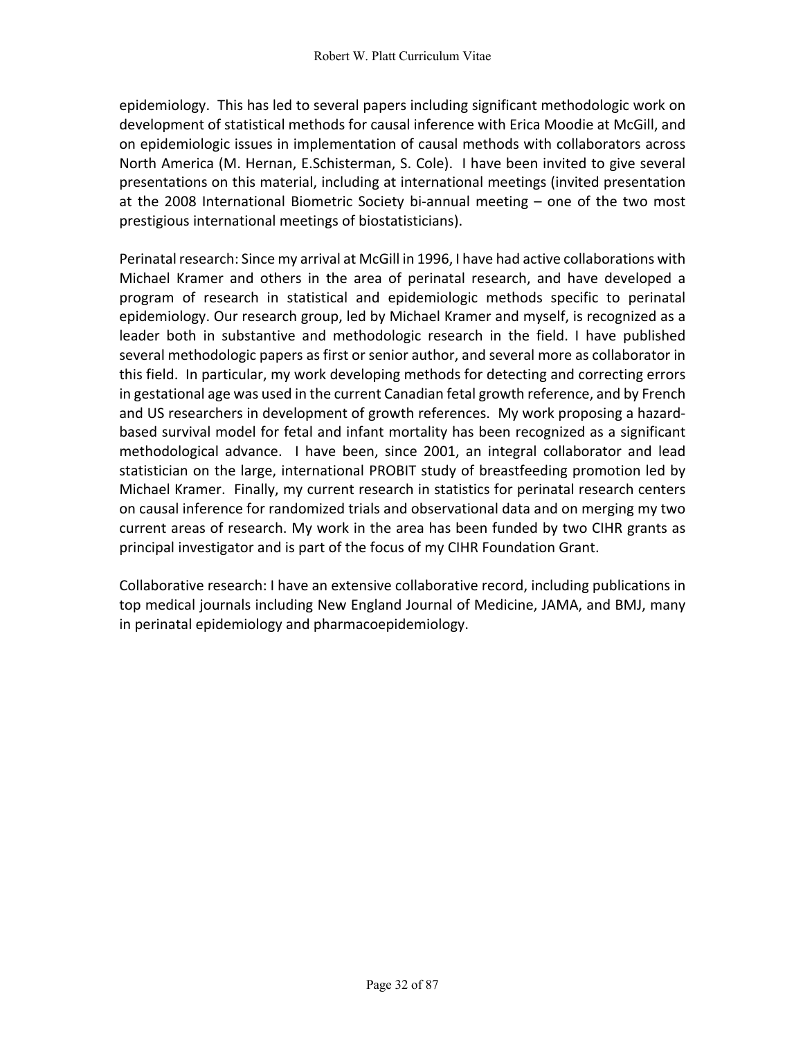epidemiology. This has led to several papers including significant methodologic work on development of statistical methods for causal inference with Erica Moodie at McGill, and on epidemiologic issues in implementation of causal methods with collaborators across North America (M. Hernan, E.Schisterman, S. Cole). I have been invited to give several presentations on this material, including at international meetings (invited presentation at the 2008 International Biometric Society bi-annual meeting – one of the two most prestigious international meetings of biostatisticians).

Perinatal research: Since my arrival at McGill in 1996, I have had active collaborations with Michael Kramer and others in the area of perinatal research, and have developed a program of research in statistical and epidemiologic methods specific to perinatal epidemiology. Our research group, led by Michael Kramer and myself, is recognized as a leader both in substantive and methodologic research in the field. I have published several methodologic papers as first or senior author, and several more as collaborator in this field. In particular, my work developing methods for detecting and correcting errors in gestational age was used in the current Canadian fetal growth reference, and by French and US researchers in development of growth references. My work proposing a hazard-based survival model for fetal and infant mortality has been recognized as a significant methodological advance. I have been, since 2001, an integral collaborator and lead statistician on the large, international PROBIT study of breastfeeding promotion led by Michael Kramer. Finally, my current research in statistics for perinatal research centers on causal inference for randomized trials and observational data and on merging my two current areas of research. My work in the area has been funded by two CIHR grants as principal investigator and is part of the focus of my CIHR Foundation Grant.

Collaborative research: I have an extensive collaborative record, including publications in top medical journals including New England Journal of Medicine, JAMA, and BMJ, many in perinatal epidemiology and pharmacoepidemiology.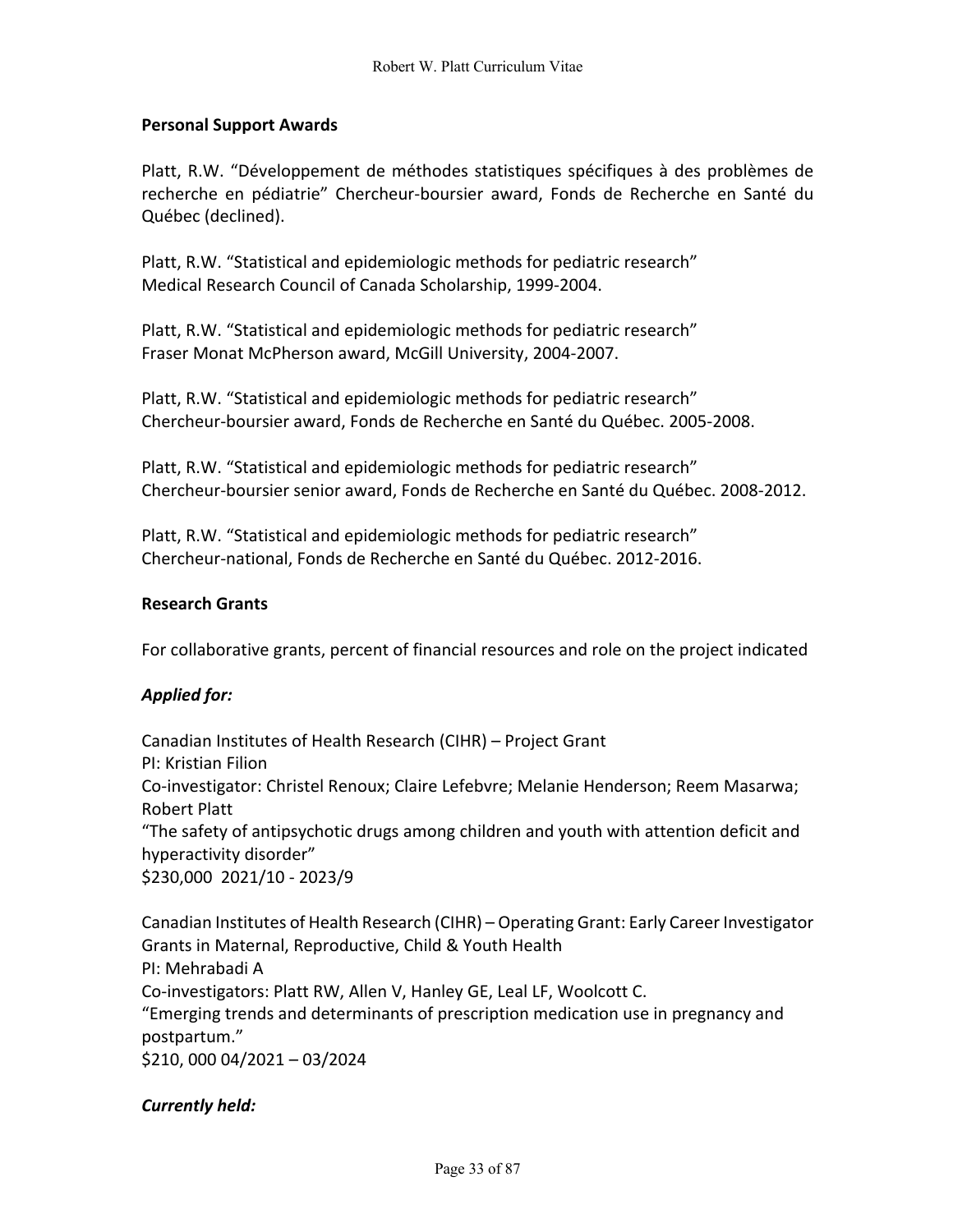## Personal Support Awards

Platt, R.W. "Développement de méthodes statistiques spécifiques à des problèmes de recherche en pédiatrie" Chercheur-boursier award, Fonds de Recherche en Santé du Québec (declined).

Platt, R.W. "Statistical and epidemiologic methods for pediatric research"
Medical Research Council of Canada Scholarship, 1999-2004.

Platt, R.W. "Statistical and epidemiologic methods for pediatric research"
Fraser Monat McPherson award, McGill University, 2004-2007.

Platt, R.W. "Statistical and epidemiologic methods for pediatric research"
Chercheur-boursier award, Fonds de Recherche en Santé du Québec. 2005-2008.

Platt, R.W. "Statistical and epidemiologic methods for pediatric research"
Chercheur-boursier senior award, Fonds de Recherche en Santé du Québec. 2008-2012.

Platt, R.W. "Statistical and epidemiologic methods for pediatric research"
Chercheur-national, Fonds de Recherche en Santé du Québec. 2012-2016.

## Research Grants

For collaborative grants, percent of financial resources and role on the project indicated

### *Applied for:*

Canadian Institutes of Health Research (CIHR) – Project Grant
PI: Kristian Filion
Co-investigator: Christel Renoux; Claire Lefebvre; Melanie Henderson; Reem Masarwa; Robert Platt
"The safety of antipsychotic drugs among children and youth with attention deficit and hyperactivity disorder"
$230,000 2021/10 - 2023/9

Canadian Institutes of Health Research (CIHR) – Operating Grant: Early Career Investigator Grants in Maternal, Reproductive, Child & Youth Health
PI: Mehrabadi A
Co-investigators: Platt RW, Allen V, Hanley GE, Leal LF, Woolcott C.
"Emerging trends and determinants of prescription medication use in pregnancy and postpartum."
$210, 000 04/2021 – 03/2024

### *Currently held:*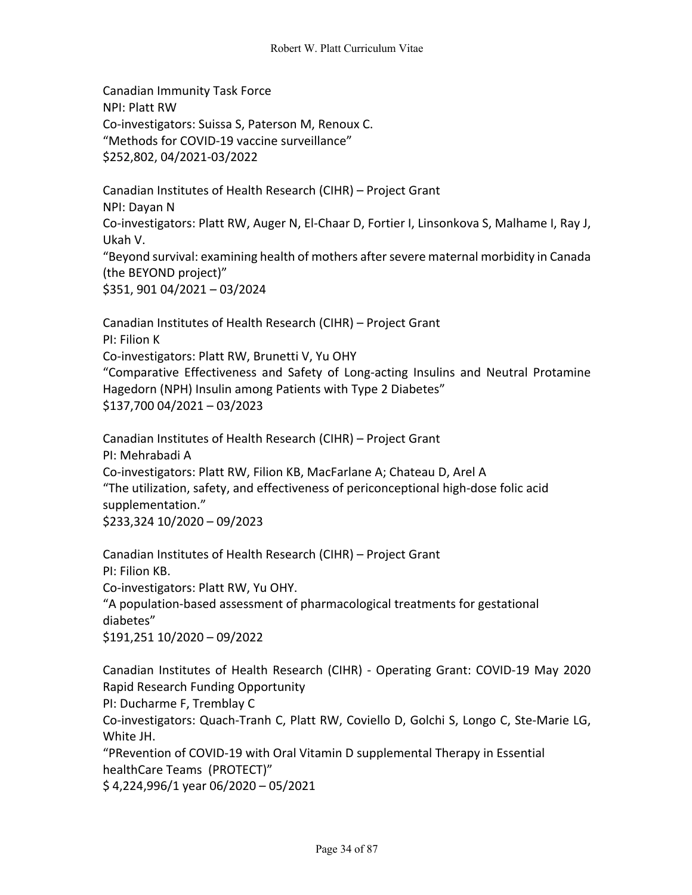Canadian Immunity Task Force
NPI: Platt RW
Co-investigators: Suissa S, Paterson M, Renoux C.
"Methods for COVID-19 vaccine surveillance"
$252,802, 04/2021-03/2022

Canadian Institutes of Health Research (CIHR) – Project Grant
NPI: Dayan N
Co-investigators: Platt RW, Auger N, El-Chaar D, Fortier I, Linsonkova S, Malhame I, Ray J, Ukah V.
"Beyond survival: examining health of mothers after severe maternal morbidity in Canada (the BEYOND project)"
$351, 901 04/2021 – 03/2024

Canadian Institutes of Health Research (CIHR) – Project Grant
PI: Filion K
Co-investigators: Platt RW, Brunetti V, Yu OHY
"Comparative Effectiveness and Safety of Long-acting Insulins and Neutral Protamine Hagedorn (NPH) Insulin among Patients with Type 2 Diabetes"
$137,700 04/2021 – 03/2023

Canadian Institutes of Health Research (CIHR) – Project Grant
PI: Mehrabadi A
Co-investigators: Platt RW, Filion KB, MacFarlane A; Chateau D, Arel A
"The utilization, safety, and effectiveness of periconceptional high-dose folic acid supplementation."
$233,324 10/2020 – 09/2023

Canadian Institutes of Health Research (CIHR) – Project Grant
PI: Filion KB.
Co-investigators: Platt RW, Yu OHY.
"A population-based assessment of pharmacological treatments for gestational diabetes"
$191,251 10/2020 – 09/2022

Canadian Institutes of Health Research (CIHR) - Operating Grant: COVID-19 May 2020 Rapid Research Funding Opportunity
PI: Ducharme F, Tremblay C
Co-investigators: Quach-Tranh C, Platt RW, Coviello D, Golchi S, Longo C, Ste-Marie LG, White JH.
"PRevention of COVID-19 with Oral Vitamin D supplemental Therapy in Essential healthCare Teams (PROTECT)"
$ 4,224,996/1 year 06/2020 – 05/2021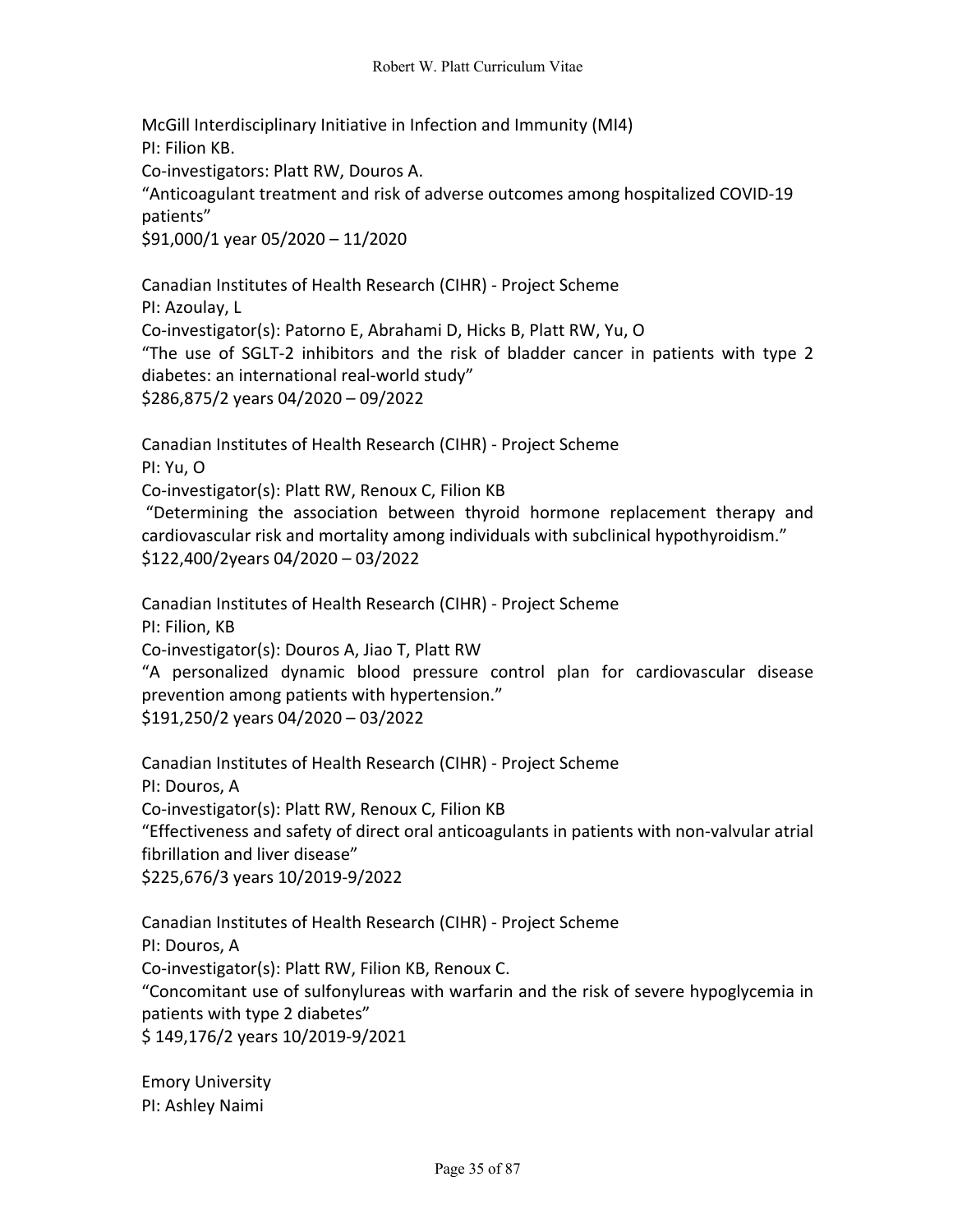McGill Interdisciplinary Initiative in Infection and Immunity (MI4)
PI: Filion KB.
Co-investigators: Platt RW, Douros A.
“Anticoagulant treatment and risk of adverse outcomes among hospitalized COVID-19 patients”
$91,000/1 year 05/2020 – 11/2020

Canadian Institutes of Health Research (CIHR) - Project Scheme
PI: Azoulay, L
Co-investigator(s): Patorno E, Abrahami D, Hicks B, Platt RW, Yu, O
“The use of SGLT-2 inhibitors and the risk of bladder cancer in patients with type 2 diabetes: an international real-world study”
$286,875/2 years 04/2020 – 09/2022

Canadian Institutes of Health Research (CIHR) - Project Scheme
PI: Yu, O
Co-investigator(s): Platt RW, Renoux C, Filion KB
“Determining the association between thyroid hormone replacement therapy and cardiovascular risk and mortality among individuals with subclinical hypothyroidism.”
$122,400/2years 04/2020 – 03/2022

Canadian Institutes of Health Research (CIHR) - Project Scheme
PI: Filion, KB
Co-investigator(s): Douros A, Jiao T, Platt RW
“A personalized dynamic blood pressure control plan for cardiovascular disease prevention among patients with hypertension.”
$191,250/2 years 04/2020 – 03/2022

Canadian Institutes of Health Research (CIHR) - Project Scheme
PI: Douros, A
Co-investigator(s): Platt RW, Renoux C, Filion KB
“Effectiveness and safety of direct oral anticoagulants in patients with non-valvular atrial fibrillation and liver disease”
$225,676/3 years 10/2019-9/2022

Canadian Institutes of Health Research (CIHR) - Project Scheme
PI: Douros, A
Co-investigator(s): Platt RW, Filion KB, Renoux C.
“Concomitant use of sulfonylureas with warfarin and the risk of severe hypoglycemia in patients with type 2 diabetes”
$ 149,176/2 years 10/2019-9/2021

Emory University
PI: Ashley Naimi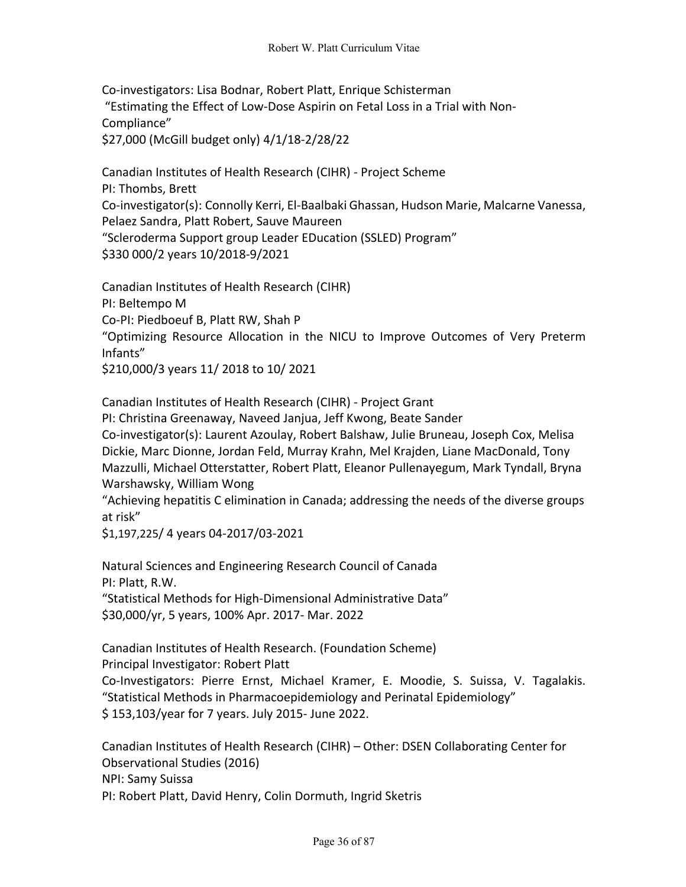Co-investigators: Lisa Bodnar, Robert Platt, Enrique Schisterman
"Estimating the Effect of Low-Dose Aspirin on Fetal Loss in a Trial with Non-Compliance"
$27,000 (McGill budget only) 4/1/18-2/28/22

Canadian Institutes of Health Research (CIHR) - Project Scheme
PI: Thombs, Brett
Co-investigator(s): Connolly Kerri, El-Baalbaki Ghassan, Hudson Marie, Malcarne Vanessa, Pelaez Sandra, Platt Robert, Sauve Maureen
"Scleroderma Support group Leader EDucation (SSLED) Program"
$330 000/2 years 10/2018-9/2021

Canadian Institutes of Health Research (CIHR)
PI: Beltempo M
Co-PI: Piedboeuf B, Platt RW, Shah P
"Optimizing Resource Allocation in the NICU to Improve Outcomes of Very Preterm Infants"
$210,000/3 years 11/ 2018 to 10/ 2021

Canadian Institutes of Health Research (CIHR) - Project Grant
PI: Christina Greenaway, Naveed Janjua, Jeff Kwong, Beate Sander
Co-investigator(s): Laurent Azoulay, Robert Balshaw, Julie Bruneau, Joseph Cox, Melisa Dickie, Marc Dionne, Jordan Feld, Murray Krahn, Mel Krajden, Liane MacDonald, Tony Mazzulli, Michael Otterstatter, Robert Platt, Eleanor Pullenayegum, Mark Tyndall, Bryna Warshawsky, William Wong
"Achieving hepatitis C elimination in Canada; addressing the needs of the diverse groups at risk"
$1,197,225/ 4 years 04-2017/03-2021

Natural Sciences and Engineering Research Council of Canada
PI: Platt, R.W.
"Statistical Methods for High-Dimensional Administrative Data"
$30,000/yr, 5 years, 100% Apr. 2017- Mar. 2022

Canadian Institutes of Health Research. (Foundation Scheme)
Principal Investigator: Robert Platt
Co-Investigators: Pierre Ernst, Michael Kramer, E. Moodie, S. Suissa, V. Tagalakis.
"Statistical Methods in Pharmacoepidemiology and Perinatal Epidemiology"
$ 153,103/year for 7 years. July 2015- June 2022.

Canadian Institutes of Health Research (CIHR) – Other: DSEN Collaborating Center for Observational Studies (2016)
NPI: Samy Suissa
PI: Robert Platt, David Henry, Colin Dormuth, Ingrid Sketris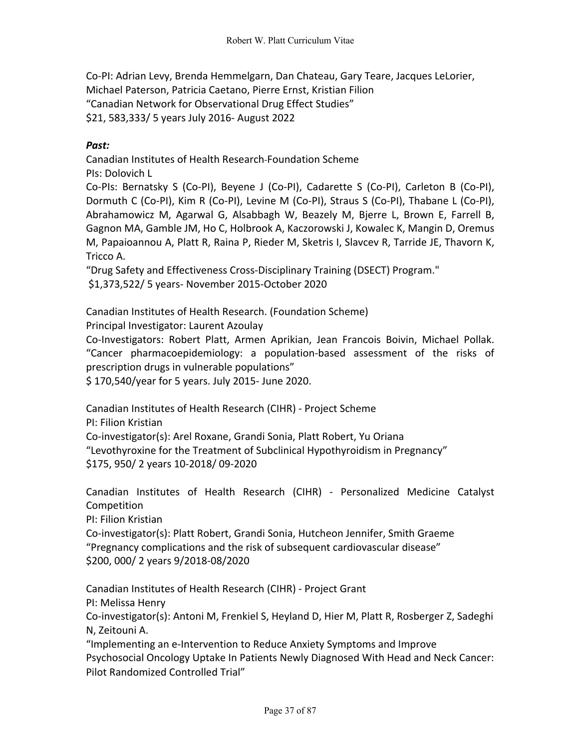Co-PI: Adrian Levy, Brenda Hemmelgarn, Dan Chateau, Gary Teare, Jacques LeLorier, Michael Paterson, Patricia Caetano, Pierre Ernst, Kristian Filion
"Canadian Network for Observational Drug Effect Studies"
$21, 583,333/ 5 years July 2016- August 2022

***Past:***

Canadian Institutes of Health Research-Foundation Scheme
PIs: Dolovich L
Co-PIs: Bernatsky S (Co-PI), Beyene J (Co-PI), Cadarette S (Co-PI), Carleton B (Co-PI), Dormuth C (Co-PI), Kim R (Co-PI), Levine M (Co-PI), Straus S (Co-PI), Thabane L (Co-PI), Abrahamowicz M, Agarwal G, Alsabbagh W, Beazely M, Bjerre L, Brown E, Farrell B, Gagnon MA, Gamble JM, Ho C, Holbrook A, Kaczorowski J, Kowalec K, Mangin D, Oremus M, Papaioannou A, Platt R, Raina P, Rieder M, Sketris I, Slavcev R, Tarride JE, Thavorn K, Tricco A.
"Drug Safety and Effectiveness Cross-Disciplinary Training (DSECT) Program."
$1,373,522/ 5 years- November 2015-October 2020

Canadian Institutes of Health Research. (Foundation Scheme)
Principal Investigator: Laurent Azoulay
Co-Investigators: Robert Platt, Armen Aprikian, Jean Francois Boivin, Michael Pollak.
"Cancer pharmacoepidemiology: a population-based assessment of the risks of prescription drugs in vulnerable populations"
$ 170,540/year for 5 years. July 2015- June 2020.

Canadian Institutes of Health Research (CIHR) - Project Scheme
PI: Filion Kristian
Co-investigator(s): Arel Roxane, Grandi Sonia, Platt Robert, Yu Oriana
"Levothyroxine for the Treatment of Subclinical Hypothyroidism in Pregnancy"
$175, 950/ 2 years 10-2018/ 09-2020

Canadian Institutes of Health Research (CIHR) - Personalized Medicine Catalyst Competition
PI: Filion Kristian
Co-investigator(s): Platt Robert, Grandi Sonia, Hutcheon Jennifer, Smith Graeme
"Pregnancy complications and the risk of subsequent cardiovascular disease"
$200, 000/ 2 years 9/2018-08/2020

Canadian Institutes of Health Research (CIHR) - Project Grant
PI: Melissa Henry
Co-investigator(s): Antoni M, Frenkiel S, Heyland D, Hier M, Platt R, Rosberger Z, Sadeghi N, Zeitouni A.
"Implementing an e-Intervention to Reduce Anxiety Symptoms and Improve Psychosocial Oncology Uptake In Patients Newly Diagnosed With Head and Neck Cancer: Pilot Randomized Controlled Trial"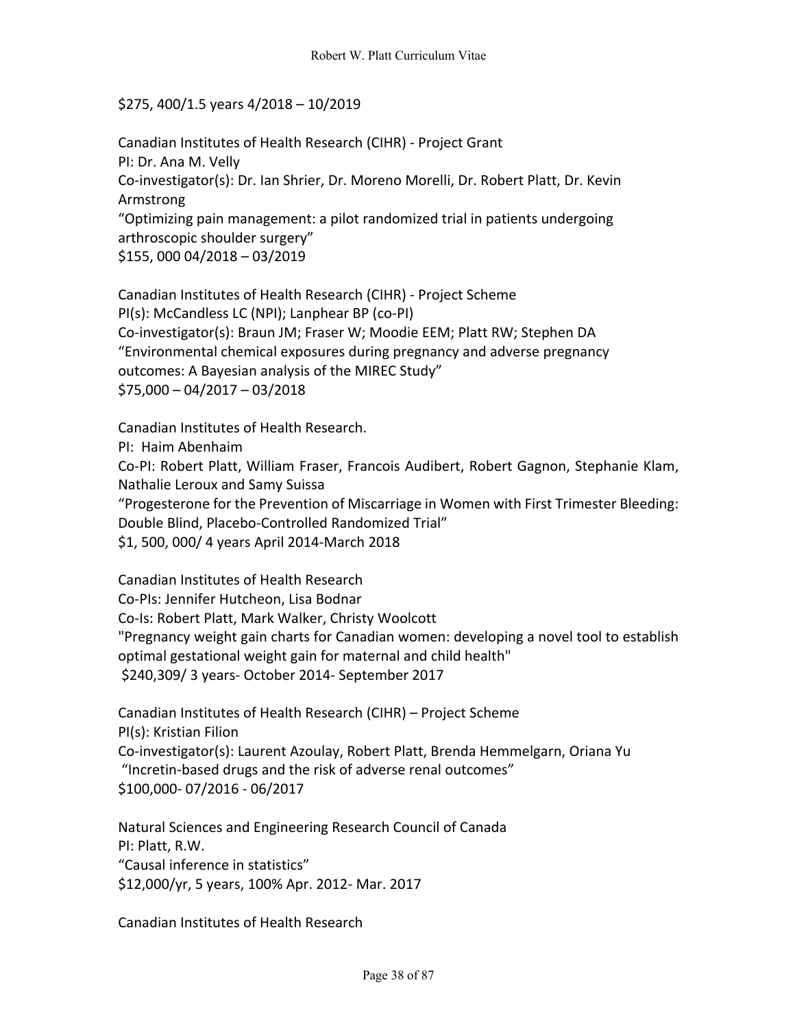$275, 400/1.5 years 4/2018 – 10/2019

Canadian Institutes of Health Research (CIHR) - Project Grant
PI: Dr. Ana M. Velly
Co-investigator(s): Dr. Ian Shrier, Dr. Moreno Morelli, Dr. Robert Platt, Dr. Kevin Armstrong
"Optimizing pain management: a pilot randomized trial in patients undergoing arthroscopic shoulder surgery"
$155, 000 04/2018 – 03/2019

Canadian Institutes of Health Research (CIHR) - Project Scheme
PI(s): McCandless LC (NPI); Lanphear BP (co-PI)
Co-investigator(s): Braun JM; Fraser W; Moodie EEM; Platt RW; Stephen DA
"Environmental chemical exposures during pregnancy and adverse pregnancy outcomes: A Bayesian analysis of the MIREC Study"
$75,000 – 04/2017 – 03/2018

Canadian Institutes of Health Research.
PI: Haim Abenhaim
Co-PI: Robert Platt, William Fraser, Francois Audibert, Robert Gagnon, Stephanie Klam, Nathalie Leroux and Samy Suissa
"Progesterone for the Prevention of Miscarriage in Women with First Trimester Bleeding: Double Blind, Placebo-Controlled Randomized Trial"
$1, 500, 000/ 4 years April 2014-March 2018

Canadian Institutes of Health Research
Co-PIs: Jennifer Hutcheon, Lisa Bodnar
Co-Is: Robert Platt, Mark Walker, Christy Woolcott
"Pregnancy weight gain charts for Canadian women: developing a novel tool to establish optimal gestational weight gain for maternal and child health"
$240,309/ 3 years- October 2014- September 2017

Canadian Institutes of Health Research (CIHR) – Project Scheme
PI(s): Kristian Filion
Co-investigator(s): Laurent Azoulay, Robert Platt, Brenda Hemmelgarn, Oriana Yu
"Incretin-based drugs and the risk of adverse renal outcomes"
$100,000- 07/2016 - 06/2017

Natural Sciences and Engineering Research Council of Canada
PI: Platt, R.W.
"Causal inference in statistics"
$12,000/yr, 5 years, 100% Apr. 2012- Mar. 2017

Canadian Institutes of Health Research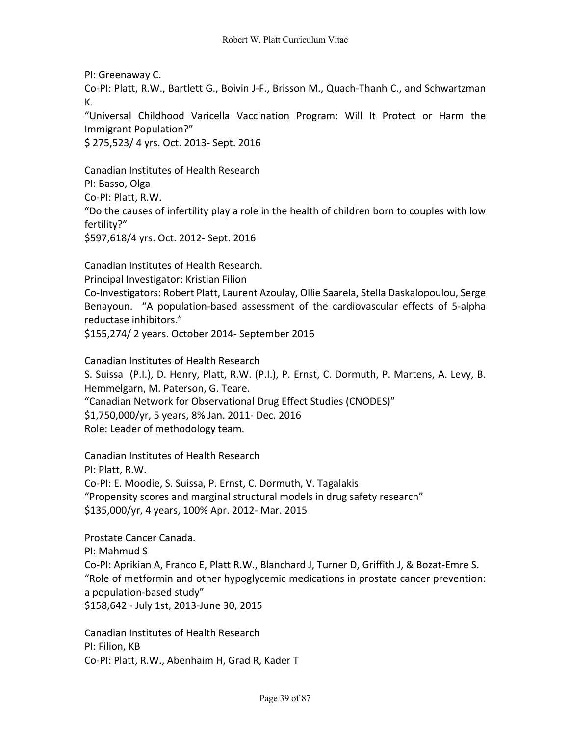PI: Greenaway C.
Co-PI: Platt, R.W., Bartlett G., Boivin J-F., Brisson M., Quach-Thanh C., and Schwartzman K.
"Universal Childhood Varicella Vaccination Program: Will It Protect or Harm the Immigrant Population?"
$ 275,523/ 4 yrs. Oct. 2013- Sept. 2016

Canadian Institutes of Health Research
PI: Basso, Olga
Co-PI: Platt, R.W.
"Do the causes of infertility play a role in the health of children born to couples with low fertility?"
$597,618/4 yrs. Oct. 2012- Sept. 2016

Canadian Institutes of Health Research.
Principal Investigator: Kristian Filion
Co-Investigators: Robert Platt, Laurent Azoulay, Ollie Saarela, Stella Daskalopoulou, Serge Benayoun. "A population-based assessment of the cardiovascular effects of 5-alpha reductase inhibitors."
$155,274/ 2 years. October 2014- September 2016

Canadian Institutes of Health Research
S. Suissa (P.I.), D. Henry, Platt, R.W. (P.I.), P. Ernst, C. Dormuth, P. Martens, A. Levy, B. Hemmelgarn, M. Paterson, G. Teare.
"Canadian Network for Observational Drug Effect Studies (CNODES)"
$1,750,000/yr, 5 years, 8% Jan. 2011- Dec. 2016
Role: Leader of methodology team.

Canadian Institutes of Health Research
PI: Platt, R.W.
Co-PI: E. Moodie, S. Suissa, P. Ernst, C. Dormuth, V. Tagalakis
"Propensity scores and marginal structural models in drug safety research"
$135,000/yr, 4 years, 100% Apr. 2012- Mar. 2015

Prostate Cancer Canada.
PI: Mahmud S
Co-PI: Aprikian A, Franco E, Platt R.W., Blanchard J, Turner D, Griffith J, & Bozat-Emre S.
"Role of metformin and other hypoglycemic medications in prostate cancer prevention: a population-based study"
$158,642 - July 1st, 2013-June 30, 2015

Canadian Institutes of Health Research
PI: Filion, KB
Co-PI: Platt, R.W., Abenhaim H, Grad R, Kader T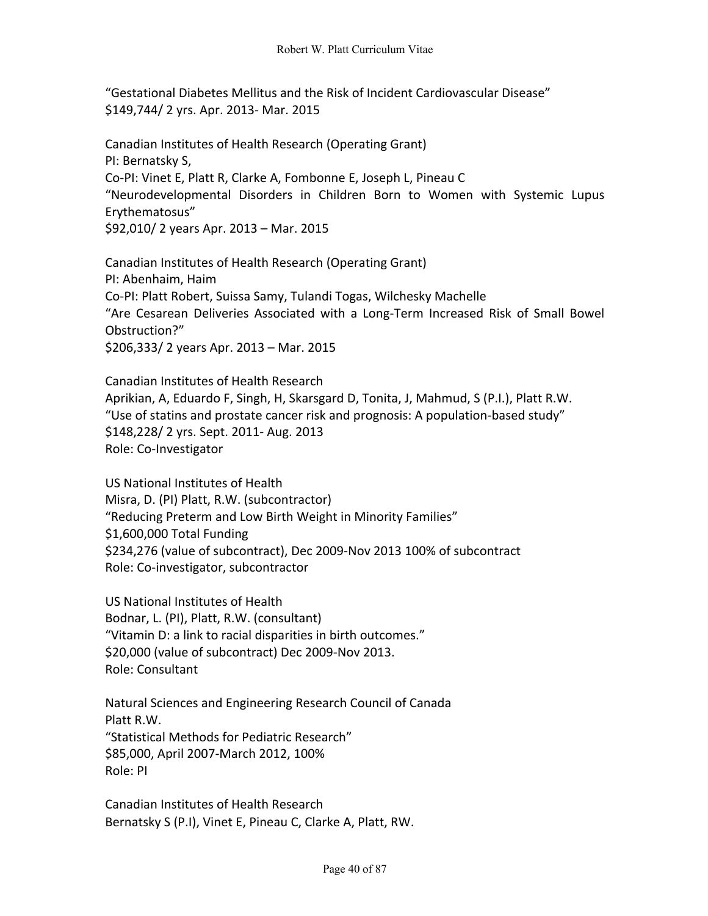"Gestational Diabetes Mellitus and the Risk of Incident Cardiovascular Disease"
$149,744/ 2 yrs. Apr. 2013- Mar. 2015

Canadian Institutes of Health Research (Operating Grant)
PI: Bernatsky S,
Co-PI: Vinet E, Platt R, Clarke A, Fombonne E, Joseph L, Pineau C
"Neurodevelopmental Disorders in Children Born to Women with Systemic Lupus Erythematosus"
$92,010/ 2 years Apr. 2013 – Mar. 2015

Canadian Institutes of Health Research (Operating Grant)
PI: Abenhaim, Haim
Co-PI: Platt Robert, Suissa Samy, Tulandi Togas, Wilchesky Machelle
"Are Cesarean Deliveries Associated with a Long-Term Increased Risk of Small Bowel Obstruction?"
$206,333/ 2 years Apr. 2013 – Mar. 2015

Canadian Institutes of Health Research
Aprikian, A, Eduardo F, Singh, H, Skarsgard D, Tonita, J, Mahmud, S (P.I.), Platt R.W.
"Use of statins and prostate cancer risk and prognosis: A population-based study"
$148,228/ 2 yrs. Sept. 2011- Aug. 2013
Role: Co-Investigator

US National Institutes of Health
Misra, D. (PI) Platt, R.W. (subcontractor)
"Reducing Preterm and Low Birth Weight in Minority Families"
$1,600,000 Total Funding
$234,276 (value of subcontract), Dec 2009-Nov 2013 100% of subcontract
Role: Co-investigator, subcontractor

US National Institutes of Health
Bodnar, L. (PI), Platt, R.W. (consultant)
"Vitamin D: a link to racial disparities in birth outcomes."
$20,000 (value of subcontract) Dec 2009-Nov 2013.
Role: Consultant

Natural Sciences and Engineering Research Council of Canada
Platt R.W.
"Statistical Methods for Pediatric Research"
$85,000, April 2007-March 2012, 100%
Role: PI

Canadian Institutes of Health Research
Bernatsky S (P.I), Vinet E, Pineau C, Clarke A, Platt, RW.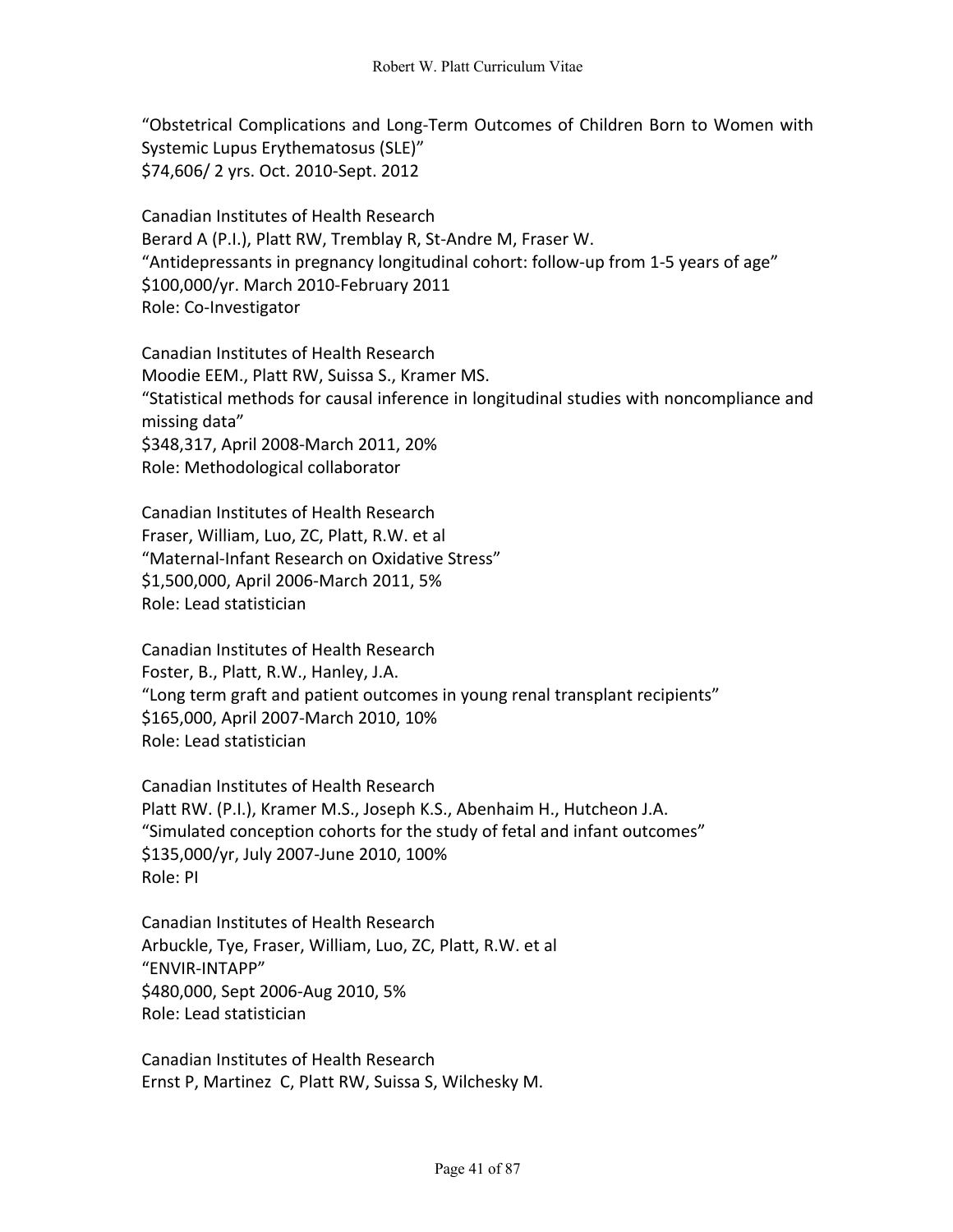"Obstetrical Complications and Long-Term Outcomes of Children Born to Women with Systemic Lupus Erythematosus (SLE)"
$74,606/ 2 yrs. Oct. 2010-Sept. 2012

Canadian Institutes of Health Research
Berard A (P.I.), Platt RW, Tremblay R, St-Andre M, Fraser W.
"Antidepressants in pregnancy longitudinal cohort: follow-up from 1-5 years of age"
$100,000/yr. March 2010-February 2011
Role: Co-Investigator

Canadian Institutes of Health Research
Moodie EEM., Platt RW, Suissa S., Kramer MS.
"Statistical methods for causal inference in longitudinal studies with noncompliance and missing data"
$348,317, April 2008-March 2011, 20%
Role: Methodological collaborator

Canadian Institutes of Health Research
Fraser, William, Luo, ZC, Platt, R.W. et al
"Maternal-Infant Research on Oxidative Stress"
$1,500,000, April 2006-March 2011, 5%
Role: Lead statistician

Canadian Institutes of Health Research
Foster, B., Platt, R.W., Hanley, J.A.
"Long term graft and patient outcomes in young renal transplant recipients"
$165,000, April 2007-March 2010, 10%
Role: Lead statistician

Canadian Institutes of Health Research
Platt RW. (P.I.), Kramer M.S., Joseph K.S., Abenhaim H., Hutcheon J.A.
"Simulated conception cohorts for the study of fetal and infant outcomes"
$135,000/yr, July 2007-June 2010, 100%
Role: PI

Canadian Institutes of Health Research
Arbuckle, Tye, Fraser, William, Luo, ZC, Platt, R.W. et al
"ENVIR-INTAPP"
$480,000, Sept 2006-Aug 2010, 5%
Role: Lead statistician

Canadian Institutes of Health Research
Ernst P, Martinez C, Platt RW, Suissa S, Wilchesky M.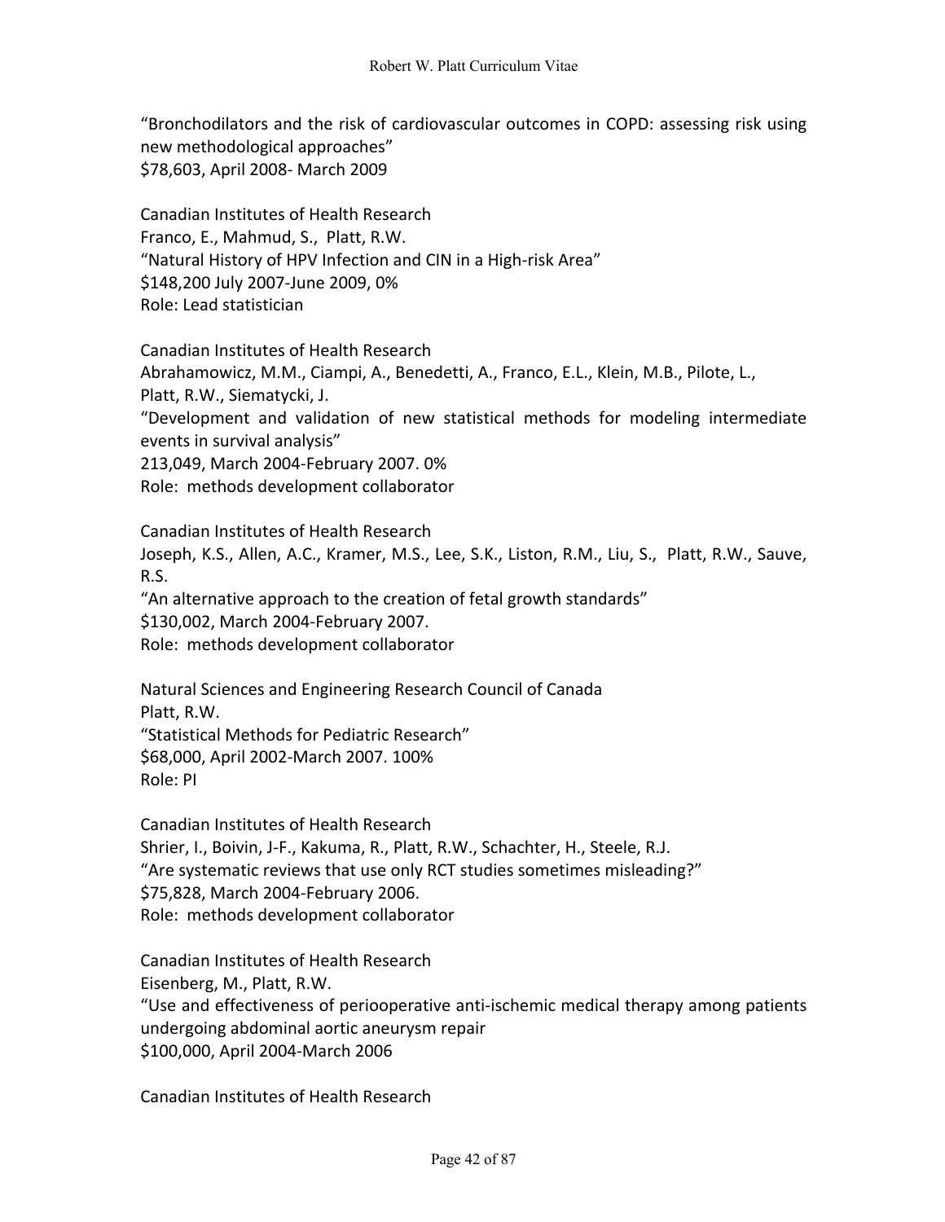“Bronchodilators and the risk of cardiovascular outcomes in COPD: assessing risk using new methodological approaches”
$78,603, April 2008- March 2009

Canadian Institutes of Health Research
Franco, E., Mahmud, S., Platt, R.W.
“Natural History of HPV Infection and CIN in a High-risk Area”
$148,200 July 2007-June 2009, 0%
Role: Lead statistician

Canadian Institutes of Health Research
Abrahamowicz, M.M., Ciampi, A., Benedetti, A., Franco, E.L., Klein, M.B., Pilote, L., Platt, R.W., Siematycki, J.
“Development and validation of new statistical methods for modeling intermediate events in survival analysis”
213,049, March 2004-February 2007. 0%
Role: methods development collaborator

Canadian Institutes of Health Research
Joseph, K.S., Allen, A.C., Kramer, M.S., Lee, S.K., Liston, R.M., Liu, S., Platt, R.W., Sauve, R.S.
“An alternative approach to the creation of fetal growth standards”
$130,002, March 2004-February 2007.
Role: methods development collaborator

Natural Sciences and Engineering Research Council of Canada
Platt, R.W.
“Statistical Methods for Pediatric Research”
$68,000, April 2002-March 2007. 100%
Role: PI

Canadian Institutes of Health Research
Shrier, I., Boivin, J-F., Kakuma, R., Platt, R.W., Schachter, H., Steele, R.J.
“Are systematic reviews that use only RCT studies sometimes misleading?”
$75,828, March 2004-February 2006.
Role: methods development collaborator

Canadian Institutes of Health Research
Eisenberg, M., Platt, R.W.
“Use and effectiveness of perioperative anti-ischemic medical therapy among patients undergoing abdominal aortic aneurysm repair
$100,000, April 2004-March 2006

Canadian Institutes of Health Research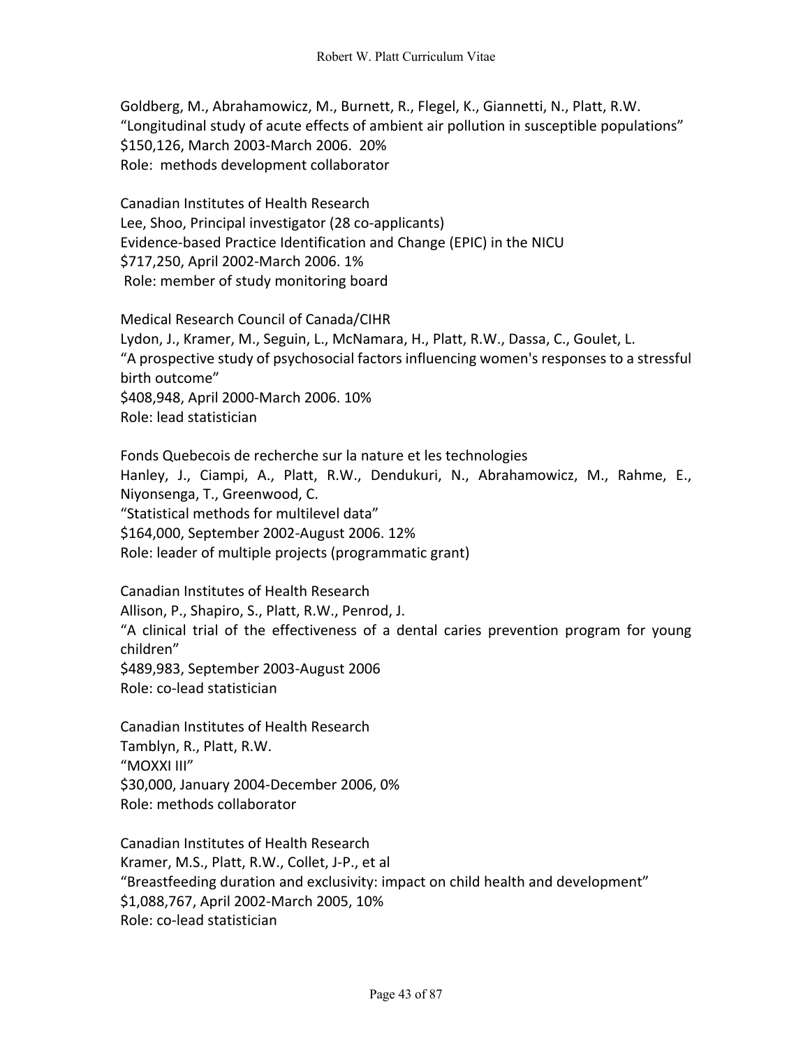Goldberg, M., Abrahamowicz, M., Burnett, R., Flegel, K., Giannetti, N., Platt, R.W.
"Longitudinal study of acute effects of ambient air pollution in susceptible populations"
$150,126, March 2003-March 2006. 20%
Role: methods development collaborator

Canadian Institutes of Health Research
Lee, Shoo, Principal investigator (28 co-applicants)
Evidence-based Practice Identification and Change (EPIC) in the NICU
$717,250, April 2002-March 2006. 1%
Role: member of study monitoring board

Medical Research Council of Canada/CIHR
Lydon, J., Kramer, M., Seguin, L., McNamara, H., Platt, R.W., Dassa, C., Goulet, L.
"A prospective study of psychosocial factors influencing women's responses to a stressful birth outcome"
$408,948, April 2000-March 2006. 10%
Role: lead statistician

Fonds Quebecois de recherche sur la nature et les technologies
Hanley, J., Ciampi, A., Platt, R.W., Dendukuri, N., Abrahamowicz, M., Rahme, E., Niyonsenga, T., Greenwood, C.
"Statistical methods for multilevel data"
$164,000, September 2002-August 2006. 12%
Role: leader of multiple projects (programmatic grant)

Canadian Institutes of Health Research
Allison, P., Shapiro, S., Platt, R.W., Penrod, J.
"A clinical trial of the effectiveness of a dental caries prevention program for young children"
$489,983, September 2003-August 2006
Role: co-lead statistician

Canadian Institutes of Health Research
Tamblyn, R., Platt, R.W.
"MOXXI III"
$30,000, January 2004-December 2006, 0%
Role: methods collaborator

Canadian Institutes of Health Research
Kramer, M.S., Platt, R.W., Collet, J-P., et al
"Breastfeeding duration and exclusivity: impact on child health and development"
$1,088,767, April 2002-March 2005, 10%
Role: co-lead statistician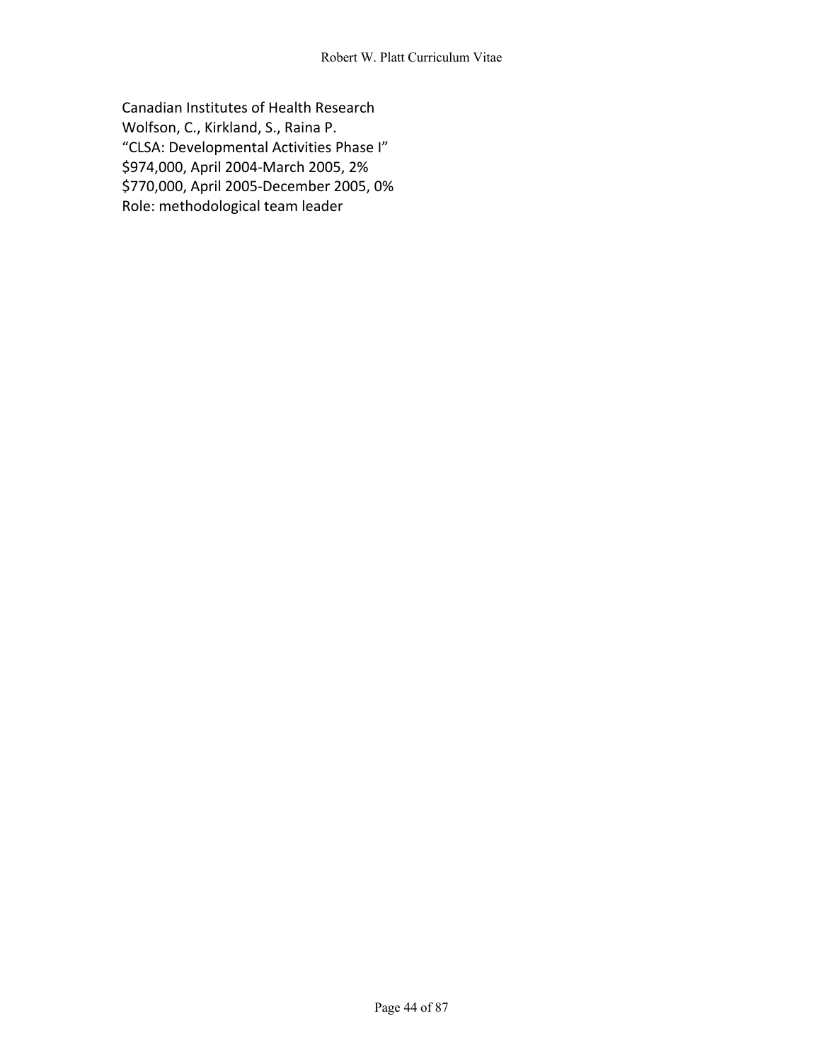Canadian Institutes of Health Research
Wolfson, C., Kirkland, S., Raina P.
"CLSA: Developmental Activities Phase I"
$974,000, April 2004-March 2005, 2%
$770,000, April 2005-December 2005, 0%
Role: methodological team leader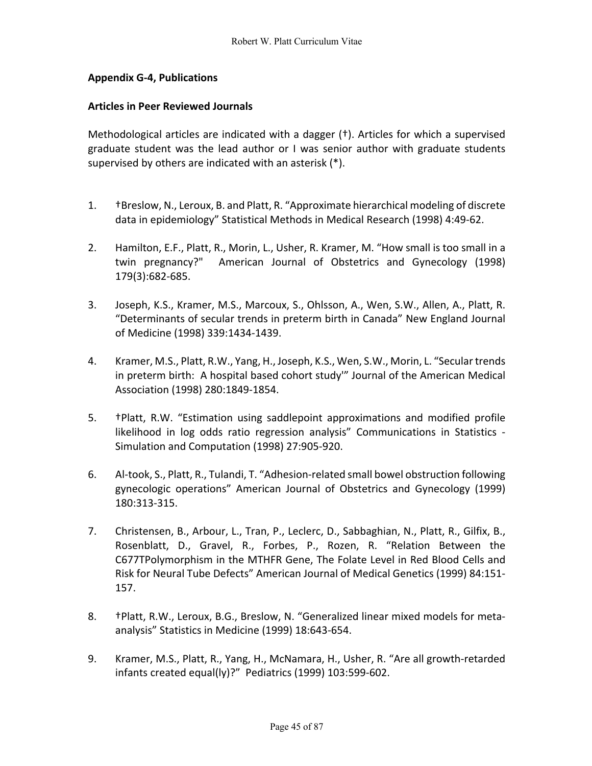### Appendix G-4, Publications

### Articles in Peer Reviewed Journals

Methodological articles are indicated with a dagger (†). Articles for which a supervised graduate student was the lead author or I was senior author with graduate students supervised by others are indicated with an asterisk (*).

1. †Breslow, N., Leroux, B. and Platt, R. "Approximate hierarchical modeling of discrete data in epidemiology" Statistical Methods in Medical Research (1998) 4:49-62.

2. Hamilton, E.F., Platt, R., Morin, L., Usher, R. Kramer, M. "How small is too small in a twin pregnancy?" American Journal of Obstetrics and Gynecology (1998) 179(3):682-685.

3. Joseph, K.S., Kramer, M.S., Marcoux, S., Ohlsson, A., Wen, S.W., Allen, A., Platt, R. "Determinants of secular trends in preterm birth in Canada" New England Journal of Medicine (1998) 339:1434-1439.

4. Kramer, M.S., Platt, R.W., Yang, H., Joseph, K.S., Wen, S.W., Morin, L. "Secular trends in preterm birth: A hospital based cohort study'" Journal of the American Medical Association (1998) 280:1849-1854.

5. †Platt, R.W. "Estimation using saddlepoint approximations and modified profile likelihood in log odds ratio regression analysis" Communications in Statistics - Simulation and Computation (1998) 27:905-920.

6. Al-took, S., Platt, R., Tulandi, T. "Adhesion-related small bowel obstruction following gynecologic operations" American Journal of Obstetrics and Gynecology (1999) 180:313-315.

7. Christensen, B., Arbour, L., Tran, P., Leclerc, D., Sabbaghian, N., Platt, R., Gilfix, B., Rosenblatt, D., Gravel, R., Forbes, P., Rozen, R. "Relation Between the C677TPolymorphism in the MTHFR Gene, The Folate Level in Red Blood Cells and Risk for Neural Tube Defects" American Journal of Medical Genetics (1999) 84:151-157.

8. †Platt, R.W., Leroux, B.G., Breslow, N. "Generalized linear mixed models for meta-analysis" Statistics in Medicine (1999) 18:643-654.

9. Kramer, M.S., Platt, R., Yang, H., McNamara, H., Usher, R. "Are all growth-retarded infants created equal(ly)?" Pediatrics (1999) 103:599-602.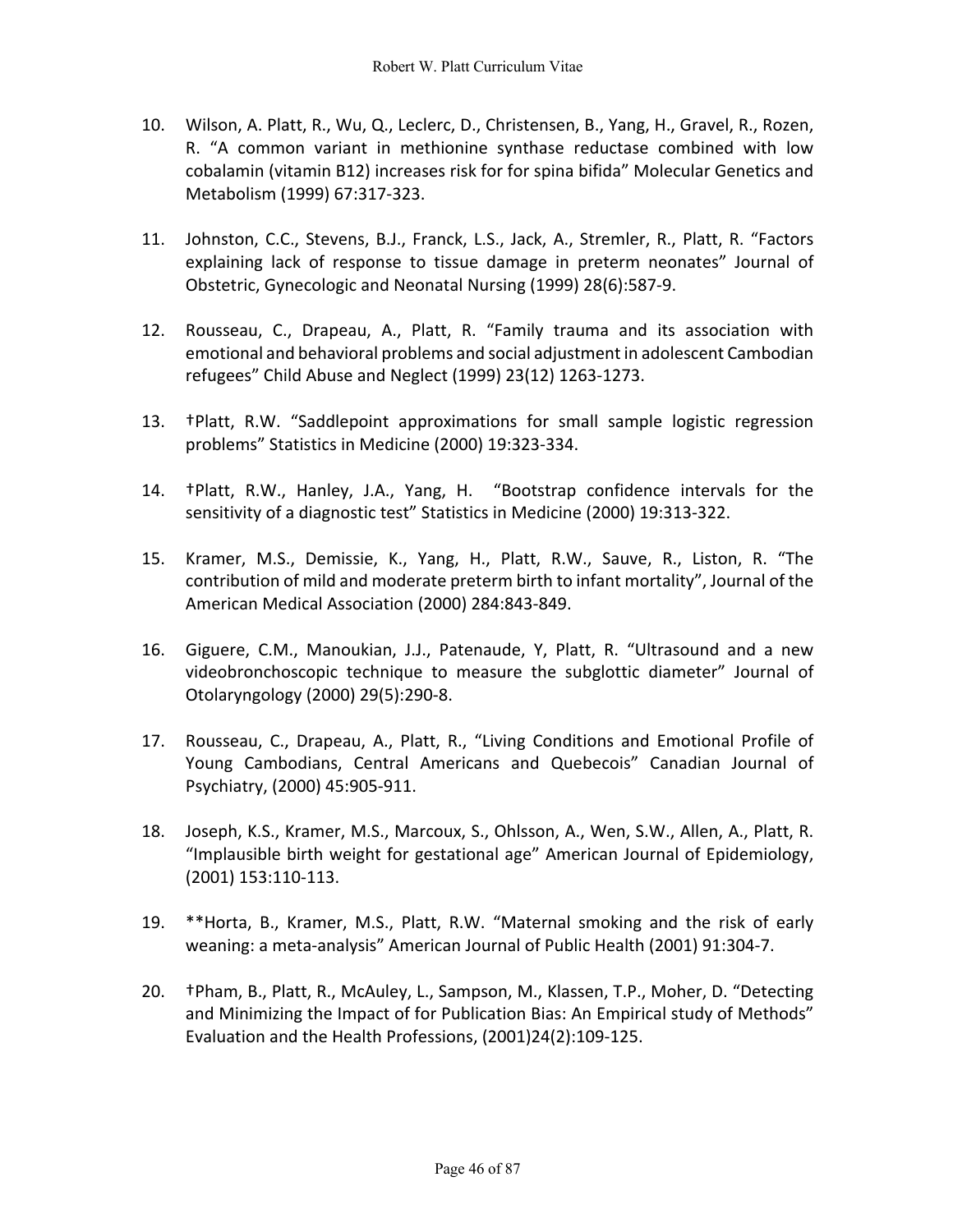10. Wilson, A. Platt, R., Wu, Q., Leclerc, D., Christensen, B., Yang, H., Gravel, R., Rozen, R. "A common variant in methionine synthase reductase combined with low cobalamin (vitamin B12) increases risk for for spina bifida" Molecular Genetics and Metabolism (1999) 67:317-323.

11. Johnston, C.C., Stevens, B.J., Franck, L.S., Jack, A., Stremler, R., Platt, R. "Factors explaining lack of response to tissue damage in preterm neonates" Journal of Obstetric, Gynecologic and Neonatal Nursing (1999) 28(6):587-9.

12. Rousseau, C., Drapeau, A., Platt, R. "Family trauma and its association with emotional and behavioral problems and social adjustment in adolescent Cambodian refugees" Child Abuse and Neglect (1999) 23(12) 1263-1273.

13. †Platt, R.W. "Saddlepoint approximations for small sample logistic regression problems" Statistics in Medicine (2000) 19:323-334.

14. †Platt, R.W., Hanley, J.A., Yang, H. "Bootstrap confidence intervals for the sensitivity of a diagnostic test" Statistics in Medicine (2000) 19:313-322.

15. Kramer, M.S., Demissie, K., Yang, H., Platt, R.W., Sauve, R., Liston, R. "The contribution of mild and moderate preterm birth to infant mortality", Journal of the American Medical Association (2000) 284:843-849.

16. Giguere, C.M., Manoukian, J.J., Patenaude, Y, Platt, R. "Ultrasound and a new videobronchoscopic technique to measure the subglottic diameter" Journal of Otolaryngology (2000) 29(5):290-8.

17. Rousseau, C., Drapeau, A., Platt, R., "Living Conditions and Emotional Profile of Young Cambodians, Central Americans and Quebecois" Canadian Journal of Psychiatry, (2000) 45:905-911.

18. Joseph, K.S., Kramer, M.S., Marcoux, S., Ohlsson, A., Wen, S.W., Allen, A., Platt, R. "Implausible birth weight for gestational age" American Journal of Epidemiology, (2001) 153:110-113.

19. **Horta, B., Kramer, M.S., Platt, R.W. "Maternal smoking and the risk of early weaning: a meta-analysis" American Journal of Public Health (2001) 91:304-7.

20. †Pham, B., Platt, R., McAuley, L., Sampson, M., Klassen, T.P., Moher, D. "Detecting and Minimizing the Impact of for Publication Bias: An Empirical study of Methods" Evaluation and the Health Professions, (2001)24(2):109-125.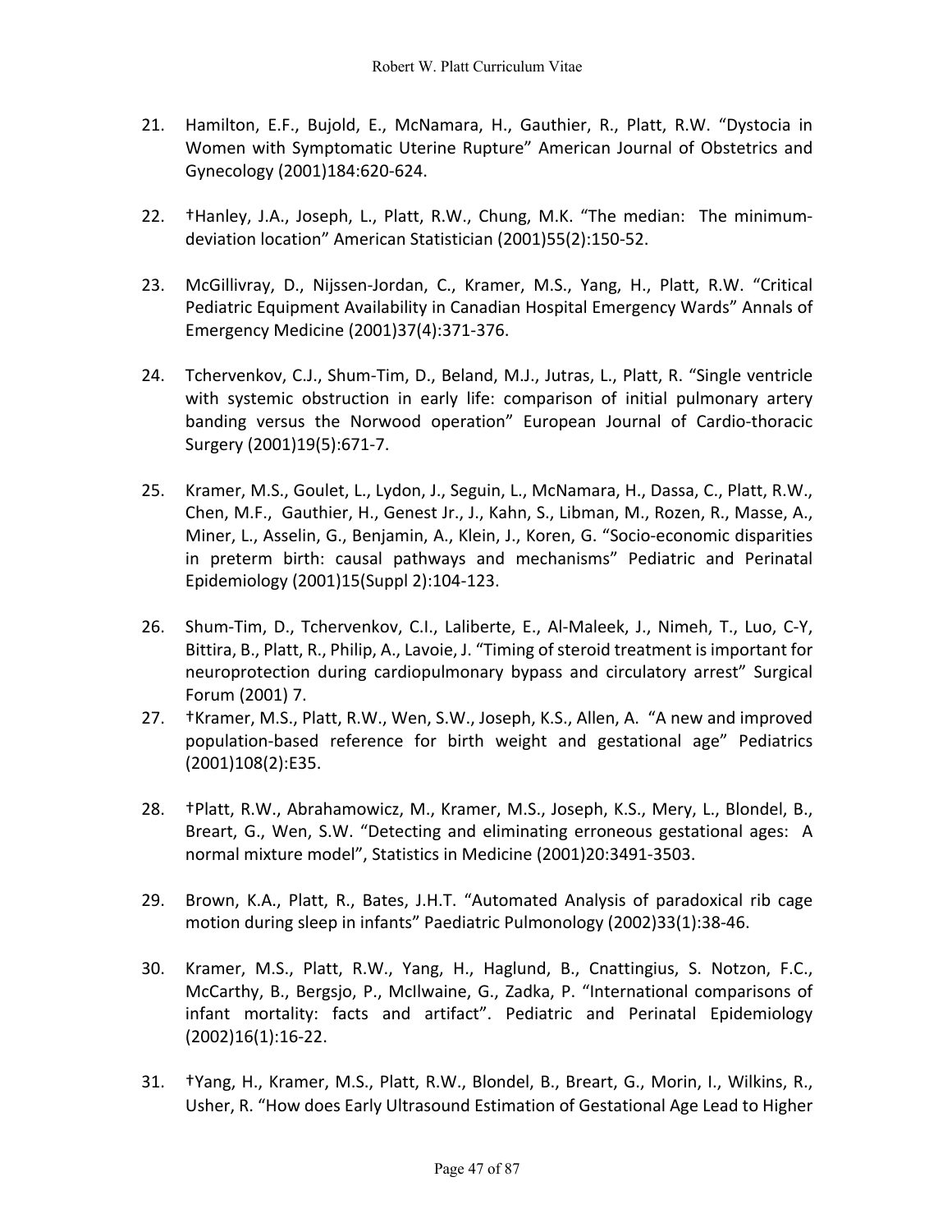21. Hamilton, E.F., Bujold, E., McNamara, H., Gauthier, R., Platt, R.W. "Dystocia in Women with Symptomatic Uterine Rupture" American Journal of Obstetrics and Gynecology (2001)184:620-624.

22. †Hanley, J.A., Joseph, L., Platt, R.W., Chung, M.K. "The median: The minimum-deviation location" American Statistician (2001)55(2):150-52.

23. McGillivray, D., Nijssen-Jordan, C., Kramer, M.S., Yang, H., Platt, R.W. "Critical Pediatric Equipment Availability in Canadian Hospital Emergency Wards" Annals of Emergency Medicine (2001)37(4):371-376.

24. Tchervenkov, C.J., Shum-Tim, D., Beland, M.J., Jutras, L., Platt, R. "Single ventricle with systemic obstruction in early life: comparison of initial pulmonary artery banding versus the Norwood operation" European Journal of Cardio-thoracic Surgery (2001)19(5):671-7.

25. Kramer, M.S., Goulet, L., Lydon, J., Seguin, L., McNamara, H., Dassa, C., Platt, R.W., Chen, M.F., Gauthier, H., Genest Jr., J., Kahn, S., Libman, M., Rozen, R., Masse, A., Miner, L., Asselin, G., Benjamin, A., Klein, J., Koren, G. "Socio-economic disparities in preterm birth: causal pathways and mechanisms" Pediatric and Perinatal Epidemiology (2001)15(Suppl 2):104-123.

26. Shum-Tim, D., Tchervenkov, C.I., Laliberte, E., Al-Maleek, J., Nimeh, T., Luo, C-Y, Bittira, B., Platt, R., Philip, A., Lavoie, J. "Timing of steroid treatment is important for neuroprotection during cardiopulmonary bypass and circulatory arrest" Surgical Forum (2001) 7.

27. †Kramer, M.S., Platt, R.W., Wen, S.W., Joseph, K.S., Allen, A. "A new and improved population-based reference for birth weight and gestational age" Pediatrics (2001)108(2):E35.

28. †Platt, R.W., Abrahamowicz, M., Kramer, M.S., Joseph, K.S., Mery, L., Blondel, B., Breart, G., Wen, S.W. "Detecting and eliminating erroneous gestational ages: A normal mixture model", Statistics in Medicine (2001)20:3491-3503.

29. Brown, K.A., Platt, R., Bates, J.H.T. "Automated Analysis of paradoxical rib cage motion during sleep in infants" Paediatric Pulmonology (2002)33(1):38-46.

30. Kramer, M.S., Platt, R.W., Yang, H., Haglund, B., Cnattingius, S. Notzon, F.C., McCarthy, B., Bergsjo, P., McIlwaine, G., Zadka, P. "International comparisons of infant mortality: facts and artifact". Pediatric and Perinatal Epidemiology (2002)16(1):16-22.

31. †Yang, H., Kramer, M.S., Platt, R.W., Blondel, B., Breart, G., Morin, I., Wilkins, R., Usher, R. "How does Early Ultrasound Estimation of Gestational Age Lead to Higher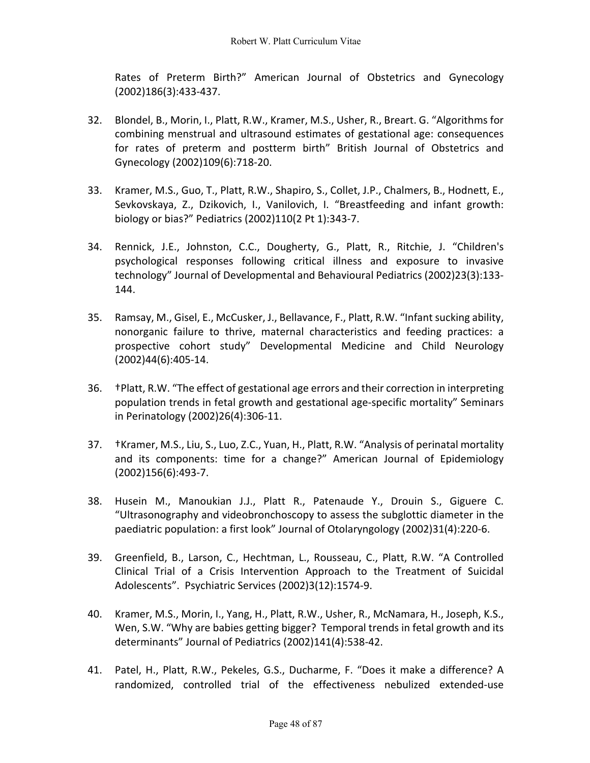Rates of Preterm Birth?" American Journal of Obstetrics and Gynecology (2002)186(3):433-437.

32. Blondel, B., Morin, I., Platt, R.W., Kramer, M.S., Usher, R., Breart. G. "Algorithms for combining menstrual and ultrasound estimates of gestational age: consequences for rates of preterm and postterm birth" British Journal of Obstetrics and Gynecology (2002)109(6):718-20.

33. Kramer, M.S., Guo, T., Platt, R.W., Shapiro, S., Collet, J.P., Chalmers, B., Hodnett, E., Sevkovskaya, Z., Dzikovich, I., Vanilovich, I. "Breastfeeding and infant growth: biology or bias?" Pediatrics (2002)110(2 Pt 1):343-7.

34. Rennick, J.E., Johnston, C.C., Dougherty, G., Platt, R., Ritchie, J. "Children's psychological responses following critical illness and exposure to invasive technology" Journal of Developmental and Behavioural Pediatrics (2002)23(3):133-144.

35. Ramsay, M., Gisel, E., McCusker, J., Bellavance, F., Platt, R.W. "Infant sucking ability, nonorganic failure to thrive, maternal characteristics and feeding practices: a prospective cohort study" Developmental Medicine and Child Neurology (2002)44(6):405-14.

36. †Platt, R.W. "The effect of gestational age errors and their correction in interpreting population trends in fetal growth and gestational age-specific mortality" Seminars in Perinatology (2002)26(4):306-11.

37. †Kramer, M.S., Liu, S., Luo, Z.C., Yuan, H., Platt, R.W. "Analysis of perinatal mortality and its components: time for a change?" American Journal of Epidemiology (2002)156(6):493-7.

38. Husein M., Manoukian J.J., Platt R., Patenaude Y., Drouin S., Giguere C. "Ultrasonography and videobronchoscopy to assess the subglottic diameter in the paediatric population: a first look" Journal of Otolaryngology (2002)31(4):220-6.

39. Greenfield, B., Larson, C., Hechtman, L., Rousseau, C., Platt, R.W. "A Controlled Clinical Trial of a Crisis Intervention Approach to the Treatment of Suicidal Adolescents". Psychiatric Services (2002)3(12):1574-9.

40. Kramer, M.S., Morin, I., Yang, H., Platt, R.W., Usher, R., McNamara, H., Joseph, K.S., Wen, S.W. "Why are babies getting bigger? Temporal trends in fetal growth and its determinants" Journal of Pediatrics (2002)141(4):538-42.

41. Patel, H., Platt, R.W., Pekeles, G.S., Ducharme, F. "Does it make a difference? A randomized, controlled trial of the effectiveness nebulized extended-use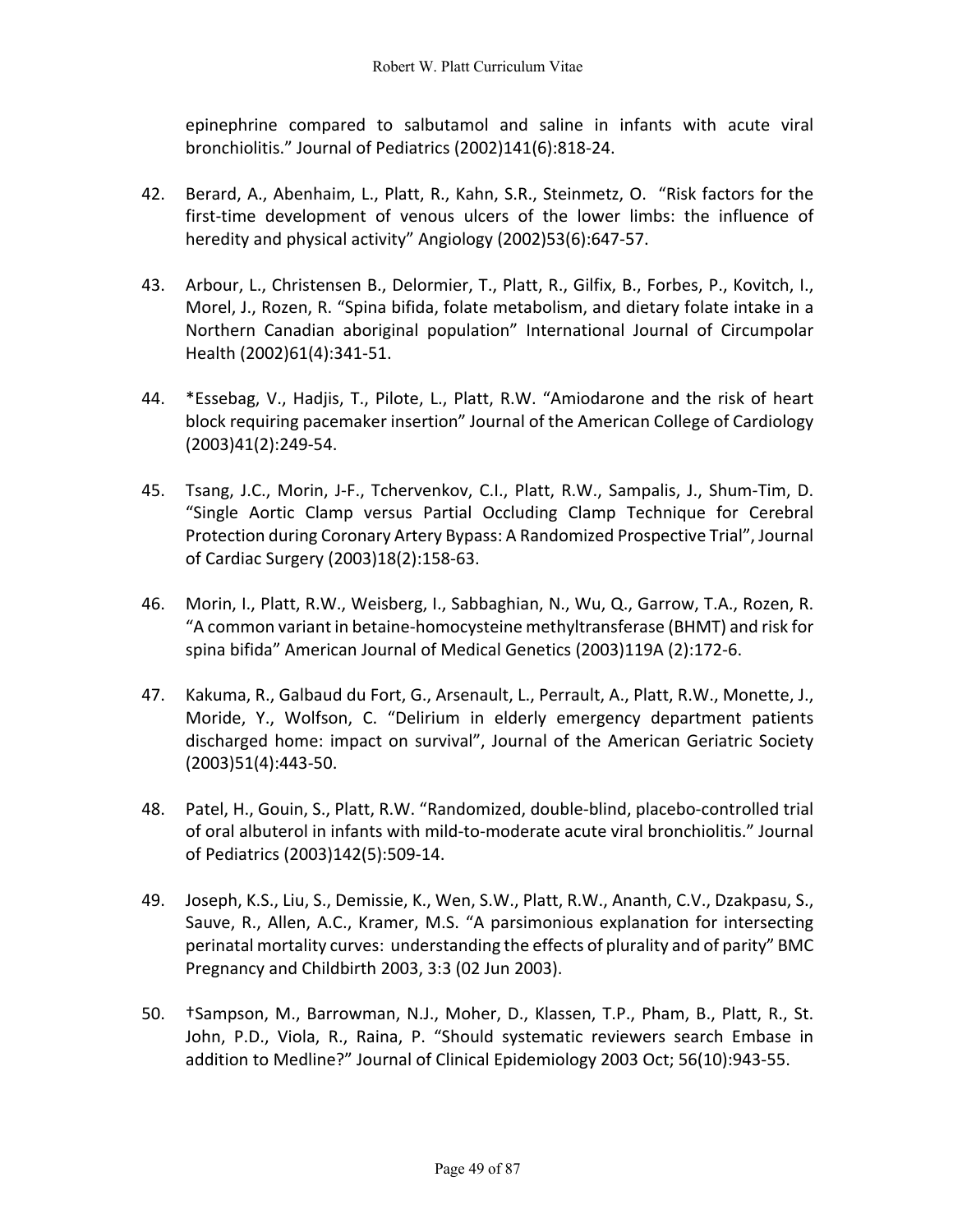epinephrine compared to salbutamol and saline in infants with acute viral bronchiolitis." Journal of Pediatrics (2002)141(6):818-24.

42. Berard, A., Abenhaim, L., Platt, R., Kahn, S.R., Steinmetz, O. "Risk factors for the first-time development of venous ulcers of the lower limbs: the influence of heredity and physical activity" Angiology (2002)53(6):647-57.

43. Arbour, L., Christensen B., Delormier, T., Platt, R., Gilfix, B., Forbes, P., Kovitch, I., Morel, J., Rozen, R. "Spina bifida, folate metabolism, and dietary folate intake in a Northern Canadian aboriginal population" International Journal of Circumpolar Health (2002)61(4):341-51.

44. *Essebag, V., Hadjis, T., Pilote, L., Platt, R.W. "Amiodarone and the risk of heart block requiring pacemaker insertion" Journal of the American College of Cardiology (2003)41(2):249-54.

45. Tsang, J.C., Morin, J-F., Tchervenkov, C.I., Platt, R.W., Sampalis, J., Shum-Tim, D. "Single Aortic Clamp versus Partial Occluding Clamp Technique for Cerebral Protection during Coronary Artery Bypass: A Randomized Prospective Trial", Journal of Cardiac Surgery (2003)18(2):158-63.

46. Morin, I., Platt, R.W., Weisberg, I., Sabbaghian, N., Wu, Q., Garrow, T.A., Rozen, R. "A common variant in betaine-homocysteine methyltransferase (BHMT) and risk for spina bifida" American Journal of Medical Genetics (2003)119A (2):172-6.

47. Kakuma, R., Galbaud du Fort, G., Arsenault, L., Perrault, A., Platt, R.W., Monette, J., Moride, Y., Wolfson, C. "Delirium in elderly emergency department patients discharged home: impact on survival", Journal of the American Geriatric Society (2003)51(4):443-50.

48. Patel, H., Gouin, S., Platt, R.W. "Randomized, double-blind, placebo-controlled trial of oral albuterol in infants with mild-to-moderate acute viral bronchiolitis." Journal of Pediatrics (2003)142(5):509-14.

49. Joseph, K.S., Liu, S., Demissie, K., Wen, S.W., Platt, R.W., Ananth, C.V., Dzakpasu, S., Sauve, R., Allen, A.C., Kramer, M.S. "A parsimonious explanation for intersecting perinatal mortality curves: understanding the effects of plurality and of parity" BMC Pregnancy and Childbirth 2003, 3:3 (02 Jun 2003).

50. †Sampson, M., Barrowman, N.J., Moher, D., Klassen, T.P., Pham, B., Platt, R., St. John, P.D., Viola, R., Raina, P. "Should systematic reviewers search Embase in addition to Medline?" Journal of Clinical Epidemiology 2003 Oct; 56(10):943-55.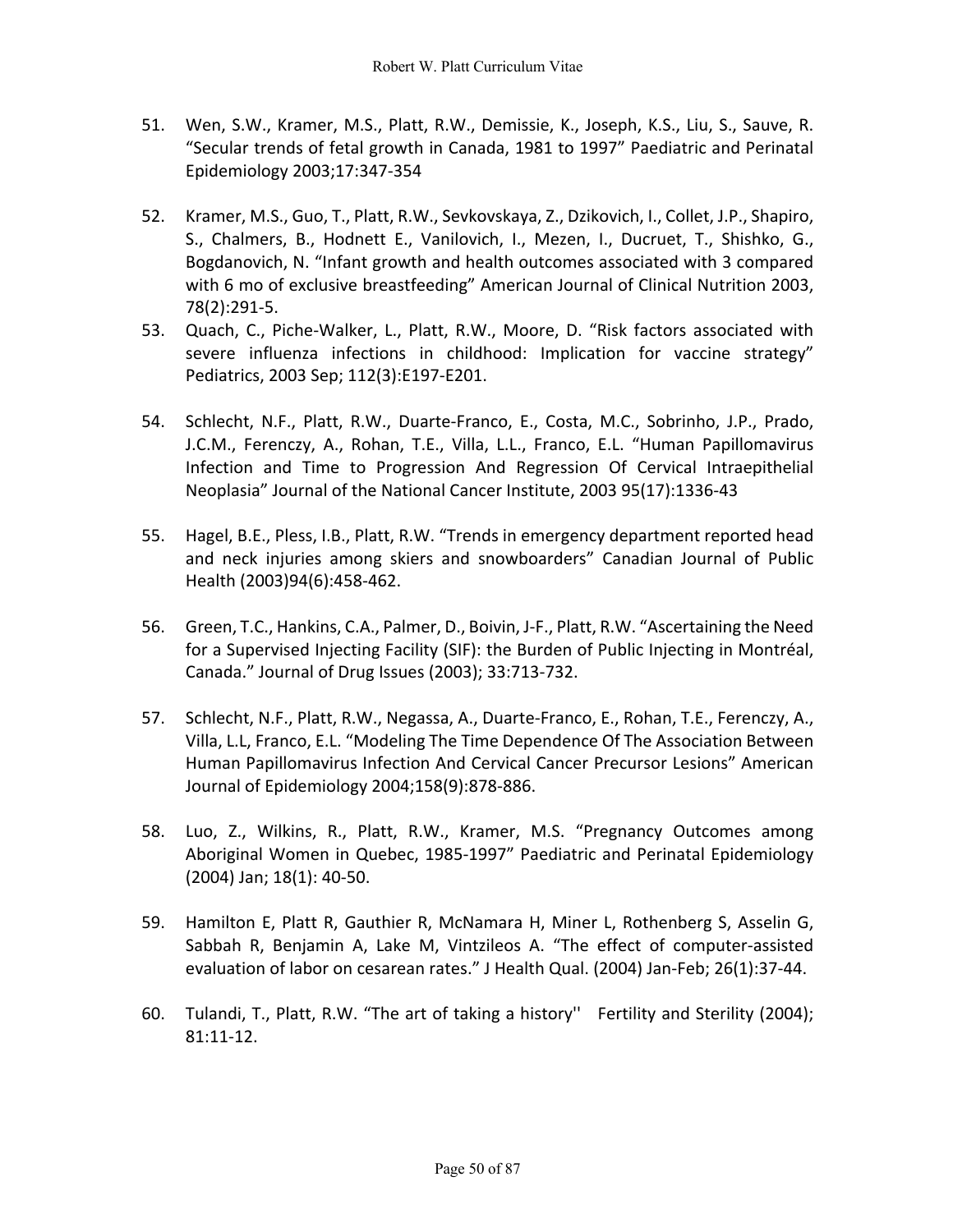51. Wen, S.W., Kramer, M.S., Platt, R.W., Demissie, K., Joseph, K.S., Liu, S., Sauve, R. “Secular trends of fetal growth in Canada, 1981 to 1997” Paediatric and Perinatal Epidemiology 2003;17:347-354

52. Kramer, M.S., Guo, T., Platt, R.W., Sevkovskaya, Z., Dzikovich, I., Collet, J.P., Shapiro, S., Chalmers, B., Hodnett E., Vanilovich, I., Mezen, I., Ducruet, T., Shishko, G., Bogdanovich, N. “Infant growth and health outcomes associated with 3 compared with 6 mo of exclusive breastfeeding” American Journal of Clinical Nutrition 2003, 78(2):291-5.

53. Quach, C., Piche-Walker, L., Platt, R.W., Moore, D. “Risk factors associated with severe influenza infections in childhood: Implication for vaccine strategy” Pediatrics, 2003 Sep; 112(3):E197-E201.

54. Schlecht, N.F., Platt, R.W., Duarte-Franco, E., Costa, M.C., Sobrinho, J.P., Prado, J.C.M., Ferenczy, A., Rohan, T.E., Villa, L.L., Franco, E.L. “Human Papillomavirus Infection and Time to Progression And Regression Of Cervical Intraepithelial Neoplasia” Journal of the National Cancer Institute, 2003 95(17):1336-43

55. Hagel, B.E., Pless, I.B., Platt, R.W. “Trends in emergency department reported head and neck injuries among skiers and snowboarders” Canadian Journal of Public Health (2003)94(6):458-462.

56. Green, T.C., Hankins, C.A., Palmer, D., Boivin, J-F., Platt, R.W. “Ascertaining the Need for a Supervised Injecting Facility (SIF): the Burden of Public Injecting in Montréal, Canada.” Journal of Drug Issues (2003); 33:713-732.

57. Schlecht, N.F., Platt, R.W., Negassa, A., Duarte-Franco, E., Rohan, T.E., Ferenczy, A., Villa, L.L, Franco, E.L. “Modeling The Time Dependence Of The Association Between Human Papillomavirus Infection And Cervical Cancer Precursor Lesions” American Journal of Epidemiology 2004;158(9):878-886.

58. Luo, Z., Wilkins, R., Platt, R.W., Kramer, M.S. “Pregnancy Outcomes among Aboriginal Women in Quebec, 1985-1997” Paediatric and Perinatal Epidemiology (2004) Jan; 18(1): 40-50.

59. Hamilton E, Platt R, Gauthier R, McNamara H, Miner L, Rothenberg S, Asselin G, Sabbah R, Benjamin A, Lake M, Vintzileos A. “The effect of computer-assisted evaluation of labor on cesarean rates.” J Health Qual. (2004) Jan-Feb; 26(1):37-44.

60. Tulandi, T., Platt, R.W. “The art of taking a history'' Fertility and Sterility (2004); 81:11-12.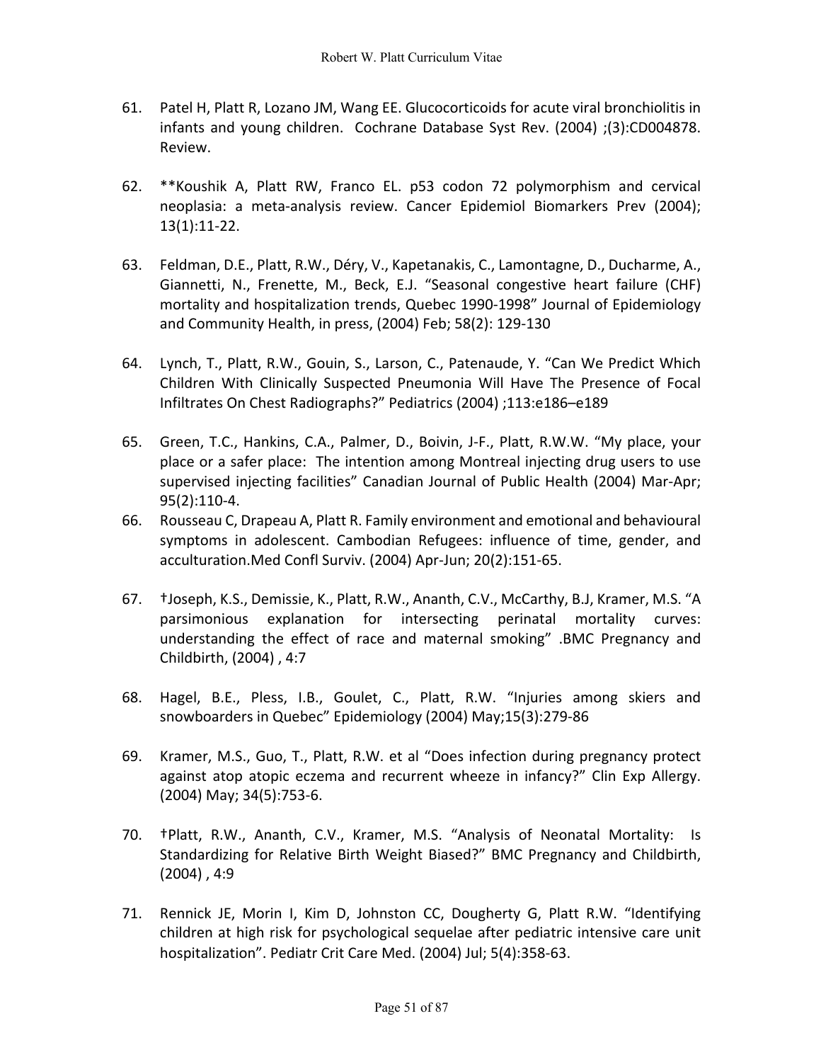61. Patel H, Platt R, Lozano JM, Wang EE. Glucocorticoids for acute viral bronchiolitis in infants and young children. Cochrane Database Syst Rev. (2004) ;(3):CD004878. Review.

62. **Koushik A, Platt RW, Franco EL. p53 codon 72 polymorphism and cervical neoplasia: a meta-analysis review. Cancer Epidemiol Biomarkers Prev (2004); 13(1):11-22.

63. Feldman, D.E., Platt, R.W., Déry, V., Kapetanakis, C., Lamontagne, D., Ducharme, A., Giannetti, N., Frenette, M., Beck, E.J. "Seasonal congestive heart failure (CHF) mortality and hospitalization trends, Quebec 1990-1998" Journal of Epidemiology and Community Health, in press, (2004) Feb; 58(2): 129-130

64. Lynch, T., Platt, R.W., Gouin, S., Larson, C., Patenaude, Y. "Can We Predict Which Children With Clinically Suspected Pneumonia Will Have The Presence of Focal Infiltrates On Chest Radiographs?" Pediatrics (2004) ;113:e186–e189

65. Green, T.C., Hankins, C.A., Palmer, D., Boivin, J-F., Platt, R.W.W. "My place, your place or a safer place: The intention among Montreal injecting drug users to use supervised injecting facilities" Canadian Journal of Public Health (2004) Mar-Apr; 95(2):110-4.

66. Rousseau C, Drapeau A, Platt R. Family environment and emotional and behavioural symptoms in adolescent. Cambodian Refugees: influence of time, gender, and acculturation.Med Confl Surviv. (2004) Apr-Jun; 20(2):151-65.

67. †Joseph, K.S., Demissie, K., Platt, R.W., Ananth, C.V., McCarthy, B.J, Kramer, M.S. "A parsimonious explanation for intersecting perinatal mortality curves: understanding the effect of race and maternal smoking" .BMC Pregnancy and Childbirth, (2004) , 4:7

68. Hagel, B.E., Pless, I.B., Goulet, C., Platt, R.W. "Injuries among skiers and snowboarders in Quebec" Epidemiology (2004) May;15(3):279-86

69. Kramer, M.S., Guo, T., Platt, R.W. et al "Does infection during pregnancy protect against atop atopic eczema and recurrent wheeze in infancy?" Clin Exp Allergy. (2004) May; 34(5):753-6.

70. †Platt, R.W., Ananth, C.V., Kramer, M.S. "Analysis of Neonatal Mortality: Is Standardizing for Relative Birth Weight Biased?" BMC Pregnancy and Childbirth, (2004) , 4:9

71. Rennick JE, Morin I, Kim D, Johnston CC, Dougherty G, Platt R.W. "Identifying children at high risk for psychological sequelae after pediatric intensive care unit hospitalization". Pediatr Crit Care Med. (2004) Jul; 5(4):358-63.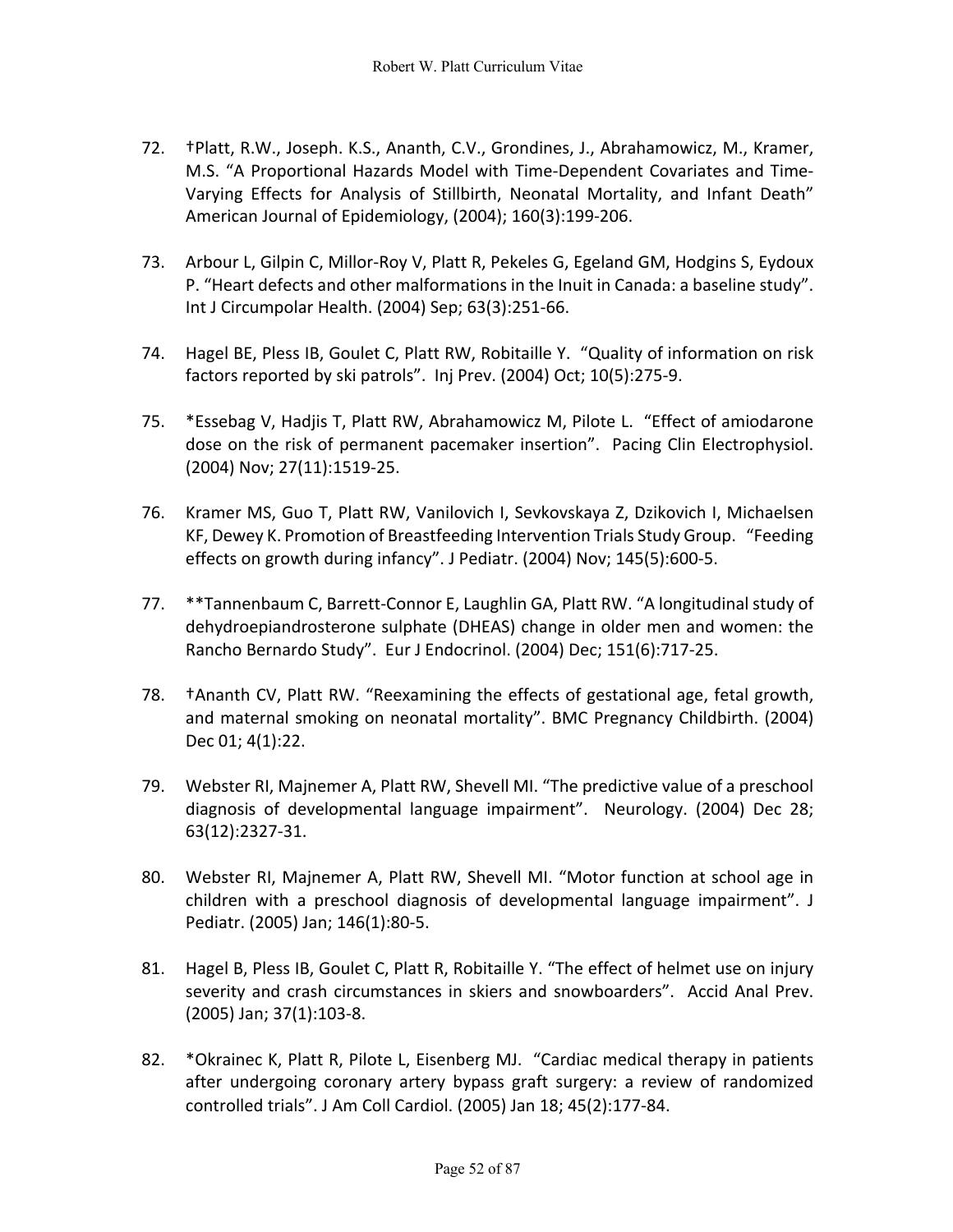72. †Platt, R.W., Joseph. K.S., Ananth, C.V., Grondines, J., Abrahamowicz, M., Kramer, M.S. "A Proportional Hazards Model with Time-Dependent Covariates and Time-Varying Effects for Analysis of Stillbirth, Neonatal Mortality, and Infant Death" American Journal of Epidemiology, (2004); 160(3):199-206.

73. Arbour L, Gilpin C, Millor-Roy V, Platt R, Pekeles G, Egeland GM, Hodgins S, Eydoux P. "Heart defects and other malformations in the Inuit in Canada: a baseline study". Int J Circumpolar Health. (2004) Sep; 63(3):251-66.

74. Hagel BE, Pless IB, Goulet C, Platt RW, Robitaille Y. "Quality of information on risk factors reported by ski patrols". Inj Prev. (2004) Oct; 10(5):275-9.

75. *Essebag V, Hadjis T, Platt RW, Abrahamowicz M, Pilote L. "Effect of amiodarone dose on the risk of permanent pacemaker insertion". Pacing Clin Electrophysiol. (2004) Nov; 27(11):1519-25.

76. Kramer MS, Guo T, Platt RW, Vanilovich I, Sevkovskaya Z, Dzikovich I, Michaelsen KF, Dewey K. Promotion of Breastfeeding Intervention Trials Study Group. "Feeding effects on growth during infancy". J Pediatr. (2004) Nov; 145(5):600-5.

77. **Tannenbaum C, Barrett-Connor E, Laughlin GA, Platt RW. "A longitudinal study of dehydroepiandrosterone sulphate (DHEAS) change in older men and women: the Rancho Bernardo Study". Eur J Endocrinol. (2004) Dec; 151(6):717-25.

78. †Ananth CV, Platt RW. "Reexamining the effects of gestational age, fetal growth, and maternal smoking on neonatal mortality". BMC Pregnancy Childbirth. (2004) Dec 01; 4(1):22.

79. Webster RI, Majnemer A, Platt RW, Shevell MI. "The predictive value of a preschool diagnosis of developmental language impairment". Neurology. (2004) Dec 28; 63(12):2327-31.

80. Webster RI, Majnemer A, Platt RW, Shevell MI. "Motor function at school age in children with a preschool diagnosis of developmental language impairment". J Pediatr. (2005) Jan; 146(1):80-5.

81. Hagel B, Pless IB, Goulet C, Platt R, Robitaille Y. "The effect of helmet use on injury severity and crash circumstances in skiers and snowboarders". Accid Anal Prev. (2005) Jan; 37(1):103-8.

82. *Okrainec K, Platt R, Pilote L, Eisenberg MJ. "Cardiac medical therapy in patients after undergoing coronary artery bypass graft surgery: a review of randomized controlled trials". J Am Coll Cardiol. (2005) Jan 18; 45(2):177-84.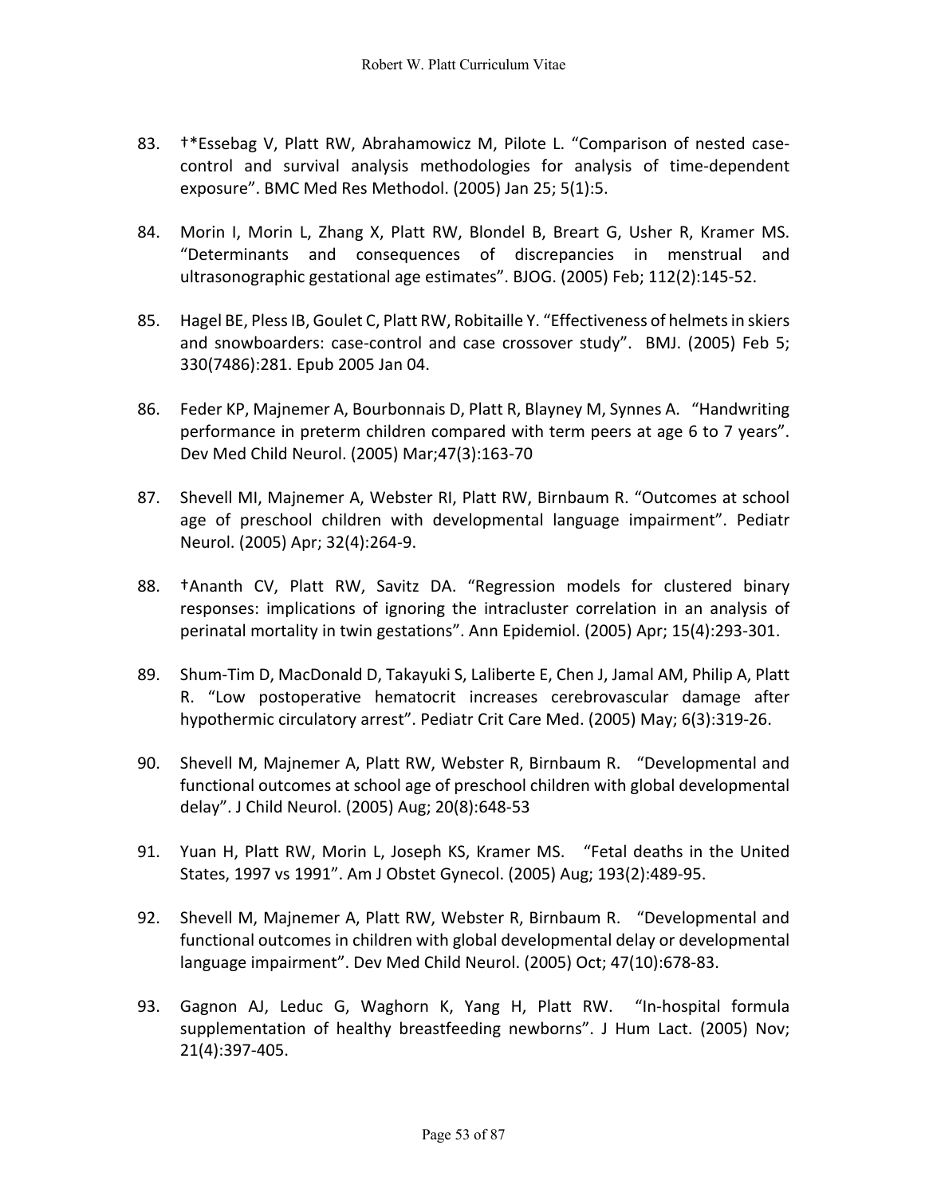83. †*Essebag V, Platt RW, Abrahamowicz M, Pilote L. “Comparison of nested case-control and survival analysis methodologies for analysis of time-dependent exposure”. BMC Med Res Methodol. (2005) Jan 25; 5(1):5.

84. Morin I, Morin L, Zhang X, Platt RW, Blondel B, Breart G, Usher R, Kramer MS. “Determinants and consequences of discrepancies in menstrual and ultrasonographic gestational age estimates”. BJOG. (2005) Feb; 112(2):145-52.

85. Hagel BE, Pless IB, Goulet C, Platt RW, Robitaille Y. “Effectiveness of helmets in skiers and snowboarders: case-control and case crossover study”. BMJ. (2005) Feb 5; 330(7486):281. Epub 2005 Jan 04.

86. Feder KP, Majnemer A, Bourbonnais D, Platt R, Blayney M, Synnes A. “Handwriting performance in preterm children compared with term peers at age 6 to 7 years”. Dev Med Child Neurol. (2005) Mar;47(3):163-70

87. Shevell MI, Majnemer A, Webster RI, Platt RW, Birnbaum R. “Outcomes at school age of preschool children with developmental language impairment”. Pediatr Neurol. (2005) Apr; 32(4):264-9.

88. †Ananth CV, Platt RW, Savitz DA. “Regression models for clustered binary responses: implications of ignoring the intracluster correlation in an analysis of perinatal mortality in twin gestations”. Ann Epidemiol. (2005) Apr; 15(4):293-301.

89. Shum-Tim D, MacDonald D, Takayuki S, Laliberte E, Chen J, Jamal AM, Philip A, Platt R. “Low postoperative hematocrit increases cerebrovascular damage after hypothermic circulatory arrest”. Pediatr Crit Care Med. (2005) May; 6(3):319-26.

90. Shevell M, Majnemer A, Platt RW, Webster R, Birnbaum R. “Developmental and functional outcomes at school age of preschool children with global developmental delay”. J Child Neurol. (2005) Aug; 20(8):648-53

91. Yuan H, Platt RW, Morin L, Joseph KS, Kramer MS. “Fetal deaths in the United States, 1997 vs 1991”. Am J Obstet Gynecol. (2005) Aug; 193(2):489-95.

92. Shevell M, Majnemer A, Platt RW, Webster R, Birnbaum R. “Developmental and functional outcomes in children with global developmental delay or developmental language impairment”. Dev Med Child Neurol. (2005) Oct; 47(10):678-83.

93. Gagnon AJ, Leduc G, Waghorn K, Yang H, Platt RW. “In-hospital formula supplementation of healthy breastfeeding newborns”. J Hum Lact. (2005) Nov; 21(4):397-405.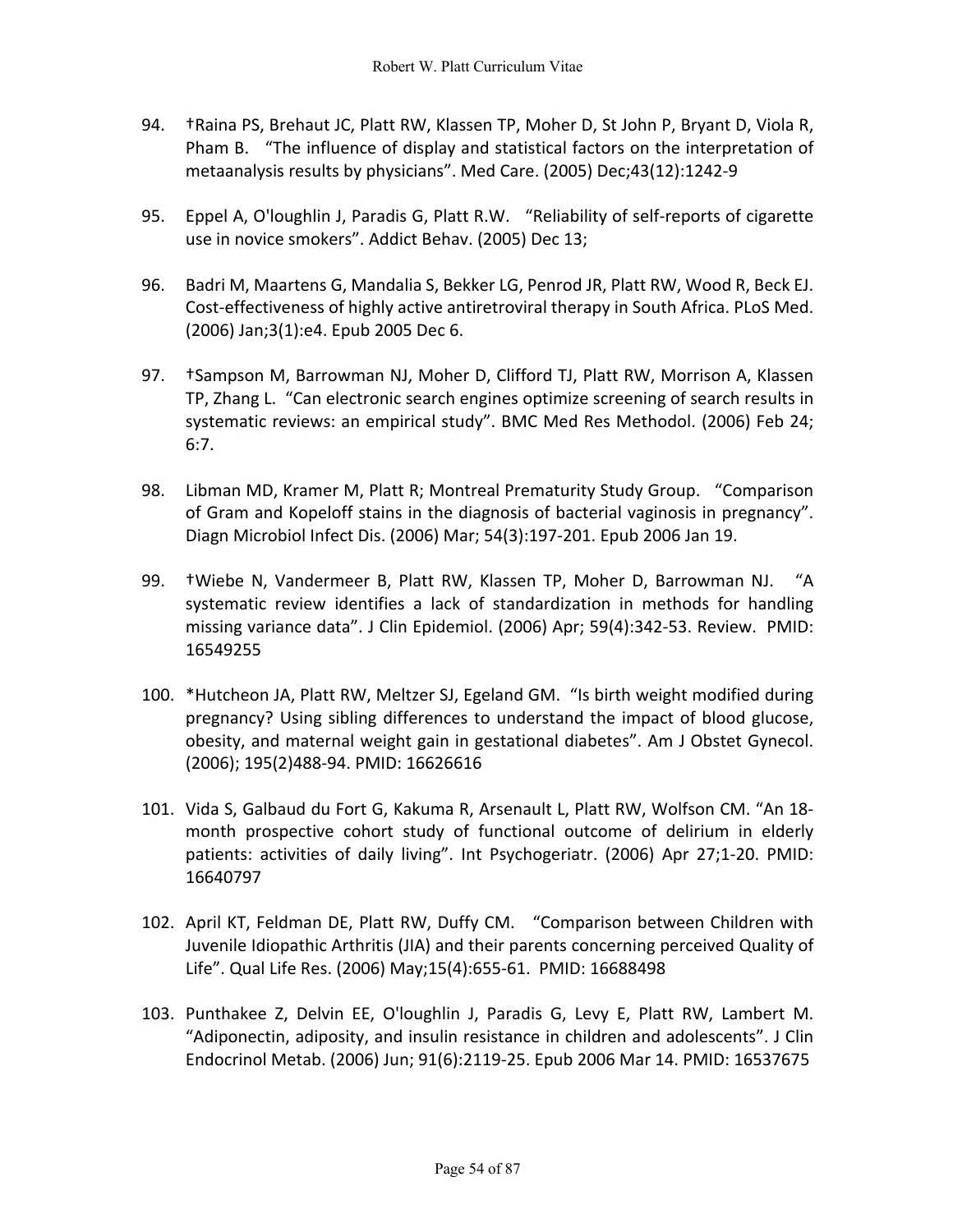94. †Raina PS, Brehaut JC, Platt RW, Klassen TP, Moher D, St John P, Bryant D, Viola R, Pham B. "The influence of display and statistical factors on the interpretation of metaanalysis results by physicians". Med Care. (2005) Dec;43(12):1242-9

95. Eppel A, O'loughlin J, Paradis G, Platt R.W. "Reliability of self-reports of cigarette use in novice smokers". Addict Behav. (2005) Dec 13;

96. Badri M, Maartens G, Mandalia S, Bekker LG, Penrod JR, Platt RW, Wood R, Beck EJ. Cost-effectiveness of highly active antiretroviral therapy in South Africa. PLoS Med. (2006) Jan;3(1):e4. Epub 2005 Dec 6.

97. †Sampson M, Barrowman NJ, Moher D, Clifford TJ, Platt RW, Morrison A, Klassen TP, Zhang L. "Can electronic search engines optimize screening of search results in systematic reviews: an empirical study". BMC Med Res Methodol. (2006) Feb 24; 6:7.

98. Libman MD, Kramer M, Platt R; Montreal Prematurity Study Group. "Comparison of Gram and Kopeloff stains in the diagnosis of bacterial vaginosis in pregnancy". Diagn Microbiol Infect Dis. (2006) Mar; 54(3):197-201. Epub 2006 Jan 19.

99. †Wiebe N, Vandermeer B, Platt RW, Klassen TP, Moher D, Barrowman NJ. "A systematic review identifies a lack of standardization in methods for handling missing variance data". J Clin Epidemiol. (2006) Apr; 59(4):342-53. Review. PMID: 16549255

100. *Hutcheon JA, Platt RW, Meltzer SJ, Egeland GM. "Is birth weight modified during pregnancy? Using sibling differences to understand the impact of blood glucose, obesity, and maternal weight gain in gestational diabetes". Am J Obstet Gynecol. (2006); 195(2)488-94. PMID: 16626616

101. Vida S, Galbaud du Fort G, Kakuma R, Arsenault L, Platt RW, Wolfson CM. "An 18-month prospective cohort study of functional outcome of delirium in elderly patients: activities of daily living". Int Psychogeriatr. (2006) Apr 27;1-20. PMID: 16640797

102. April KT, Feldman DE, Platt RW, Duffy CM. "Comparison between Children with Juvenile Idiopathic Arthritis (JIA) and their parents concerning perceived Quality of Life". Qual Life Res. (2006) May;15(4):655-61. PMID: 16688498

103. Punthakee Z, Delvin EE, O'loughlin J, Paradis G, Levy E, Platt RW, Lambert M. "Adiponectin, adiposity, and insulin resistance in children and adolescents". J Clin Endocrinol Metab. (2006) Jun; 91(6):2119-25. Epub 2006 Mar 14. PMID: 16537675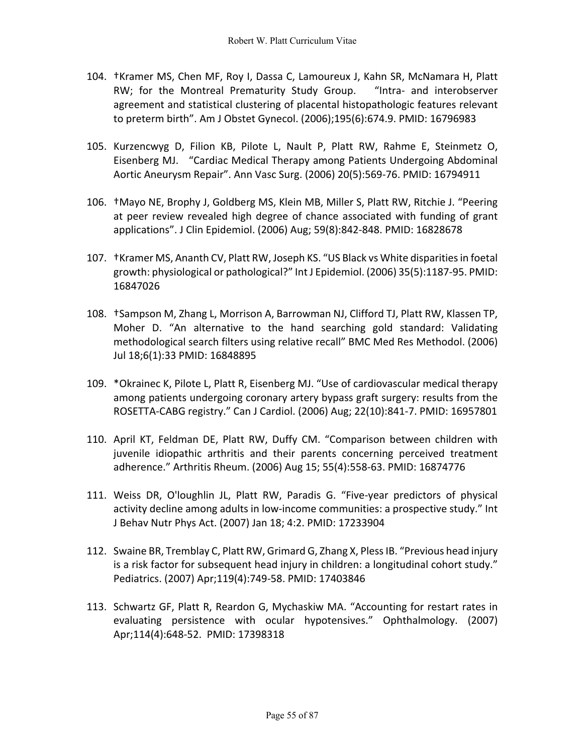104. †Kramer MS, Chen MF, Roy I, Dassa C, Lamoureux J, Kahn SR, McNamara H, Platt RW; for the Montreal Prematurity Study Group. "Intra- and interobserver agreement and statistical clustering of placental histopathologic features relevant to preterm birth". Am J Obstet Gynecol. (2006);195(6):674.9. PMID: 16796983

105. Kurzencwyg D, Filion KB, Pilote L, Nault P, Platt RW, Rahme E, Steinmetz O, Eisenberg MJ. "Cardiac Medical Therapy among Patients Undergoing Abdominal Aortic Aneurysm Repair". Ann Vasc Surg. (2006) 20(5):569-76. PMID: 16794911

106. †Mayo NE, Brophy J, Goldberg MS, Klein MB, Miller S, Platt RW, Ritchie J. "Peering at peer review revealed high degree of chance associated with funding of grant applications". J Clin Epidemiol. (2006) Aug; 59(8):842-848. PMID: 16828678

107. †Kramer MS, Ananth CV, Platt RW, Joseph KS. "US Black vs White disparities in foetal growth: physiological or pathological?" Int J Epidemiol. (2006) 35(5):1187-95. PMID: 16847026

108. †Sampson M, Zhang L, Morrison A, Barrowman NJ, Clifford TJ, Platt RW, Klassen TP, Moher D. "An alternative to the hand searching gold standard: Validating methodological search filters using relative recall" BMC Med Res Methodol. (2006) Jul 18;6(1):33 PMID: 16848895

109. *Okrainec K, Pilote L, Platt R, Eisenberg MJ. "Use of cardiovascular medical therapy among patients undergoing coronary artery bypass graft surgery: results from the ROSETTA-CABG registry." Can J Cardiol. (2006) Aug; 22(10):841-7. PMID: 16957801

110. April KT, Feldman DE, Platt RW, Duffy CM. "Comparison between children with juvenile idiopathic arthritis and their parents concerning perceived treatment adherence." Arthritis Rheum. (2006) Aug 15; 55(4):558-63. PMID: 16874776

111. Weiss DR, O'loughlin JL, Platt RW, Paradis G. "Five-year predictors of physical activity decline among adults in low-income communities: a prospective study." Int J Behav Nutr Phys Act. (2007) Jan 18; 4:2. PMID: 17233904

112. Swaine BR, Tremblay C, Platt RW, Grimard G, Zhang X, Pless IB. "Previous head injury is a risk factor for subsequent head injury in children: a longitudinal cohort study." Pediatrics. (2007) Apr;119(4):749-58. PMID: 17403846

113. Schwartz GF, Platt R, Reardon G, Mychaskiw MA. "Accounting for restart rates in evaluating persistence with ocular hypotensives." Ophthalmology. (2007) Apr;114(4):648-52. PMID: 17398318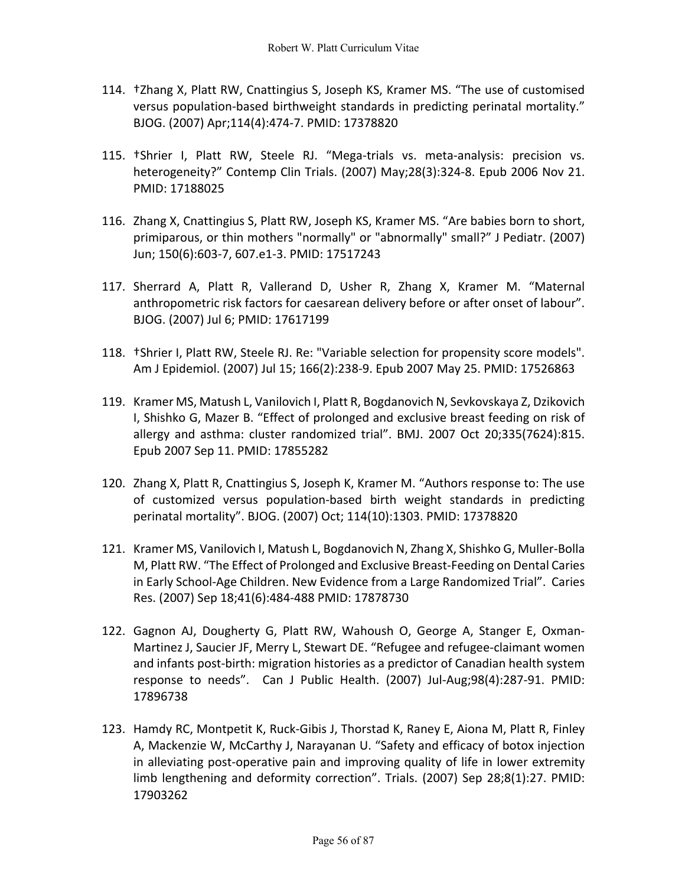114. †Zhang X, Platt RW, Cnattingius S, Joseph KS, Kramer MS. “The use of customised versus population-based birthweight standards in predicting perinatal mortality.” BJOG. (2007) Apr;114(4):474-7. PMID: 17378820

115. †Shrier I, Platt RW, Steele RJ. “Mega-trials vs. meta-analysis: precision vs. heterogeneity?” Contemp Clin Trials. (2007) May;28(3):324-8. Epub 2006 Nov 21. PMID: 17188025

116. Zhang X, Cnattingius S, Platt RW, Joseph KS, Kramer MS. “Are babies born to short, primiparous, or thin mothers "normally" or "abnormally" small?” J Pediatr. (2007) Jun; 150(6):603-7, 607.e1-3. PMID: 17517243

117. Sherrard A, Platt R, Vallerand D, Usher R, Zhang X, Kramer M. “Maternal anthropometric risk factors for caesarean delivery before or after onset of labour”. BJOG. (2007) Jul 6; PMID: 17617199

118. †Shrier I, Platt RW, Steele RJ. Re: "Variable selection for propensity score models". Am J Epidemiol. (2007) Jul 15; 166(2):238-9. Epub 2007 May 25. PMID: 17526863

119. Kramer MS, Matush L, Vanilovich I, Platt R, Bogdanovich N, Sevkovskaya Z, Dzikovich I, Shishko G, Mazer B. “Effect of prolonged and exclusive breast feeding on risk of allergy and asthma: cluster randomized trial”. BMJ. 2007 Oct 20;335(7624):815. Epub 2007 Sep 11. PMID: 17855282

120. Zhang X, Platt R, Cnattingius S, Joseph K, Kramer M. “Authors response to: The use of customized versus population-based birth weight standards in predicting perinatal mortality”. BJOG. (2007) Oct; 114(10):1303. PMID: 17378820

121. Kramer MS, Vanilovich I, Matush L, Bogdanovich N, Zhang X, Shishko G, Muller-Bolla M, Platt RW. “The Effect of Prolonged and Exclusive Breast-Feeding on Dental Caries in Early School-Age Children. New Evidence from a Large Randomized Trial”. Caries Res. (2007) Sep 18;41(6):484-488 PMID: 17878730

122. Gagnon AJ, Dougherty G, Platt RW, Wahoush O, George A, Stanger E, Oxman-Martinez J, Saucier JF, Merry L, Stewart DE. “Refugee and refugee-claimant women and infants post-birth: migration histories as a predictor of Canadian health system response to needs”. Can J Public Health. (2007) Jul-Aug;98(4):287-91. PMID: 17896738

123. Hamdy RC, Montpetit K, Ruck-Gibis J, Thorstad K, Raney E, Aiona M, Platt R, Finley A, Mackenzie W, McCarthy J, Narayanan U. “Safety and efficacy of botox injection in alleviating post-operative pain and improving quality of life in lower extremity limb lengthening and deformity correction”. Trials. (2007) Sep 28;8(1):27. PMID: 17903262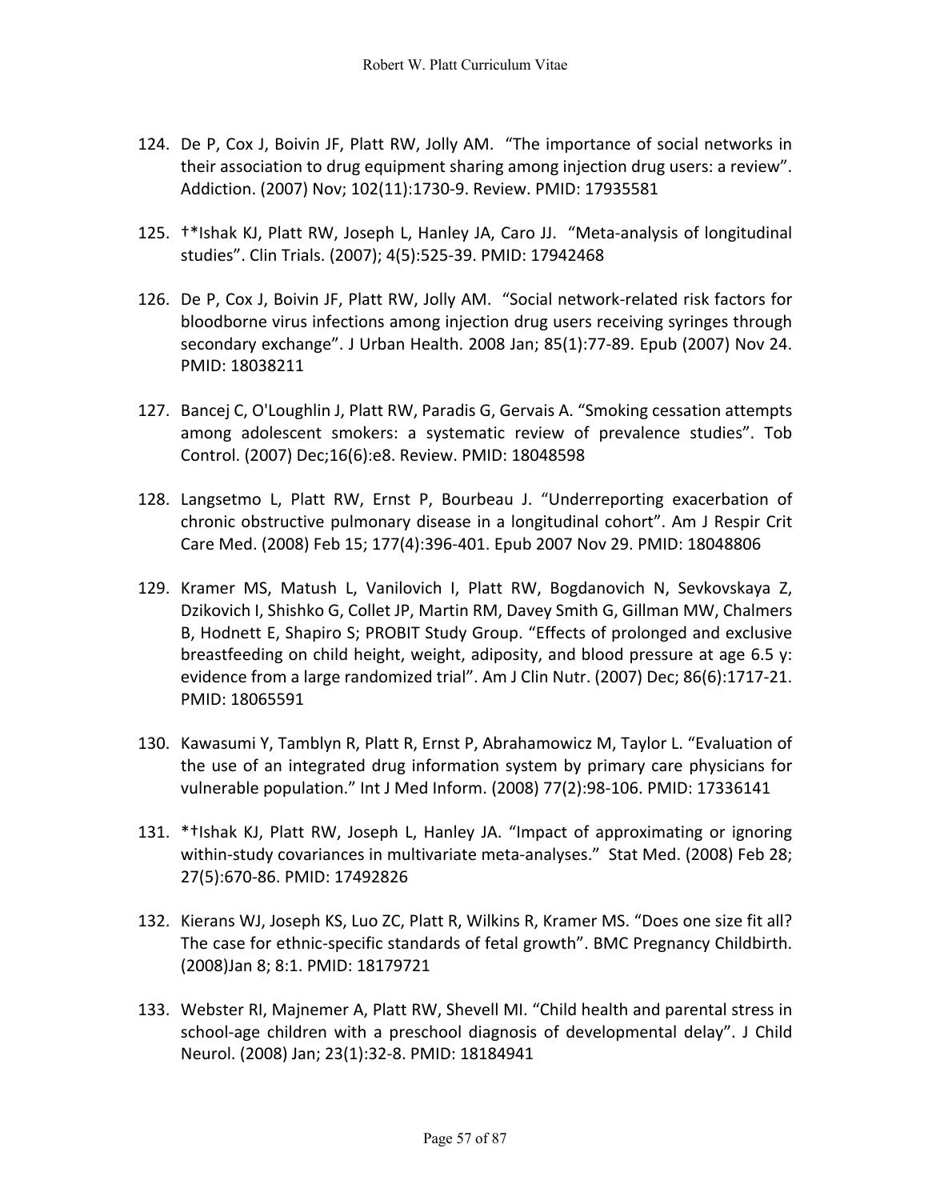124. De P, Cox J, Boivin JF, Platt RW, Jolly AM. "The importance of social networks in their association to drug equipment sharing among injection drug users: a review". Addiction. (2007) Nov; 102(11):1730-9. Review. PMID: 17935581

125. †*Ishak KJ, Platt RW, Joseph L, Hanley JA, Caro JJ. "Meta-analysis of longitudinal studies". Clin Trials. (2007); 4(5):525-39. PMID: 17942468

126. De P, Cox J, Boivin JF, Platt RW, Jolly AM. "Social network-related risk factors for bloodborne virus infections among injection drug users receiving syringes through secondary exchange". J Urban Health. 2008 Jan; 85(1):77-89. Epub (2007) Nov 24. PMID: 18038211

127. Bancej C, O'Loughlin J, Platt RW, Paradis G, Gervais A. "Smoking cessation attempts among adolescent smokers: a systematic review of prevalence studies". Tob Control. (2007) Dec;16(6):e8. Review. PMID: 18048598

128. Langsetmo L, Platt RW, Ernst P, Bourbeau J. "Underreporting exacerbation of chronic obstructive pulmonary disease in a longitudinal cohort". Am J Respir Crit Care Med. (2008) Feb 15; 177(4):396-401. Epub 2007 Nov 29. PMID: 18048806

129. Kramer MS, Matush L, Vanilovich I, Platt RW, Bogdanovich N, Sevkovskaya Z, Dzikovich I, Shishko G, Collet JP, Martin RM, Davey Smith G, Gillman MW, Chalmers B, Hodnett E, Shapiro S; PROBIT Study Group. "Effects of prolonged and exclusive breastfeeding on child height, weight, adiposity, and blood pressure at age 6.5 y: evidence from a large randomized trial". Am J Clin Nutr. (2007) Dec; 86(6):1717-21. PMID: 18065591

130. Kawasumi Y, Tamblyn R, Platt R, Ernst P, Abrahamowicz M, Taylor L. "Evaluation of the use of an integrated drug information system by primary care physicians for vulnerable population." Int J Med Inform. (2008) 77(2):98-106. PMID: 17336141

131. *†Ishak KJ, Platt RW, Joseph L, Hanley JA. "Impact of approximating or ignoring within-study covariances in multivariate meta-analyses." Stat Med. (2008) Feb 28; 27(5):670-86. PMID: 17492826

132. Kierans WJ, Joseph KS, Luo ZC, Platt R, Wilkins R, Kramer MS. "Does one size fit all? The case for ethnic-specific standards of fetal growth". BMC Pregnancy Childbirth. (2008)Jan 8; 8:1. PMID: 18179721

133. Webster RI, Majnemer A, Platt RW, Shevell MI. "Child health and parental stress in school-age children with a preschool diagnosis of developmental delay". J Child Neurol. (2008) Jan; 23(1):32-8. PMID: 18184941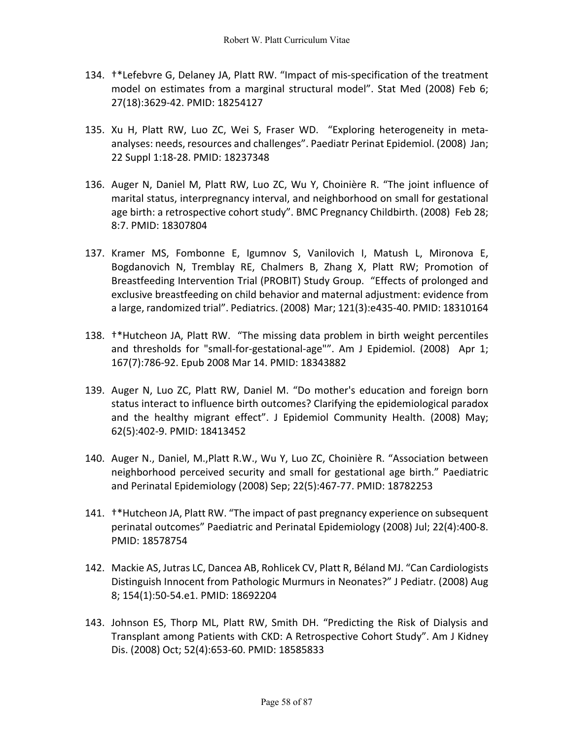134. †*Lefebvre G, Delaney JA, Platt RW. “Impact of mis-specification of the treatment model on estimates from a marginal structural model”. Stat Med (2008) Feb 6; 27(18):3629-42. PMID: 18254127

135. Xu H, Platt RW, Luo ZC, Wei S, Fraser WD. “Exploring heterogeneity in meta-analyses: needs, resources and challenges”. Paediatr Perinat Epidemiol. (2008) Jan; 22 Suppl 1:18-28. PMID: 18237348

136. Auger N, Daniel M, Platt RW, Luo ZC, Wu Y, Choinière R. “The joint influence of marital status, interpregnancy interval, and neighborhood on small for gestational age birth: a retrospective cohort study”. BMC Pregnancy Childbirth. (2008) Feb 28; 8:7. PMID: 18307804

137. Kramer MS, Fombonne E, Igumnov S, Vanilovich I, Matush L, Mironova E, Bogdanovich N, Tremblay RE, Chalmers B, Zhang X, Platt RW; Promotion of Breastfeeding Intervention Trial (PROBIT) Study Group. “Effects of prolonged and exclusive breastfeeding on child behavior and maternal adjustment: evidence from a large, randomized trial”. Pediatrics. (2008) Mar; 121(3):e435-40. PMID: 18310164

138. †*Hutcheon JA, Platt RW. “The missing data problem in birth weight percentiles and thresholds for "small-for-gestational-age"”. Am J Epidemiol. (2008) Apr 1; 167(7):786-92. Epub 2008 Mar 14. PMID: 18343882

139. Auger N, Luo ZC, Platt RW, Daniel M. “Do mother's education and foreign born status interact to influence birth outcomes? Clarifying the epidemiological paradox and the healthy migrant effect”. J Epidemiol Community Health. (2008) May; 62(5):402-9. PMID: 18413452

140. Auger N., Daniel, M.,Platt R.W., Wu Y, Luo ZC, Choinière R. “Association between neighborhood perceived security and small for gestational age birth.” Paediatric and Perinatal Epidemiology (2008) Sep; 22(5):467-77. PMID: 18782253

141. †*Hutcheon JA, Platt RW. “The impact of past pregnancy experience on subsequent perinatal outcomes” Paediatric and Perinatal Epidemiology (2008) Jul; 22(4):400-8. PMID: 18578754

142. Mackie AS, Jutras LC, Dancea AB, Rohlicek CV, Platt R, Béland MJ. “Can Cardiologists Distinguish Innocent from Pathologic Murmurs in Neonates?” J Pediatr. (2008) Aug 8; 154(1):50-54.e1. PMID: 18692204

143. Johnson ES, Thorp ML, Platt RW, Smith DH. “Predicting the Risk of Dialysis and Transplant among Patients with CKD: A Retrospective Cohort Study”. Am J Kidney Dis. (2008) Oct; 52(4):653-60. PMID: 18585833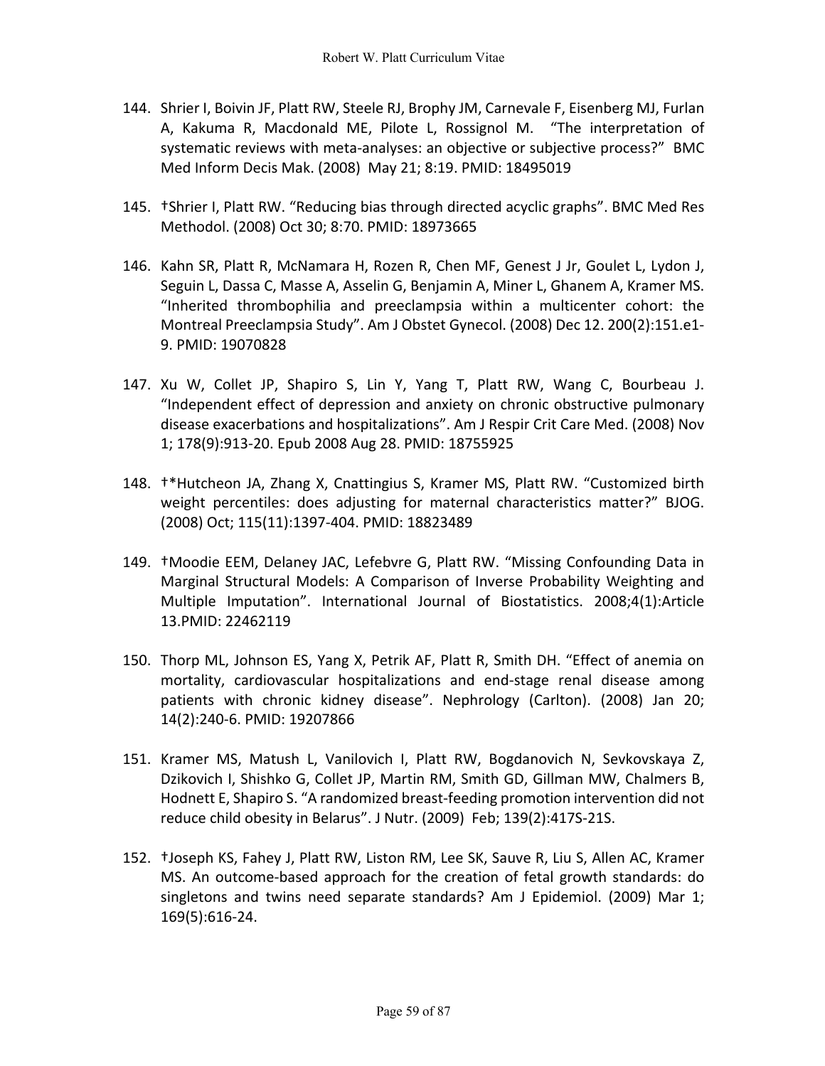144. Shrier I, Boivin JF, Platt RW, Steele RJ, Brophy JM, Carnevale F, Eisenberg MJ, Furlan A, Kakuma R, Macdonald ME, Pilote L, Rossignol M. "The interpretation of systematic reviews with meta-analyses: an objective or subjective process?" BMC Med Inform Decis Mak. (2008) May 21; 8:19. PMID: 18495019

145. †Shrier I, Platt RW. "Reducing bias through directed acyclic graphs". BMC Med Res Methodol. (2008) Oct 30; 8:70. PMID: 18973665

146. Kahn SR, Platt R, McNamara H, Rozen R, Chen MF, Genest J Jr, Goulet L, Lydon J, Seguin L, Dassa C, Masse A, Asselin G, Benjamin A, Miner L, Ghanem A, Kramer MS. "Inherited thrombophilia and preeclampsia within a multicenter cohort: the Montreal Preeclampsia Study". Am J Obstet Gynecol. (2008) Dec 12. 200(2):151.e1-9. PMID: 19070828

147. Xu W, Collet JP, Shapiro S, Lin Y, Yang T, Platt RW, Wang C, Bourbeau J. "Independent effect of depression and anxiety on chronic obstructive pulmonary disease exacerbations and hospitalizations". Am J Respir Crit Care Med. (2008) Nov 1; 178(9):913-20. Epub 2008 Aug 28. PMID: 18755925

148. †*Hutcheon JA, Zhang X, Cnattingius S, Kramer MS, Platt RW. "Customized birth weight percentiles: does adjusting for maternal characteristics matter?" BJOG. (2008) Oct; 115(11):1397-404. PMID: 18823489

149. †Moodie EEM, Delaney JAC, Lefebvre G, Platt RW. "Missing Confounding Data in Marginal Structural Models: A Comparison of Inverse Probability Weighting and Multiple Imputation". International Journal of Biostatistics. 2008;4(1):Article 13.PMID: 22462119

150. Thorp ML, Johnson ES, Yang X, Petrik AF, Platt R, Smith DH. "Effect of anemia on mortality, cardiovascular hospitalizations and end-stage renal disease among patients with chronic kidney disease". Nephrology (Carlton). (2008) Jan 20; 14(2):240-6. PMID: 19207866

151. Kramer MS, Matush L, Vanilovich I, Platt RW, Bogdanovich N, Sevkovskaya Z, Dzikovich I, Shishko G, Collet JP, Martin RM, Smith GD, Gillman MW, Chalmers B, Hodnett E, Shapiro S. "A randomized breast-feeding promotion intervention did not reduce child obesity in Belarus". J Nutr. (2009) Feb; 139(2):417S-21S.

152. †Joseph KS, Fahey J, Platt RW, Liston RM, Lee SK, Sauve R, Liu S, Allen AC, Kramer MS. An outcome-based approach for the creation of fetal growth standards: do singletons and twins need separate standards? Am J Epidemiol. (2009) Mar 1; 169(5):616-24.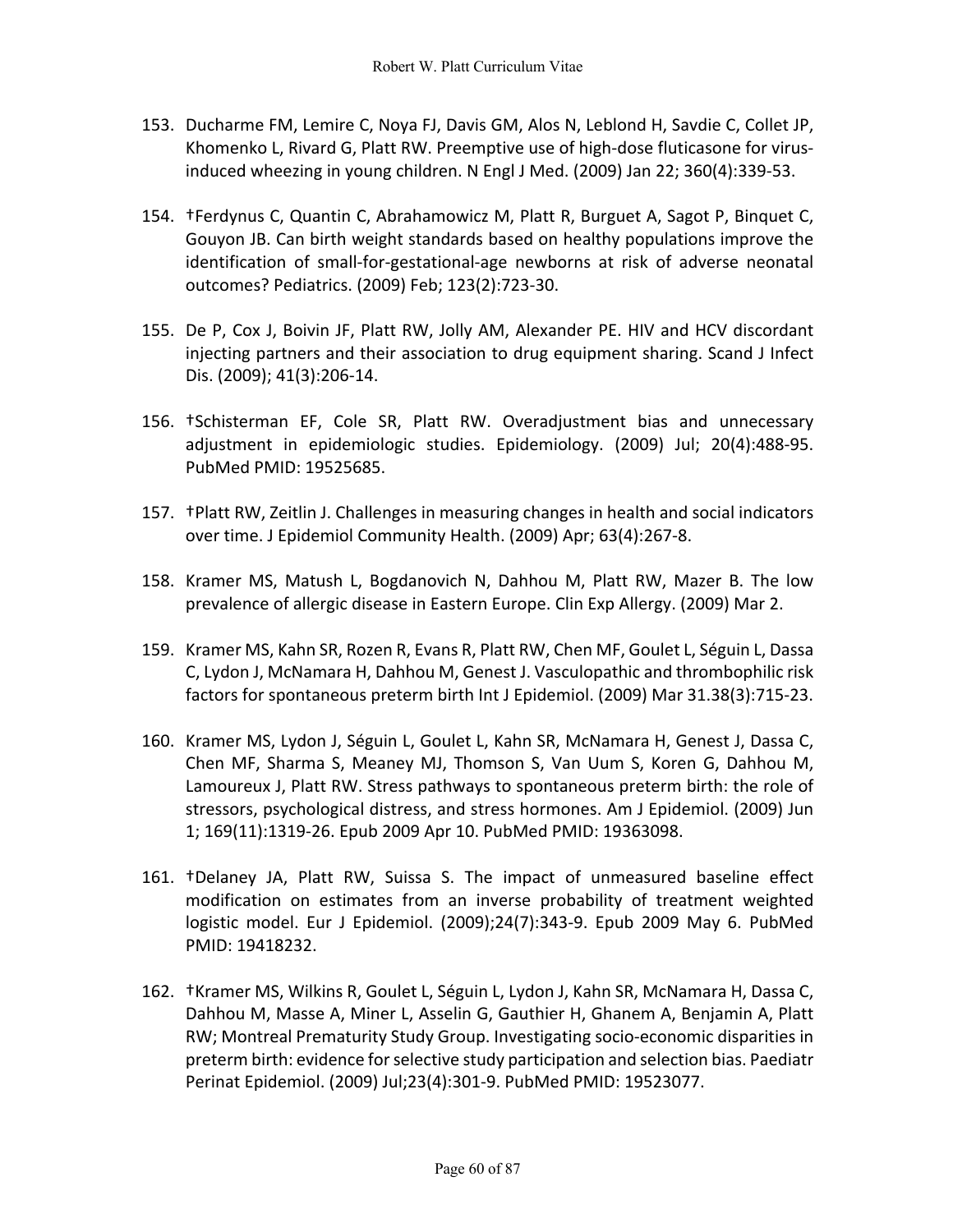153. Ducharme FM, Lemire C, Noya FJ, Davis GM, Alos N, Leblond H, Savdie C, Collet JP, Khomenko L, Rivard G, Platt RW. Preemptive use of high-dose fluticasone for virus-induced wheezing in young children. N Engl J Med. (2009) Jan 22; 360(4):339-53.

154. †Ferdynus C, Quantin C, Abrahamowicz M, Platt R, Burguet A, Sagot P, Binquet C, Gouyon JB. Can birth weight standards based on healthy populations improve the identification of small-for-gestational-age newborns at risk of adverse neonatal outcomes? Pediatrics. (2009) Feb; 123(2):723-30.

155. De P, Cox J, Boivin JF, Platt RW, Jolly AM, Alexander PE. HIV and HCV discordant injecting partners and their association to drug equipment sharing. Scand J Infect Dis. (2009); 41(3):206-14.

156. †Schisterman EF, Cole SR, Platt RW. Overadjustment bias and unnecessary adjustment in epidemiologic studies. Epidemiology. (2009) Jul; 20(4):488-95. PubMed PMID: 19525685.

157. †Platt RW, Zeitlin J. Challenges in measuring changes in health and social indicators over time. J Epidemiol Community Health. (2009) Apr; 63(4):267-8.

158. Kramer MS, Matush L, Bogdanovich N, Dahhou M, Platt RW, Mazer B. The low prevalence of allergic disease in Eastern Europe. Clin Exp Allergy. (2009) Mar 2.

159. Kramer MS, Kahn SR, Rozen R, Evans R, Platt RW, Chen MF, Goulet L, Séguin L, Dassa C, Lydon J, McNamara H, Dahhou M, Genest J. Vasculopathic and thrombophilic risk factors for spontaneous preterm birth Int J Epidemiol. (2009) Mar 31.38(3):715-23.

160. Kramer MS, Lydon J, Séguin L, Goulet L, Kahn SR, McNamara H, Genest J, Dassa C, Chen MF, Sharma S, Meaney MJ, Thomson S, Van Uum S, Koren G, Dahhou M, Lamoureux J, Platt RW. Stress pathways to spontaneous preterm birth: the role of stressors, psychological distress, and stress hormones. Am J Epidemiol. (2009) Jun 1; 169(11):1319-26. Epub 2009 Apr 10. PubMed PMID: 19363098.

161. †Delaney JA, Platt RW, Suissa S. The impact of unmeasured baseline effect modification on estimates from an inverse probability of treatment weighted logistic model. Eur J Epidemiol. (2009);24(7):343-9. Epub 2009 May 6. PubMed PMID: 19418232.

162. †Kramer MS, Wilkins R, Goulet L, Séguin L, Lydon J, Kahn SR, McNamara H, Dassa C, Dahhou M, Masse A, Miner L, Asselin G, Gauthier H, Ghanem A, Benjamin A, Platt RW; Montreal Prematurity Study Group. Investigating socio-economic disparities in preterm birth: evidence for selective study participation and selection bias. Paediatr Perinat Epidemiol. (2009) Jul;23(4):301-9. PubMed PMID: 19523077.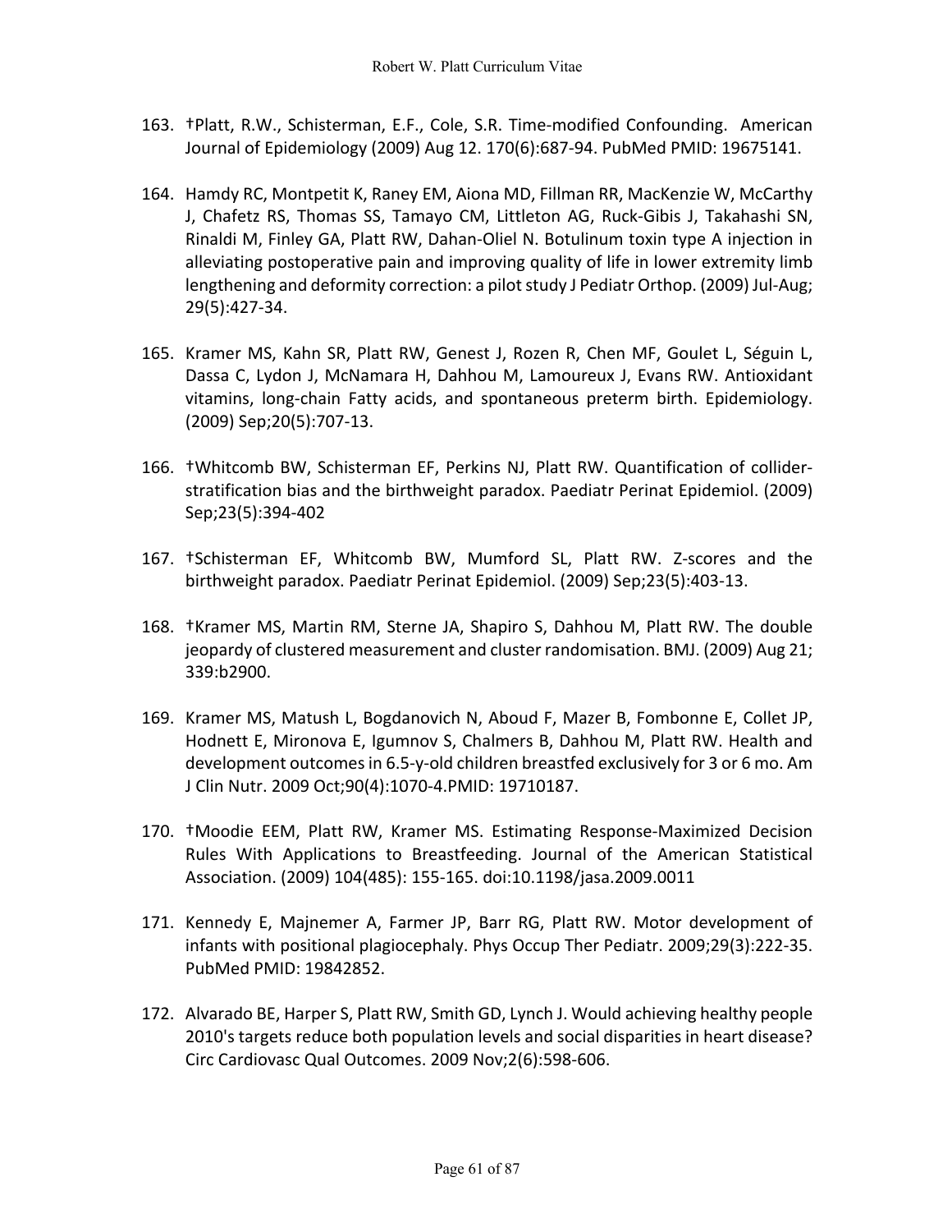163. †Platt, R.W., Schisterman, E.F., Cole, S.R. Time-modified Confounding. American Journal of Epidemiology (2009) Aug 12. 170(6):687-94. PubMed PMID: 19675141.

164. Hamdy RC, Montpetit K, Raney EM, Aiona MD, Fillman RR, MacKenzie W, McCarthy J, Chafetz RS, Thomas SS, Tamayo CM, Littleton AG, Ruck-Gibis J, Takahashi SN, Rinaldi M, Finley GA, Platt RW, Dahan-Oliel N. Botulinum toxin type A injection in alleviating postoperative pain and improving quality of life in lower extremity limb lengthening and deformity correction: a pilot study J Pediatr Orthop. (2009) Jul-Aug; 29(5):427-34.

165. Kramer MS, Kahn SR, Platt RW, Genest J, Rozen R, Chen MF, Goulet L, Séguin L, Dassa C, Lydon J, McNamara H, Dahhou M, Lamoureux J, Evans RW. Antioxidant vitamins, long-chain Fatty acids, and spontaneous preterm birth. Epidemiology. (2009) Sep;20(5):707-13.

166. †Whitcomb BW, Schisterman EF, Perkins NJ, Platt RW. Quantification of collider-stratification bias and the birthweight paradox. Paediatr Perinat Epidemiol. (2009) Sep;23(5):394-402

167. †Schisterman EF, Whitcomb BW, Mumford SL, Platt RW. Z-scores and the birthweight paradox. Paediatr Perinat Epidemiol. (2009) Sep;23(5):403-13.

168. †Kramer MS, Martin RM, Sterne JA, Shapiro S, Dahhou M, Platt RW. The double jeopardy of clustered measurement and cluster randomisation. BMJ. (2009) Aug 21; 339:b2900.

169. Kramer MS, Matush L, Bogdanovich N, Aboud F, Mazer B, Fombonne E, Collet JP, Hodnett E, Mironova E, Igumnov S, Chalmers B, Dahhou M, Platt RW. Health and development outcomes in 6.5-y-old children breastfed exclusively for 3 or 6 mo. Am J Clin Nutr. 2009 Oct;90(4):1070-4.PMID: 19710187.

170. †Moodie EEM, Platt RW, Kramer MS. Estimating Response-Maximized Decision Rules With Applications to Breastfeeding. Journal of the American Statistical Association. (2009) 104(485): 155-165. doi:10.1198/jasa.2009.0011

171. Kennedy E, Majnemer A, Farmer JP, Barr RG, Platt RW. Motor development of infants with positional plagiocephaly. Phys Occup Ther Pediatr. 2009;29(3):222-35. PubMed PMID: 19842852.

172. Alvarado BE, Harper S, Platt RW, Smith GD, Lynch J. Would achieving healthy people 2010's targets reduce both population levels and social disparities in heart disease? Circ Cardiovasc Qual Outcomes. 2009 Nov;2(6):598-606.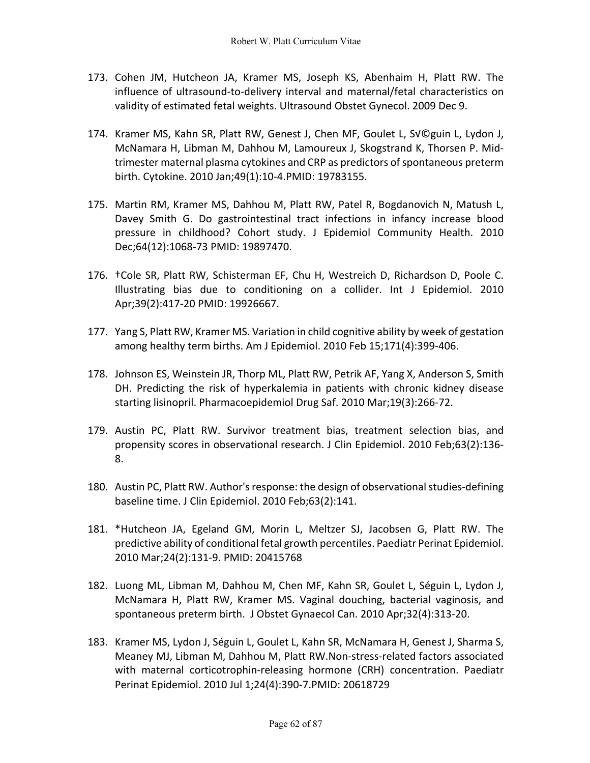173. Cohen JM, Hutcheon JA, Kramer MS, Joseph KS, Abenhaim H, Platt RW. The influence of ultrasound-to-delivery interval and maternal/fetal characteristics on validity of estimated fetal weights. Ultrasound Obstet Gynecol. 2009 Dec 9.

174. Kramer MS, Kahn SR, Platt RW, Genest J, Chen MF, Goulet L, S√©guin L, Lydon J, McNamara H, Libman M, Dahhou M, Lamoureux J, Skogstrand K, Thorsen P. Mid-trimester maternal plasma cytokines and CRP as predictors of spontaneous preterm birth. Cytokine. 2010 Jan;49(1):10-4.PMID: 19783155.

175. Martin RM, Kramer MS, Dahhou M, Platt RW, Patel R, Bogdanovich N, Matush L, Davey Smith G. Do gastrointestinal tract infections in infancy increase blood pressure in childhood? Cohort study. J Epidemiol Community Health. 2010 Dec;64(12):1068-73 PMID: 19897470.

176. †Cole SR, Platt RW, Schisterman EF, Chu H, Westreich D, Richardson D, Poole C. Illustrating bias due to conditioning on a collider. Int J Epidemiol. 2010 Apr;39(2):417-20 PMID: 19926667.

177. Yang S, Platt RW, Kramer MS. Variation in child cognitive ability by week of gestation among healthy term births. Am J Epidemiol. 2010 Feb 15;171(4):399-406.

178. Johnson ES, Weinstein JR, Thorp ML, Platt RW, Petrik AF, Yang X, Anderson S, Smith DH. Predicting the risk of hyperkalemia in patients with chronic kidney disease starting lisinopril. Pharmacoepidemiol Drug Saf. 2010 Mar;19(3):266-72.

179. Austin PC, Platt RW. Survivor treatment bias, treatment selection bias, and propensity scores in observational research. J Clin Epidemiol. 2010 Feb;63(2):136-8.

180. Austin PC, Platt RW. Author's response: the design of observational studies-defining baseline time. J Clin Epidemiol. 2010 Feb;63(2):141.

181. *Hutcheon JA, Egeland GM, Morin L, Meltzer SJ, Jacobsen G, Platt RW. The predictive ability of conditional fetal growth percentiles. Paediatr Perinat Epidemiol. 2010 Mar;24(2):131-9. PMID: 20415768

182. Luong ML, Libman M, Dahhou M, Chen MF, Kahn SR, Goulet L, Séguin L, Lydon J, McNamara H, Platt RW, Kramer MS. Vaginal douching, bacterial vaginosis, and spontaneous preterm birth. J Obstet Gynaecol Can. 2010 Apr;32(4):313-20.

183. Kramer MS, Lydon J, Séguin L, Goulet L, Kahn SR, McNamara H, Genest J, Sharma S, Meaney MJ, Libman M, Dahhou M, Platt RW.Non-stress-related factors associated with maternal corticotrophin-releasing hormone (CRH) concentration. Paediatr Perinat Epidemiol. 2010 Jul 1;24(4):390-7.PMID: 20618729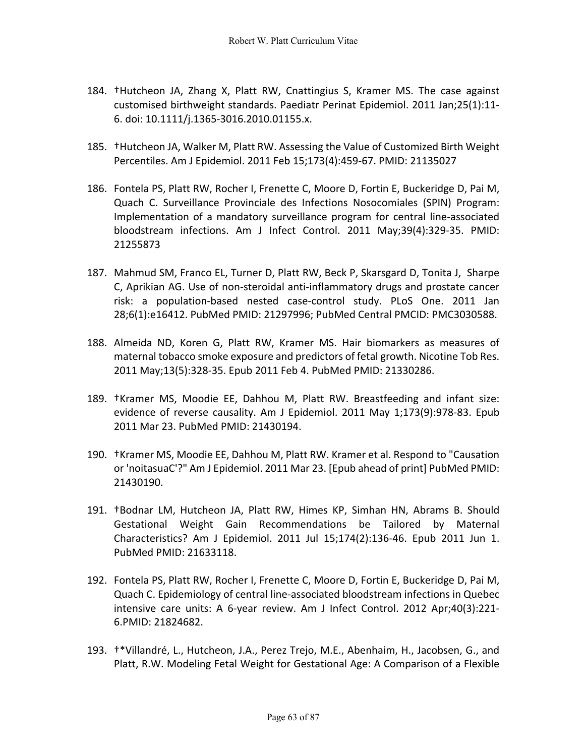184. †Hutcheon JA, Zhang X, Platt RW, Cnattingius S, Kramer MS. The case against customised birthweight standards. Paediatr Perinat Epidemiol. 2011 Jan;25(1):11-6. doi: 10.1111/j.1365-3016.2010.01155.x.

185. †Hutcheon JA, Walker M, Platt RW. Assessing the Value of Customized Birth Weight Percentiles. Am J Epidemiol. 2011 Feb 15;173(4):459-67. PMID: 21135027

186. Fontela PS, Platt RW, Rocher I, Frenette C, Moore D, Fortin E, Buckeridge D, Pai M, Quach C. Surveillance Provinciale des Infections Nosocomiales (SPIN) Program: Implementation of a mandatory surveillance program for central line-associated bloodstream infections. Am J Infect Control. 2011 May;39(4):329-35. PMID: 21255873

187. Mahmud SM, Franco EL, Turner D, Platt RW, Beck P, Skarsgard D, Tonita J, Sharpe C, Aprikian AG. Use of non-steroidal anti-inflammatory drugs and prostate cancer risk: a population-based nested case-control study. PLoS One. 2011 Jan 28;6(1):e16412. PubMed PMID: 21297996; PubMed Central PMCID: PMC3030588.

188. Almeida ND, Koren G, Platt RW, Kramer MS. Hair biomarkers as measures of maternal tobacco smoke exposure and predictors of fetal growth. Nicotine Tob Res. 2011 May;13(5):328-35. Epub 2011 Feb 4. PubMed PMID: 21330286.

189. †Kramer MS, Moodie EE, Dahhou M, Platt RW. Breastfeeding and infant size: evidence of reverse causality. Am J Epidemiol. 2011 May 1;173(9):978-83. Epub 2011 Mar 23. PubMed PMID: 21430194.

190. †Kramer MS, Moodie EE, Dahhou M, Platt RW. Kramer et al. Respond to "Causation or 'noitasuaC'?" Am J Epidemiol. 2011 Mar 23. [Epub ahead of print] PubMed PMID: 21430190.

191. †Bodnar LM, Hutcheon JA, Platt RW, Himes KP, Simhan HN, Abrams B. Should Gestational Weight Gain Recommendations be Tailored by Maternal Characteristics? Am J Epidemiol. 2011 Jul 15;174(2):136-46. Epub 2011 Jun 1. PubMed PMID: 21633118.

192. Fontela PS, Platt RW, Rocher I, Frenette C, Moore D, Fortin E, Buckeridge D, Pai M, Quach C. Epidemiology of central line-associated bloodstream infections in Quebec intensive care units: A 6-year review. Am J Infect Control. 2012 Apr;40(3):221-6.PMID: 21824682.

193. †*Villandré, L., Hutcheon, J.A., Perez Trejo, M.E., Abenhaim, H., Jacobsen, G., and Platt, R.W. Modeling Fetal Weight for Gestational Age: A Comparison of a Flexible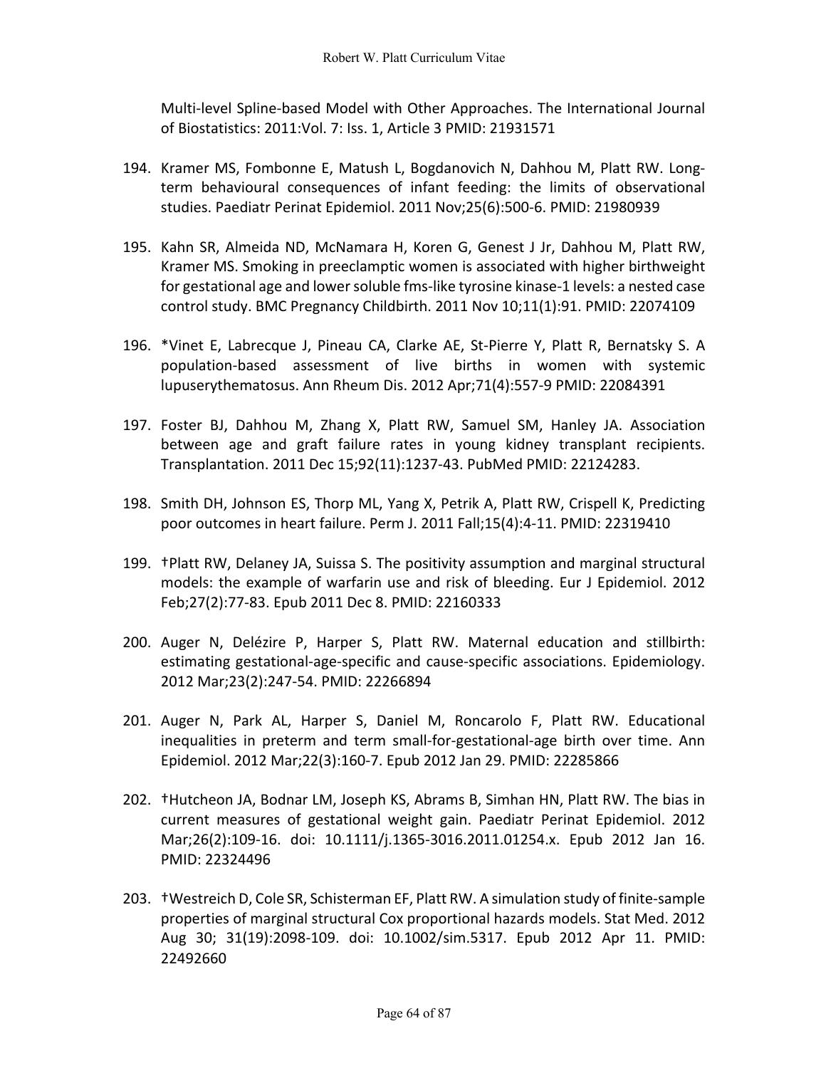Multi-level Spline-based Model with Other Approaches. The International Journal of Biostatistics: 2011:Vol. 7: Iss. 1, Article 3 PMID: 21931571

194. Kramer MS, Fombonne E, Matush L, Bogdanovich N, Dahhou M, Platt RW. Long-term behavioural consequences of infant feeding: the limits of observational studies. Paediatr Perinat Epidemiol. 2011 Nov;25(6):500-6. PMID: 21980939

195. Kahn SR, Almeida ND, McNamara H, Koren G, Genest J Jr, Dahhou M, Platt RW, Kramer MS. Smoking in preeclamptic women is associated with higher birthweight for gestational age and lower soluble fms-like tyrosine kinase-1 levels: a nested case control study. BMC Pregnancy Childbirth. 2011 Nov 10;11(1):91. PMID: 22074109

196. *Vinet E, Labrecque J, Pineau CA, Clarke AE, St-Pierre Y, Platt R, Bernatsky S. A population-based assessment of live births in women with systemic lupuserythematosus. Ann Rheum Dis. 2012 Apr;71(4):557-9 PMID: 22084391

197. Foster BJ, Dahhou M, Zhang X, Platt RW, Samuel SM, Hanley JA. Association between age and graft failure rates in young kidney transplant recipients. Transplantation. 2011 Dec 15;92(11):1237-43. PubMed PMID: 22124283.

198. Smith DH, Johnson ES, Thorp ML, Yang X, Petrik A, Platt RW, Crispell K, Predicting poor outcomes in heart failure. Perm J. 2011 Fall;15(4):4-11. PMID: 22319410

199. †Platt RW, Delaney JA, Suissa S. The positivity assumption and marginal structural models: the example of warfarin use and risk of bleeding. Eur J Epidemiol. 2012 Feb;27(2):77-83. Epub 2011 Dec 8. PMID: 22160333

200. Auger N, Delézire P, Harper S, Platt RW. Maternal education and stillbirth: estimating gestational-age-specific and cause-specific associations. Epidemiology. 2012 Mar;23(2):247-54. PMID: 22266894

201. Auger N, Park AL, Harper S, Daniel M, Roncarolo F, Platt RW. Educational inequalities in preterm and term small-for-gestational-age birth over time. Ann Epidemiol. 2012 Mar;22(3):160-7. Epub 2012 Jan 29. PMID: 22285866

202. †Hutcheon JA, Bodnar LM, Joseph KS, Abrams B, Simhan HN, Platt RW. The bias in current measures of gestational weight gain. Paediatr Perinat Epidemiol. 2012 Mar;26(2):109-16. doi: 10.1111/j.1365-3016.2011.01254.x. Epub 2012 Jan 16. PMID: 22324496

203. †Westreich D, Cole SR, Schisterman EF, Platt RW. A simulation study of finite-sample properties of marginal structural Cox proportional hazards models. Stat Med. 2012 Aug 30; 31(19):2098-109. doi: 10.1002/sim.5317. Epub 2012 Apr 11. PMID: 22492660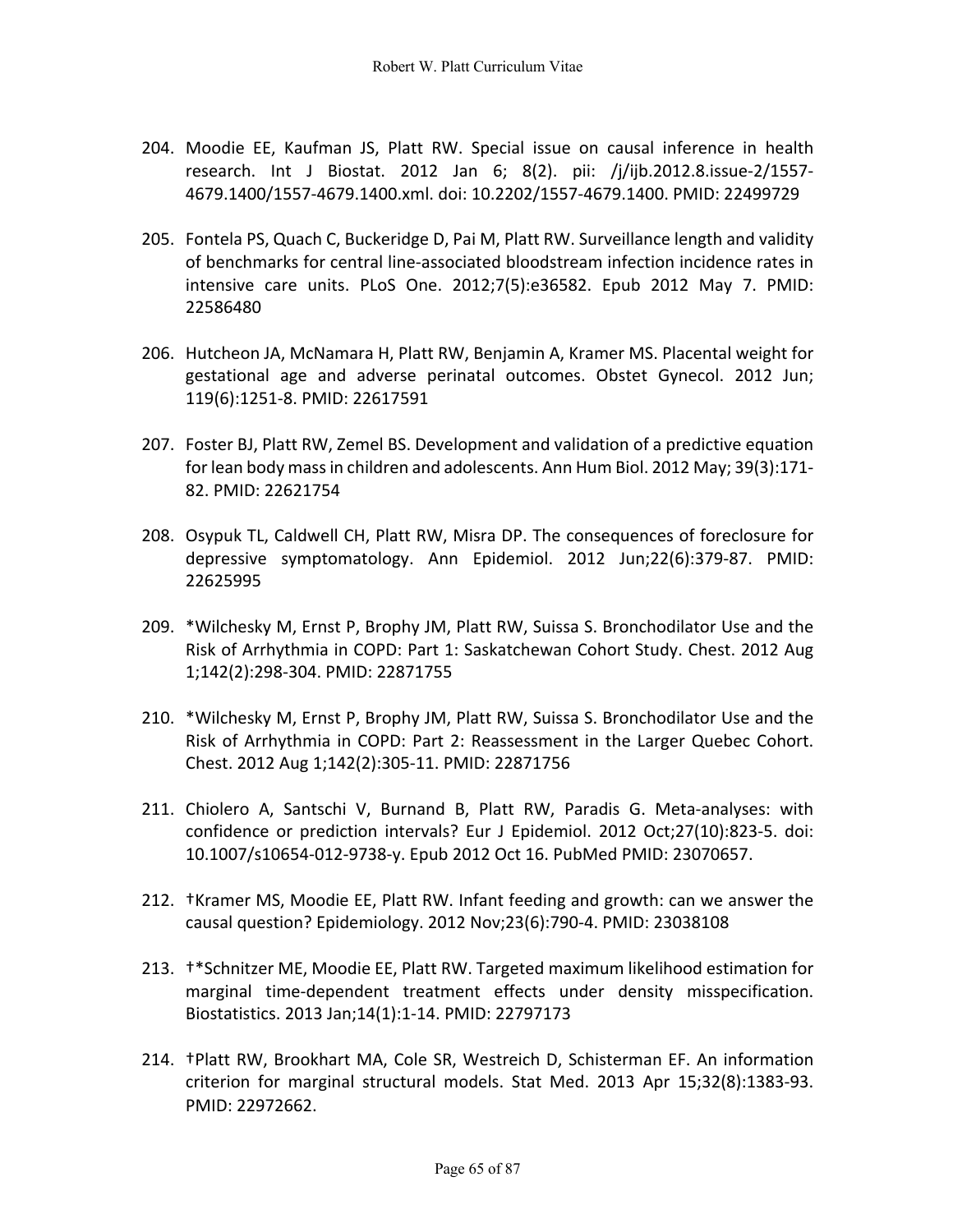204. Moodie EE, Kaufman JS, Platt RW. Special issue on causal inference in health research. Int J Biostat. 2012 Jan 6; 8(2). pii: /j/ijb.2012.8.issue-2/1557-4679.1400/1557-4679.1400.xml. doi: 10.2202/1557-4679.1400. PMID: 22499729

205. Fontela PS, Quach C, Buckeridge D, Pai M, Platt RW. Surveillance length and validity of benchmarks for central line-associated bloodstream infection incidence rates in intensive care units. PLoS One. 2012;7(5):e36582. Epub 2012 May 7. PMID: 22586480

206. Hutcheon JA, McNamara H, Platt RW, Benjamin A, Kramer MS. Placental weight for gestational age and adverse perinatal outcomes. Obstet Gynecol. 2012 Jun; 119(6):1251-8. PMID: 22617591

207. Foster BJ, Platt RW, Zemel BS. Development and validation of a predictive equation for lean body mass in children and adolescents. Ann Hum Biol. 2012 May; 39(3):171-82. PMID: 22621754

208. Osypuk TL, Caldwell CH, Platt RW, Misra DP. The consequences of foreclosure for depressive symptomatology. Ann Epidemiol. 2012 Jun;22(6):379-87. PMID: 22625995

209. *Wilchesky M, Ernst P, Brophy JM, Platt RW, Suissa S. Bronchodilator Use and the Risk of Arrhythmia in COPD: Part 1: Saskatchewan Cohort Study. Chest. 2012 Aug 1;142(2):298-304. PMID: 22871755

210. *Wilchesky M, Ernst P, Brophy JM, Platt RW, Suissa S. Bronchodilator Use and the Risk of Arrhythmia in COPD: Part 2: Reassessment in the Larger Quebec Cohort. Chest. 2012 Aug 1;142(2):305-11. PMID: 22871756

211. Chiolero A, Santschi V, Burnand B, Platt RW, Paradis G. Meta-analyses: with confidence or prediction intervals? Eur J Epidemiol. 2012 Oct;27(10):823-5. doi: 10.1007/s10654-012-9738-y. Epub 2012 Oct 16. PubMed PMID: 23070657.

212. †Kramer MS, Moodie EE, Platt RW. Infant feeding and growth: can we answer the causal question? Epidemiology. 2012 Nov;23(6):790-4. PMID: 23038108

213. †*Schnitzer ME, Moodie EE, Platt RW. Targeted maximum likelihood estimation for marginal time-dependent treatment effects under density misspecification. Biostatistics. 2013 Jan;14(1):1-14. PMID: 22797173

214. †Platt RW, Brookhart MA, Cole SR, Westreich D, Schisterman EF. An information criterion for marginal structural models. Stat Med. 2013 Apr 15;32(8):1383-93. PMID: 22972662.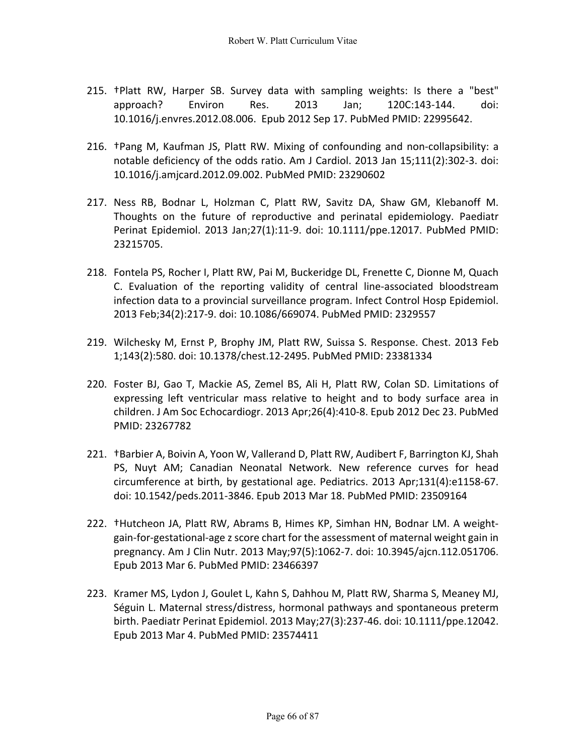215. †Platt RW, Harper SB. Survey data with sampling weights: Is there a "best" approach? Environ Res. 2013 Jan; 120C:143-144. doi: 10.1016/j.envres.2012.08.006. Epub 2012 Sep 17. PubMed PMID: 22995642.

216. †Pang M, Kaufman JS, Platt RW. Mixing of confounding and non-collapsibility: a notable deficiency of the odds ratio. Am J Cardiol. 2013 Jan 15;111(2):302-3. doi: 10.1016/j.amjcard.2012.09.002. PubMed PMID: 23290602

217. Ness RB, Bodnar L, Holzman C, Platt RW, Savitz DA, Shaw GM, Klebanoff M. Thoughts on the future of reproductive and perinatal epidemiology. Paediatr Perinat Epidemiol. 2013 Jan;27(1):11-9. doi: 10.1111/ppe.12017. PubMed PMID: 23215705.

218. Fontela PS, Rocher I, Platt RW, Pai M, Buckeridge DL, Frenette C, Dionne M, Quach C. Evaluation of the reporting validity of central line-associated bloodstream infection data to a provincial surveillance program. Infect Control Hosp Epidemiol. 2013 Feb;34(2):217-9. doi: 10.1086/669074. PubMed PMID: 2329557

219. Wilchesky M, Ernst P, Brophy JM, Platt RW, Suissa S. Response. Chest. 2013 Feb 1;143(2):580. doi: 10.1378/chest.12-2495. PubMed PMID: 23381334

220. Foster BJ, Gao T, Mackie AS, Zemel BS, Ali H, Platt RW, Colan SD. Limitations of expressing left ventricular mass relative to height and to body surface area in children. J Am Soc Echocardiogr. 2013 Apr;26(4):410-8. Epub 2012 Dec 23. PubMed PMID: 23267782

221. †Barbier A, Boivin A, Yoon W, Vallerand D, Platt RW, Audibert F, Barrington KJ, Shah PS, Nuyt AM; Canadian Neonatal Network. New reference curves for head circumference at birth, by gestational age. Pediatrics. 2013 Apr;131(4):e1158-67. doi: 10.1542/peds.2011-3846. Epub 2013 Mar 18. PubMed PMID: 23509164

222. †Hutcheon JA, Platt RW, Abrams B, Himes KP, Simhan HN, Bodnar LM. A weight-gain-for-gestational-age z score chart for the assessment of maternal weight gain in pregnancy. Am J Clin Nutr. 2013 May;97(5):1062-7. doi: 10.3945/ajcn.112.051706. Epub 2013 Mar 6. PubMed PMID: 23466397

223. Kramer MS, Lydon J, Goulet L, Kahn S, Dahhou M, Platt RW, Sharma S, Meaney MJ, Séguin L. Maternal stress/distress, hormonal pathways and spontaneous preterm birth. Paediatr Perinat Epidemiol. 2013 May;27(3):237-46. doi: 10.1111/ppe.12042. Epub 2013 Mar 4. PubMed PMID: 23574411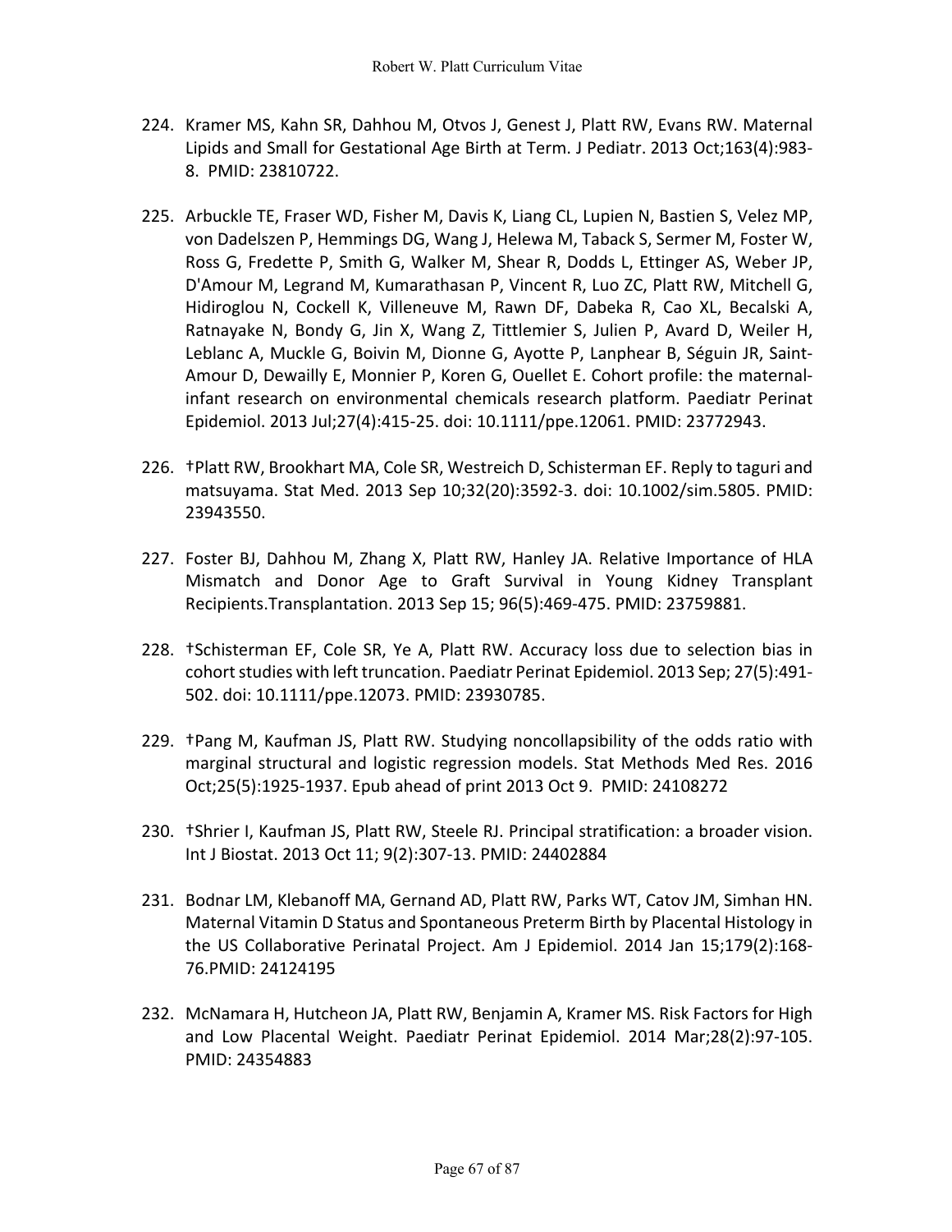224. Kramer MS, Kahn SR, Dahhou M, Otvos J, Genest J, Platt RW, Evans RW. Maternal Lipids and Small for Gestational Age Birth at Term. J Pediatr. 2013 Oct;163(4):983-8. PMID: 23810722.

225. Arbuckle TE, Fraser WD, Fisher M, Davis K, Liang CL, Lupien N, Bastien S, Velez MP, von Dadelszen P, Hemmings DG, Wang J, Helewa M, Taback S, Sermer M, Foster W, Ross G, Fredette P, Smith G, Walker M, Shear R, Dodds L, Ettinger AS, Weber JP, D'Amour M, Legrand M, Kumarathasan P, Vincent R, Luo ZC, Platt RW, Mitchell G, Hidiroglou N, Cockell K, Villeneuve M, Rawn DF, Dabeka R, Cao XL, Becalski A, Ratnayake N, Bondy G, Jin X, Wang Z, Tittlemier S, Julien P, Avard D, Weiler H, Leblanc A, Muckle G, Boivin M, Dionne G, Ayotte P, Lanphear B, Séguin JR, Saint-Amour D, Dewailly E, Monnier P, Koren G, Ouellet E. Cohort profile: the maternal-infant research on environmental chemicals research platform. Paediatr Perinat Epidemiol. 2013 Jul;27(4):415-25. doi: 10.1111/ppe.12061. PMID: 23772943.

226. †Platt RW, Brookhart MA, Cole SR, Westreich D, Schisterman EF. Reply to taguri and matsuyama. Stat Med. 2013 Sep 10;32(20):3592-3. doi: 10.1002/sim.5805. PMID: 23943550.

227. Foster BJ, Dahhou M, Zhang X, Platt RW, Hanley JA. Relative Importance of HLA Mismatch and Donor Age to Graft Survival in Young Kidney Transplant Recipients.Transplantation. 2013 Sep 15; 96(5):469-475. PMID: 23759881.

228. †Schisterman EF, Cole SR, Ye A, Platt RW. Accuracy loss due to selection bias in cohort studies with left truncation. Paediatr Perinat Epidemiol. 2013 Sep; 27(5):491-502. doi: 10.1111/ppe.12073. PMID: 23930785.

229. †Pang M, Kaufman JS, Platt RW. Studying noncollapsibility of the odds ratio with marginal structural and logistic regression models. Stat Methods Med Res. 2016 Oct;25(5):1925-1937. Epub ahead of print 2013 Oct 9. PMID: 24108272

230. †Shrier I, Kaufman JS, Platt RW, Steele RJ. Principal stratification: a broader vision. Int J Biostat. 2013 Oct 11; 9(2):307-13. PMID: 24402884

231. Bodnar LM, Klebanoff MA, Gernand AD, Platt RW, Parks WT, Catov JM, Simhan HN. Maternal Vitamin D Status and Spontaneous Preterm Birth by Placental Histology in the US Collaborative Perinatal Project. Am J Epidemiol. 2014 Jan 15;179(2):168-76.PMID: 24124195

232. McNamara H, Hutcheon JA, Platt RW, Benjamin A, Kramer MS. Risk Factors for High and Low Placental Weight. Paediatr Perinat Epidemiol. 2014 Mar;28(2):97-105. PMID: 24354883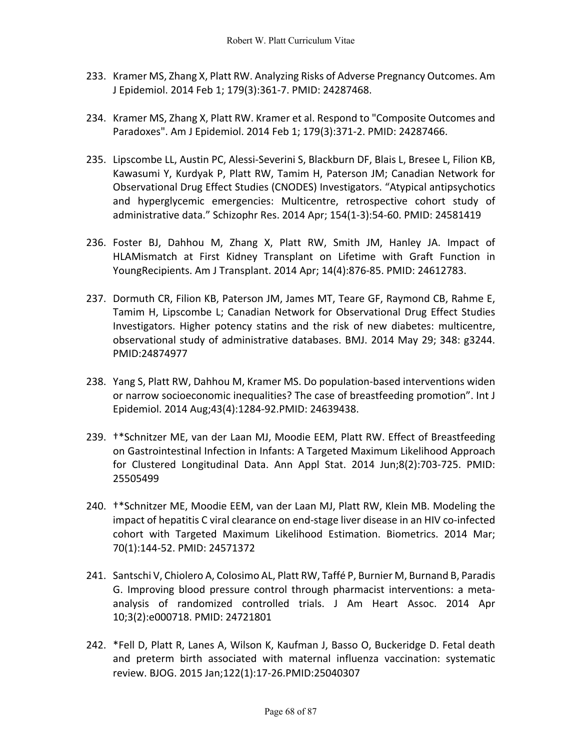233. Kramer MS, Zhang X, Platt RW. Analyzing Risks of Adverse Pregnancy Outcomes. Am J Epidemiol. 2014 Feb 1; 179(3):361-7. PMID: 24287468.

234. Kramer MS, Zhang X, Platt RW. Kramer et al. Respond to "Composite Outcomes and Paradoxes". Am J Epidemiol. 2014 Feb 1; 179(3):371-2. PMID: 24287466.

235. Lipscombe LL, Austin PC, Alessi-Severini S, Blackburn DF, Blais L, Bresee L, Filion KB, Kawasumi Y, Kurdyak P, Platt RW, Tamim H, Paterson JM; Canadian Network for Observational Drug Effect Studies (CNODES) Investigators. "Atypical antipsychotics and hyperglycemic emergencies: Multicentre, retrospective cohort study of administrative data." Schizophr Res. 2014 Apr; 154(1-3):54-60. PMID: 24581419

236. Foster BJ, Dahhou M, Zhang X, Platt RW, Smith JM, Hanley JA. Impact of HLAMismatch at First Kidney Transplant on Lifetime with Graft Function in YoungRecipients. Am J Transplant. 2014 Apr; 14(4):876-85. PMID: 24612783.

237. Dormuth CR, Filion KB, Paterson JM, James MT, Teare GF, Raymond CB, Rahme E, Tamim H, Lipscombe L; Canadian Network for Observational Drug Effect Studies Investigators. Higher potency statins and the risk of new diabetes: multicentre, observational study of administrative databases. BMJ. 2014 May 29; 348: g3244. PMID:24874977

238. Yang S, Platt RW, Dahhou M, Kramer MS. Do population-based interventions widen or narrow socioeconomic inequalities? The case of breastfeeding promotion". Int J Epidemiol. 2014 Aug;43(4):1284-92.PMID: 24639438.

239. †*Schnitzer ME, van der Laan MJ, Moodie EEM, Platt RW. Effect of Breastfeeding on Gastrointestinal Infection in Infants: A Targeted Maximum Likelihood Approach for Clustered Longitudinal Data. Ann Appl Stat. 2014 Jun;8(2):703-725. PMID: 25505499

240. †*Schnitzer ME, Moodie EEM, van der Laan MJ, Platt RW, Klein MB. Modeling the impact of hepatitis C viral clearance on end-stage liver disease in an HIV co-infected cohort with Targeted Maximum Likelihood Estimation. Biometrics. 2014 Mar; 70(1):144-52. PMID: 24571372

241. Santschi V, Chiolero A, Colosimo AL, Platt RW, Taffé P, Burnier M, Burnand B, Paradis G. Improving blood pressure control through pharmacist interventions: a meta-analysis of randomized controlled trials. J Am Heart Assoc. 2014 Apr 10;3(2):e000718. PMID: 24721801

242. *Fell D, Platt R, Lanes A, Wilson K, Kaufman J, Basso O, Buckeridge D. Fetal death and preterm birth associated with maternal influenza vaccination: systematic review. BJOG. 2015 Jan;122(1):17-26.PMID:25040307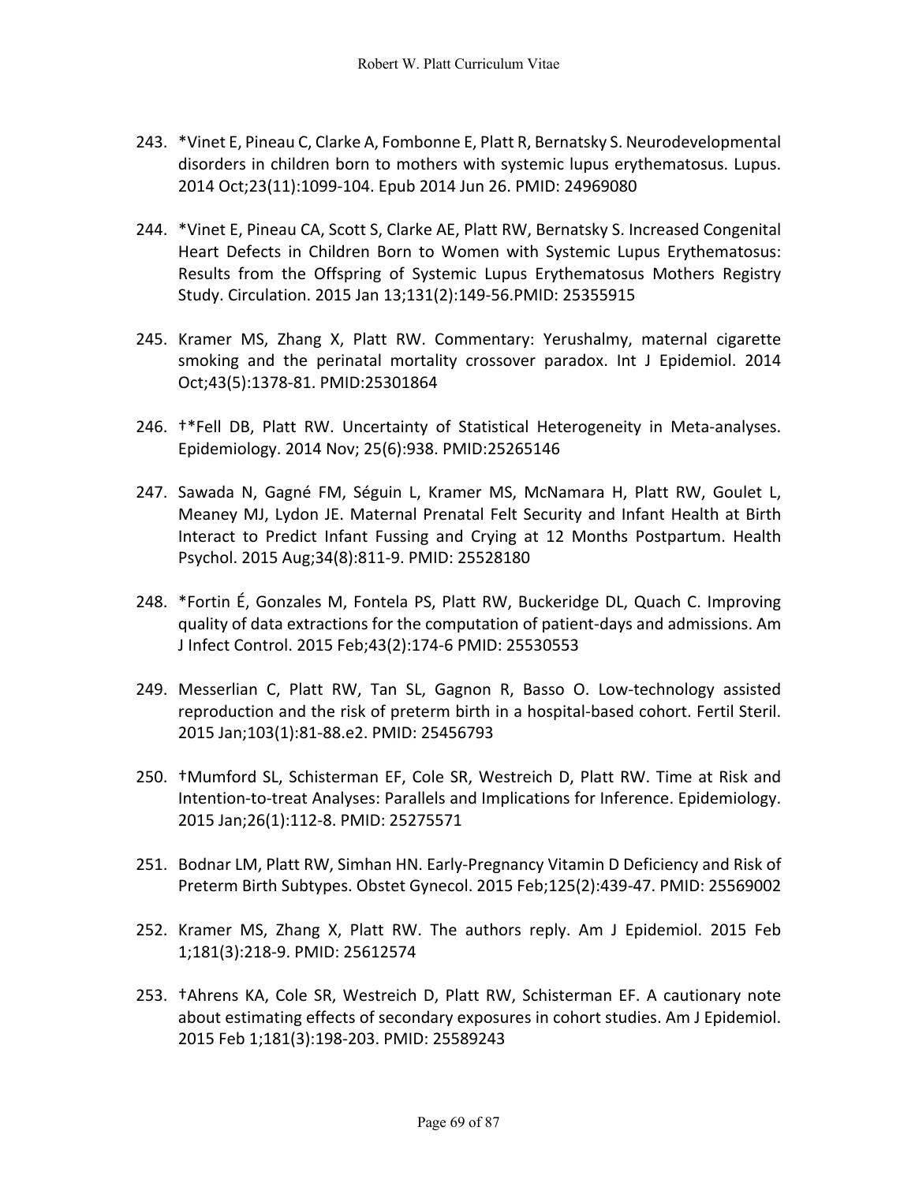243. *Vinet E, Pineau C, Clarke A, Fombonne E, Platt R, Bernatsky S. Neurodevelopmental disorders in children born to mothers with systemic lupus erythematosus. Lupus. 2014 Oct;23(11):1099-104. Epub 2014 Jun 26. PMID: 24969080

244. *Vinet E, Pineau CA, Scott S, Clarke AE, Platt RW, Bernatsky S. Increased Congenital Heart Defects in Children Born to Women with Systemic Lupus Erythematosus: Results from the Offspring of Systemic Lupus Erythematosus Mothers Registry Study. Circulation. 2015 Jan 13;131(2):149-56.PMID: 25355915

245. Kramer MS, Zhang X, Platt RW. Commentary: Yerushalmy, maternal cigarette smoking and the perinatal mortality crossover paradox. Int J Epidemiol. 2014 Oct;43(5):1378-81. PMID:25301864

246. †*Fell DB, Platt RW. Uncertainty of Statistical Heterogeneity in Meta-analyses. Epidemiology. 2014 Nov; 25(6):938. PMID:25265146

247. Sawada N, Gagné FM, Séguin L, Kramer MS, McNamara H, Platt RW, Goulet L, Meaney MJ, Lydon JE. Maternal Prenatal Felt Security and Infant Health at Birth Interact to Predict Infant Fussing and Crying at 12 Months Postpartum. Health Psychol. 2015 Aug;34(8):811-9. PMID: 25528180

248. *Fortin É, Gonzales M, Fontela PS, Platt RW, Buckeridge DL, Quach C. Improving quality of data extractions for the computation of patient-days and admissions. Am J Infect Control. 2015 Feb;43(2):174-6 PMID: 25530553

249. Messerlian C, Platt RW, Tan SL, Gagnon R, Basso O. Low-technology assisted reproduction and the risk of preterm birth in a hospital-based cohort. Fertil Steril. 2015 Jan;103(1):81-88.e2. PMID: 25456793

250. †Mumford SL, Schisterman EF, Cole SR, Westreich D, Platt RW. Time at Risk and Intention-to-treat Analyses: Parallels and Implications for Inference. Epidemiology. 2015 Jan;26(1):112-8. PMID: 25275571

251. Bodnar LM, Platt RW, Simhan HN. Early-Pregnancy Vitamin D Deficiency and Risk of Preterm Birth Subtypes. Obstet Gynecol. 2015 Feb;125(2):439-47. PMID: 25569002

252. Kramer MS, Zhang X, Platt RW. The authors reply. Am J Epidemiol. 2015 Feb 1;181(3):218-9. PMID: 25612574

253. †Ahrens KA, Cole SR, Westreich D, Platt RW, Schisterman EF. A cautionary note about estimating effects of secondary exposures in cohort studies. Am J Epidemiol. 2015 Feb 1;181(3):198-203. PMID: 25589243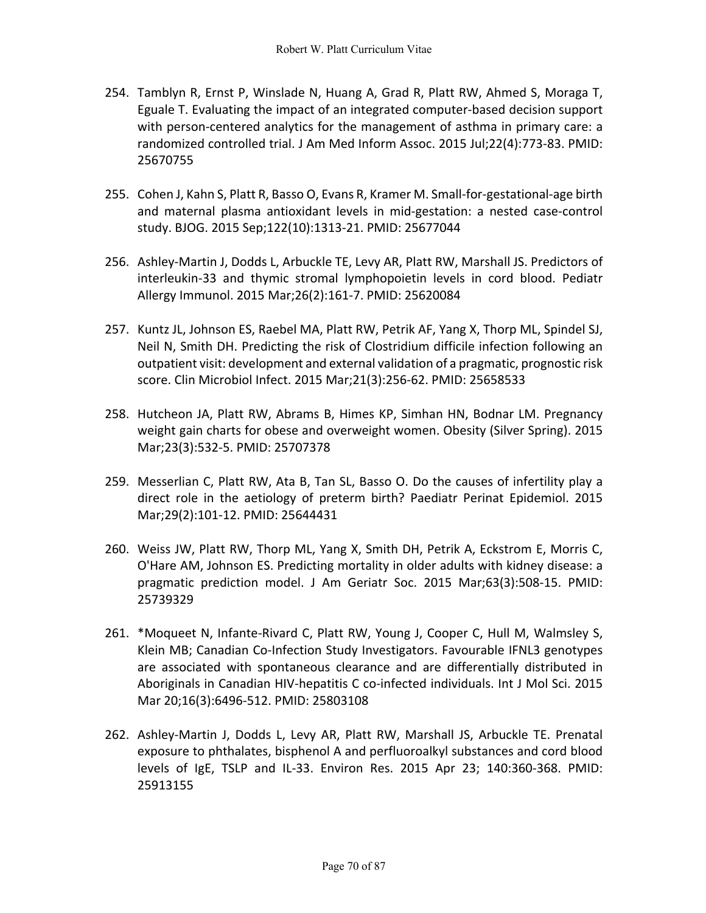254. Tamblyn R, Ernst P, Winslade N, Huang A, Grad R, Platt RW, Ahmed S, Moraga T, Eguale T. Evaluating the impact of an integrated computer-based decision support with person-centered analytics for the management of asthma in primary care: a randomized controlled trial. J Am Med Inform Assoc. 2015 Jul;22(4):773-83. PMID: 25670755

255. Cohen J, Kahn S, Platt R, Basso O, Evans R, Kramer M. Small-for-gestational-age birth and maternal plasma antioxidant levels in mid-gestation: a nested case-control study. BJOG. 2015 Sep;122(10):1313-21. PMID: 25677044

256. Ashley-Martin J, Dodds L, Arbuckle TE, Levy AR, Platt RW, Marshall JS. Predictors of interleukin-33 and thymic stromal lymphopoietin levels in cord blood. Pediatr Allergy Immunol. 2015 Mar;26(2):161-7. PMID: 25620084

257. Kuntz JL, Johnson ES, Raebel MA, Platt RW, Petrik AF, Yang X, Thorp ML, Spindel SJ, Neil N, Smith DH. Predicting the risk of Clostridium difficile infection following an outpatient visit: development and external validation of a pragmatic, prognostic risk score. Clin Microbiol Infect. 2015 Mar;21(3):256-62. PMID: 25658533

258. Hutcheon JA, Platt RW, Abrams B, Himes KP, Simhan HN, Bodnar LM. Pregnancy weight gain charts for obese and overweight women. Obesity (Silver Spring). 2015 Mar;23(3):532-5. PMID: 25707378

259. Messerlian C, Platt RW, Ata B, Tan SL, Basso O. Do the causes of infertility play a direct role in the aetiology of preterm birth? Paediatr Perinat Epidemiol. 2015 Mar;29(2):101-12. PMID: 25644431

260. Weiss JW, Platt RW, Thorp ML, Yang X, Smith DH, Petrik A, Eckstrom E, Morris C, O'Hare AM, Johnson ES. Predicting mortality in older adults with kidney disease: a pragmatic prediction model. J Am Geriatr Soc. 2015 Mar;63(3):508-15. PMID: 25739329

261. *Moqueet N, Infante-Rivard C, Platt RW, Young J, Cooper C, Hull M, Walmsley S, Klein MB; Canadian Co-Infection Study Investigators. Favourable IFNL3 genotypes are associated with spontaneous clearance and are differentially distributed in Aboriginals in Canadian HIV-hepatitis C co-infected individuals. Int J Mol Sci. 2015 Mar 20;16(3):6496-512. PMID: 25803108

262. Ashley-Martin J, Dodds L, Levy AR, Platt RW, Marshall JS, Arbuckle TE. Prenatal exposure to phthalates, bisphenol A and perfluoroalkyl substances and cord blood levels of IgE, TSLP and IL-33. Environ Res. 2015 Apr 23; 140:360-368. PMID: 25913155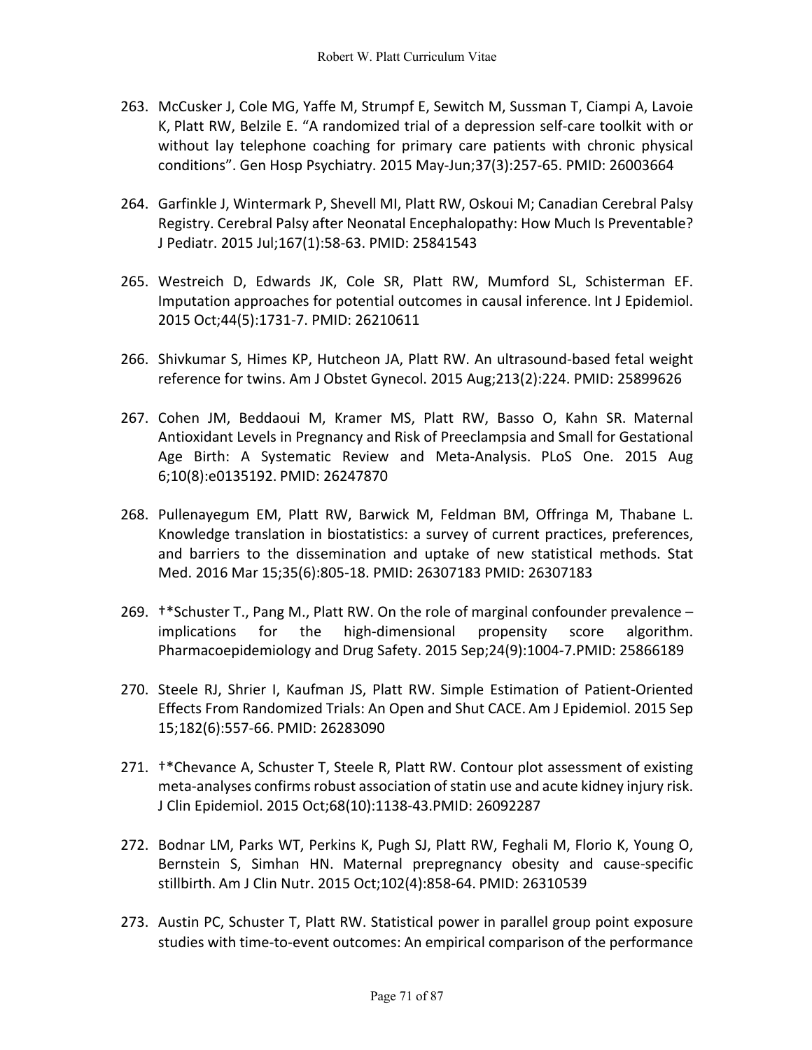263. McCusker J, Cole MG, Yaffe M, Strumpf E, Sewitch M, Sussman T, Ciampi A, Lavoie K, Platt RW, Belzile E. "A randomized trial of a depression self-care toolkit with or without lay telephone coaching for primary care patients with chronic physical conditions". Gen Hosp Psychiatry. 2015 May-Jun;37(3):257-65. PMID: 26003664

264. Garfinkle J, Wintermark P, Shevell MI, Platt RW, Oskoui M; Canadian Cerebral Palsy Registry. Cerebral Palsy after Neonatal Encephalopathy: How Much Is Preventable? J Pediatr. 2015 Jul;167(1):58-63. PMID: 25841543

265. Westreich D, Edwards JK, Cole SR, Platt RW, Mumford SL, Schisterman EF. Imputation approaches for potential outcomes in causal inference. Int J Epidemiol. 2015 Oct;44(5):1731-7. PMID: 26210611

266. Shivkumar S, Himes KP, Hutcheon JA, Platt RW. An ultrasound-based fetal weight reference for twins. Am J Obstet Gynecol. 2015 Aug;213(2):224. PMID: 25899626

267. Cohen JM, Beddaoui M, Kramer MS, Platt RW, Basso O, Kahn SR. Maternal Antioxidant Levels in Pregnancy and Risk of Preeclampsia and Small for Gestational Age Birth: A Systematic Review and Meta-Analysis. PLoS One. 2015 Aug 6;10(8):e0135192. PMID: 26247870

268. Pullenayegum EM, Platt RW, Barwick M, Feldman BM, Offringa M, Thabane L. Knowledge translation in biostatistics: a survey of current practices, preferences, and barriers to the dissemination and uptake of new statistical methods. Stat Med. 2016 Mar 15;35(6):805-18. PMID: 26307183 PMID: 26307183

269. †*Schuster T., Pang M., Platt RW. On the role of marginal confounder prevalence – implications for the high-dimensional propensity score algorithm. Pharmacoepidemiology and Drug Safety. 2015 Sep;24(9):1004-7.PMID: 25866189

270. Steele RJ, Shrier I, Kaufman JS, Platt RW. Simple Estimation of Patient-Oriented Effects From Randomized Trials: An Open and Shut CACE. Am J Epidemiol. 2015 Sep 15;182(6):557-66. PMID: 26283090

271. †*Chevance A, Schuster T, Steele R, Platt RW. Contour plot assessment of existing meta-analyses confirms robust association of statin use and acute kidney injury risk. J Clin Epidemiol. 2015 Oct;68(10):1138-43.PMID: 26092287

272. Bodnar LM, Parks WT, Perkins K, Pugh SJ, Platt RW, Feghali M, Florio K, Young O, Bernstein S, Simhan HN. Maternal prepregnancy obesity and cause-specific stillbirth. Am J Clin Nutr. 2015 Oct;102(4):858-64. PMID: 26310539

273. Austin PC, Schuster T, Platt RW. Statistical power in parallel group point exposure studies with time-to-event outcomes: An empirical comparison of the performance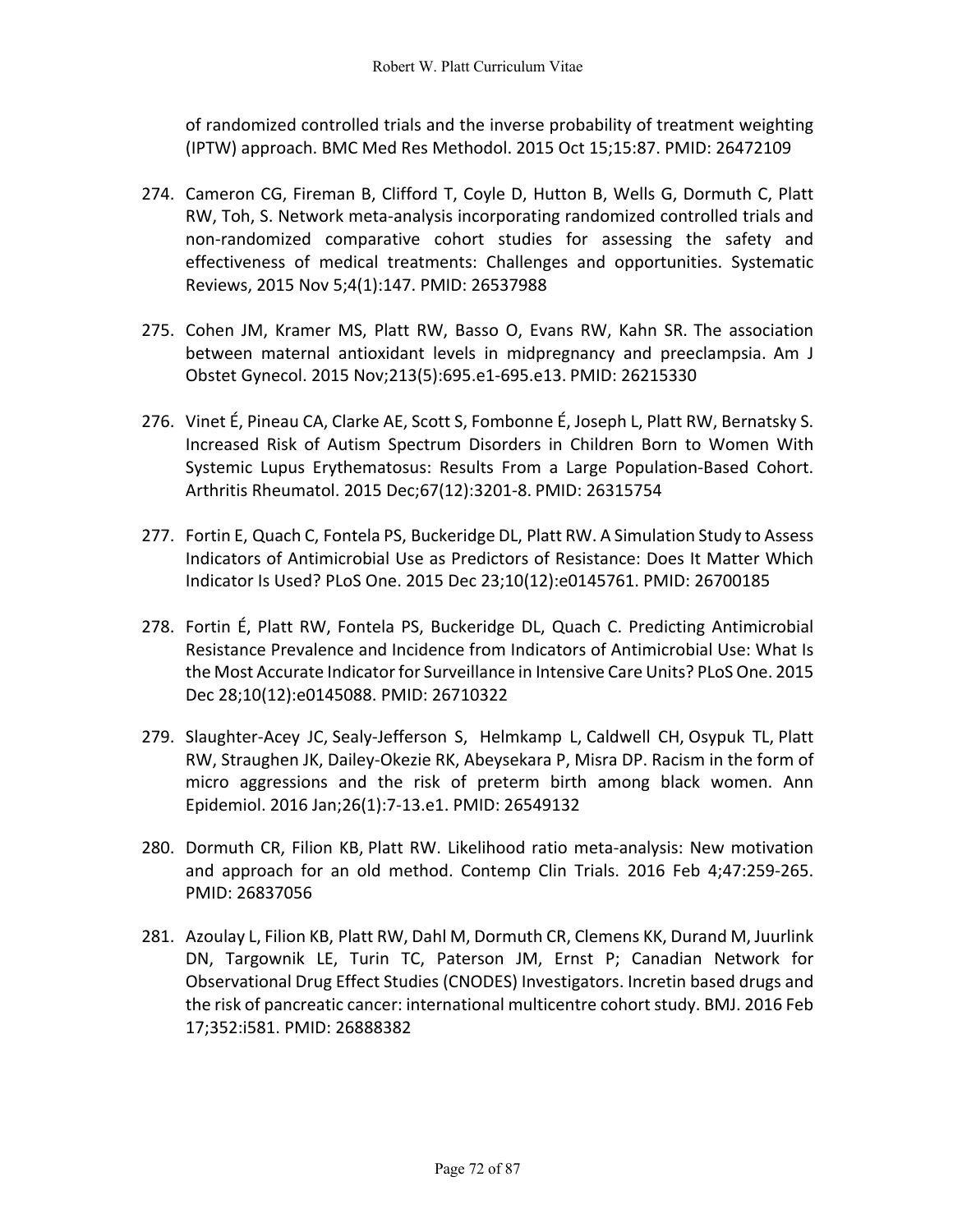of randomized controlled trials and the inverse probability of treatment weighting (IPTW) approach. BMC Med Res Methodol. 2015 Oct 15;15:87. PMID: 26472109

274. Cameron CG, Fireman B, Clifford T, Coyle D, Hutton B, Wells G, Dormuth C, Platt RW, Toh, S. Network meta-analysis incorporating randomized controlled trials and non-randomized comparative cohort studies for assessing the safety and effectiveness of medical treatments: Challenges and opportunities. Systematic Reviews, 2015 Nov 5;4(1):147. PMID: 26537988

275. Cohen JM, Kramer MS, Platt RW, Basso O, Evans RW, Kahn SR. The association between maternal antioxidant levels in midpregnancy and preeclampsia. Am J Obstet Gynecol. 2015 Nov;213(5):695.e1-695.e13. PMID: 26215330

276. Vinet É, Pineau CA, Clarke AE, Scott S, Fombonne É, Joseph L, Platt RW, Bernatsky S. Increased Risk of Autism Spectrum Disorders in Children Born to Women With Systemic Lupus Erythematosus: Results From a Large Population-Based Cohort. Arthritis Rheumatol. 2015 Dec;67(12):3201-8. PMID: 26315754

277. Fortin E, Quach C, Fontela PS, Buckeridge DL, Platt RW. A Simulation Study to Assess Indicators of Antimicrobial Use as Predictors of Resistance: Does It Matter Which Indicator Is Used? PLoS One. 2015 Dec 23;10(12):e0145761. PMID: 26700185

278. Fortin É, Platt RW, Fontela PS, Buckeridge DL, Quach C. Predicting Antimicrobial Resistance Prevalence and Incidence from Indicators of Antimicrobial Use: What Is the Most Accurate Indicator for Surveillance in Intensive Care Units? PLoS One. 2015 Dec 28;10(12):e0145088. PMID: 26710322

279. Slaughter-Acey JC, Sealy-Jefferson S, Helmkamp L, Caldwell CH, Osypuk TL, Platt RW, Straughen JK, Dailey-Okezie RK, Abeysekara P, Misra DP. Racism in the form of micro aggressions and the risk of preterm birth among black women. Ann Epidemiol. 2016 Jan;26(1):7-13.e1. PMID: 26549132

280. Dormuth CR, Filion KB, Platt RW. Likelihood ratio meta-analysis: New motivation and approach for an old method. Contemp Clin Trials. 2016 Feb 4;47:259-265. PMID: 26837056

281. Azoulay L, Filion KB, Platt RW, Dahl M, Dormuth CR, Clemens KK, Durand M, Juurlink DN, Targownik LE, Turin TC, Paterson JM, Ernst P; Canadian Network for Observational Drug Effect Studies (CNODES) Investigators. Incretin based drugs and the risk of pancreatic cancer: international multicentre cohort study. BMJ. 2016 Feb 17;352:i581. PMID: 26888382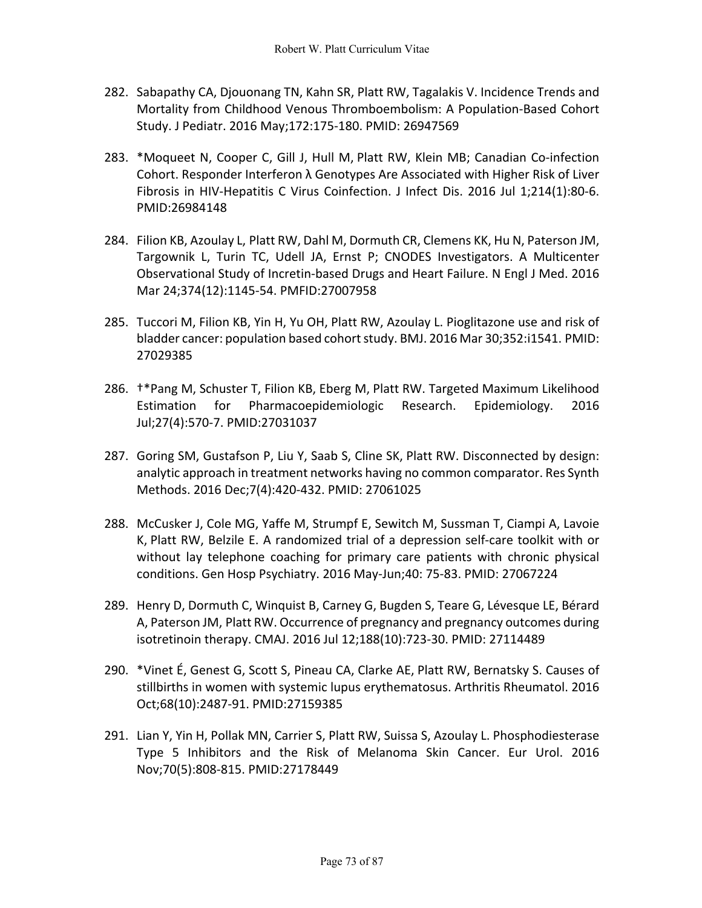282. Sabapathy CA, Djouonang TN, Kahn SR, Platt RW, Tagalakis V. Incidence Trends and Mortality from Childhood Venous Thromboembolism: A Population-Based Cohort Study. J Pediatr. 2016 May;172:175-180. PMID: 26947569

283. *Moqueet N, Cooper C, Gill J, Hull M, Platt RW, Klein MB; Canadian Co-infection Cohort. Responder Interferon λ Genotypes Are Associated with Higher Risk of Liver Fibrosis in HIV-Hepatitis C Virus Coinfection. J Infect Dis. 2016 Jul 1;214(1):80-6. PMID:26984148

284. Filion KB, Azoulay L, Platt RW, Dahl M, Dormuth CR, Clemens KK, Hu N, Paterson JM, Targownik L, Turin TC, Udell JA, Ernst P; CNODES Investigators. A Multicenter Observational Study of Incretin-based Drugs and Heart Failure. N Engl J Med. 2016 Mar 24;374(12):1145-54. PMFID:27007958

285. Tuccori M, Filion KB, Yin H, Yu OH, Platt RW, Azoulay L. Pioglitazone use and risk of bladder cancer: population based cohort study. BMJ. 2016 Mar 30;352:i1541. PMID: 27029385

286. †*Pang M, Schuster T, Filion KB, Eberg M, Platt RW. Targeted Maximum Likelihood Estimation for Pharmacoepidemiologic Research. Epidemiology. 2016 Jul;27(4):570-7. PMID:27031037

287. Goring SM, Gustafson P, Liu Y, Saab S, Cline SK, Platt RW. Disconnected by design: analytic approach in treatment networks having no common comparator. Res Synth Methods. 2016 Dec;7(4):420-432. PMID: 27061025

288. McCusker J, Cole MG, Yaffe M, Strumpf E, Sewitch M, Sussman T, Ciampi A, Lavoie K, Platt RW, Belzile E. A randomized trial of a depression self-care toolkit with or without lay telephone coaching for primary care patients with chronic physical conditions. Gen Hosp Psychiatry. 2016 May-Jun;40: 75-83. PMID: 27067224

289. Henry D, Dormuth C, Winquist B, Carney G, Bugden S, Teare G, Lévesque LE, Bérard A, Paterson JM, Platt RW. Occurrence of pregnancy and pregnancy outcomes during isotretinoin therapy. CMAJ. 2016 Jul 12;188(10):723-30. PMID: 27114489

290. *Vinet É, Genest G, Scott S, Pineau CA, Clarke AE, Platt RW, Bernatsky S. Causes of stillbirths in women with systemic lupus erythematosus. Arthritis Rheumatol. 2016 Oct;68(10):2487-91. PMID:27159385

291. Lian Y, Yin H, Pollak MN, Carrier S, Platt RW, Suissa S, Azoulay L. Phosphodiesterase Type 5 Inhibitors and the Risk of Melanoma Skin Cancer. Eur Urol. 2016 Nov;70(5):808-815. PMID:27178449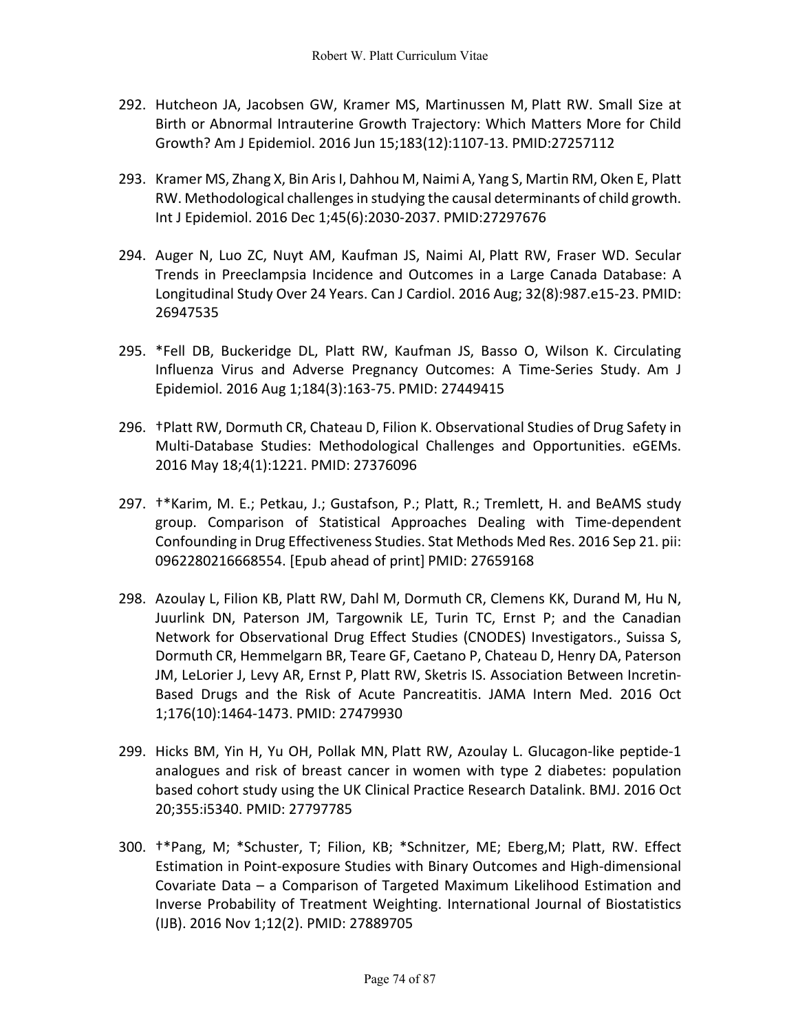292. Hutcheon JA, Jacobsen GW, Kramer MS, Martinussen M, Platt RW. Small Size at Birth or Abnormal Intrauterine Growth Trajectory: Which Matters More for Child Growth? Am J Epidemiol. 2016 Jun 15;183(12):1107-13. PMID:27257112

293. Kramer MS, Zhang X, Bin Aris I, Dahhou M, Naimi A, Yang S, Martin RM, Oken E, Platt RW. Methodological challenges in studying the causal determinants of child growth. Int J Epidemiol. 2016 Dec 1;45(6):2030-2037. PMID:27297676

294. Auger N, Luo ZC, Nuyt AM, Kaufman JS, Naimi AI, Platt RW, Fraser WD. Secular Trends in Preeclampsia Incidence and Outcomes in a Large Canada Database: A Longitudinal Study Over 24 Years. Can J Cardiol. 2016 Aug; 32(8):987.e15-23. PMID: 26947535

295. *Fell DB, Buckeridge DL, Platt RW, Kaufman JS, Basso O, Wilson K. Circulating Influenza Virus and Adverse Pregnancy Outcomes: A Time-Series Study. Am J Epidemiol. 2016 Aug 1;184(3):163-75. PMID: 27449415

296. †Platt RW, Dormuth CR, Chateau D, Filion K. Observational Studies of Drug Safety in Multi-Database Studies: Methodological Challenges and Opportunities. eGEMs. 2016 May 18;4(1):1221. PMID: 27376096

297. †*Karim, M. E.; Petkau, J.; Gustafson, P.; Platt, R.; Tremlett, H. and BeAMS study group. Comparison of Statistical Approaches Dealing with Time-dependent Confounding in Drug Effectiveness Studies. Stat Methods Med Res. 2016 Sep 21. pii: 0962280216668554. [Epub ahead of print] PMID: 27659168

298. Azoulay L, Filion KB, Platt RW, Dahl M, Dormuth CR, Clemens KK, Durand M, Hu N, Juurlink DN, Paterson JM, Targownik LE, Turin TC, Ernst P; and the Canadian Network for Observational Drug Effect Studies (CNODES) Investigators., Suissa S, Dormuth CR, Hemmelgarn BR, Teare GF, Caetano P, Chateau D, Henry DA, Paterson JM, LeLorier J, Levy AR, Ernst P, Platt RW, Sketris IS. Association Between Incretin-Based Drugs and the Risk of Acute Pancreatitis. JAMA Intern Med. 2016 Oct 1;176(10):1464-1473. PMID: 27479930

299. Hicks BM, Yin H, Yu OH, Pollak MN, Platt RW, Azoulay L. Glucagon-like peptide-1 analogues and risk of breast cancer in women with type 2 diabetes: population based cohort study using the UK Clinical Practice Research Datalink. BMJ. 2016 Oct 20;355:i5340. PMID: 27797785

300. †*Pang, M; *Schuster, T; Filion, KB; *Schnitzer, ME; Eberg,M; Platt, RW. Effect Estimation in Point-exposure Studies with Binary Outcomes and High-dimensional Covariate Data – a Comparison of Targeted Maximum Likelihood Estimation and Inverse Probability of Treatment Weighting. International Journal of Biostatistics (IJB). 2016 Nov 1;12(2). PMID: 27889705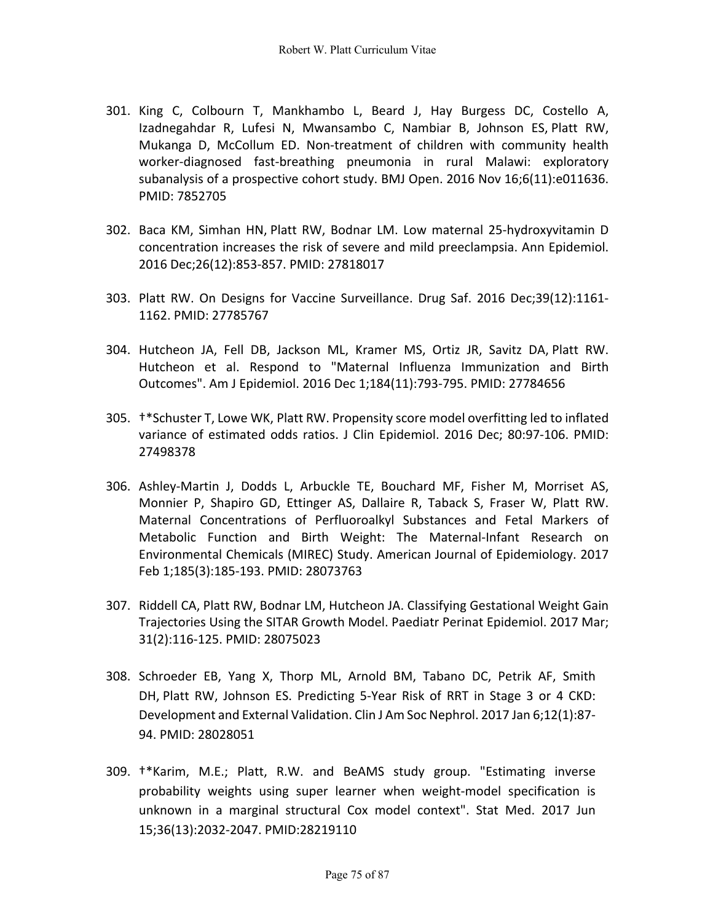301. King C, Colbourn T, Mankhambo L, Beard J, Hay Burgess DC, Costello A, Izadnegahdar R, Lufesi N, Mwansambo C, Nambiar B, Johnson ES, Platt RW, Mukanga D, McCollum ED. Non-treatment of children with community health worker-diagnosed fast-breathing pneumonia in rural Malawi: exploratory subanalysis of a prospective cohort study. BMJ Open. 2016 Nov 16;6(11):e011636. PMID: 7852705

302. Baca KM, Simhan HN, Platt RW, Bodnar LM. Low maternal 25-hydroxyvitamin D concentration increases the risk of severe and mild preeclampsia. Ann Epidemiol. 2016 Dec;26(12):853-857. PMID: 27818017

303. Platt RW. On Designs for Vaccine Surveillance. Drug Saf. 2016 Dec;39(12):1161-1162. PMID: 27785767

304. Hutcheon JA, Fell DB, Jackson ML, Kramer MS, Ortiz JR, Savitz DA, Platt RW. Hutcheon et al. Respond to "Maternal Influenza Immunization and Birth Outcomes". Am J Epidemiol. 2016 Dec 1;184(11):793-795. PMID: 27784656

305. †*Schuster T, Lowe WK, Platt RW. Propensity score model overfitting led to inflated variance of estimated odds ratios. J Clin Epidemiol. 2016 Dec; 80:97-106. PMID: 27498378

306. Ashley-Martin J, Dodds L, Arbuckle TE, Bouchard MF, Fisher M, Morriset AS, Monnier P, Shapiro GD, Ettinger AS, Dallaire R, Taback S, Fraser W, Platt RW. Maternal Concentrations of Perfluoroalkyl Substances and Fetal Markers of Metabolic Function and Birth Weight: The Maternal-Infant Research on Environmental Chemicals (MIREC) Study. American Journal of Epidemiology. 2017 Feb 1;185(3):185-193. PMID: 28073763

307. Riddell CA, Platt RW, Bodnar LM, Hutcheon JA. Classifying Gestational Weight Gain Trajectories Using the SITAR Growth Model. Paediatr Perinat Epidemiol. 2017 Mar; 31(2):116-125. PMID: 28075023

308. Schroeder EB, Yang X, Thorp ML, Arnold BM, Tabano DC, Petrik AF, Smith DH, Platt RW, Johnson ES. Predicting 5-Year Risk of RRT in Stage 3 or 4 CKD: Development and External Validation. Clin J Am Soc Nephrol. 2017 Jan 6;12(1):87-94. PMID: 28028051

309. †*Karim, M.E.; Platt, R.W. and BeAMS study group. "Estimating inverse probability weights using super learner when weight-model specification is unknown in a marginal structural Cox model context". Stat Med. 2017 Jun 15;36(13):2032-2047. PMID:28219110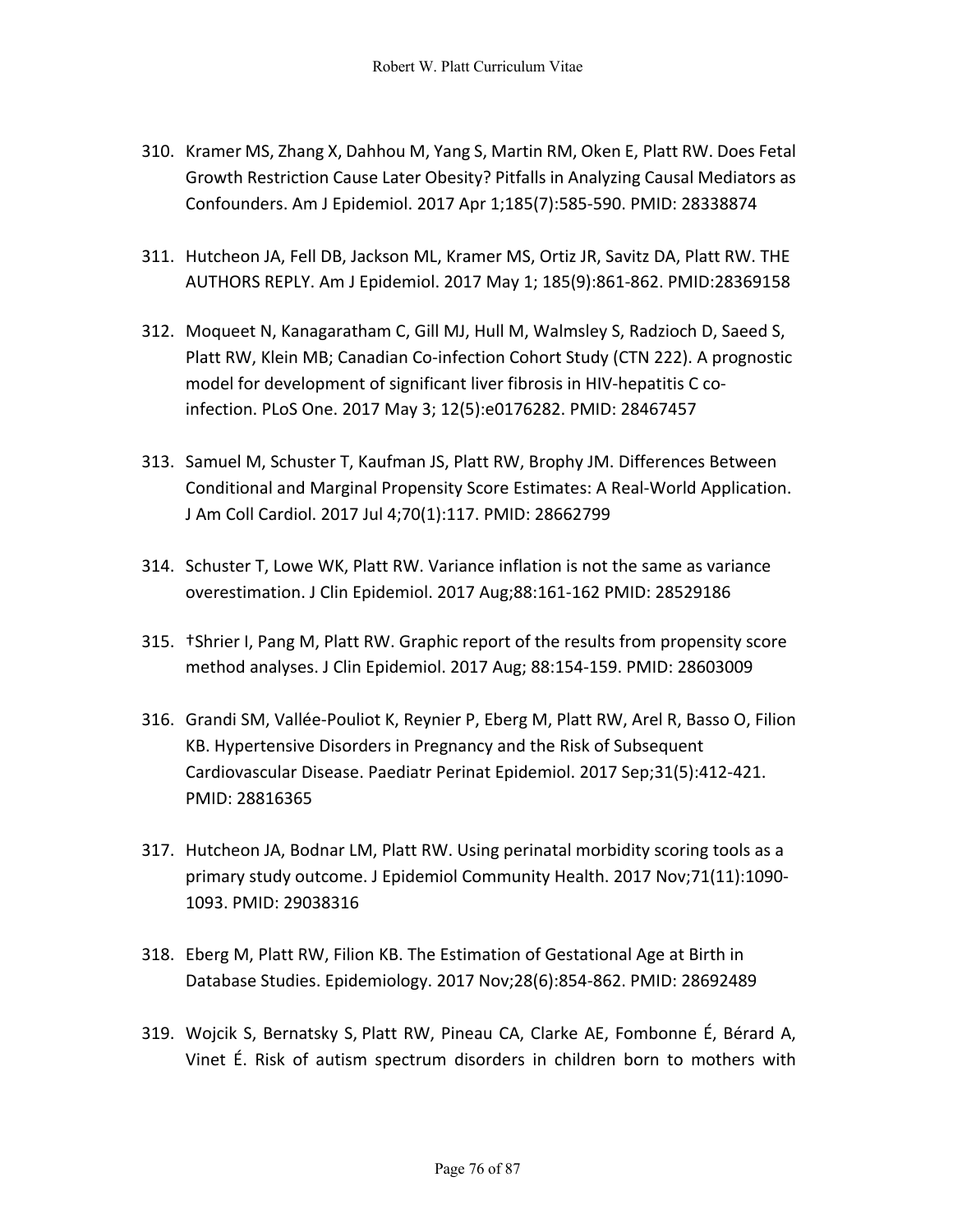310. Kramer MS, Zhang X, Dahhou M, Yang S, Martin RM, Oken E, Platt RW. Does Fetal Growth Restriction Cause Later Obesity? Pitfalls in Analyzing Causal Mediators as Confounders. Am J Epidemiol. 2017 Apr 1;185(7):585-590. PMID: 28338874

311. Hutcheon JA, Fell DB, Jackson ML, Kramer MS, Ortiz JR, Savitz DA, Platt RW. THE AUTHORS REPLY. Am J Epidemiol. 2017 May 1; 185(9):861-862. PMID:28369158

312. Moqueet N, Kanagaratham C, Gill MJ, Hull M, Walmsley S, Radzioch D, Saeed S, Platt RW, Klein MB; Canadian Co-infection Cohort Study (CTN 222). A prognostic model for development of significant liver fibrosis in HIV-hepatitis C co-infection. PLoS One. 2017 May 3; 12(5):e0176282. PMID: 28467457

313. Samuel M, Schuster T, Kaufman JS, Platt RW, Brophy JM. Differences Between Conditional and Marginal Propensity Score Estimates: A Real-World Application. J Am Coll Cardiol. 2017 Jul 4;70(1):117. PMID: 28662799

314. Schuster T, Lowe WK, Platt RW. Variance inflation is not the same as variance overestimation. J Clin Epidemiol. 2017 Aug;88:161-162 PMID: 28529186

315. †Shrier I, Pang M, Platt RW. Graphic report of the results from propensity score method analyses. J Clin Epidemiol. 2017 Aug; 88:154-159. PMID: 28603009

316. Grandi SM, Vallée-Pouliot K, Reynier P, Eberg M, Platt RW, Arel R, Basso O, Filion KB. Hypertensive Disorders in Pregnancy and the Risk of Subsequent Cardiovascular Disease. Paediatr Perinat Epidemiol. 2017 Sep;31(5):412-421. PMID: 28816365

317. Hutcheon JA, Bodnar LM, Platt RW. Using perinatal morbidity scoring tools as a primary study outcome. J Epidemiol Community Health. 2017 Nov;71(11):1090-1093. PMID: 29038316

318. Eberg M, Platt RW, Filion KB. The Estimation of Gestational Age at Birth in Database Studies. Epidemiology. 2017 Nov;28(6):854-862. PMID: 28692489

319. Wojcik S, Bernatsky S, Platt RW, Pineau CA, Clarke AE, Fombonne É, Bérard A, Vinet É. Risk of autism spectrum disorders in children born to mothers with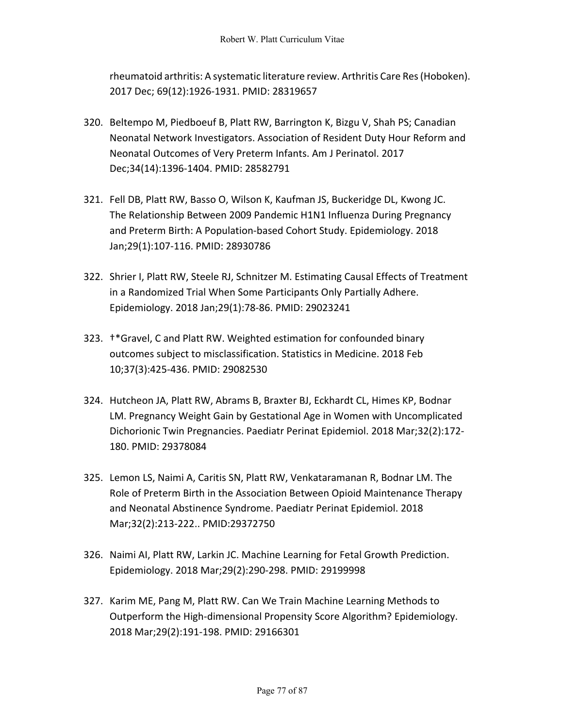rheumatoid arthritis: A systematic literature review. Arthritis Care Res (Hoboken). 2017 Dec; 69(12):1926-1931. PMID: 28319657

320. Beltempo M, Piedboeuf B, Platt RW, Barrington K, Bizgu V, Shah PS; Canadian Neonatal Network Investigators. Association of Resident Duty Hour Reform and Neonatal Outcomes of Very Preterm Infants. Am J Perinatol. 2017 Dec;34(14):1396-1404. PMID: 28582791

321. Fell DB, Platt RW, Basso O, Wilson K, Kaufman JS, Buckeridge DL, Kwong JC. The Relationship Between 2009 Pandemic H1N1 Influenza During Pregnancy and Preterm Birth: A Population-based Cohort Study. Epidemiology. 2018 Jan;29(1):107-116. PMID: 28930786

322. Shrier I, Platt RW, Steele RJ, Schnitzer M. Estimating Causal Effects of Treatment in a Randomized Trial When Some Participants Only Partially Adhere. Epidemiology. 2018 Jan;29(1):78-86. PMID: 29023241

323. †*Gravel, C and Platt RW. Weighted estimation for confounded binary outcomes subject to misclassification. Statistics in Medicine. 2018 Feb 10;37(3):425-436. PMID: 29082530

324. Hutcheon JA, Platt RW, Abrams B, Braxter BJ, Eckhardt CL, Himes KP, Bodnar LM. Pregnancy Weight Gain by Gestational Age in Women with Uncomplicated Dichorionic Twin Pregnancies. Paediatr Perinat Epidemiol. 2018 Mar;32(2):172-180. PMID: 29378084

325. Lemon LS, Naimi A, Caritis SN, Platt RW, Venkataramanan R, Bodnar LM. The Role of Preterm Birth in the Association Between Opioid Maintenance Therapy and Neonatal Abstinence Syndrome. Paediatr Perinat Epidemiol. 2018 Mar;32(2):213-222.. PMID:29372750

326. Naimi AI, Platt RW, Larkin JC. Machine Learning for Fetal Growth Prediction. Epidemiology. 2018 Mar;29(2):290-298. PMID: 29199998

327. Karim ME, Pang M, Platt RW. Can We Train Machine Learning Methods to Outperform the High-dimensional Propensity Score Algorithm? Epidemiology. 2018 Mar;29(2):191-198. PMID: 29166301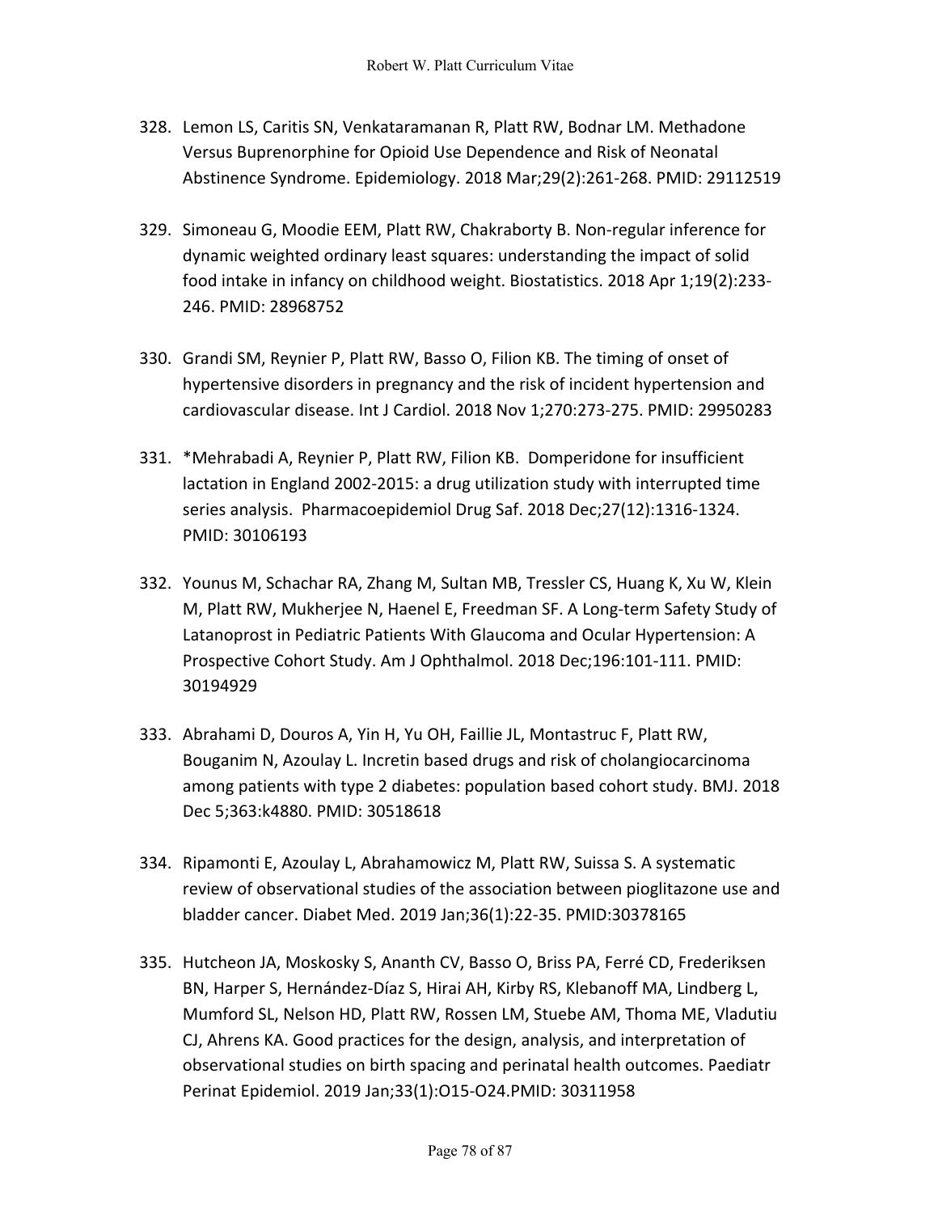328. Lemon LS, Caritis SN, Venkataramanan R, Platt RW, Bodnar LM. Methadone Versus Buprenorphine for Opioid Use Dependence and Risk of Neonatal Abstinence Syndrome. Epidemiology. 2018 Mar;29(2):261-268. PMID: 29112519

329. Simoneau G, Moodie EEM, Platt RW, Chakraborty B. Non-regular inference for dynamic weighted ordinary least squares: understanding the impact of solid food intake in infancy on childhood weight. Biostatistics. 2018 Apr 1;19(2):233-246. PMID: 28968752

330. Grandi SM, Reynier P, Platt RW, Basso O, Filion KB. The timing of onset of hypertensive disorders in pregnancy and the risk of incident hypertension and cardiovascular disease. Int J Cardiol. 2018 Nov 1;270:273-275. PMID: 29950283

331. *Mehrabadi A, Reynier P, Platt RW, Filion KB. Domperidone for insufficient lactation in England 2002-2015: a drug utilization study with interrupted time series analysis. Pharmacoepidemiol Drug Saf. 2018 Dec;27(12):1316-1324. PMID: 30106193

332. Younus M, Schachar RA, Zhang M, Sultan MB, Tressler CS, Huang K, Xu W, Klein M, Platt RW, Mukherjee N, Haenel E, Freedman SF. A Long-term Safety Study of Latanoprost in Pediatric Patients With Glaucoma and Ocular Hypertension: A Prospective Cohort Study. Am J Ophthalmol. 2018 Dec;196:101-111. PMID: 30194929

333. Abrahami D, Douros A, Yin H, Yu OH, Faillie JL, Montastruc F, Platt RW, Bouganim N, Azoulay L. Incretin based drugs and risk of cholangiocarcinoma among patients with type 2 diabetes: population based cohort study. BMJ. 2018 Dec 5;363:k4880. PMID: 30518618

334. Ripamonti E, Azoulay L, Abrahamowicz M, Platt RW, Suissa S. A systematic review of observational studies of the association between pioglitazone use and bladder cancer. Diabet Med. 2019 Jan;36(1):22-35. PMID:30378165

335. Hutcheon JA, Moskosky S, Ananth CV, Basso O, Briss PA, Ferré CD, Frederiksen BN, Harper S, Hernández-Díaz S, Hirai AH, Kirby RS, Klebanoff MA, Lindberg L, Mumford SL, Nelson HD, Platt RW, Rossen LM, Stuebe AM, Thoma ME, Vladutiu CJ, Ahrens KA. Good practices for the design, analysis, and interpretation of observational studies on birth spacing and perinatal health outcomes. Paediatr Perinat Epidemiol. 2019 Jan;33(1):O15-O24.PMID: 30311958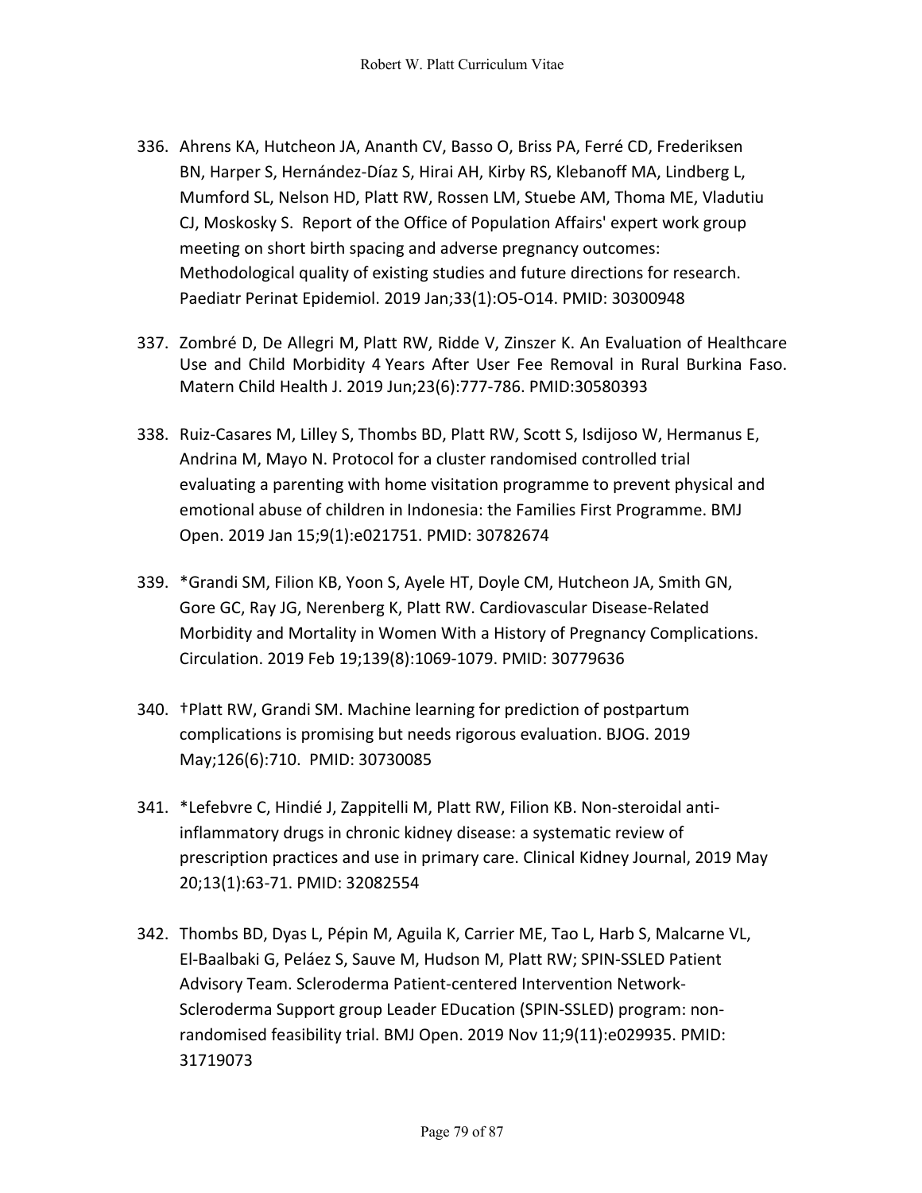336. Ahrens KA, Hutcheon JA, Ananth CV, Basso O, Briss PA, Ferré CD, Frederiksen BN, Harper S, Hernández-Díaz S, Hirai AH, Kirby RS, Klebanoff MA, Lindberg L, Mumford SL, Nelson HD, Platt RW, Rossen LM, Stuebe AM, Thoma ME, Vladutiu CJ, Moskosky S. Report of the Office of Population Affairs' expert work group meeting on short birth spacing and adverse pregnancy outcomes: Methodological quality of existing studies and future directions for research. Paediatr Perinat Epidemiol. 2019 Jan;33(1):O5-O14. PMID: 30300948

337. Zombré D, De Allegri M, Platt RW, Ridde V, Zinszer K. An Evaluation of Healthcare Use and Child Morbidity 4 Years After User Fee Removal in Rural Burkina Faso. Matern Child Health J. 2019 Jun;23(6):777-786. PMID:30580393

338. Ruiz-Casares M, Lilley S, Thombs BD, Platt RW, Scott S, Isdijoso W, Hermanus E, Andrina M, Mayo N. Protocol for a cluster randomised controlled trial evaluating a parenting with home visitation programme to prevent physical and emotional abuse of children in Indonesia: the Families First Programme. BMJ Open. 2019 Jan 15;9(1):e021751. PMID: 30782674

339. *Grandi SM, Filion KB, Yoon S, Ayele HT, Doyle CM, Hutcheon JA, Smith GN, Gore GC, Ray JG, Nerenberg K, Platt RW. Cardiovascular Disease-Related Morbidity and Mortality in Women With a History of Pregnancy Complications. Circulation. 2019 Feb 19;139(8):1069-1079. PMID: 30779636

340. †Platt RW, Grandi SM. Machine learning for prediction of postpartum complications is promising but needs rigorous evaluation. BJOG. 2019 May;126(6):710. PMID: 30730085

341. *Lefebvre C, Hindié J, Zappitelli M, Platt RW, Filion KB. Non-steroidal anti-inflammatory drugs in chronic kidney disease: a systematic review of prescription practices and use in primary care. Clinical Kidney Journal, 2019 May 20;13(1):63-71. PMID: 32082554

342. Thombs BD, Dyas L, Pépin M, Aguila K, Carrier ME, Tao L, Harb S, Malcarne VL, El-Baalbaki G, Peláez S, Sauve M, Hudson M, Platt RW; SPIN-SSLED Patient Advisory Team. Scleroderma Patient-centered Intervention Network-Scleroderma Support group Leader EDucation (SPIN-SSLED) program: non-randomised feasibility trial. BMJ Open. 2019 Nov 11;9(11):e029935. PMID: 31719073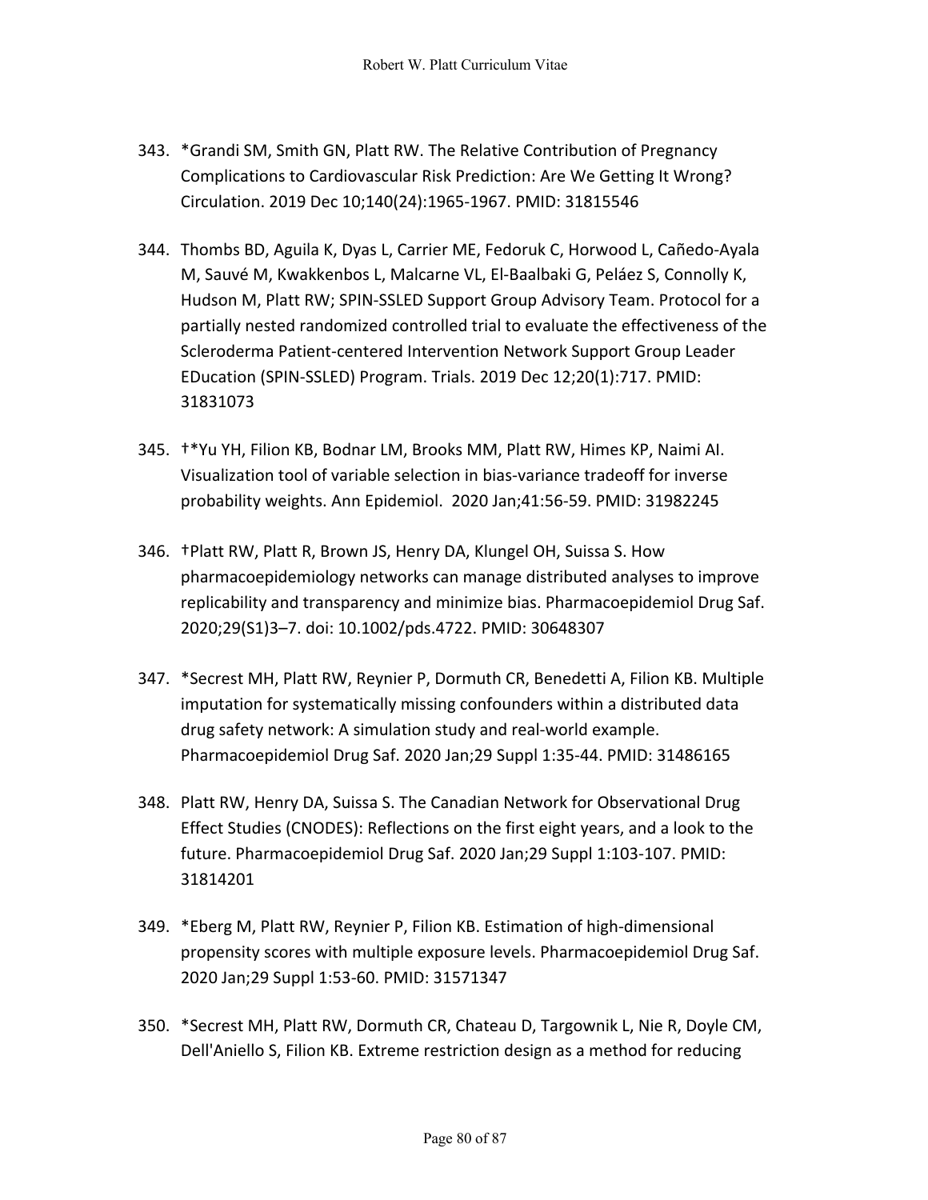343. *Grandi SM, Smith GN, Platt RW. The Relative Contribution of Pregnancy Complications to Cardiovascular Risk Prediction: Are We Getting It Wrong? Circulation. 2019 Dec 10;140(24):1965-1967. PMID: 31815546

344. Thombs BD, Aguila K, Dyas L, Carrier ME, Fedoruk C, Horwood L, Cañedo-Ayala M, Sauvé M, Kwakkenbos L, Malcarne VL, El-Baalbaki G, Peláez S, Connolly K, Hudson M, Platt RW; SPIN-SSLED Support Group Advisory Team. Protocol for a partially nested randomized controlled trial to evaluate the effectiveness of the Scleroderma Patient-centered Intervention Network Support Group Leader EDucation (SPIN-SSLED) Program. Trials. 2019 Dec 12;20(1):717. PMID: 31831073

345. †*Yu YH, Filion KB, Bodnar LM, Brooks MM, Platt RW, Himes KP, Naimi AI. Visualization tool of variable selection in bias-variance tradeoff for inverse probability weights. Ann Epidemiol. 2020 Jan;41:56-59. PMID: 31982245

346. †Platt RW, Platt R, Brown JS, Henry DA, Klungel OH, Suissa S. How pharmacoepidemiology networks can manage distributed analyses to improve replicability and transparency and minimize bias. Pharmacoepidemiol Drug Saf. 2020;29(S1)3–7. doi: 10.1002/pds.4722. PMID: 30648307

347. *Secrest MH, Platt RW, Reynier P, Dormuth CR, Benedetti A, Filion KB. Multiple imputation for systematically missing confounders within a distributed data drug safety network: A simulation study and real-world example. Pharmacoepidemiol Drug Saf. 2020 Jan;29 Suppl 1:35-44. PMID: 31486165

348. Platt RW, Henry DA, Suissa S. The Canadian Network for Observational Drug Effect Studies (CNODES): Reflections on the first eight years, and a look to the future. Pharmacoepidemiol Drug Saf. 2020 Jan;29 Suppl 1:103-107. PMID: 31814201

349. *Eberg M, Platt RW, Reynier P, Filion KB. Estimation of high-dimensional propensity scores with multiple exposure levels. Pharmacoepidemiol Drug Saf. 2020 Jan;29 Suppl 1:53-60. PMID: 31571347

350. *Secrest MH, Platt RW, Dormuth CR, Chateau D, Targownik L, Nie R, Doyle CM, Dell'Aniello S, Filion KB. Extreme restriction design as a method for reducing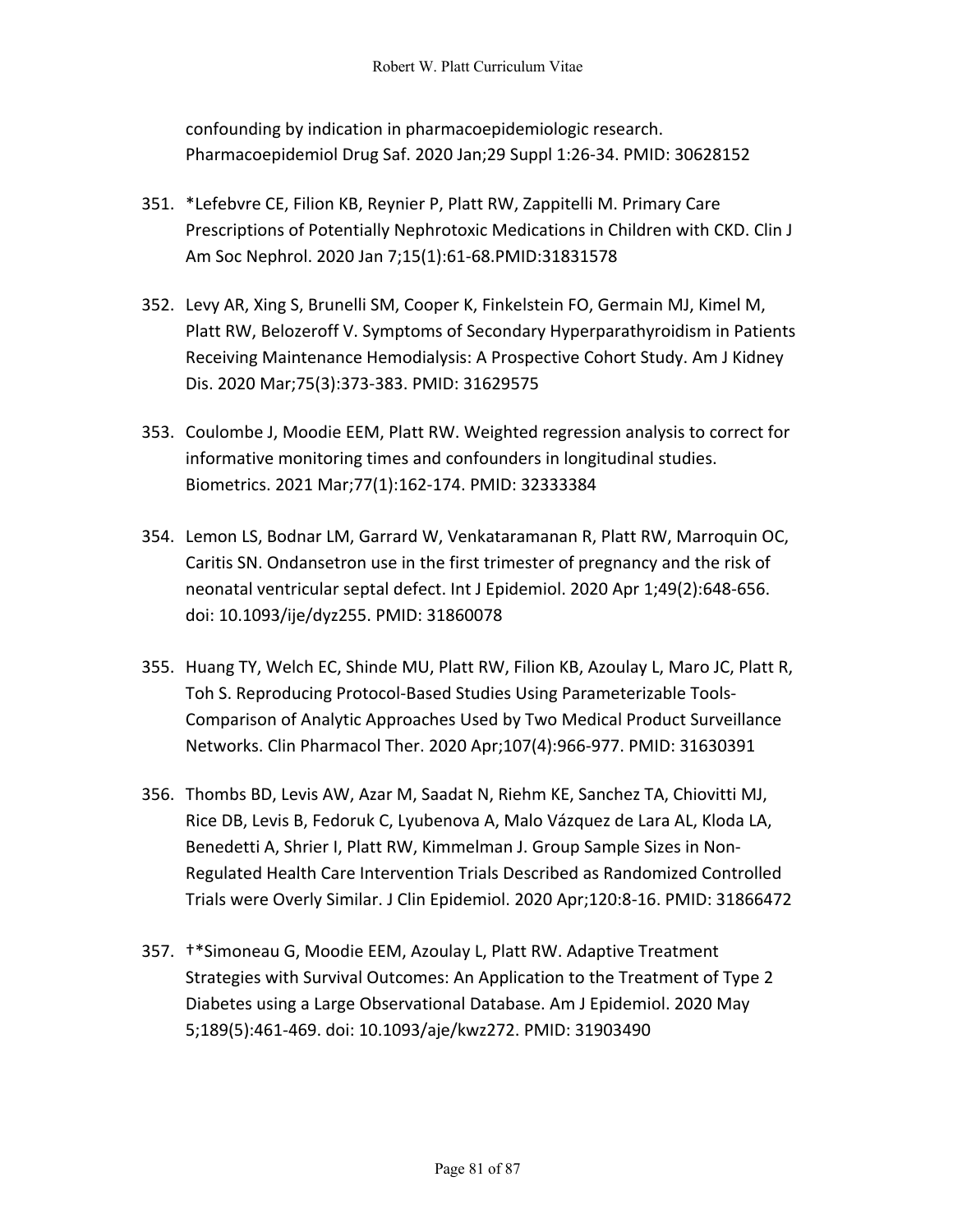confounding by indication in pharmacoepidemiologic research. Pharmacoepidemiol Drug Saf. 2020 Jan;29 Suppl 1:26-34. PMID: 30628152

351. *Lefebvre CE, Filion KB, Reynier P, Platt RW, Zappitelli M. Primary Care Prescriptions of Potentially Nephrotoxic Medications in Children with CKD. Clin J Am Soc Nephrol. 2020 Jan 7;15(1):61-68.PMID:31831578

352. Levy AR, Xing S, Brunelli SM, Cooper K, Finkelstein FO, Germain MJ, Kimel M, Platt RW, Belozeroff V. Symptoms of Secondary Hyperparathyroidism in Patients Receiving Maintenance Hemodialysis: A Prospective Cohort Study. Am J Kidney Dis. 2020 Mar;75(3):373-383. PMID: 31629575

353. Coulombe J, Moodie EEM, Platt RW. Weighted regression analysis to correct for informative monitoring times and confounders in longitudinal studies. Biometrics. 2021 Mar;77(1):162-174. PMID: 32333384

354. Lemon LS, Bodnar LM, Garrard W, Venkataramanan R, Platt RW, Marroquin OC, Caritis SN. Ondansetron use in the first trimester of pregnancy and the risk of neonatal ventricular septal defect. Int J Epidemiol. 2020 Apr 1;49(2):648-656. doi: 10.1093/ije/dyz255. PMID: 31860078

355. Huang TY, Welch EC, Shinde MU, Platt RW, Filion KB, Azoulay L, Maro JC, Platt R, Toh S. Reproducing Protocol-Based Studies Using Parameterizable Tools-Comparison of Analytic Approaches Used by Two Medical Product Surveillance Networks. Clin Pharmacol Ther. 2020 Apr;107(4):966-977. PMID: 31630391

356. Thombs BD, Levis AW, Azar M, Saadat N, Riehm KE, Sanchez TA, Chiovitti MJ, Rice DB, Levis B, Fedoruk C, Lyubenova A, Malo Vázquez de Lara AL, Kloda LA, Benedetti A, Shrier I, Platt RW, Kimmelman J. Group Sample Sizes in Non-Regulated Health Care Intervention Trials Described as Randomized Controlled Trials were Overly Similar. J Clin Epidemiol. 2020 Apr;120:8-16. PMID: 31866472

357. †*Simoneau G, Moodie EEM, Azoulay L, Platt RW. Adaptive Treatment Strategies with Survival Outcomes: An Application to the Treatment of Type 2 Diabetes using a Large Observational Database. Am J Epidemiol. 2020 May 5;189(5):461-469. doi: 10.1093/aje/kwz272. PMID: 31903490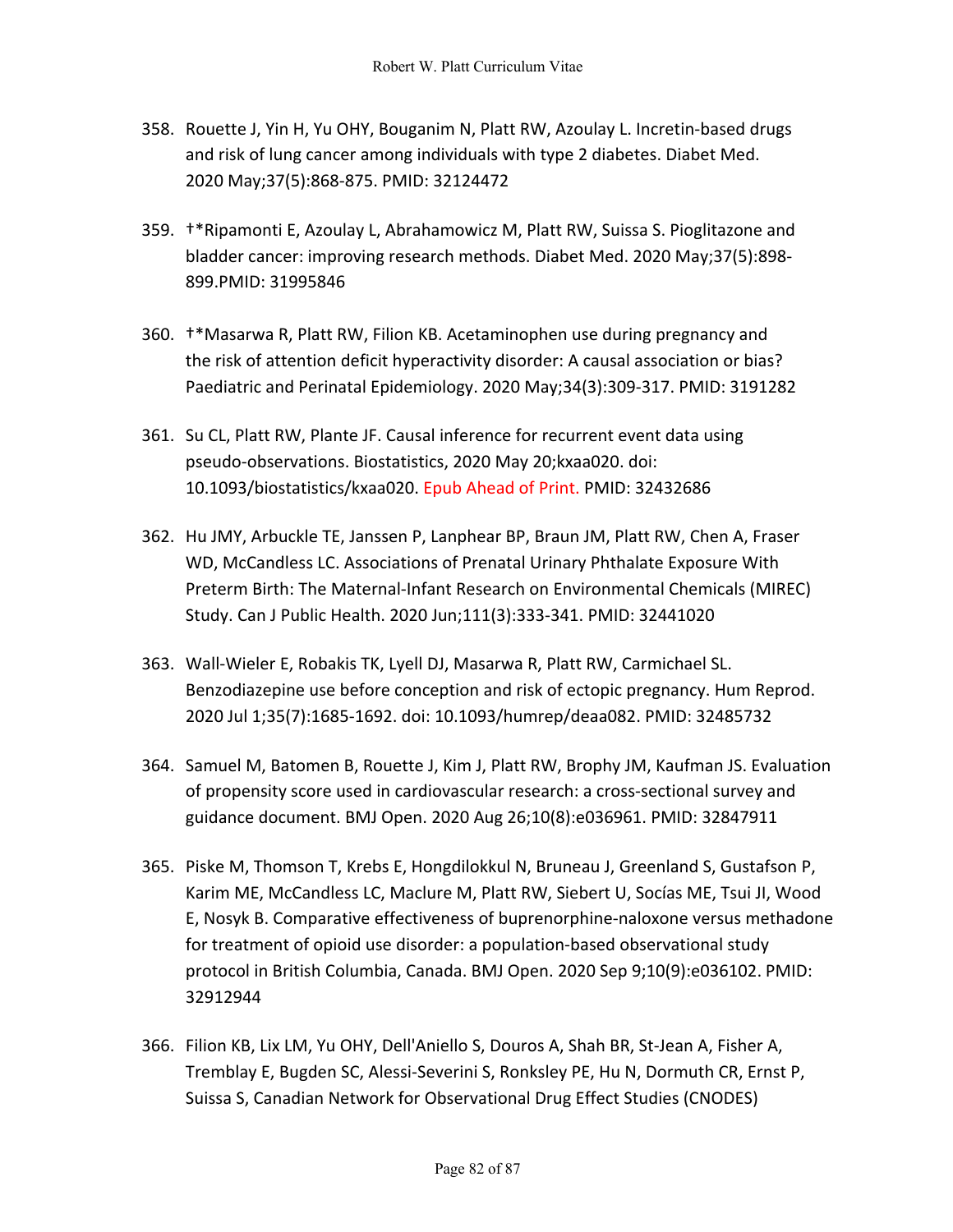358. Rouette J, Yin H, Yu OHY, Bouganim N, Platt RW, Azoulay L. Incretin-based drugs and risk of lung cancer among individuals with type 2 diabetes. Diabet Med. 2020 May;37(5):868-875. PMID: 32124472

359. †*Ripamonti E, Azoulay L, Abrahamowicz M, Platt RW, Suissa S. Pioglitazone and bladder cancer: improving research methods. Diabet Med. 2020 May;37(5):898-899.PMID: 31995846

360. †*Masarwa R, Platt RW, Filion KB. Acetaminophen use during pregnancy and the risk of attention deficit hyperactivity disorder: A causal association or bias? Paediatric and Perinatal Epidemiology. 2020 May;34(3):309-317. PMID: 3191282

361. Su CL, Platt RW, Plante JF. Causal inference for recurrent event data using pseudo-observations. Biostatistics, 2020 May 20;kxaa020. doi: 10.1093/biostatistics/kxaa020. Epub Ahead of Print. PMID: 32432686

362. Hu JMY, Arbuckle TE, Janssen P, Lanphear BP, Braun JM, Platt RW, Chen A, Fraser WD, McCandless LC. Associations of Prenatal Urinary Phthalate Exposure With Preterm Birth: The Maternal-Infant Research on Environmental Chemicals (MIREC) Study. Can J Public Health. 2020 Jun;111(3):333-341. PMID: 32441020

363. Wall-Wieler E, Robakis TK, Lyell DJ, Masarwa R, Platt RW, Carmichael SL. Benzodiazepine use before conception and risk of ectopic pregnancy. Hum Reprod. 2020 Jul 1;35(7):1685-1692. doi: 10.1093/humrep/deaa082. PMID: 32485732

364. Samuel M, Batomen B, Rouette J, Kim J, Platt RW, Brophy JM, Kaufman JS. Evaluation of propensity score used in cardiovascular research: a cross-sectional survey and guidance document. BMJ Open. 2020 Aug 26;10(8):e036961. PMID: 32847911

365. Piske M, Thomson T, Krebs E, Hongdilokkul N, Bruneau J, Greenland S, Gustafson P, Karim ME, McCandless LC, Maclure M, Platt RW, Siebert U, Socías ME, Tsui JI, Wood E, Nosyk B. Comparative effectiveness of buprenorphine-naloxone versus methadone for treatment of opioid use disorder: a population-based observational study protocol in British Columbia, Canada. BMJ Open. 2020 Sep 9;10(9):e036102. PMID: 32912944

366. Filion KB, Lix LM, Yu OHY, Dell'Aniello S, Douros A, Shah BR, St-Jean A, Fisher A, Tremblay E, Bugden SC, Alessi-Severini S, Ronksley PE, Hu N, Dormuth CR, Ernst P, Suissa S, Canadian Network for Observational Drug Effect Studies (CNODES)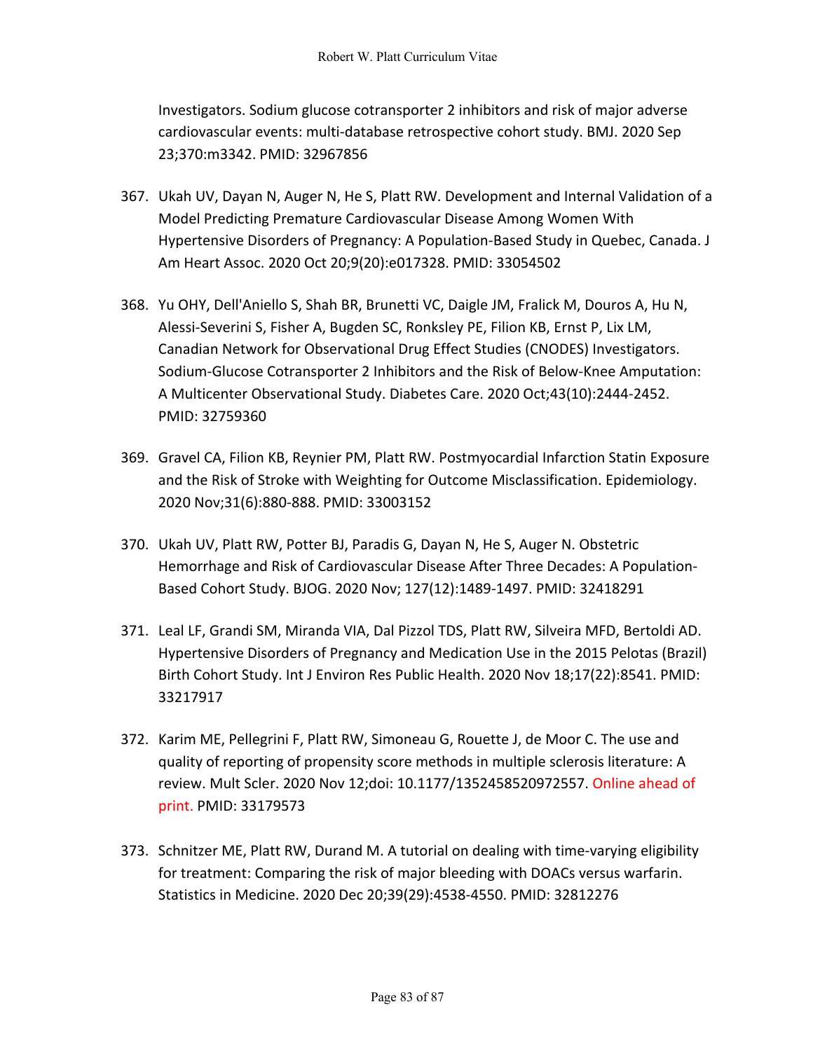Investigators. Sodium glucose cotransporter 2 inhibitors and risk of major adverse cardiovascular events: multi-database retrospective cohort study. BMJ. 2020 Sep 23;370:m3342. PMID: 32967856

367. Ukah UV, Dayan N, Auger N, He S, Platt RW. Development and Internal Validation of a Model Predicting Premature Cardiovascular Disease Among Women With Hypertensive Disorders of Pregnancy: A Population-Based Study in Quebec, Canada. J Am Heart Assoc. 2020 Oct 20;9(20):e017328. PMID: 33054502

368. Yu OHY, Dell'Aniello S, Shah BR, Brunetti VC, Daigle JM, Fralick M, Douros A, Hu N, Alessi-Severini S, Fisher A, Bugden SC, Ronksley PE, Filion KB, Ernst P, Lix LM, Canadian Network for Observational Drug Effect Studies (CNODES) Investigators. Sodium-Glucose Cotransporter 2 Inhibitors and the Risk of Below-Knee Amputation: A Multicenter Observational Study. Diabetes Care. 2020 Oct;43(10):2444-2452. PMID: 32759360

369. Gravel CA, Filion KB, Reynier PM, Platt RW. Postmyocardial Infarction Statin Exposure and the Risk of Stroke with Weighting for Outcome Misclassification. Epidemiology. 2020 Nov;31(6):880-888. PMID: 33003152

370. Ukah UV, Platt RW, Potter BJ, Paradis G, Dayan N, He S, Auger N. Obstetric Hemorrhage and Risk of Cardiovascular Disease After Three Decades: A Population-Based Cohort Study. BJOG. 2020 Nov; 127(12):1489-1497. PMID: 32418291

371. Leal LF, Grandi SM, Miranda VIA, Dal Pizzol TDS, Platt RW, Silveira MFD, Bertoldi AD. Hypertensive Disorders of Pregnancy and Medication Use in the 2015 Pelotas (Brazil) Birth Cohort Study. Int J Environ Res Public Health. 2020 Nov 18;17(22):8541. PMID: 33217917

372. Karim ME, Pellegrini F, Platt RW, Simoneau G, Rouette J, de Moor C. The use and quality of reporting of propensity score methods in multiple sclerosis literature: A review. Mult Scler. 2020 Nov 12;doi: 10.1177/1352458520972557. Online ahead of print. PMID: 33179573

373. Schnitzer ME, Platt RW, Durand M. A tutorial on dealing with time-varying eligibility for treatment: Comparing the risk of major bleeding with DOACs versus warfarin. Statistics in Medicine. 2020 Dec 20;39(29):4538-4550. PMID: 32812276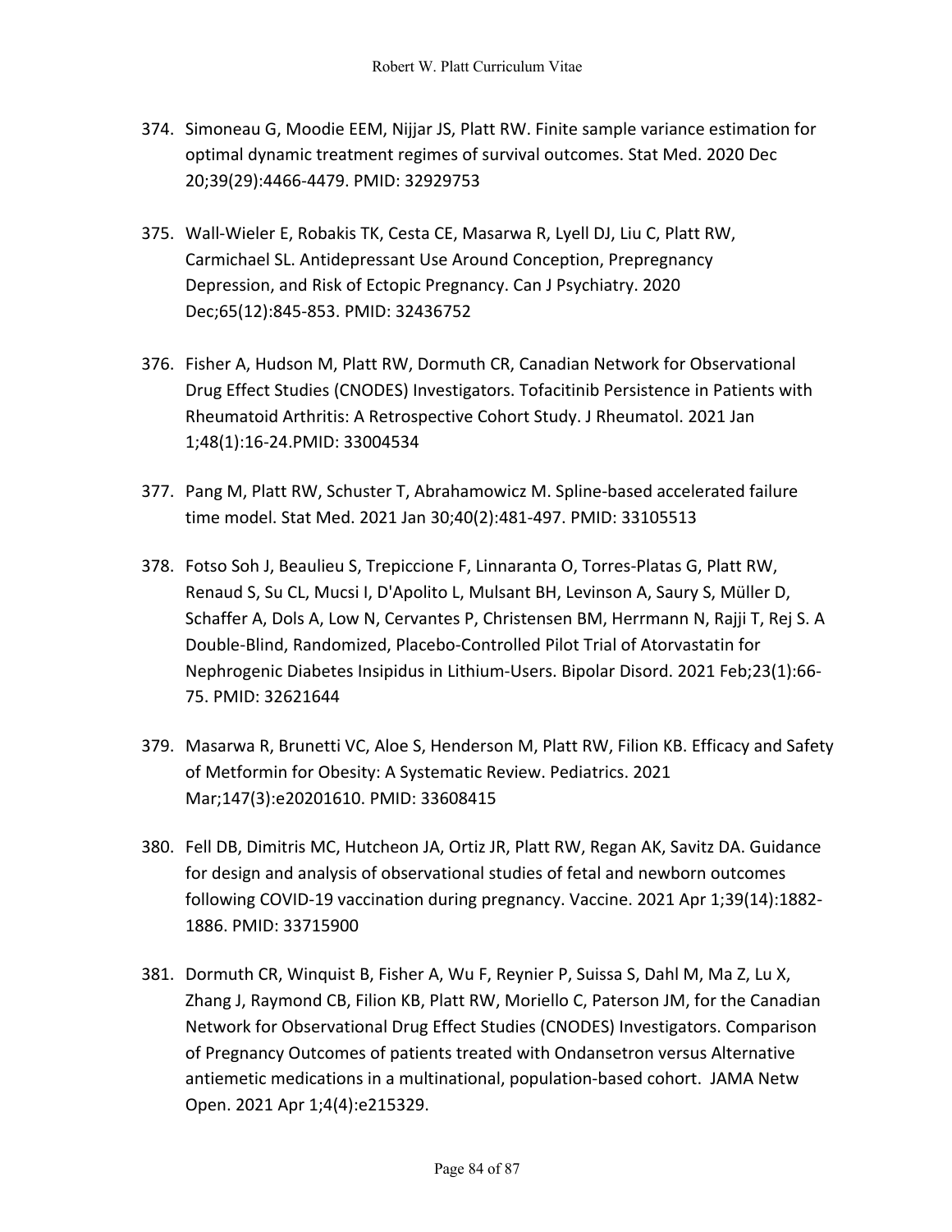374. Simoneau G, Moodie EEM, Nijjar JS, Platt RW. Finite sample variance estimation for optimal dynamic treatment regimes of survival outcomes. Stat Med. 2020 Dec 20;39(29):4466-4479. PMID: 32929753

375. Wall-Wieler E, Robakis TK, Cesta CE, Masarwa R, Lyell DJ, Liu C, Platt RW, Carmichael SL. Antidepressant Use Around Conception, Prepregnancy Depression, and Risk of Ectopic Pregnancy. Can J Psychiatry. 2020 Dec;65(12):845-853. PMID: 32436752

376. Fisher A, Hudson M, Platt RW, Dormuth CR, Canadian Network for Observational Drug Effect Studies (CNODES) Investigators. Tofacitinib Persistence in Patients with Rheumatoid Arthritis: A Retrospective Cohort Study. J Rheumatol. 2021 Jan 1;48(1):16-24.PMID: 33004534

377. Pang M, Platt RW, Schuster T, Abrahamowicz M. Spline-based accelerated failure time model. Stat Med. 2021 Jan 30;40(2):481-497. PMID: 33105513

378. Fotso Soh J, Beaulieu S, Trepiccione F, Linnaranta O, Torres-Platas G, Platt RW, Renaud S, Su CL, Mucsi I, D'Apolito L, Mulsant BH, Levinson A, Saury S, Müller D, Schaffer A, Dols A, Low N, Cervantes P, Christensen BM, Herrmann N, Rajji T, Rej S. A Double-Blind, Randomized, Placebo-Controlled Pilot Trial of Atorvastatin for Nephrogenic Diabetes Insipidus in Lithium-Users. Bipolar Disord. 2021 Feb;23(1):66-75. PMID: 32621644

379. Masarwa R, Brunetti VC, Aloe S, Henderson M, Platt RW, Filion KB. Efficacy and Safety of Metformin for Obesity: A Systematic Review. Pediatrics. 2021 Mar;147(3):e20201610. PMID: 33608415

380. Fell DB, Dimitris MC, Hutcheon JA, Ortiz JR, Platt RW, Regan AK, Savitz DA. Guidance for design and analysis of observational studies of fetal and newborn outcomes following COVID-19 vaccination during pregnancy. Vaccine. 2021 Apr 1;39(14):1882-1886. PMID: 33715900

381. Dormuth CR, Winquist B, Fisher A, Wu F, Reynier P, Suissa S, Dahl M, Ma Z, Lu X, Zhang J, Raymond CB, Filion KB, Platt RW, Moriello C, Paterson JM, for the Canadian Network for Observational Drug Effect Studies (CNODES) Investigators. Comparison of Pregnancy Outcomes of patients treated with Ondansetron versus Alternative antiemetic medications in a multinational, population-based cohort. JAMA Netw Open. 2021 Apr 1;4(4):e215329.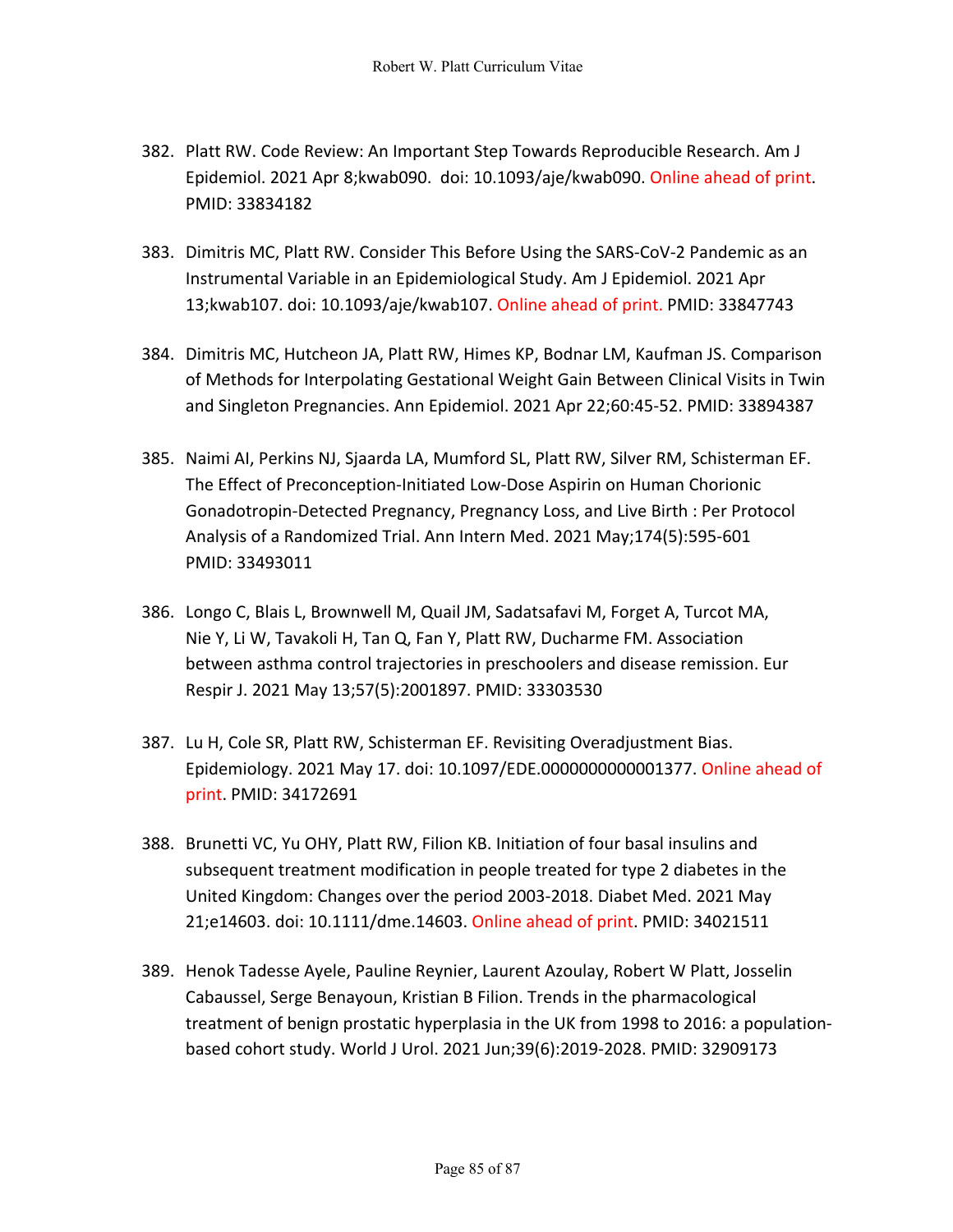382. Platt RW. Code Review: An Important Step Towards Reproducible Research. Am J Epidemiol. 2021 Apr 8;kwab090. doi: 10.1093/aje/kwab090. Online ahead of print. PMID: 33834182

383. Dimitris MC, Platt RW. Consider This Before Using the SARS-CoV-2 Pandemic as an Instrumental Variable in an Epidemiological Study. Am J Epidemiol. 2021 Apr 13;kwab107. doi: 10.1093/aje/kwab107. Online ahead of print. PMID: 33847743

384. Dimitris MC, Hutcheon JA, Platt RW, Himes KP, Bodnar LM, Kaufman JS. Comparison of Methods for Interpolating Gestational Weight Gain Between Clinical Visits in Twin and Singleton Pregnancies. Ann Epidemiol. 2021 Apr 22;60:45-52. PMID: 33894387

385. Naimi AI, Perkins NJ, Sjaarda LA, Mumford SL, Platt RW, Silver RM, Schisterman EF. The Effect of Preconception-Initiated Low-Dose Aspirin on Human Chorionic Gonadotropin-Detected Pregnancy, Pregnancy Loss, and Live Birth : Per Protocol Analysis of a Randomized Trial. Ann Intern Med. 2021 May;174(5):595-601 PMID: 33493011

386. Longo C, Blais L, Brownwell M, Quail JM, Sadatsafavi M, Forget A, Turcot MA, Nie Y, Li W, Tavakoli H, Tan Q, Fan Y, Platt RW, Ducharme FM. Association between asthma control trajectories in preschoolers and disease remission. Eur Respir J. 2021 May 13;57(5):2001897. PMID: 33303530

387. Lu H, Cole SR, Platt RW, Schisterman EF. Revisiting Overadjustment Bias. Epidemiology. 2021 May 17. doi: 10.1097/EDE.0000000000001377. Online ahead of print. PMID: 34172691

388. Brunetti VC, Yu OHY, Platt RW, Filion KB. Initiation of four basal insulins and subsequent treatment modification in people treated for type 2 diabetes in the United Kingdom: Changes over the period 2003-2018. Diabet Med. 2021 May 21;e14603. doi: 10.1111/dme.14603. Online ahead of print. PMID: 34021511

389. Henok Tadesse Ayele, Pauline Reynier, Laurent Azoulay, Robert W Platt, Josselin Cabaussel, Serge Benayoun, Kristian B Filion. Trends in the pharmacological treatment of benign prostatic hyperplasia in the UK from 1998 to 2016: a population-based cohort study. World J Urol. 2021 Jun;39(6):2019-2028. PMID: 32909173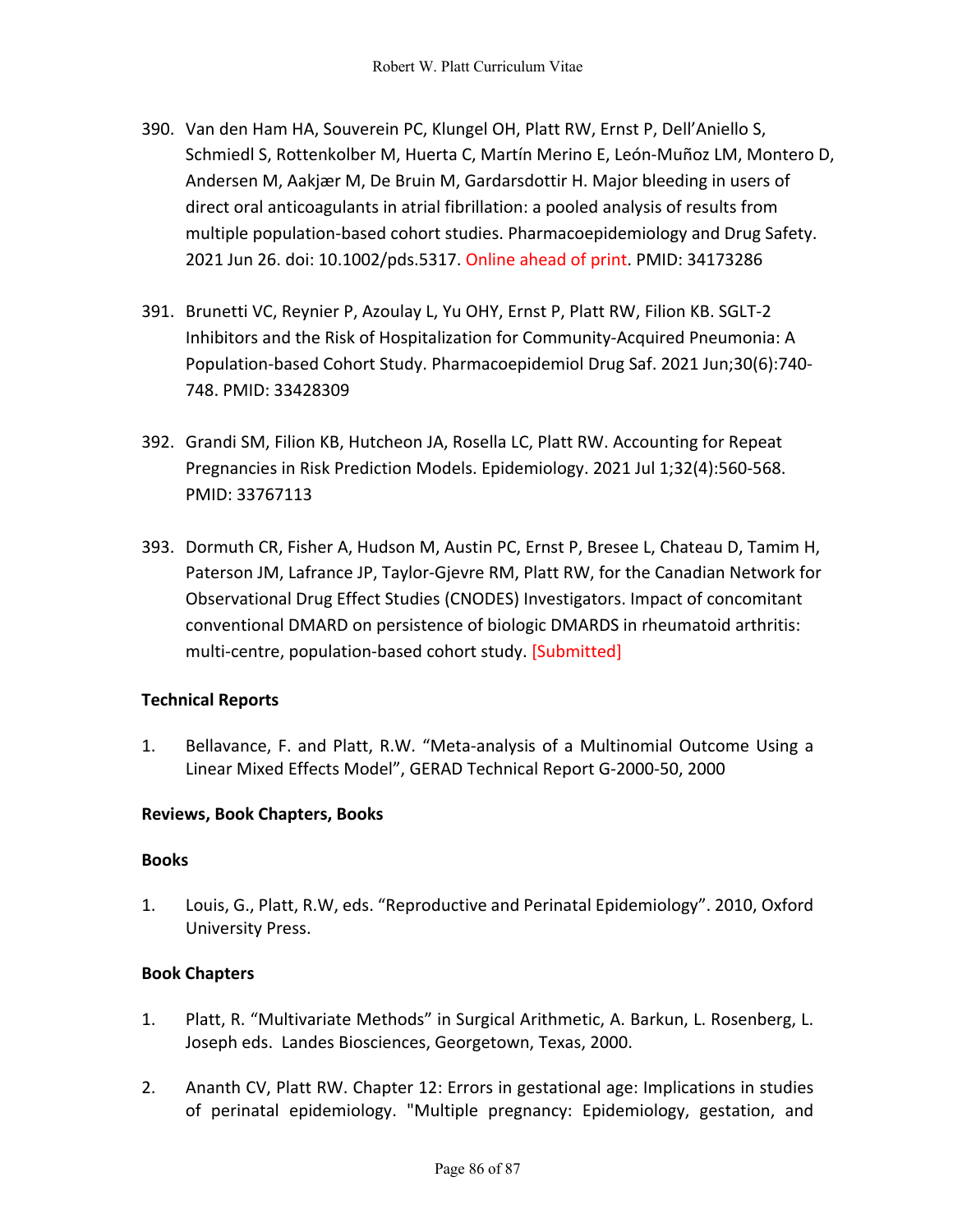390. Van den Ham HA, Souverein PC, Klungel OH, Platt RW, Ernst P, Dell'Aniello S, Schmiedl S, Rottenkolber M, Huerta C, Martín Merino E, León-Muñoz LM, Montero D, Andersen M, Aakjær M, De Bruin M, Gardarsdottir H. Major bleeding in users of direct oral anticoagulants in atrial fibrillation: a pooled analysis of results from multiple population-based cohort studies. Pharmacoepidemiology and Drug Safety. 2021 Jun 26. doi: 10.1002/pds.5317. Online ahead of print. PMID: 34173286

391. Brunetti VC, Reynier P, Azoulay L, Yu OHY, Ernst P, Platt RW, Filion KB. SGLT-2 Inhibitors and the Risk of Hospitalization for Community-Acquired Pneumonia: A Population-based Cohort Study. Pharmacoepidemiol Drug Saf. 2021 Jun;30(6):740-748. PMID: 33428309

392. Grandi SM, Filion KB, Hutcheon JA, Rosella LC, Platt RW. Accounting for Repeat Pregnancies in Risk Prediction Models. Epidemiology. 2021 Jul 1;32(4):560-568. PMID: 33767113

393. Dormuth CR, Fisher A, Hudson M, Austin PC, Ernst P, Bresee L, Chateau D, Tamim H, Paterson JM, Lafrance JP, Taylor-Gjevre RM, Platt RW, for the Canadian Network for Observational Drug Effect Studies (CNODES) Investigators. Impact of concomitant conventional DMARD on persistence of biologic DMARDS in rheumatoid arthritis: multi-centre, population-based cohort study. [Submitted]

**Technical Reports**

1. Bellavance, F. and Platt, R.W. "Meta-analysis of a Multinomial Outcome Using a Linear Mixed Effects Model", GERAD Technical Report G-2000-50, 2000

**Reviews, Book Chapters, Books**

**Books**

1. Louis, G., Platt, R.W, eds. "Reproductive and Perinatal Epidemiology". 2010, Oxford University Press.

**Book Chapters**

1. Platt, R. "Multivariate Methods" in Surgical Arithmetic, A. Barkun, L. Rosenberg, L. Joseph eds. Landes Biosciences, Georgetown, Texas, 2000.

2. Ananth CV, Platt RW. Chapter 12: Errors in gestational age: Implications in studies of perinatal epidemiology. "Multiple pregnancy: Epidemiology, gestation, and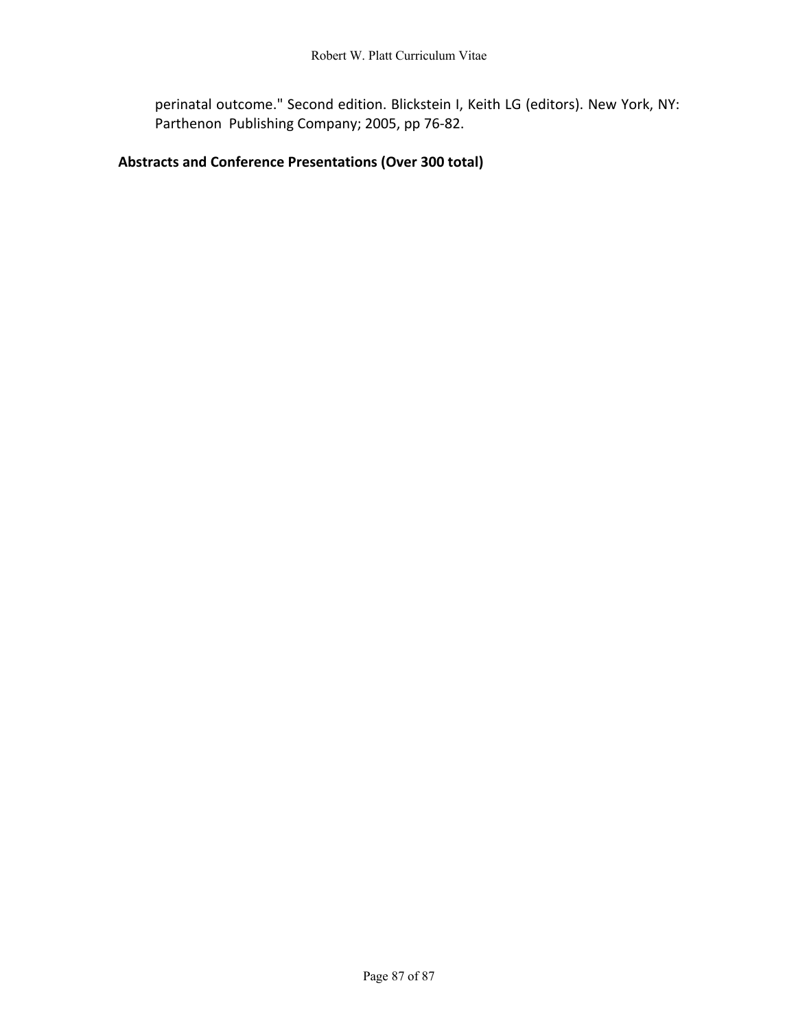perinatal outcome." Second edition. Blickstein I, Keith LG (editors). New York, NY: Parthenon  Publishing Company; 2005, pp 76-82.

**Abstracts and Conference Presentations (Over 300 total)**